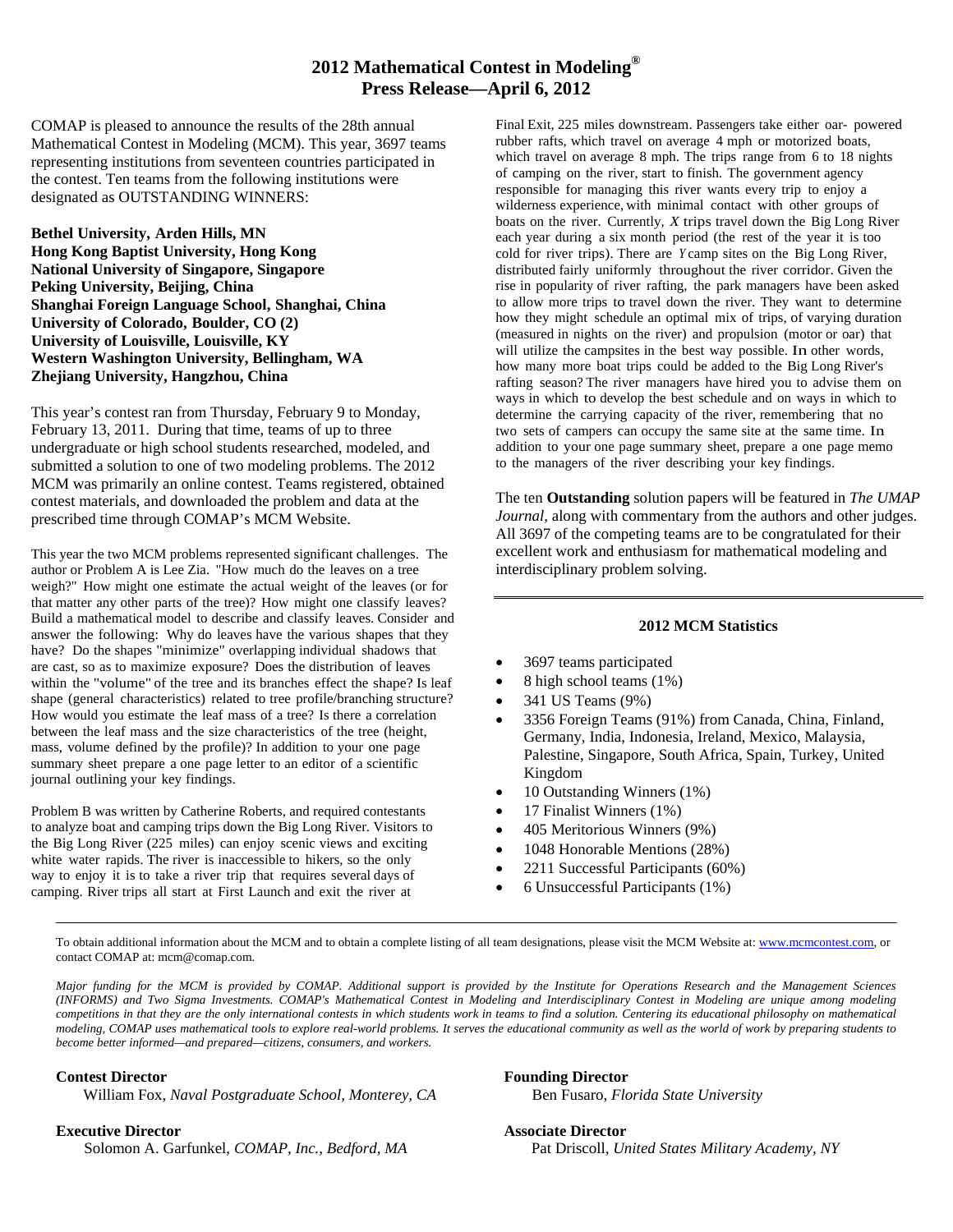# 2012 Mathematical Contest in Modeling®
# Press Release—April 6, 2012

COMAP is pleased to announce the results of the 28th annual Mathematical Contest in Modeling (MCM). This year, 3697 teams representing institutions from seventeen countries participated in the contest. Ten teams from the following institutions were designated as OUTSTANDING WINNERS:

**Bethel University, Arden Hills, MN**
**Hong Kong Baptist University, Hong Kong**
**National University of Singapore, Singapore**
**Peking University, Beijing, China**
**Shanghai Foreign Language School, Shanghai, China**
**University of Colorado, Boulder, CO (2)**
**University of Louisville, Louisville, KY**
**Western Washington University, Bellingham, WA**
**Zhejiang University, Hangzhou, China**

This year's contest ran from Thursday, February 9 to Monday, February 13, 2011. During that time, teams of up to three undergraduate or high school students researched, modeled, and submitted a solution to one of two modeling problems. The 2012 MCM was primarily an online contest. Teams registered, obtained contest materials, and downloaded the problem and data at the prescribed time through COMAP's MCM Website.

This year the two MCM problems represented significant challenges. The author or Problem A is Lee Zia. "How much do the leaves on a tree weigh?" How might one estimate the actual weight of the leaves (or for that matter any other parts of the tree)? How might one classify leaves? Build a mathematical model to describe and classify leaves. Consider and answer the following: Why do leaves have the various shapes that they have? Do the shapes "minimize" overlapping individual shadows that are cast, so as to maximize exposure? Does the distribution of leaves within the "volume" of the tree and its branches effect the shape? Is leaf shape (general characteristics) related to tree profile/branching structure? How would you estimate the leaf mass of a tree? Is there a correlation between the leaf mass and the size characteristics of the tree (height, mass, volume defined by the profile)? In addition to your one page summary sheet prepare a one page letter to an editor of a scientific journal outlining your key findings.

Problem B was written by Catherine Roberts, and required contestants to analyze boat and camping trips down the Big Long River. Visitors to the Big Long River (225 miles) can enjoy scenic views and exciting white water rapids. The river is inaccessible to hikers, so the only way to enjoy it is to take a river trip that requires several days of camping. River trips all start at First Launch and exit the river at Final Exit, 225 miles downstream. Passengers take either oar- powered rubber rafts, which travel on average 4 mph or motorized boats, which travel on average 8 mph. The trips range from 6 to 18 nights of camping on the river, start to finish. The government agency responsible for managing this river wants every trip to enjoy a wilderness experience, with minimal contact with other groups of boats on the river. Currently, $X$ trips travel down the Big Long River each year during a six month period (the rest of the year it is too cold for river trips). There are $Y$ camp sites on the Big Long River, distributed fairly uniformly throughout the river corridor. Given the rise in popularity of river rafting, the park managers have been asked to allow more trips to travel down the river. They want to determine how they might schedule an optimal mix of trips, of varying duration (measured in nights on the river) and propulsion (motor or oar) that will utilize the campsites in the best way possible. In other words, how many more boat trips could be added to the Big Long River's rafting season? The river managers have hired you to advise them on ways in which to develop the best schedule and on ways in which to determine the carrying capacity of the river, remembering that no two sets of campers can occupy the same site at the same time. In addition to your one page summary sheet, prepare a one page memo to the managers of the river describing your key findings.

The ten **Outstanding** solution papers will be featured in *The UMAP Journal*, along with commentary from the authors and other judges. All 3697 of the competing teams are to be congratulated for their excellent work and enthusiasm for mathematical modeling and interdisciplinary problem solving.

### 2012 MCM Statistics

- 3697 teams participated
- 8 high school teams (1%)
- 341 US Teams (9%)
- 3356 Foreign Teams (91%) from Canada, China, Finland, Germany, India, Indonesia, Ireland, Mexico, Malaysia, Palestine, Singapore, South Africa, Spain, Turkey, United Kingdom
- 10 Outstanding Winners (1%)
- 17 Finalist Winners (1%)
- 405 Meritorious Winners (9%)
- 1048 Honorable Mentions (28%)
- 2211 Successful Participants (60%)
- 6 Unsuccessful Participants (1%)

---

To obtain additional information about the MCM and to obtain a complete listing of all team designations, please visit the MCM Website at: www.mcmcontest.com, or contact COMAP at: mcm@comap.com.

*Major funding for the MCM is provided by COMAP. Additional support is provided by the Institute for Operations Research and the Management Sciences (INFORMS) and Two Sigma Investments. COMAP's Mathematical Contest in Modeling and Interdisciplinary Contest in Modeling are unique among modeling competitions in that they are the only international contests in which students work in teams to find a solution. Centering its educational philosophy on mathematical modeling, COMAP uses mathematical tools to explore real-world problems. It serves the educational community as well as the world of work by preparing students to become better informed—and prepared—citizens, consumers, and workers.*

**Contest Director**
William Fox, *Naval Postgraduate School, Monterey, CA*

**Executive Director**
Solomon A. Garfunkel, *COMAP, Inc., Bedford, MA*

**Founding Director**
Ben Fusaro, *Florida State University*

**Associate Director**
Pat Driscoll, *United States Military Academy, NY*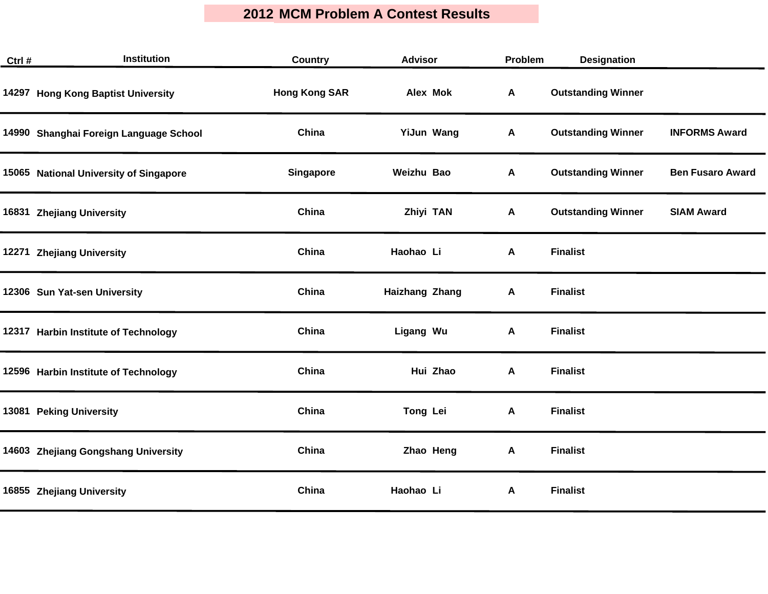# 2012 MCM Problem A Contest Results

| Ctrl # | Institution | Country | Advisor | Problem | Designation | |
|---|---|---|---|---|---|---|
| 14297 | Hong Kong Baptist University | Hong Kong SAR | Alex Mok | A | Outstanding Winner | |
| 14990 | Shanghai Foreign Language School | China | YiJun Wang | A | Outstanding Winner | INFORMS Award |
| 15065 | National University of Singapore | Singapore | Weizhu Bao | A | Outstanding Winner | Ben Fusaro Award |
| 16831 | Zhejiang University | China | Zhiyi TAN | A | Outstanding Winner | SIAM Award |
| 12271 | Zhejiang University | China | Haohao Li | A | Finalist | |
| 12306 | Sun Yat-sen University | China | Haizhang Zhang | A | Finalist | |
| 12317 | Harbin Institute of Technology | China | Ligang Wu | A | Finalist | |
| 12596 | Harbin Institute of Technology | China | Hui Zhao | A | Finalist | |
| 13081 | Peking University | China | Tong Lei | A | Finalist | |
| 14603 | Zhejiang Gongshang University | China | Zhao Heng | A | Finalist | |
| 16855 | Zhejiang University | China | Haohao Li | A | Finalist | |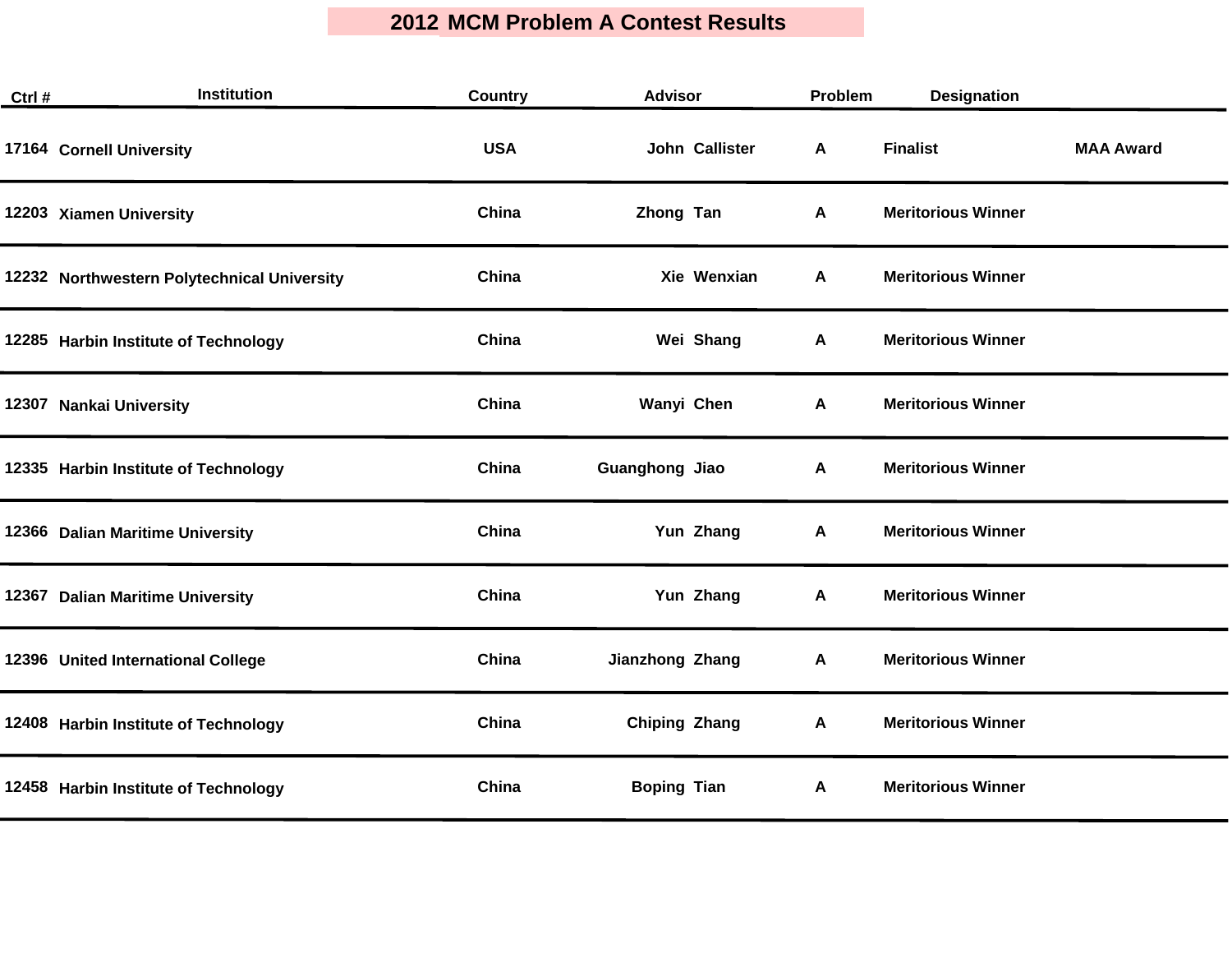# 2012 MCM Problem A Contest Results

| Ctrl # | Institution | Country | Advisor | Problem | Designation | |
|---|---|---|---|---|---|---|
| 17164 | Cornell University | USA | John Callister | A | Finalist | MAA Award |
| 12203 | Xiamen University | China | Zhong Tan | A | Meritorious Winner | |
| 12232 | Northwestern Polytechnical University | China | Xie Wenxian | A | Meritorious Winner | |
| 12285 | Harbin Institute of Technology | China | Wei Shang | A | Meritorious Winner | |
| 12307 | Nankai University | China | Wanyi Chen | A | Meritorious Winner | |
| 12335 | Harbin Institute of Technology | China | Guanghong Jiao | A | Meritorious Winner | |
| 12366 | Dalian Maritime University | China | Yun Zhang | A | Meritorious Winner | |
| 12367 | Dalian Maritime University | China | Yun Zhang | A | Meritorious Winner | |
| 12396 | United International College | China | Jianzhong Zhang | A | Meritorious Winner | |
| 12408 | Harbin Institute of Technology | China | Chiping Zhang | A | Meritorious Winner | |
| 12458 | Harbin Institute of Technology | China | Boping Tian | A | Meritorious Winner | |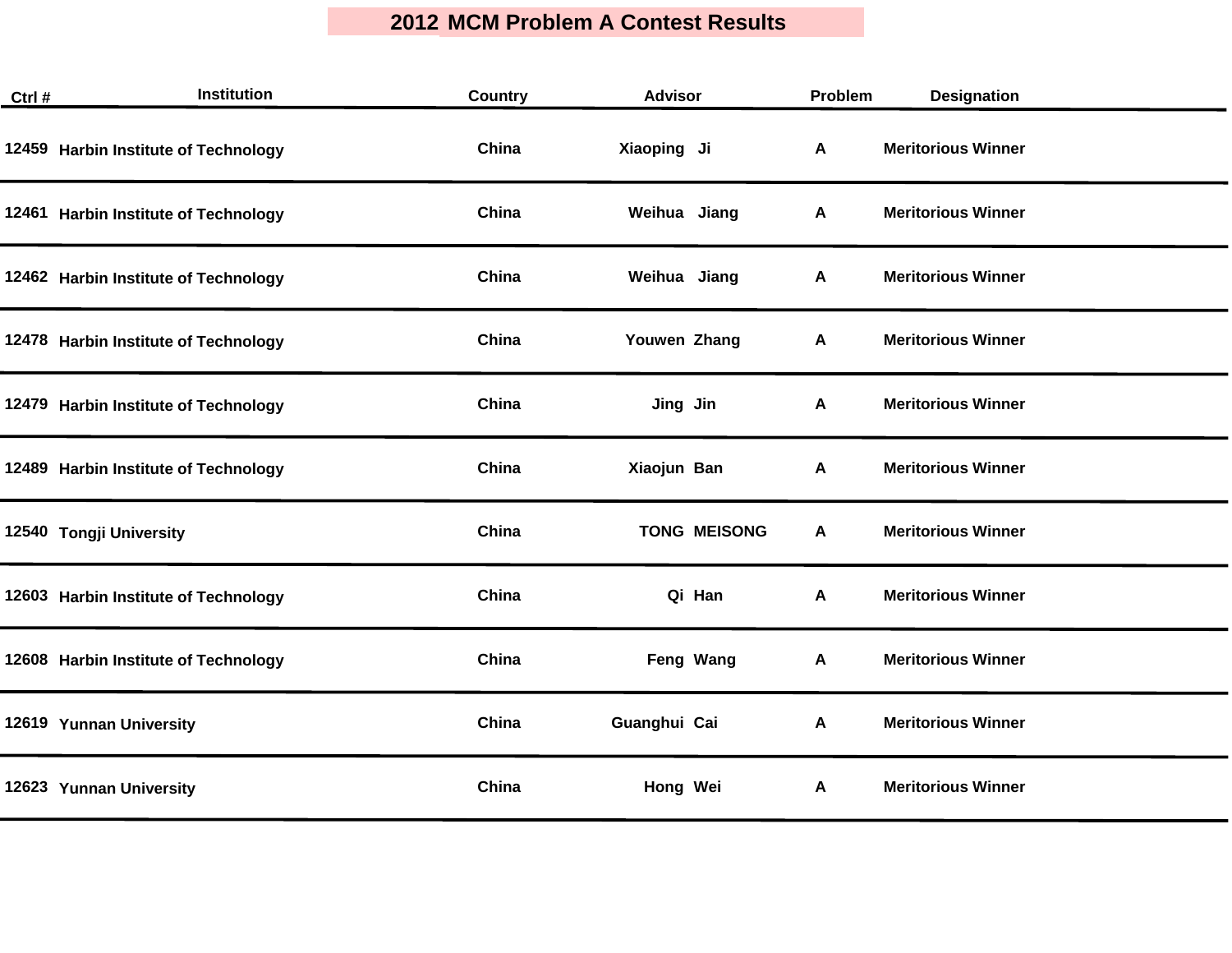# 2012 MCM Problem A Contest Results

| Ctrl # | Institution | Country | Advisor | Problem | Designation |
|---|---|---|---|---|---|
| 12459 | Harbin Institute of Technology | China | Xiaoping Ji | A | Meritorious Winner |
| 12461 | Harbin Institute of Technology | China | Weihua Jiang | A | Meritorious Winner |
| 12462 | Harbin Institute of Technology | China | Weihua Jiang | A | Meritorious Winner |
| 12478 | Harbin Institute of Technology | China | Youwen Zhang | A | Meritorious Winner |
| 12479 | Harbin Institute of Technology | China | Jing Jin | A | Meritorious Winner |
| 12489 | Harbin Institute of Technology | China | Xiaojun Ban | A | Meritorious Winner |
| 12540 | Tongji University | China | TONG MEISONG | A | Meritorious Winner |
| 12603 | Harbin Institute of Technology | China | Qi Han | A | Meritorious Winner |
| 12608 | Harbin Institute of Technology | China | Feng Wang | A | Meritorious Winner |
| 12619 | Yunnan University | China | Guanghui Cai | A | Meritorious Winner |
| 12623 | Yunnan University | China | Hong Wei | A | Meritorious Winner |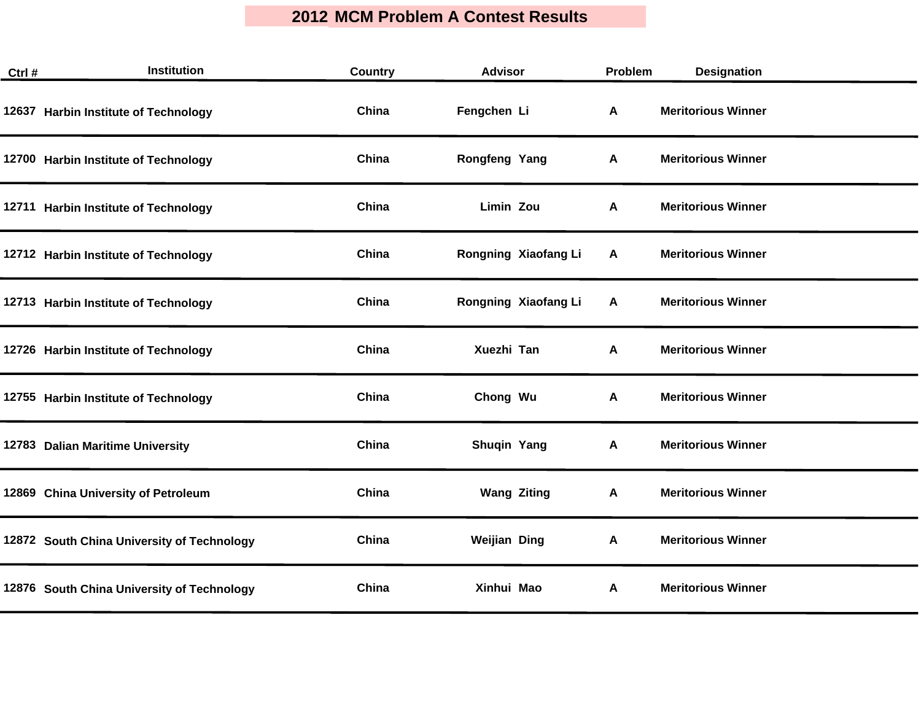# 2012 MCM Problem A Contest Results

| Ctrl # | Institution | Country | Advisor | Problem | Designation |
|---|---|---|---|---|---|
| 12637 | Harbin Institute of Technology | China | Fengchen Li | A | Meritorious Winner |
| 12700 | Harbin Institute of Technology | China | Rongfeng Yang | A | Meritorious Winner |
| 12711 | Harbin Institute of Technology | China | Limin Zou | A | Meritorious Winner |
| 12712 | Harbin Institute of Technology | China | Rongning Xiaofang Li | A | Meritorious Winner |
| 12713 | Harbin Institute of Technology | China | Rongning Xiaofang Li | A | Meritorious Winner |
| 12726 | Harbin Institute of Technology | China | Xuezhi Tan | A | Meritorious Winner |
| 12755 | Harbin Institute of Technology | China | Chong Wu | A | Meritorious Winner |
| 12783 | Dalian Maritime University | China | Shuqin Yang | A | Meritorious Winner |
| 12869 | China University of Petroleum | China | Wang Ziting | A | Meritorious Winner |
| 12872 | South China University of Technology | China | Weijian Ding | A | Meritorious Winner |
| 12876 | South China University of Technology | China | Xinhui Mao | A | Meritorious Winner |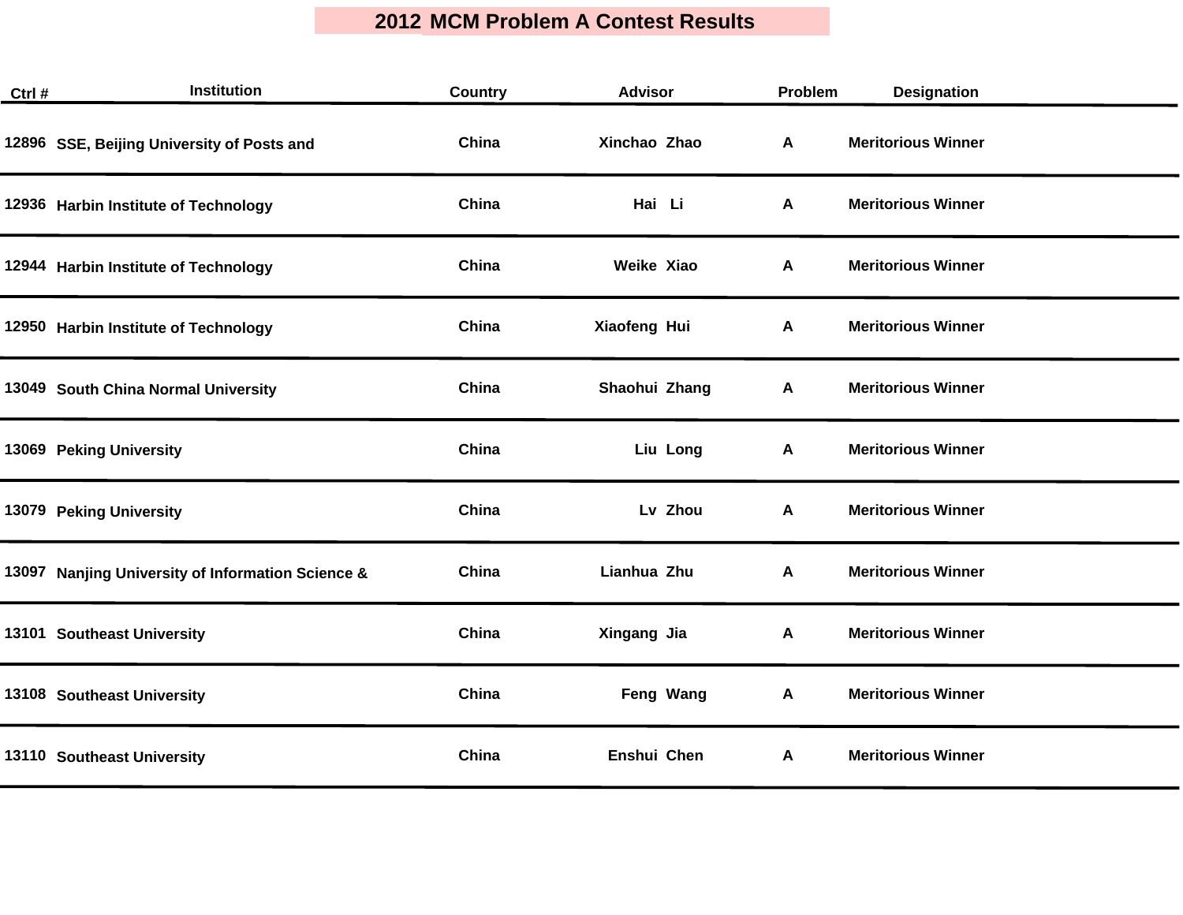# 2012 MCM Problem A Contest Results

| Ctrl # | Institution | Country | Advisor | Problem | Designation |
|---|---|---|---|---|---|
| 12896 | SSE, Beijing University of Posts and | China | Xinchao Zhao | A | Meritorious Winner |
| 12936 | Harbin Institute of Technology | China | Hai Li | A | Meritorious Winner |
| 12944 | Harbin Institute of Technology | China | Weike Xiao | A | Meritorious Winner |
| 12950 | Harbin Institute of Technology | China | Xiaofeng Hui | A | Meritorious Winner |
| 13049 | South China Normal University | China | Shaohui Zhang | A | Meritorious Winner |
| 13069 | Peking University | China | Liu Long | A | Meritorious Winner |
| 13079 | Peking University | China | Lv Zhou | A | Meritorious Winner |
| 13097 | Nanjing University of Information Science & | China | Lianhua Zhu | A | Meritorious Winner |
| 13101 | Southeast University | China | Xingang Jia | A | Meritorious Winner |
| 13108 | Southeast University | China | Feng Wang | A | Meritorious Winner |
| 13110 | Southeast University | China | Enshui Chen | A | Meritorious Winner |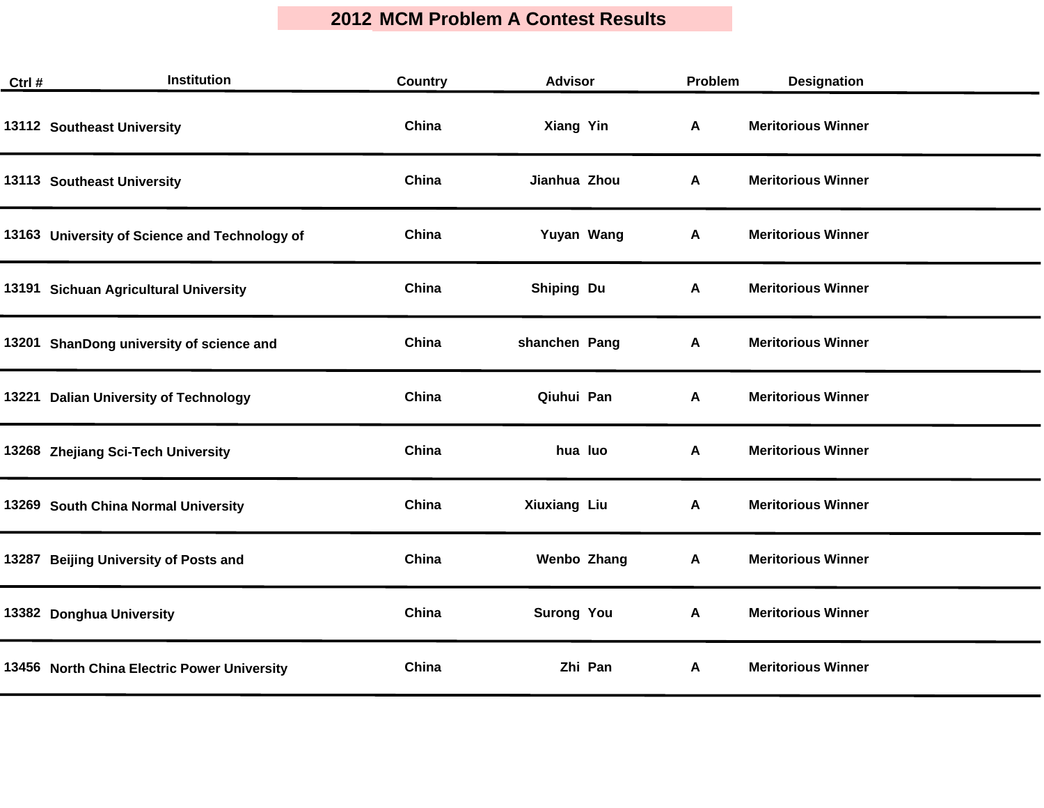# 2012 MCM Problem A Contest Results

| Ctrl # | Institution | Country | Advisor | Problem | Designation |
|---|---|---|---|---|---|
| 13112 | Southeast University | China | Xiang Yin | A | Meritorious Winner |
| 13113 | Southeast University | China | Jianhua Zhou | A | Meritorious Winner |
| 13163 | University of Science and Technology of | China | Yuyan Wang | A | Meritorious Winner |
| 13191 | Sichuan Agricultural University | China | Shiping Du | A | Meritorious Winner |
| 13201 | ShanDong university of science and | China | shanchen Pang | A | Meritorious Winner |
| 13221 | Dalian University of Technology | China | Qiuhui Pan | A | Meritorious Winner |
| 13268 | Zhejiang Sci-Tech University | China | hua luo | A | Meritorious Winner |
| 13269 | South China Normal University | China | Xiuxiang Liu | A | Meritorious Winner |
| 13287 | Beijing University of Posts and | China | Wenbo Zhang | A | Meritorious Winner |
| 13382 | Donghua University | China | Surong You | A | Meritorious Winner |
| 13456 | North China Electric Power University | China | Zhi Pan | A | Meritorious Winner |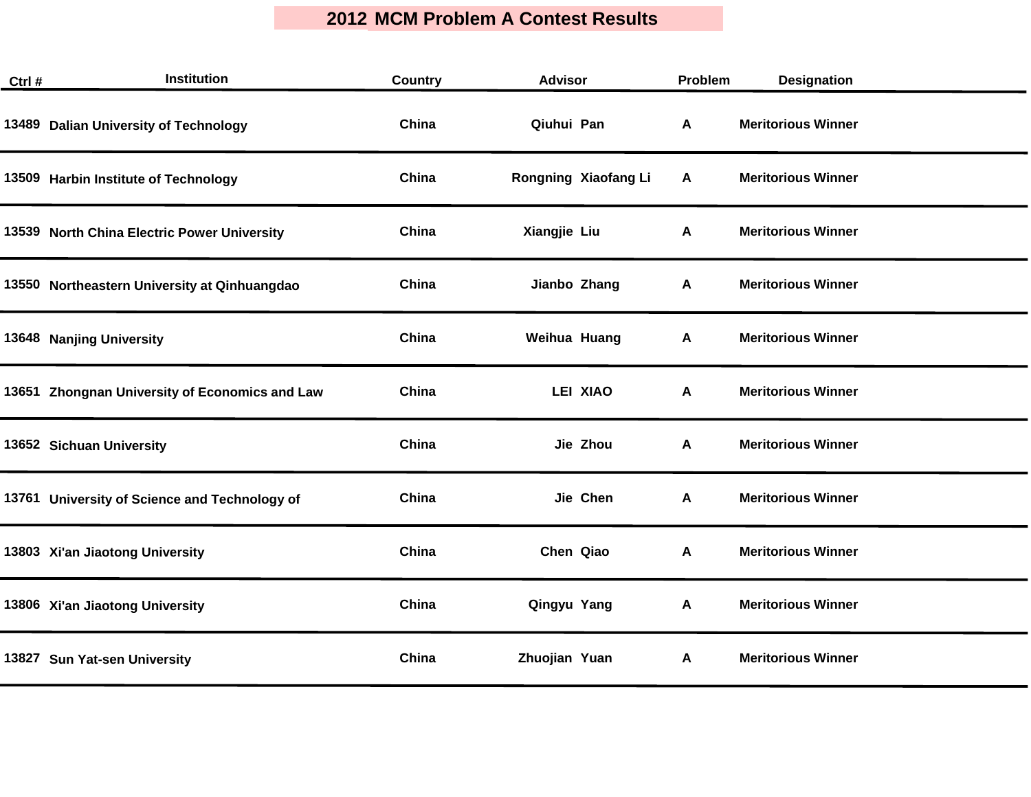# 2012 MCM Problem A Contest Results

| Ctrl # | Institution | Country | Advisor | Problem | Designation |
|---|---|---|---|---|---|
| 13489 | Dalian University of Technology | China | Qiuhui Pan | A | Meritorious Winner |
| 13509 | Harbin Institute of Technology | China | Rongning Xiaofang Li | A | Meritorious Winner |
| 13539 | North China Electric Power University | China | Xiangjie Liu | A | Meritorious Winner |
| 13550 | Northeastern University at Qinhuangdao | China | Jianbo Zhang | A | Meritorious Winner |
| 13648 | Nanjing University | China | Weihua Huang | A | Meritorious Winner |
| 13651 | Zhongnan University of Economics and Law | China | LEI XIAO | A | Meritorious Winner |
| 13652 | Sichuan University | China | Jie Zhou | A | Meritorious Winner |
| 13761 | University of Science and Technology of | China | Jie Chen | A | Meritorious Winner |
| 13803 | Xi'an Jiaotong University | China | Chen Qiao | A | Meritorious Winner |
| 13806 | Xi'an Jiaotong University | China | Qingyu Yang | A | Meritorious Winner |
| 13827 | Sun Yat-sen University | China | Zhuojian Yuan | A | Meritorious Winner |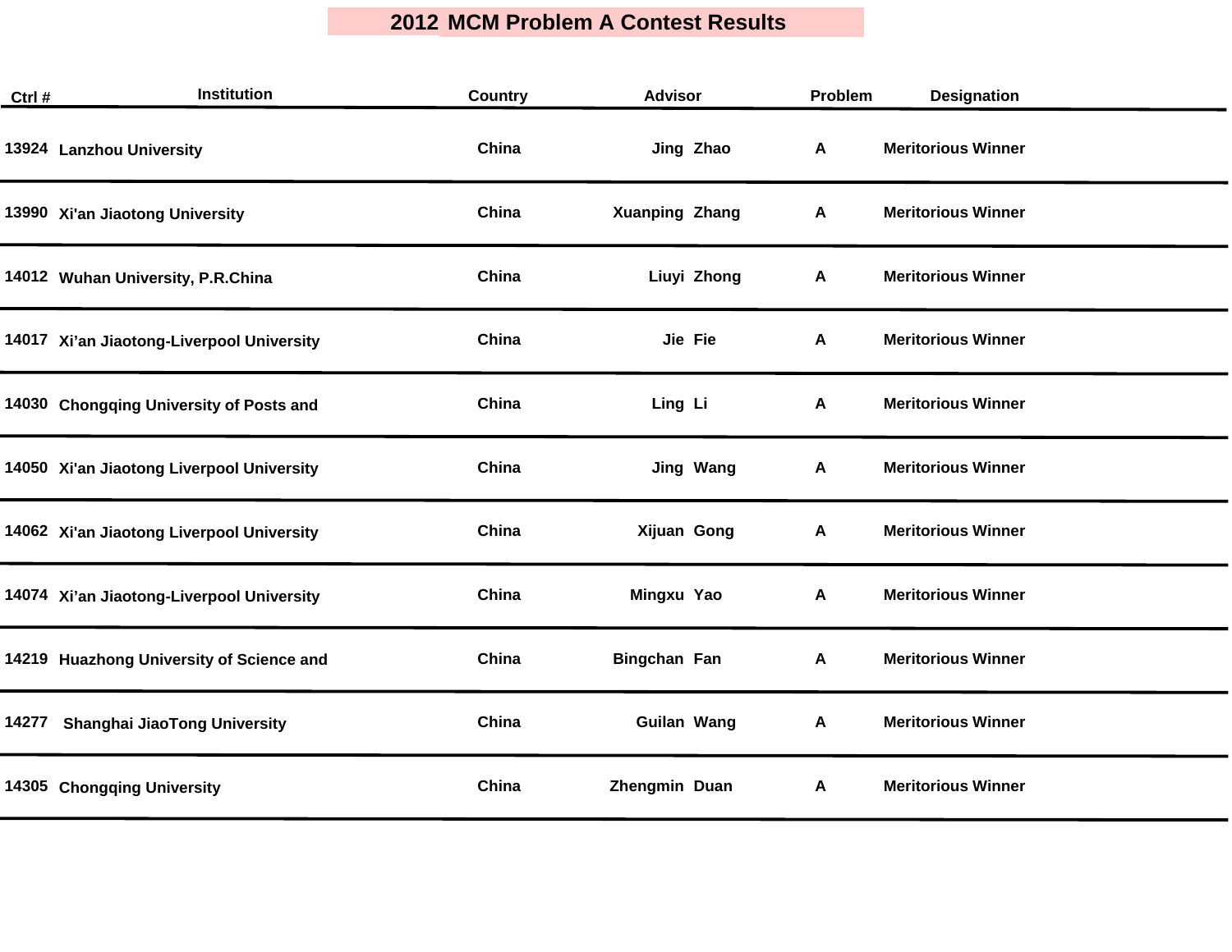# 2012 MCM Problem A Contest Results

| Ctrl # | Institution | Country | Advisor | Problem | Designation |
|---|---|---|---|---|---|
| 13924 | Lanzhou University | China | Jing Zhao | A | Meritorious Winner |
| 13990 | Xi'an Jiaotong University | China | Xuanping Zhang | A | Meritorious Winner |
| 14012 | Wuhan University, P.R.China | China | Liuyi Zhong | A | Meritorious Winner |
| 14017 | Xi’an Jiaotong-Liverpool University | China | Jie Fie | A | Meritorious Winner |
| 14030 | Chongqing University of Posts and | China | Ling Li | A | Meritorious Winner |
| 14050 | Xi'an Jiaotong Liverpool University | China | Jing Wang | A | Meritorious Winner |
| 14062 | Xi'an Jiaotong Liverpool University | China | Xijuan Gong | A | Meritorious Winner |
| 14074 | Xi’an Jiaotong-Liverpool University | China | Mingxu Yao | A | Meritorious Winner |
| 14219 | Huazhong University of Science and | China | Bingchan Fan | A | Meritorious Winner |
| 14277 | Shanghai JiaoTong University | China | Guilan Wang | A | Meritorious Winner |
| 14305 | Chongqing University | China | Zhengmin Duan | A | Meritorious Winner |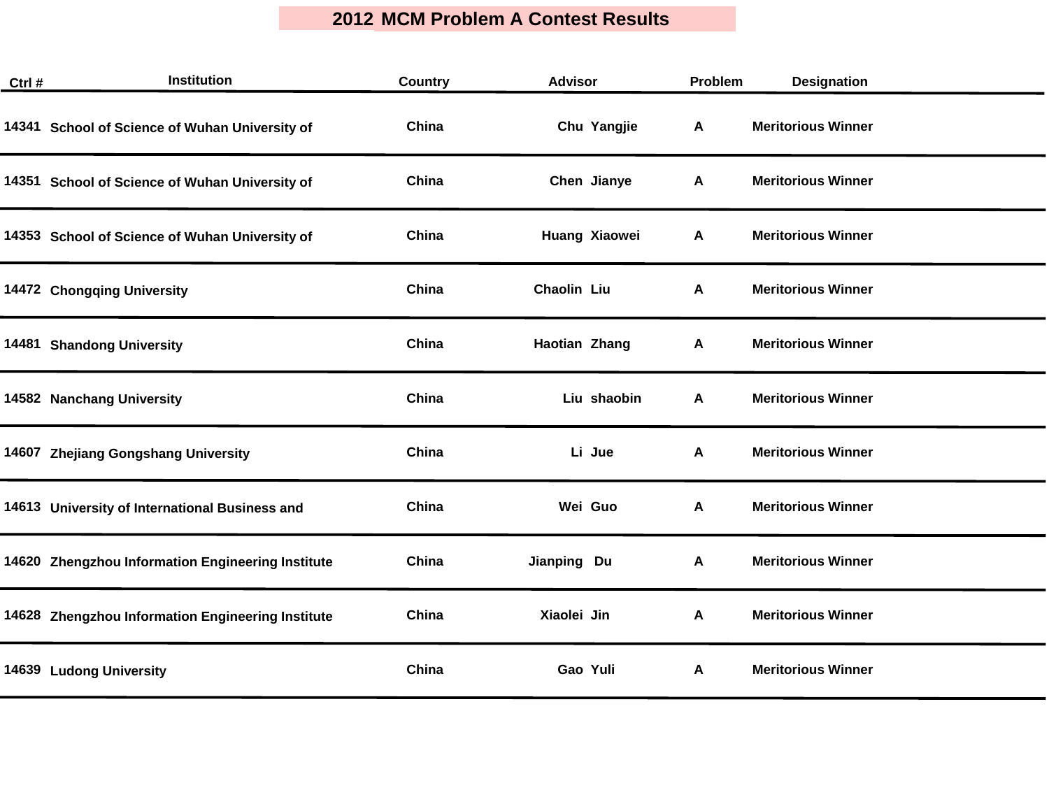# 2012 MCM Problem A Contest Results

| Ctrl # | Institution | Country | Advisor | Problem | Designation |
|---|---|---|---|---|---|
| 14341 | School of Science of Wuhan University of | China | Chu Yangjie | A | Meritorious Winner |
| 14351 | School of Science of Wuhan University of | China | Chen Jianye | A | Meritorious Winner |
| 14353 | School of Science of Wuhan University of | China | Huang Xiaowei | A | Meritorious Winner |
| 14472 | Chongqing University | China | Chaolin Liu | A | Meritorious Winner |
| 14481 | Shandong University | China | Haotian Zhang | A | Meritorious Winner |
| 14582 | Nanchang University | China | Liu shaobin | A | Meritorious Winner |
| 14607 | Zhejiang Gongshang University | China | Li Jue | A | Meritorious Winner |
| 14613 | University of International Business and | China | Wei Guo | A | Meritorious Winner |
| 14620 | Zhengzhou Information Engineering Institute | China | Jianping Du | A | Meritorious Winner |
| 14628 | Zhengzhou Information Engineering Institute | China | Xiaolei Jin | A | Meritorious Winner |
| 14639 | Ludong University | China | Gao Yuli | A | Meritorious Winner |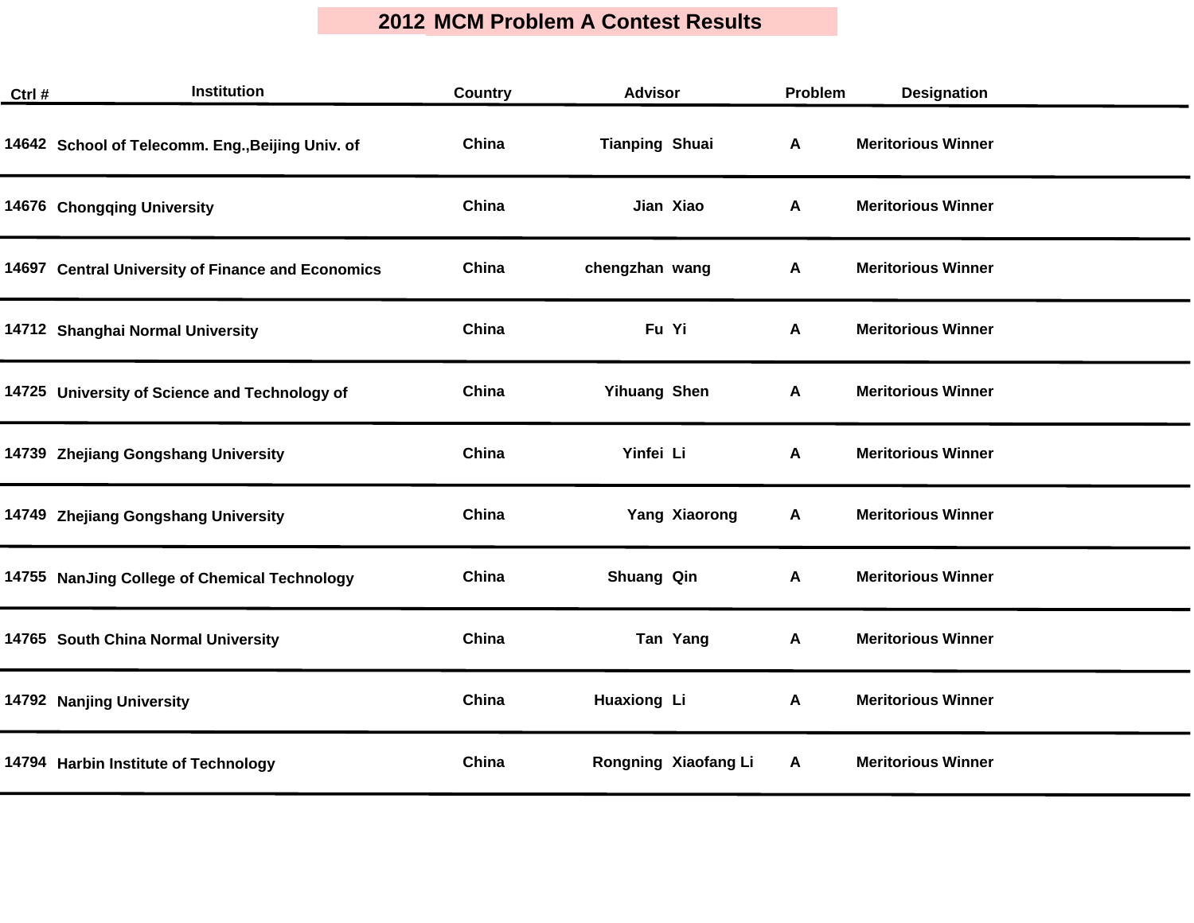# 2012 MCM Problem A Contest Results

| Ctrl # | Institution | Country | Advisor | Problem | Designation |
|---|---|---|---|---|---|
| 14642 | School of Telecomm. Eng.,Beijing Univ. of | China | Tianping Shuai | A | Meritorious Winner |
| 14676 | Chongqing University | China | Jian Xiao | A | Meritorious Winner |
| 14697 | Central University of Finance and Economics | China | chengzhan wang | A | Meritorious Winner |
| 14712 | Shanghai Normal University | China | Fu Yi | A | Meritorious Winner |
| 14725 | University of Science and Technology of | China | Yihuang Shen | A | Meritorious Winner |
| 14739 | Zhejiang Gongshang University | China | Yinfei Li | A | Meritorious Winner |
| 14749 | Zhejiang Gongshang University | China | Yang Xiaorong | A | Meritorious Winner |
| 14755 | NanJing College of Chemical Technology | China | Shuang Qin | A | Meritorious Winner |
| 14765 | South China Normal University | China | Tan Yang | A | Meritorious Winner |
| 14792 | Nanjing University | China | Huaxiong Li | A | Meritorious Winner |
| 14794 | Harbin Institute of Technology | China | Rongning Xiaofang Li | A | Meritorious Winner |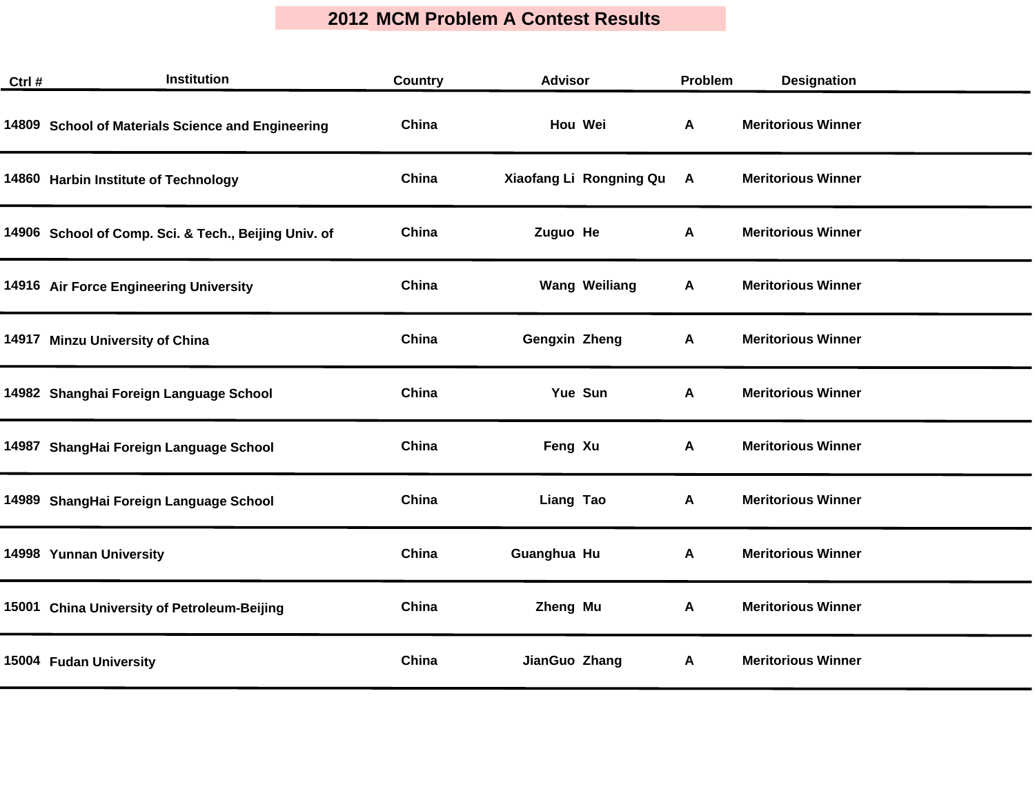# 2012 MCM Problem A Contest Results

| Ctrl # | Institution | Country | Advisor | Problem | Designation |
|---|---|---|---|---|---|
| 14809 | School of Materials Science and Engineering | China | Hou Wei | A | Meritorious Winner |
| 14860 | Harbin Institute of Technology | China | Xiaofang Li Rongning Qu | A | Meritorious Winner |
| 14906 | School of Comp. Sci. & Tech., Beijing Univ. of | China | Zuguo He | A | Meritorious Winner |
| 14916 | Air Force Engineering University | China | Wang Weiliang | A | Meritorious Winner |
| 14917 | Minzu University of China | China | Gengxin Zheng | A | Meritorious Winner |
| 14982 | Shanghai Foreign Language School | China | Yue Sun | A | Meritorious Winner |
| 14987 | ShangHai Foreign Language School | China | Feng Xu | A | Meritorious Winner |
| 14989 | ShangHai Foreign Language School | China | Liang Tao | A | Meritorious Winner |
| 14998 | Yunnan University | China | Guanghua Hu | A | Meritorious Winner |
| 15001 | China University of Petroleum-Beijing | China | Zheng Mu | A | Meritorious Winner |
| 15004 | Fudan University | China | JianGuo Zhang | A | Meritorious Winner |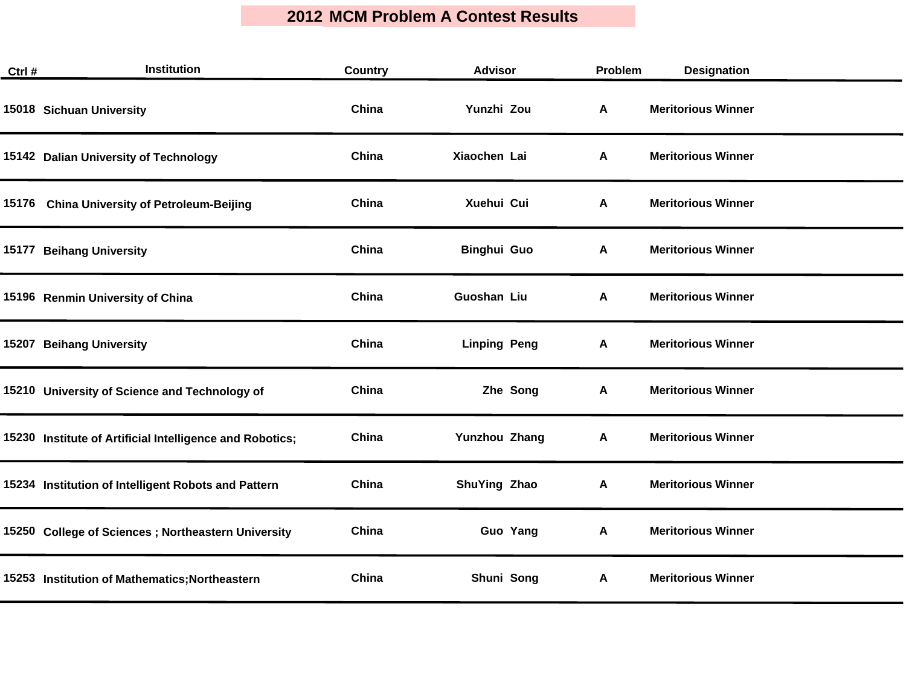# 2012 MCM Problem A Contest Results

| Ctrl # | Institution | Country | Advisor | Problem | Designation |
|---|---|---|---|---|---|
| 15018 | Sichuan University | China | Yunzhi Zou | A | Meritorious Winner |
| 15142 | Dalian University of Technology | China | Xiaochen Lai | A | Meritorious Winner |
| 15176 | China University of Petroleum-Beijing | China | Xuehui Cui | A | Meritorious Winner |
| 15177 | Beihang University | China | Binghui Guo | A | Meritorious Winner |
| 15196 | Renmin University of China | China | Guoshan Liu | A | Meritorious Winner |
| 15207 | Beihang University | China | Linping Peng | A | Meritorious Winner |
| 15210 | University of Science and Technology of | China | Zhe Song | A | Meritorious Winner |
| 15230 | Institute of Artificial Intelligence and Robotics; | China | Yunzhou Zhang | A | Meritorious Winner |
| 15234 | Institution of Intelligent Robots and Pattern | China | ShuYing Zhao | A | Meritorious Winner |
| 15250 | College of Sciences ; Northeastern University | China | Guo Yang | A | Meritorious Winner |
| 15253 | Institution of Mathematics;Northeastern | China | Shuni Song | A | Meritorious Winner |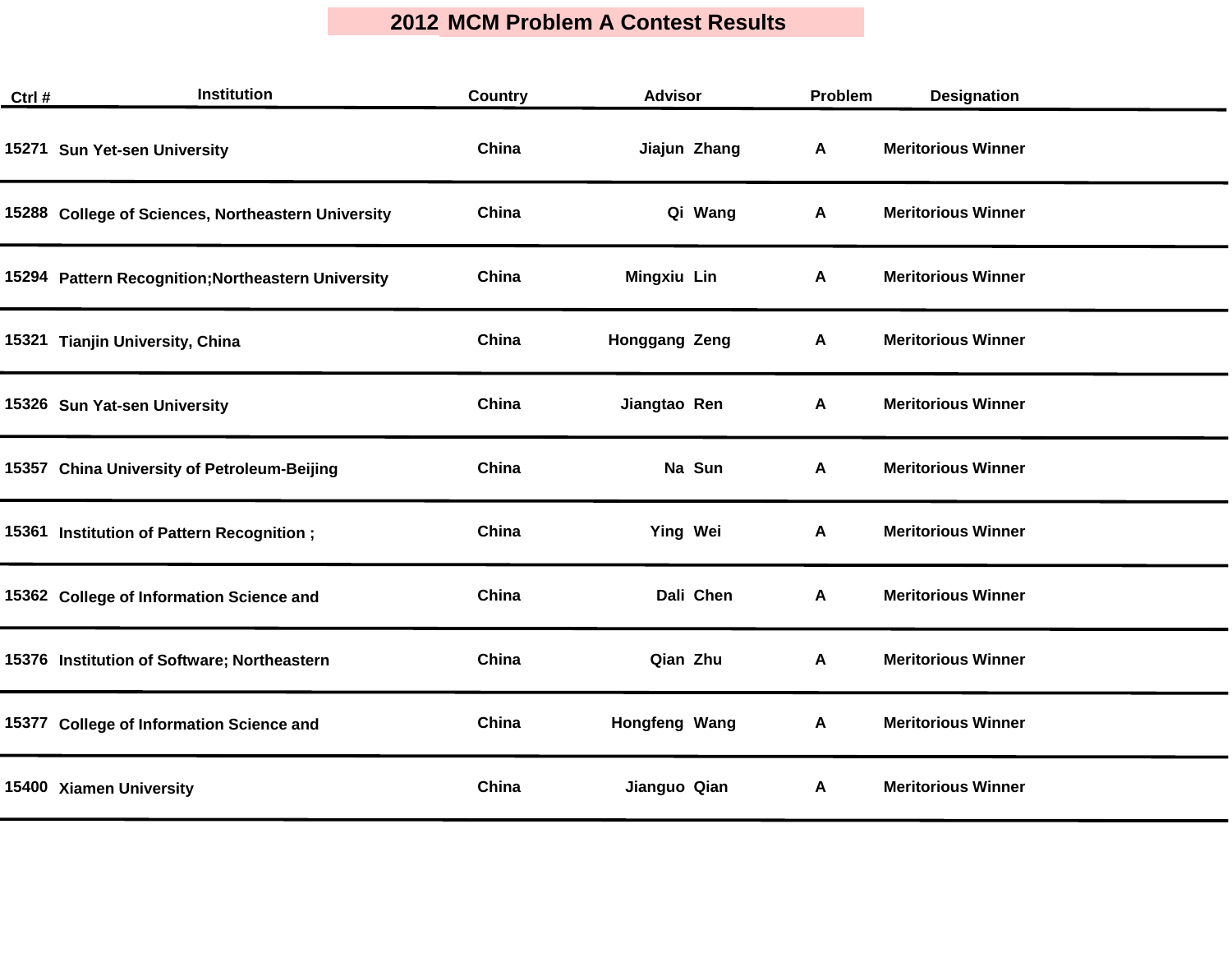# 2012 MCM Problem A Contest Results

| Ctrl # | Institution | Country | Advisor | Problem | Designation |
|---|---|---|---|---|---|
| 15271 | Sun Yet-sen University | China | Jiajun Zhang | A | Meritorious Winner |
| 15288 | College of Sciences, Northeastern University | China | Qi Wang | A | Meritorious Winner |
| 15294 | Pattern Recognition;Northeastern University | China | Mingxiu Lin | A | Meritorious Winner |
| 15321 | Tianjin University, China | China | Honggang Zeng | A | Meritorious Winner |
| 15326 | Sun Yat-sen University | China | Jiangtao Ren | A | Meritorious Winner |
| 15357 | China University of Petroleum-Beijing | China | Na Sun | A | Meritorious Winner |
| 15361 | Institution of Pattern Recognition ; | China | Ying Wei | A | Meritorious Winner |
| 15362 | College of Information Science and | China | Dali Chen | A | Meritorious Winner |
| 15376 | Institution of Software; Northeastern | China | Qian Zhu | A | Meritorious Winner |
| 15377 | College of Information Science and | China | Hongfeng Wang | A | Meritorious Winner |
| 15400 | Xiamen University | China | Jianguo Qian | A | Meritorious Winner |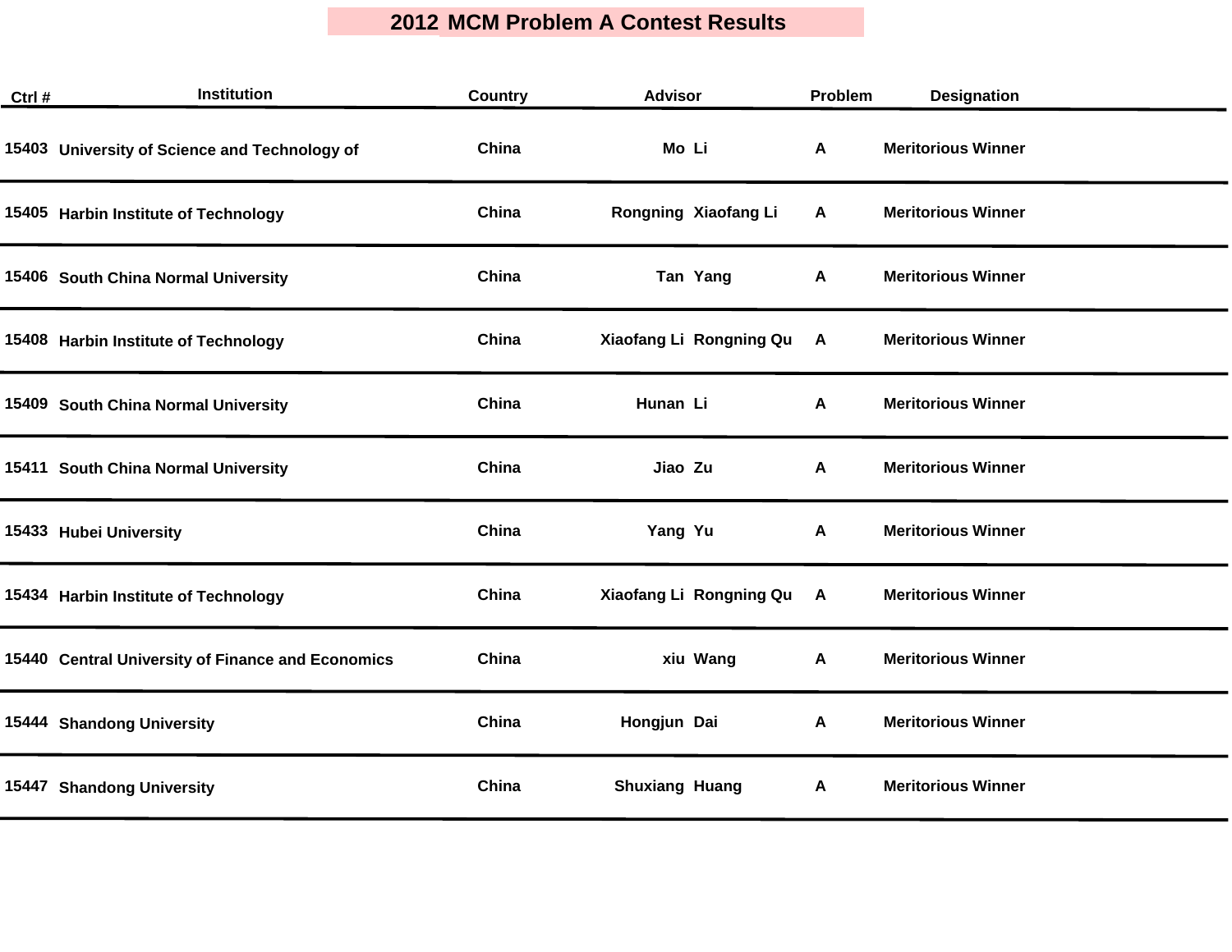# 2012 MCM Problem A Contest Results

| Ctrl # | Institution | Country | Advisor | Problem | Designation |
|---|---|---|---|---|---|
| 15403 | University of Science and Technology of | China | Mo Li | A | Meritorious Winner |
| 15405 | Harbin Institute of Technology | China | Rongning Xiaofang Li | A | Meritorious Winner |
| 15406 | South China Normal University | China | Tan Yang | A | Meritorious Winner |
| 15408 | Harbin Institute of Technology | China | Xiaofang Li Rongning Qu | A | Meritorious Winner |
| 15409 | South China Normal University | China | Hunan Li | A | Meritorious Winner |
| 15411 | South China Normal University | China | Jiao Zu | A | Meritorious Winner |
| 15433 | Hubei University | China | Yang Yu | A | Meritorious Winner |
| 15434 | Harbin Institute of Technology | China | Xiaofang Li Rongning Qu | A | Meritorious Winner |
| 15440 | Central University of Finance and Economics | China | xiu Wang | A | Meritorious Winner |
| 15444 | Shandong University | China | Hongjun Dai | A | Meritorious Winner |
| 15447 | Shandong University | China | Shuxiang Huang | A | Meritorious Winner |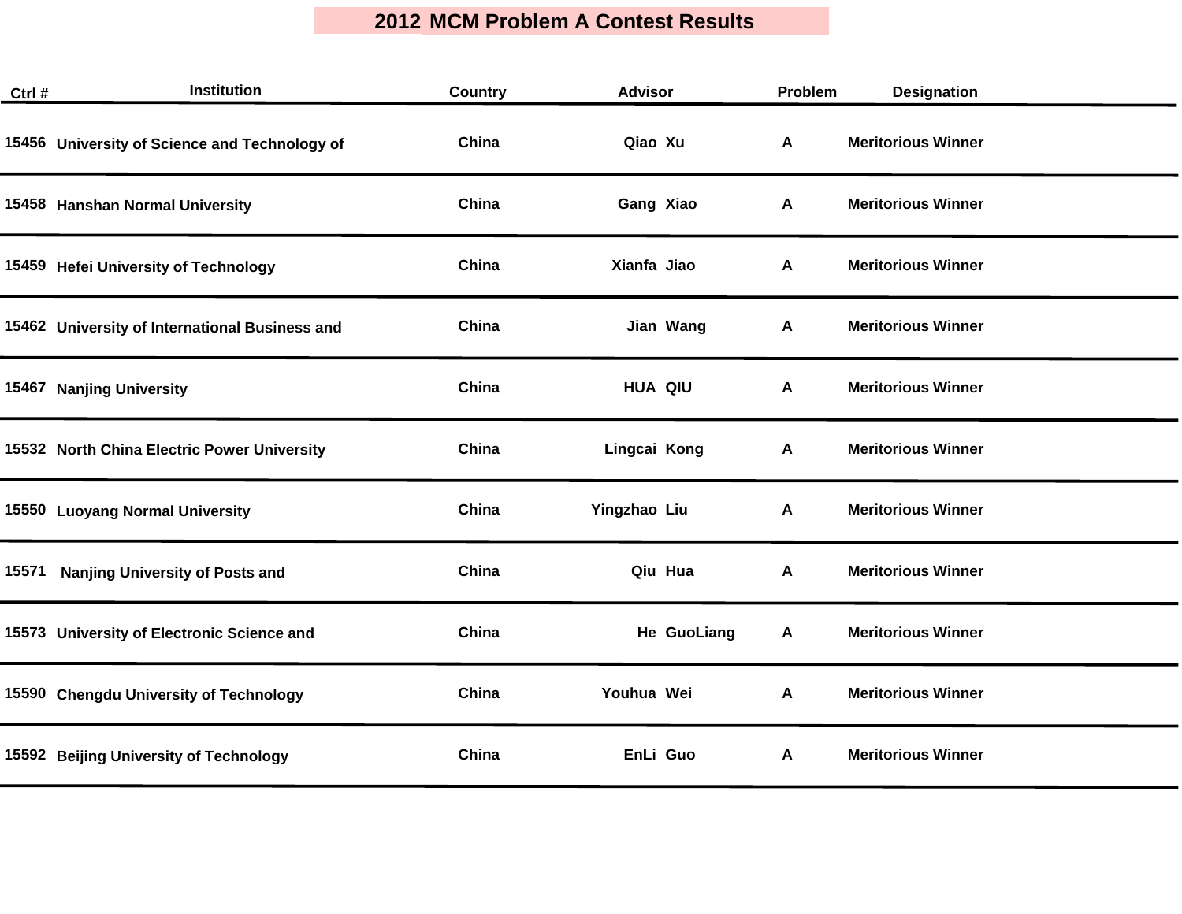# 2012 MCM Problem A Contest Results

| Ctrl # | Institution | Country | Advisor | Problem | Designation |
|---|---|---|---|---|---|
| 15456 | University of Science and Technology of | China | Qiao Xu | A | Meritorious Winner |
| 15458 | Hanshan Normal University | China | Gang Xiao | A | Meritorious Winner |
| 15459 | Hefei University of Technology | China | Xianfa Jiao | A | Meritorious Winner |
| 15462 | University of International Business and | China | Jian Wang | A | Meritorious Winner |
| 15467 | Nanjing University | China | HUA QIU | A | Meritorious Winner |
| 15532 | North China Electric Power University | China | Lingcai Kong | A | Meritorious Winner |
| 15550 | Luoyang Normal University | China | Yingzhao Liu | A | Meritorious Winner |
| 15571 | Nanjing University of Posts and | China | Qiu Hua | A | Meritorious Winner |
| 15573 | University of Electronic Science and | China | He GuoLiang | A | Meritorious Winner |
| 15590 | Chengdu University of Technology | China | Youhua Wei | A | Meritorious Winner |
| 15592 | Beijing University of Technology | China | EnLi Guo | A | Meritorious Winner |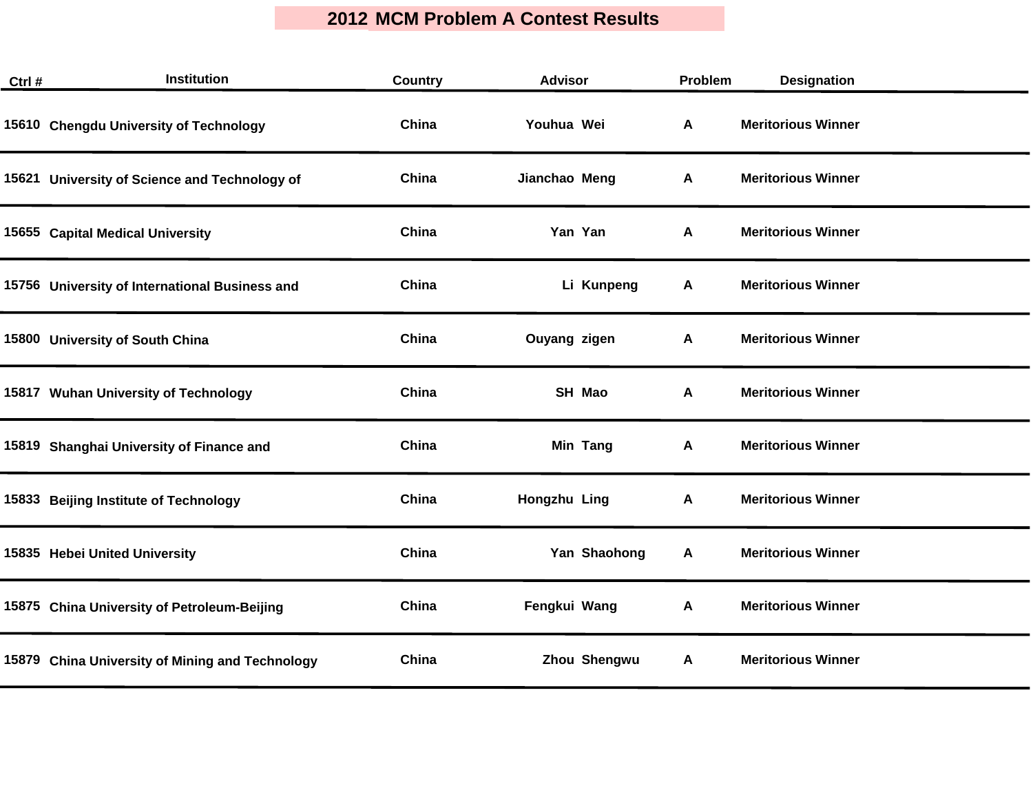# 2012 MCM Problem A Contest Results

| Ctrl # | Institution | Country | Advisor | Problem | Designation |
|---|---|---|---|---|---|
| 15610 | Chengdu University of Technology | China | Youhua Wei | A | Meritorious Winner |
| 15621 | University of Science and Technology of | China | Jianchao Meng | A | Meritorious Winner |
| 15655 | Capital Medical University | China | Yan Yan | A | Meritorious Winner |
| 15756 | University of International Business and | China | Li Kunpeng | A | Meritorious Winner |
| 15800 | University of South China | China | Ouyang zigen | A | Meritorious Winner |
| 15817 | Wuhan University of Technology | China | SH Mao | A | Meritorious Winner |
| 15819 | Shanghai University of Finance and | China | Min Tang | A | Meritorious Winner |
| 15833 | Beijing Institute of Technology | China | Hongzhu Ling | A | Meritorious Winner |
| 15835 | Hebei United University | China | Yan Shaohong | A | Meritorious Winner |
| 15875 | China University of Petroleum-Beijing | China | Fengkui Wang | A | Meritorious Winner |
| 15879 | China University of Mining and Technology | China | Zhou Shengwu | A | Meritorious Winner |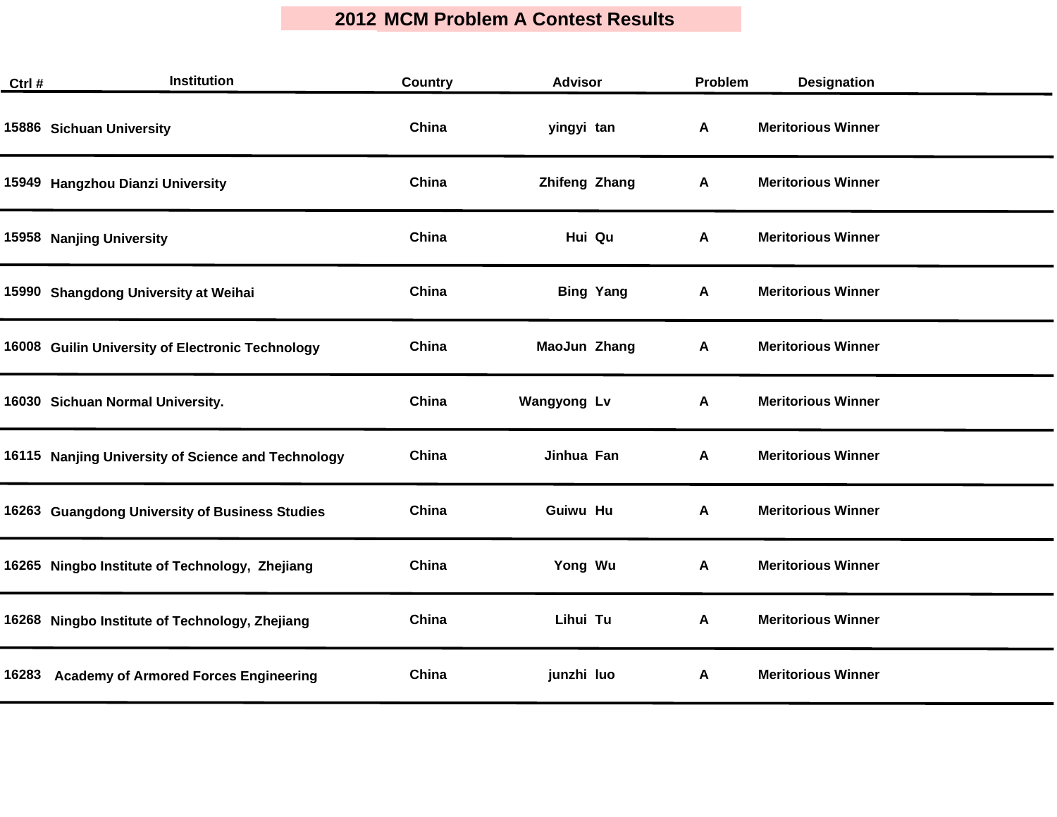# 2012 MCM Problem A Contest Results

| Ctrl # | Institution | Country | Advisor | Problem | Designation |
|---|---|---|---|---|---|
| 15886 | Sichuan University | China | yingyi tan | A | Meritorious Winner |
| 15949 | Hangzhou Dianzi University | China | Zhifeng Zhang | A | Meritorious Winner |
| 15958 | Nanjing University | China | Hui Qu | A | Meritorious Winner |
| 15990 | Shangdong University at Weihai | China | Bing Yang | A | Meritorious Winner |
| 16008 | Guilin University of Electronic Technology | China | MaoJun Zhang | A | Meritorious Winner |
| 16030 | Sichuan Normal University. | China | Wangyong Lv | A | Meritorious Winner |
| 16115 | Nanjing University of Science and Technology | China | Jinhua Fan | A | Meritorious Winner |
| 16263 | Guangdong University of Business Studies | China | Guiwu Hu | A | Meritorious Winner |
| 16265 | Ningbo Institute of Technology, Zhejiang | China | Yong Wu | A | Meritorious Winner |
| 16268 | Ningbo Institute of Technology, Zhejiang | China | Lihui Tu | A | Meritorious Winner |
| 16283 | Academy of Armored Forces Engineering | China | junzhi luo | A | Meritorious Winner |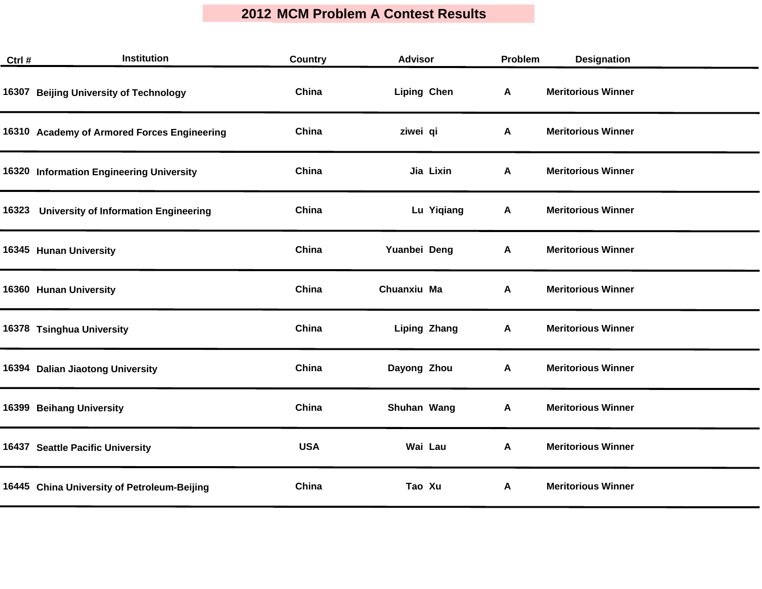# 2012 MCM Problem A Contest Results

| Ctrl # | Institution | Country | Advisor | Problem | Designation |
|---|---|---|---|---|---|
| 16307 | Beijing University of Technology | China | Liping Chen | A | Meritorious Winner |
| 16310 | Academy of Armored Forces Engineering | China | ziwei qi | A | Meritorious Winner |
| 16320 | Information Engineering University | China | Jia Lixin | A | Meritorious Winner |
| 16323 | University of Information Engineering | China | Lu Yiqiang | A | Meritorious Winner |
| 16345 | Hunan University | China | Yuanbei Deng | A | Meritorious Winner |
| 16360 | Hunan University | China | Chuanxiu Ma | A | Meritorious Winner |
| 16378 | Tsinghua University | China | Liping Zhang | A | Meritorious Winner |
| 16394 | Dalian Jiaotong University | China | Dayong Zhou | A | Meritorious Winner |
| 16399 | Beihang University | China | Shuhan Wang | A | Meritorious Winner |
| 16437 | Seattle Pacific University | USA | Wai Lau | A | Meritorious Winner |
| 16445 | China University of Petroleum-Beijing | China | Tao Xu | A | Meritorious Winner |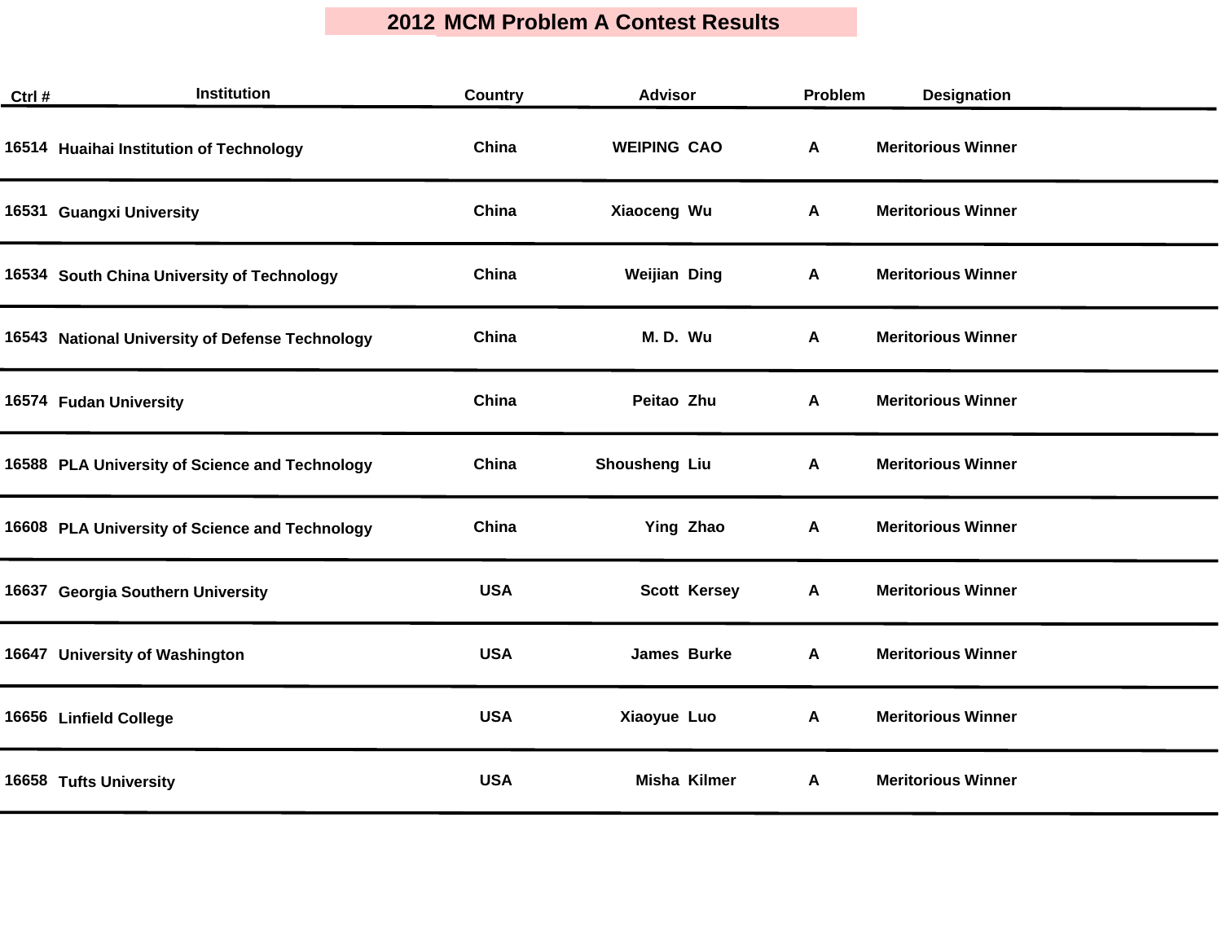# 2012 MCM Problem A Contest Results

| Ctrl # | Institution | Country | Advisor | Problem | Designation |
|---|---|---|---|---|---|
| 16514 | Huaihai Institution of Technology | China | WEIPING CAO | A | Meritorious Winner |
| 16531 | Guangxi University | China | Xiaoceng Wu | A | Meritorious Winner |
| 16534 | South China University of Technology | China | Weijian Ding | A | Meritorious Winner |
| 16543 | National University of Defense Technology | China | M. D. Wu | A | Meritorious Winner |
| 16574 | Fudan University | China | Peitao Zhu | A | Meritorious Winner |
| 16588 | PLA University of Science and Technology | China | Shousheng Liu | A | Meritorious Winner |
| 16608 | PLA University of Science and Technology | China | Ying Zhao | A | Meritorious Winner |
| 16637 | Georgia Southern University | USA | Scott Kersey | A | Meritorious Winner |
| 16647 | University of Washington | USA | James Burke | A | Meritorious Winner |
| 16656 | Linfield College | USA | Xiaoyue Luo | A | Meritorious Winner |
| 16658 | Tufts University | USA | Misha Kilmer | A | Meritorious Winner |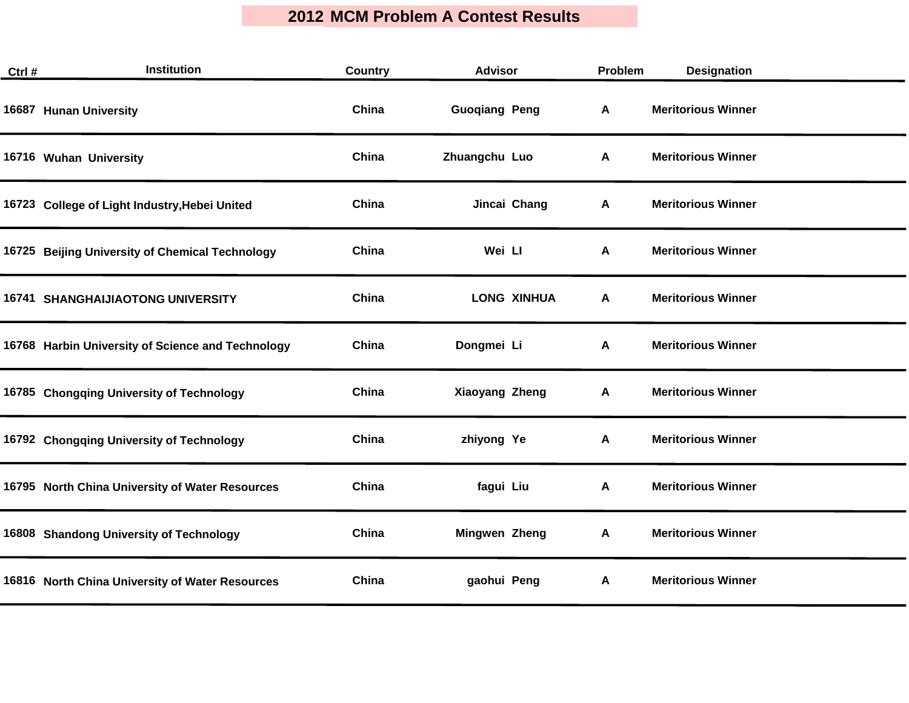# 2012 MCM Problem A Contest Results

| Ctrl # | Institution | Country | Advisor | Problem | Designation |
|---|---|---|---|---|---|
| 16687 | Hunan University | China | Guoqiang Peng | A | Meritorious Winner |
| 16716 | Wuhan University | China | Zhuangchu Luo | A | Meritorious Winner |
| 16723 | College of Light Industry,Hebei United | China | Jincai Chang | A | Meritorious Winner |
| 16725 | Beijing University of Chemical Technology | China | Wei LI | A | Meritorious Winner |
| 16741 | SHANGHAIJIAOTONG UNIVERSITY | China | LONG XINHUA | A | Meritorious Winner |
| 16768 | Harbin University of Science and Technology | China | Dongmei Li | A | Meritorious Winner |
| 16785 | Chongqing University of Technology | China | Xiaoyang Zheng | A | Meritorious Winner |
| 16792 | Chongqing University of Technology | China | zhiyong Ye | A | Meritorious Winner |
| 16795 | North China University of Water Resources | China | fagui Liu | A | Meritorious Winner |
| 16808 | Shandong University of Technology | China | Mingwen Zheng | A | Meritorious Winner |
| 16816 | North China University of Water Resources | China | gaohui Peng | A | Meritorious Winner |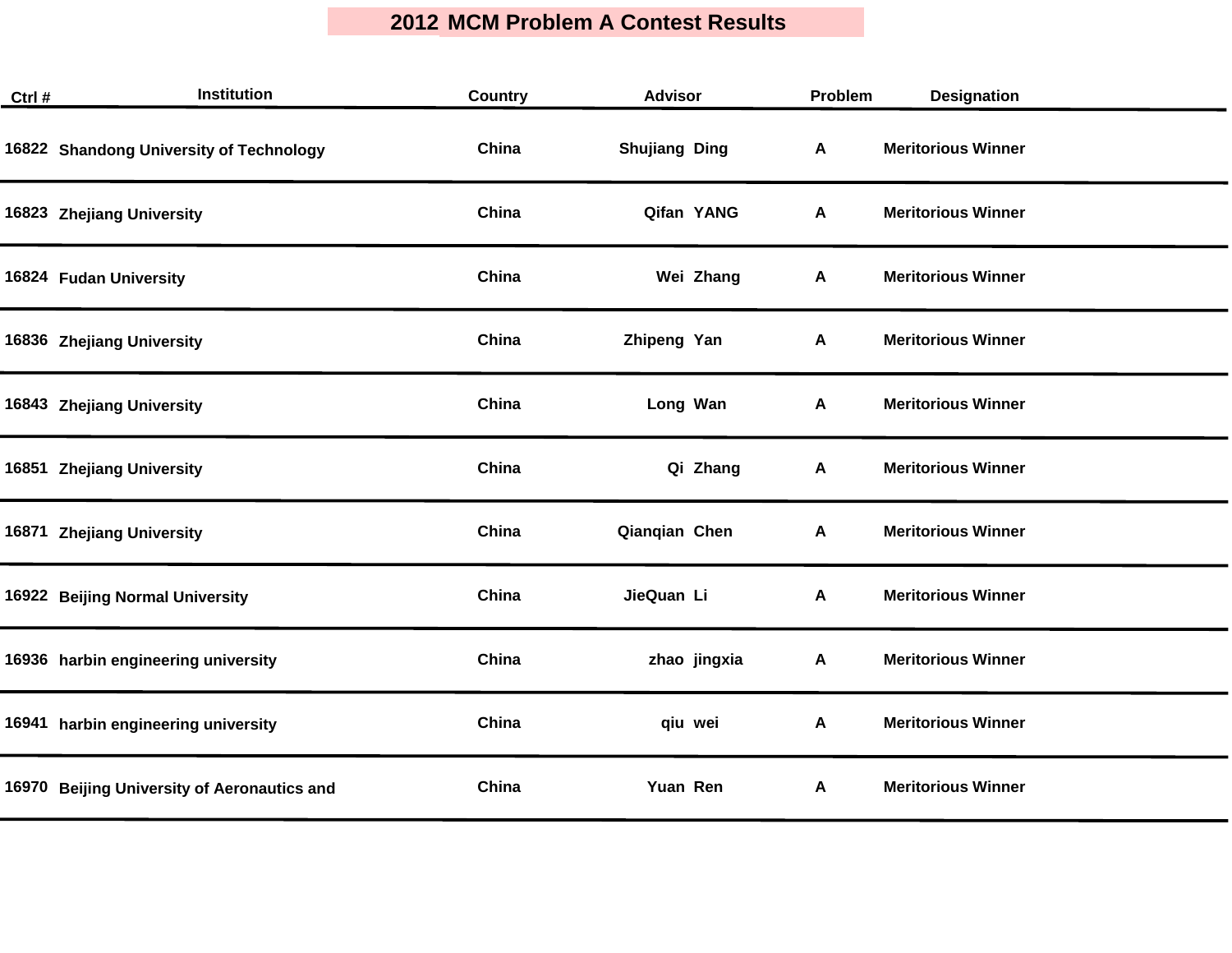# 2012 MCM Problem A Contest Results

| Ctrl # | Institution | Country | Advisor | Problem | Designation |
|---|---|---|---|---|---|
| 16822 | Shandong University of Technology | China | Shujiang Ding | A | Meritorious Winner |
| 16823 | Zhejiang University | China | Qifan YANG | A | Meritorious Winner |
| 16824 | Fudan University | China | Wei Zhang | A | Meritorious Winner |
| 16836 | Zhejiang University | China | Zhipeng Yan | A | Meritorious Winner |
| 16843 | Zhejiang University | China | Long Wan | A | Meritorious Winner |
| 16851 | Zhejiang University | China | Qi Zhang | A | Meritorious Winner |
| 16871 | Zhejiang University | China | Qianqian Chen | A | Meritorious Winner |
| 16922 | Beijing Normal University | China | JieQuan Li | A | Meritorious Winner |
| 16936 | harbin engineering university | China | zhao jingxia | A | Meritorious Winner |
| 16941 | harbin engineering university | China | qiu wei | A | Meritorious Winner |
| 16970 | Beijing University of Aeronautics and | China | Yuan Ren | A | Meritorious Winner |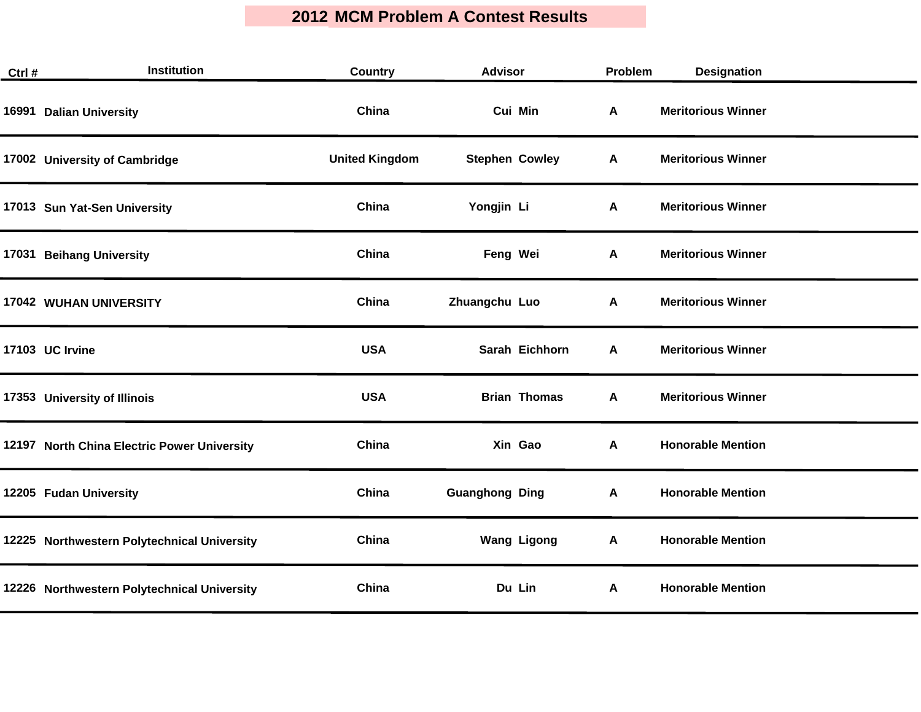# 2012 MCM Problem A Contest Results

| Ctrl # | Institution | Country | Advisor | | Problem | Designation |
|---|---|---|---|---|---|---|
| 16991 | Dalian University | China | Cui | Min | A | Meritorious Winner |
| 17002 | University of Cambridge | United Kingdom | Stephen | Cowley | A | Meritorious Winner |
| 17013 | Sun Yat-Sen University | China | Yongjin | Li | A | Meritorious Winner |
| 17031 | Beihang University | China | Feng | Wei | A | Meritorious Winner |
| 17042 | WUHAN UNIVERSITY | China | Zhuangchu | Luo | A | Meritorious Winner |
| 17103 | UC Irvine | USA | Sarah | Eichhorn | A | Meritorious Winner |
| 17353 | University of Illinois | USA | Brian | Thomas | A | Meritorious Winner |
| 12197 | North China Electric Power University | China | Xin | Gao | A | Honorable Mention |
| 12205 | Fudan University | China | Guanghong | Ding | A | Honorable Mention |
| 12225 | Northwestern Polytechnical University | China | Wang | Ligong | A | Honorable Mention |
| 12226 | Northwestern Polytechnical University | China | Du | Lin | A | Honorable Mention |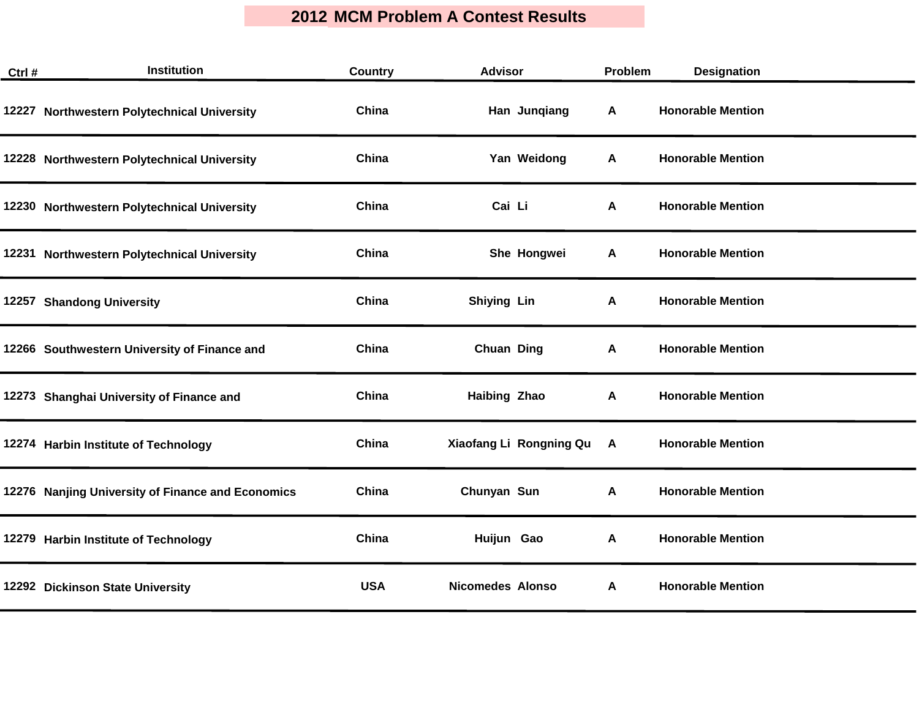# 2012 MCM Problem A Contest Results

| Ctrl # | Institution | Country | Advisor | Problem | Designation |
|---|---|---|---|---|---|
| 12227 | Northwestern Polytechnical University | China | Han Junqiang | A | Honorable Mention |
| 12228 | Northwestern Polytechnical University | China | Yan Weidong | A | Honorable Mention |
| 12230 | Northwestern Polytechnical University | China | Cai Li | A | Honorable Mention |
| 12231 | Northwestern Polytechnical University | China | She Hongwei | A | Honorable Mention |
| 12257 | Shandong University | China | Shiying Lin | A | Honorable Mention |
| 12266 | Southwestern University of Finance and | China | Chuan Ding | A | Honorable Mention |
| 12273 | Shanghai University of Finance and | China | Haibing Zhao | A | Honorable Mention |
| 12274 | Harbin Institute of Technology | China | Xiaofang Li Rongning Qu | A | Honorable Mention |
| 12276 | Nanjing University of Finance and Economics | China | Chunyan Sun | A | Honorable Mention |
| 12279 | Harbin Institute of Technology | China | Huijun Gao | A | Honorable Mention |
| 12292 | Dickinson State University | USA | Nicomedes Alonso | A | Honorable Mention |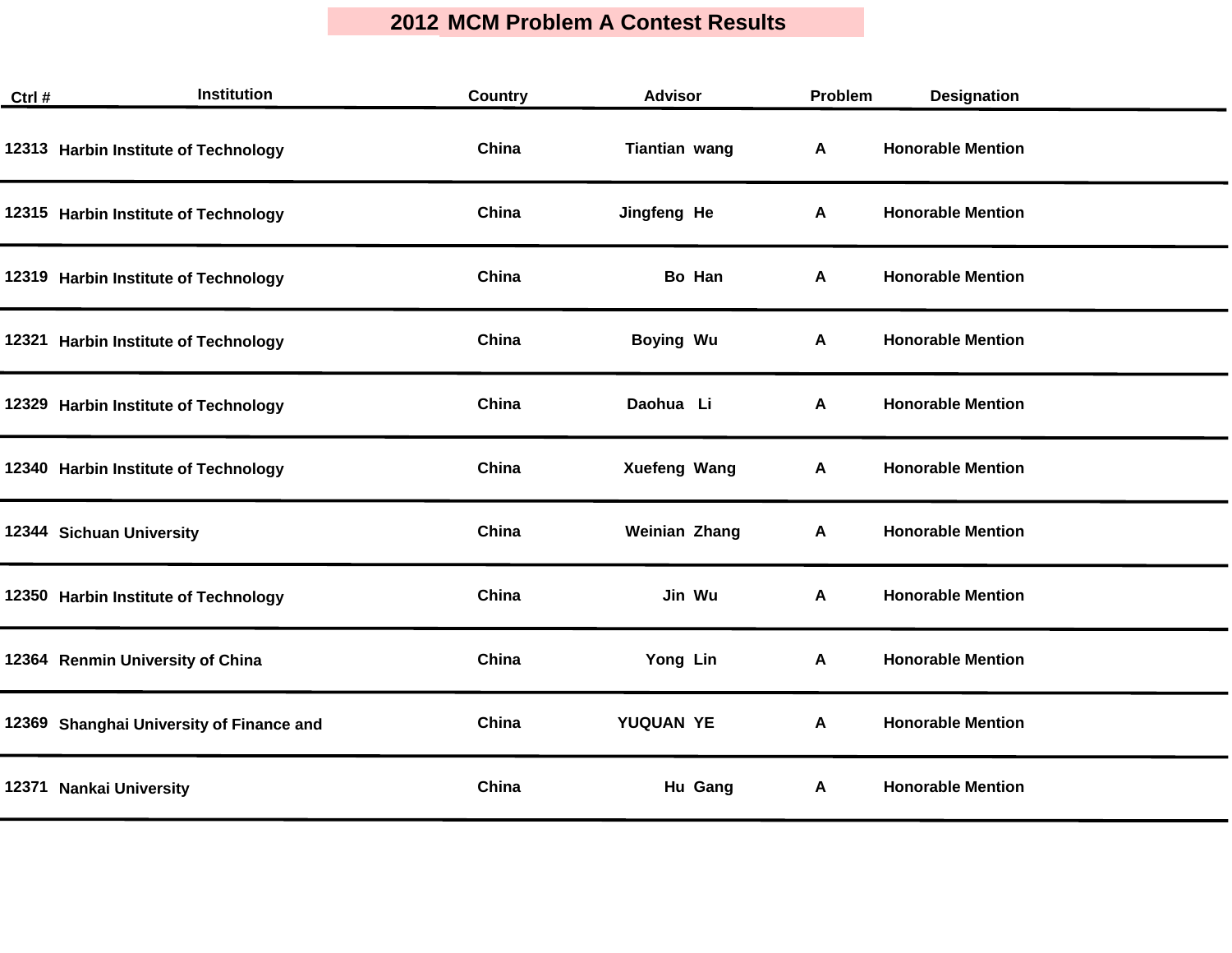# 2012 MCM Problem A Contest Results

| Ctrl # | Institution | Country | Advisor | Problem | Designation |
|---|---|---|---|---|---|
| 12313 | Harbin Institute of Technology | China | Tiantian wang | A | Honorable Mention |
| 12315 | Harbin Institute of Technology | China | Jingfeng He | A | Honorable Mention |
| 12319 | Harbin Institute of Technology | China | Bo Han | A | Honorable Mention |
| 12321 | Harbin Institute of Technology | China | Boying Wu | A | Honorable Mention |
| 12329 | Harbin Institute of Technology | China | Daohua Li | A | Honorable Mention |
| 12340 | Harbin Institute of Technology | China | Xuefeng Wang | A | Honorable Mention |
| 12344 | Sichuan University | China | Weinian Zhang | A | Honorable Mention |
| 12350 | Harbin Institute of Technology | China | Jin Wu | A | Honorable Mention |
| 12364 | Renmin University of China | China | Yong Lin | A | Honorable Mention |
| 12369 | Shanghai University of Finance and | China | YUQUAN YE | A | Honorable Mention |
| 12371 | Nankai University | China | Hu Gang | A | Honorable Mention |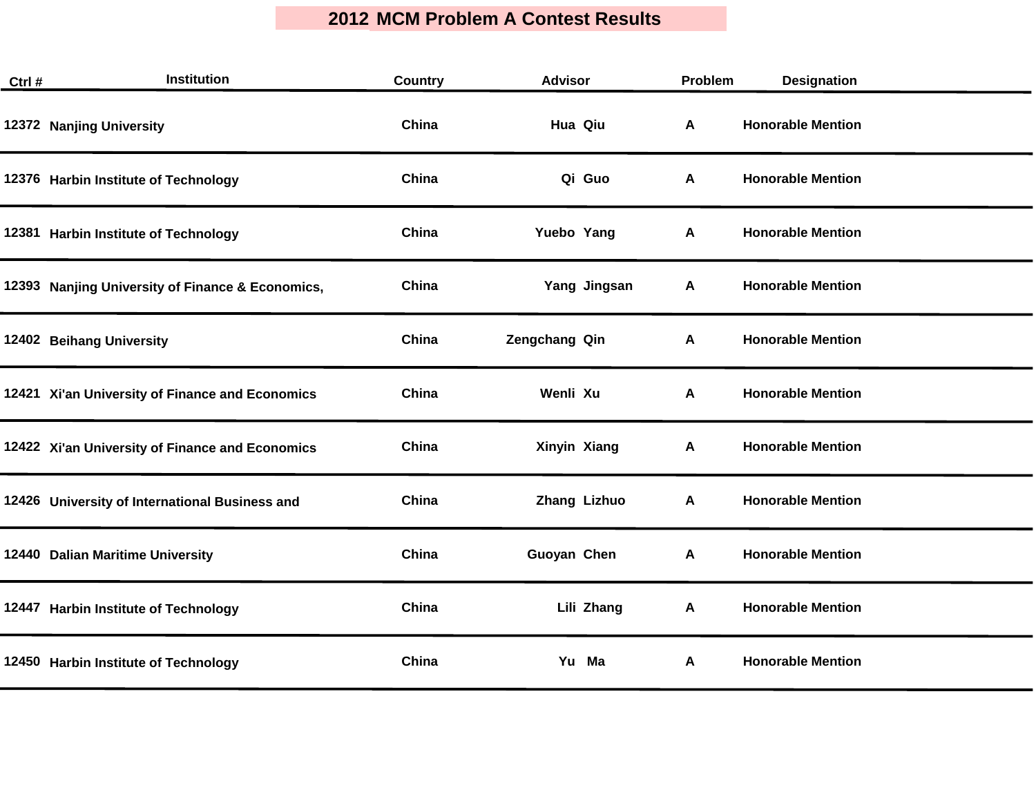# 2012 MCM Problem A Contest Results

| Ctrl # | Institution | Country | Advisor | Problem | Designation |
|---|---|---|---|---|---|
| 12372 | Nanjing University | China | Hua Qiu | A | Honorable Mention |
| 12376 | Harbin Institute of Technology | China | Qi Guo | A | Honorable Mention |
| 12381 | Harbin Institute of Technology | China | Yuebo Yang | A | Honorable Mention |
| 12393 | Nanjing University of Finance & Economics, | China | Yang Jingsan | A | Honorable Mention |
| 12402 | Beihang University | China | Zengchang Qin | A | Honorable Mention |
| 12421 | Xi'an University of Finance and Economics | China | Wenli Xu | A | Honorable Mention |
| 12422 | Xi'an University of Finance and Economics | China | Xinyin Xiang | A | Honorable Mention |
| 12426 | University of International Business and | China | Zhang Lizhuo | A | Honorable Mention |
| 12440 | Dalian Maritime University | China | Guoyan Chen | A | Honorable Mention |
| 12447 | Harbin Institute of Technology | China | Lili Zhang | A | Honorable Mention |
| 12450 | Harbin Institute of Technology | China | Yu Ma | A | Honorable Mention |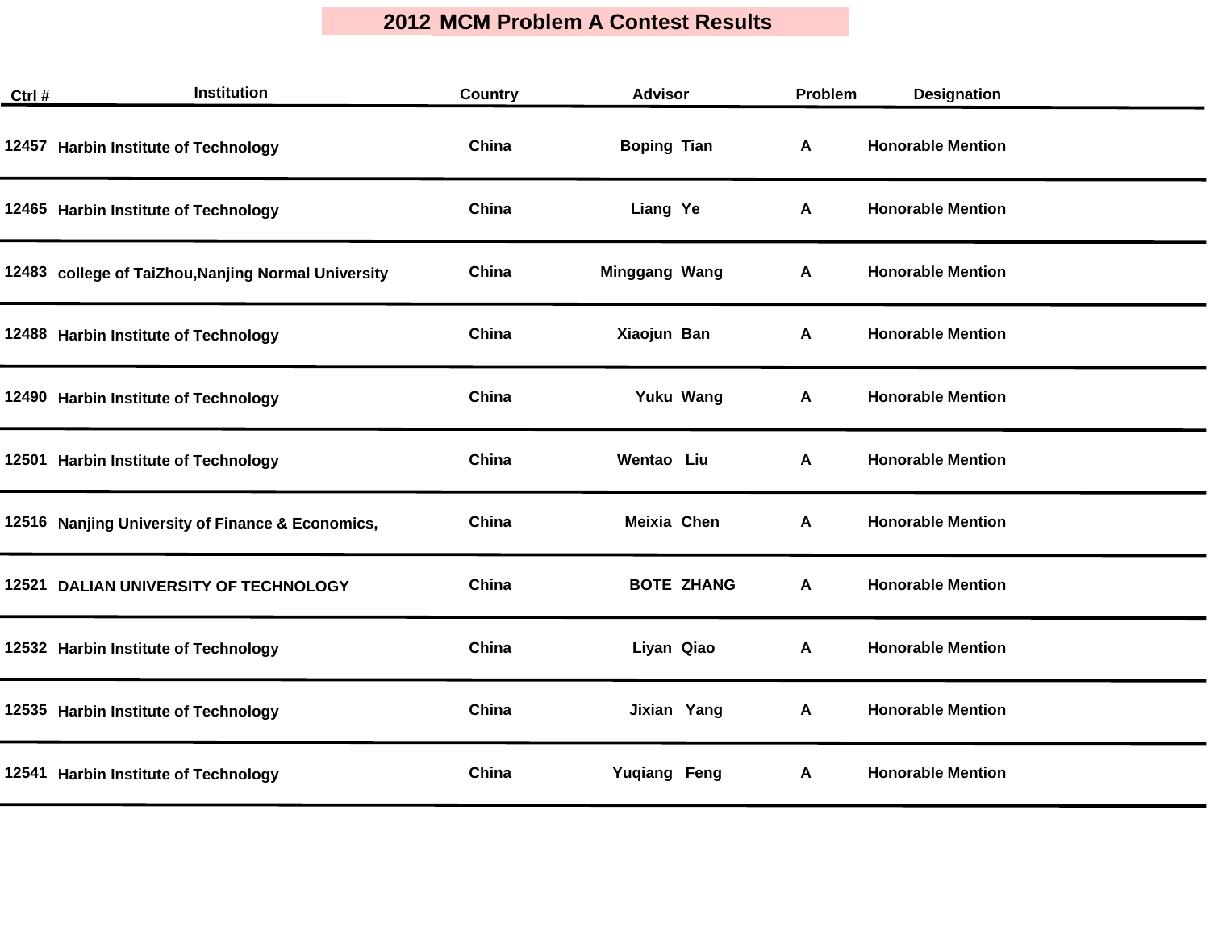# 2012 MCM Problem A Contest Results

| Ctrl # | Institution | Country | Advisor | Problem | Designation |
|---|---|---|---|---|---|
| 12457 | Harbin Institute of Technology | China | Boping Tian | A | Honorable Mention |
| 12465 | Harbin Institute of Technology | China | Liang Ye | A | Honorable Mention |
| 12483 | college of TaiZhou,Nanjing Normal University | China | Minggang Wang | A | Honorable Mention |
| 12488 | Harbin Institute of Technology | China | Xiaojun Ban | A | Honorable Mention |
| 12490 | Harbin Institute of Technology | China | Yuku Wang | A | Honorable Mention |
| 12501 | Harbin Institute of Technology | China | Wentao Liu | A | Honorable Mention |
| 12516 | Nanjing University of Finance & Economics, | China | Meixia Chen | A | Honorable Mention |
| 12521 | DALIAN UNIVERSITY OF TECHNOLOGY | China | BOTE ZHANG | A | Honorable Mention |
| 12532 | Harbin Institute of Technology | China | Liyan Qiao | A | Honorable Mention |
| 12535 | Harbin Institute of Technology | China | Jixian Yang | A | Honorable Mention |
| 12541 | Harbin Institute of Technology | China | Yuqiang Feng | A | Honorable Mention |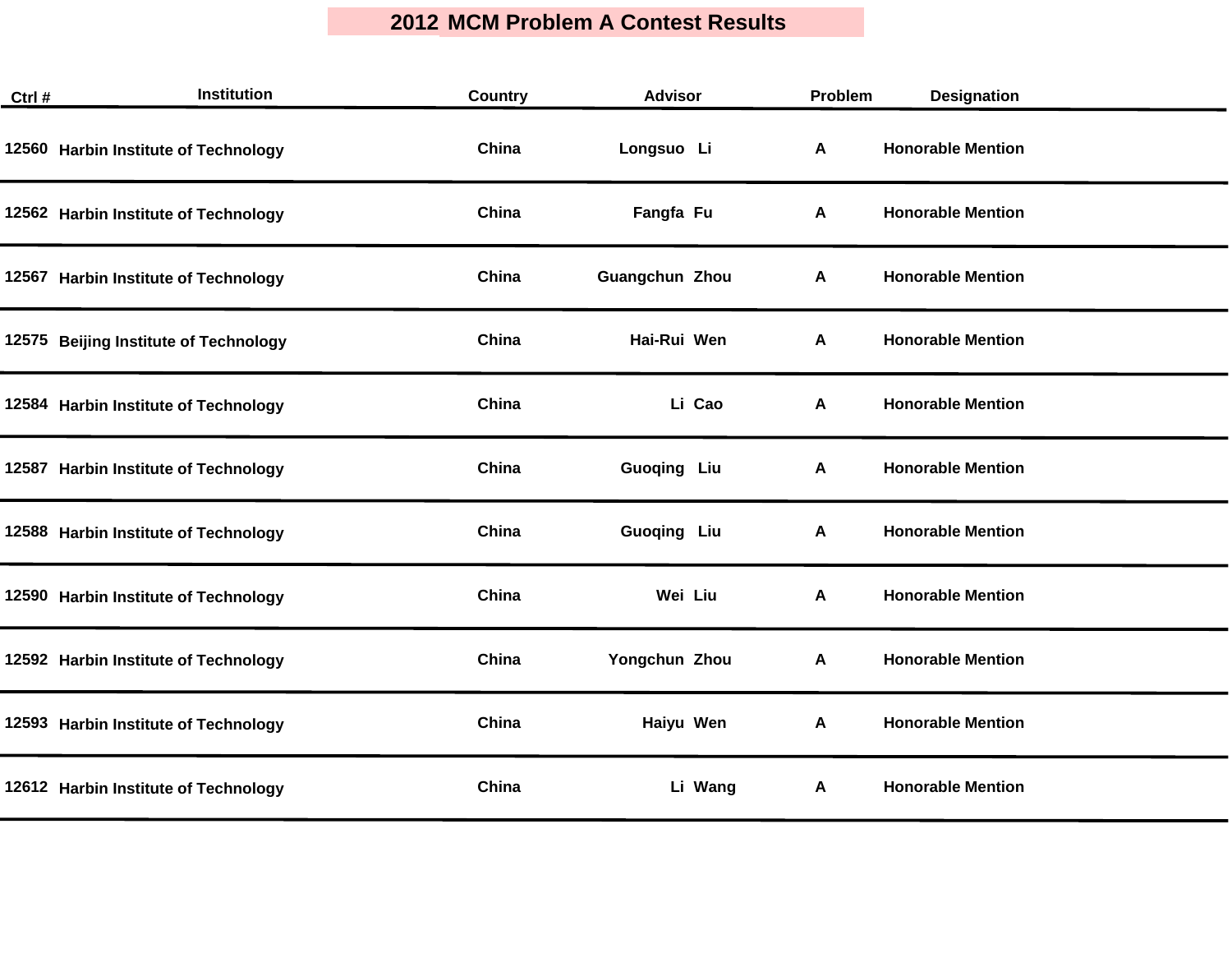# 2012 MCM Problem A Contest Results

| Ctrl # | Institution | Country | Advisor | Problem | Designation |
|---|---|---|---|---|---|
| 12560 | Harbin Institute of Technology | China | Longsuo Li | A | Honorable Mention |
| 12562 | Harbin Institute of Technology | China | Fangfa Fu | A | Honorable Mention |
| 12567 | Harbin Institute of Technology | China | Guangchun Zhou | A | Honorable Mention |
| 12575 | Beijing Institute of Technology | China | Hai-Rui Wen | A | Honorable Mention |
| 12584 | Harbin Institute of Technology | China | Li Cao | A | Honorable Mention |
| 12587 | Harbin Institute of Technology | China | Guoqing Liu | A | Honorable Mention |
| 12588 | Harbin Institute of Technology | China | Guoqing Liu | A | Honorable Mention |
| 12590 | Harbin Institute of Technology | China | Wei Liu | A | Honorable Mention |
| 12592 | Harbin Institute of Technology | China | Yongchun Zhou | A | Honorable Mention |
| 12593 | Harbin Institute of Technology | China | Haiyu Wen | A | Honorable Mention |
| 12612 | Harbin Institute of Technology | China | Li Wang | A | Honorable Mention |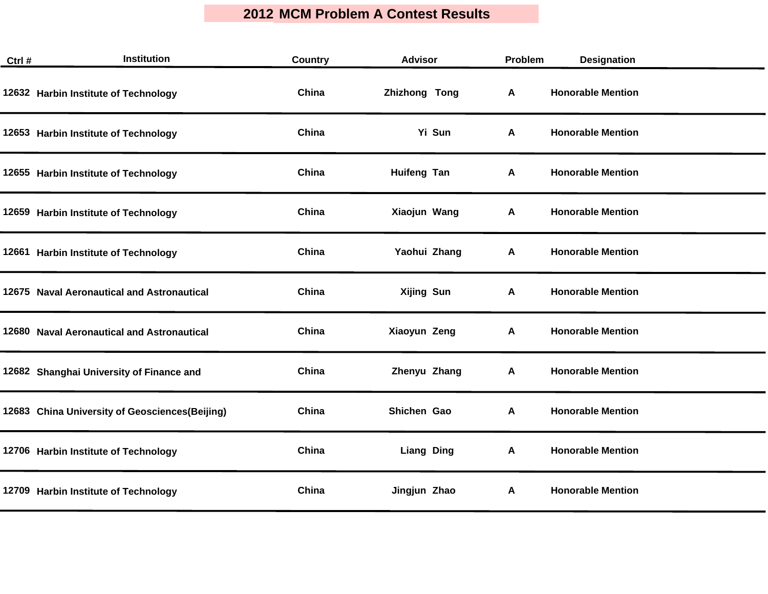# 2012 MCM Problem A Contest Results

| Ctrl # | Institution | Country | Advisor | Problem | Designation |
|---|---|---|---|---|---|
| 12632 | Harbin Institute of Technology | China | Zhizhong Tong | A | Honorable Mention |
| 12653 | Harbin Institute of Technology | China | Yi Sun | A | Honorable Mention |
| 12655 | Harbin Institute of Technology | China | Huifeng Tan | A | Honorable Mention |
| 12659 | Harbin Institute of Technology | China | Xiaojun Wang | A | Honorable Mention |
| 12661 | Harbin Institute of Technology | China | Yaohui Zhang | A | Honorable Mention |
| 12675 | Naval Aeronautical and Astronautical | China | Xijing Sun | A | Honorable Mention |
| 12680 | Naval Aeronautical and Astronautical | China | Xiaoyun Zeng | A | Honorable Mention |
| 12682 | Shanghai University of Finance and | China | Zhenyu Zhang | A | Honorable Mention |
| 12683 | China University of Geosciences(Beijing) | China | Shichen Gao | A | Honorable Mention |
| 12706 | Harbin Institute of Technology | China | Liang Ding | A | Honorable Mention |
| 12709 | Harbin Institute of Technology | China | Jingjun Zhao | A | Honorable Mention |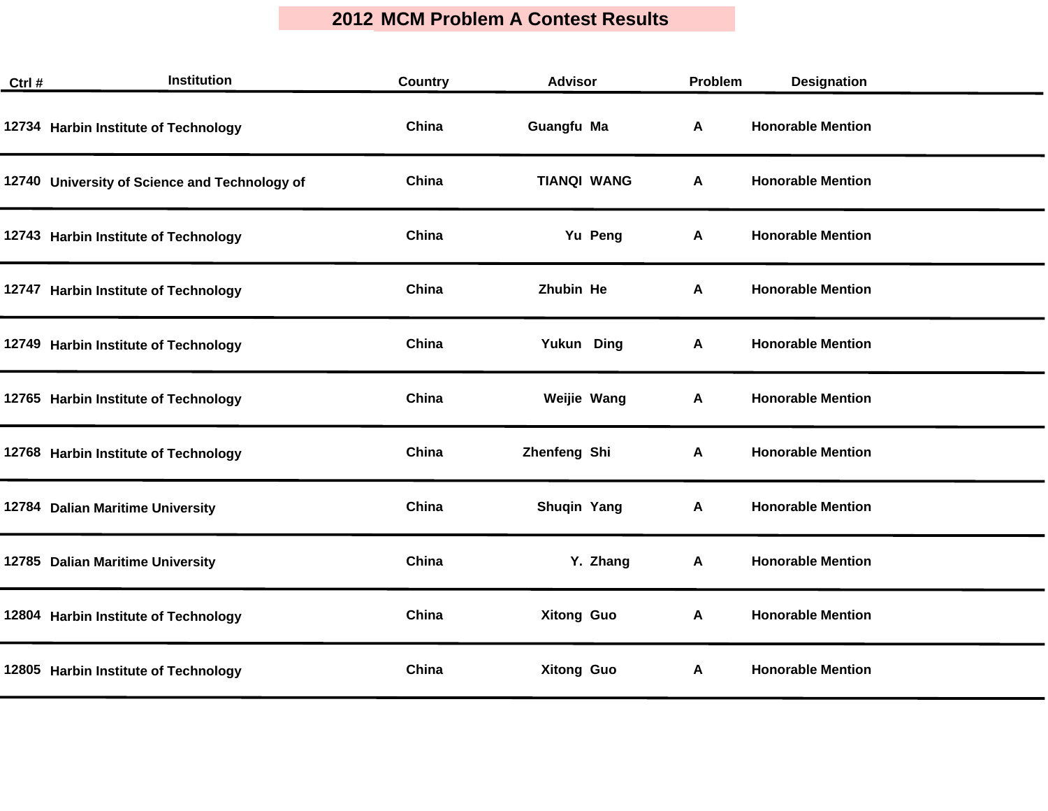# 2012 MCM Problem A Contest Results

| Ctrl # | Institution | Country | Advisor | Problem | Designation |
|---|---|---|---|---|---|
| 12734 | Harbin Institute of Technology | China | Guangfu Ma | A | Honorable Mention |
| 12740 | University of Science and Technology of | China | TIANQI WANG | A | Honorable Mention |
| 12743 | Harbin Institute of Technology | China | Yu Peng | A | Honorable Mention |
| 12747 | Harbin Institute of Technology | China | Zhubin He | A | Honorable Mention |
| 12749 | Harbin Institute of Technology | China | Yukun Ding | A | Honorable Mention |
| 12765 | Harbin Institute of Technology | China | Weijie Wang | A | Honorable Mention |
| 12768 | Harbin Institute of Technology | China | Zhenfeng Shi | A | Honorable Mention |
| 12784 | Dalian Maritime University | China | Shuqin Yang | A | Honorable Mention |
| 12785 | Dalian Maritime University | China | Y. Zhang | A | Honorable Mention |
| 12804 | Harbin Institute of Technology | China | Xitong Guo | A | Honorable Mention |
| 12805 | Harbin Institute of Technology | China | Xitong Guo | A | Honorable Mention |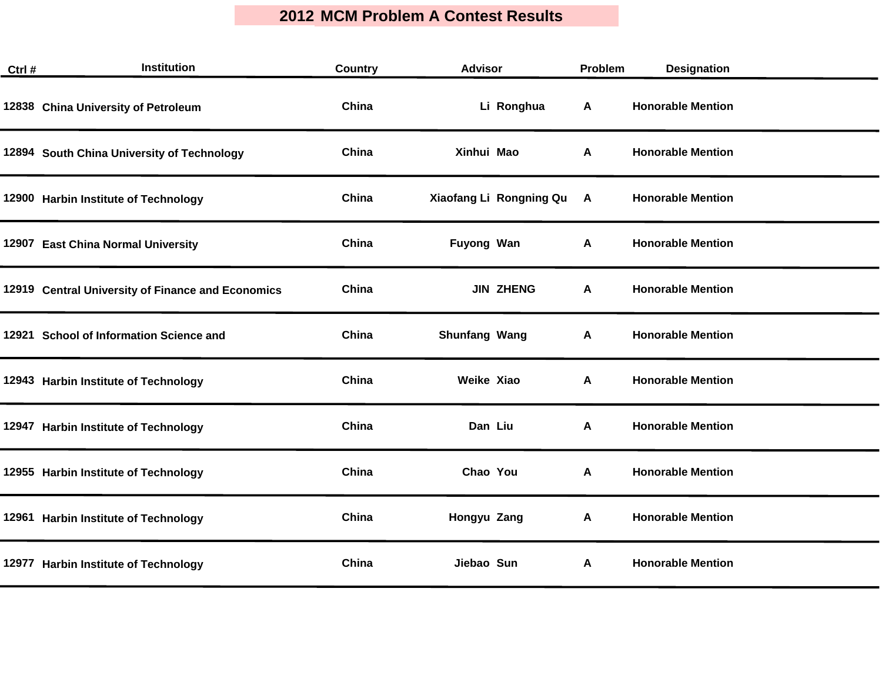# 2012 MCM Problem A Contest Results

| Ctrl # | Institution | Country | Advisor | Problem | Designation |
|---|---|---|---|---|---|
| 12838 | China University of Petroleum | China | Li Ronghua | A | Honorable Mention |
| 12894 | South China University of Technology | China | Xinhui Mao | A | Honorable Mention |
| 12900 | Harbin Institute of Technology | China | Xiaofang Li Rongning Qu | A | Honorable Mention |
| 12907 | East China Normal University | China | Fuyong Wan | A | Honorable Mention |
| 12919 | Central University of Finance and Economics | China | JIN ZHENG | A | Honorable Mention |
| 12921 | School of Information Science and | China | Shunfang Wang | A | Honorable Mention |
| 12943 | Harbin Institute of Technology | China | Weike Xiao | A | Honorable Mention |
| 12947 | Harbin Institute of Technology | China | Dan Liu | A | Honorable Mention |
| 12955 | Harbin Institute of Technology | China | Chao You | A | Honorable Mention |
| 12961 | Harbin Institute of Technology | China | Hongyu Zang | A | Honorable Mention |
| 12977 | Harbin Institute of Technology | China | Jiebao Sun | A | Honorable Mention |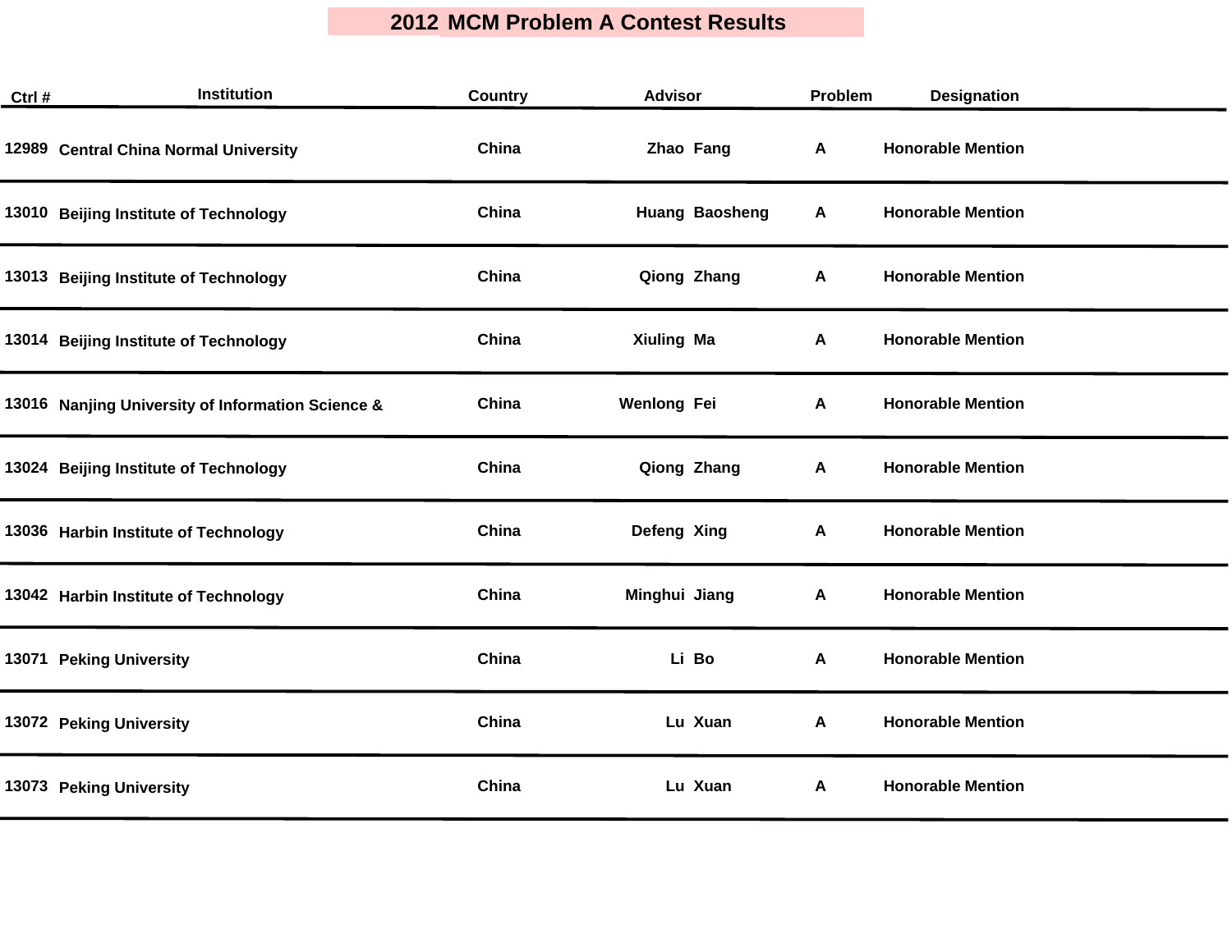# 2012 MCM Problem A Contest Results

| Ctrl # | Institution | Country | Advisor | Problem | Designation |
|---|---|---|---|---|---|
| 12989 | Central China Normal University | China | Zhao Fang | A | Honorable Mention |
| 13010 | Beijing Institute of Technology | China | Huang Baosheng | A | Honorable Mention |
| 13013 | Beijing Institute of Technology | China | Qiong Zhang | A | Honorable Mention |
| 13014 | Beijing Institute of Technology | China | Xiuling Ma | A | Honorable Mention |
| 13016 | Nanjing University of Information Science & | China | Wenlong Fei | A | Honorable Mention |
| 13024 | Beijing Institute of Technology | China | Qiong Zhang | A | Honorable Mention |
| 13036 | Harbin Institute of Technology | China | Defeng Xing | A | Honorable Mention |
| 13042 | Harbin Institute of Technology | China | Minghui Jiang | A | Honorable Mention |
| 13071 | Peking University | China | Li Bo | A | Honorable Mention |
| 13072 | Peking University | China | Lu Xuan | A | Honorable Mention |
| 13073 | Peking University | China | Lu Xuan | A | Honorable Mention |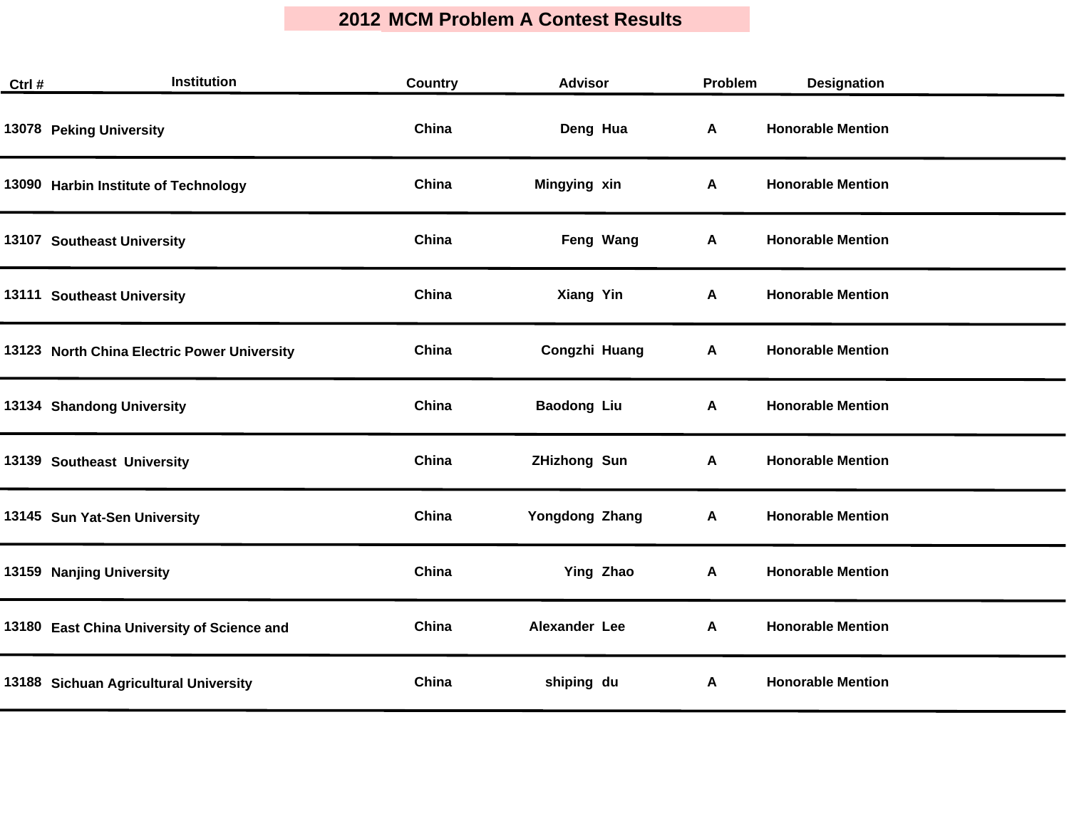# 2012 MCM Problem A Contest Results

| Ctrl # | Institution | Country | Advisor | Problem | Designation |
|---|---|---|---|---|---|
| 13078 | Peking University | China | Deng Hua | A | Honorable Mention |
| 13090 | Harbin Institute of Technology | China | Mingying xin | A | Honorable Mention |
| 13107 | Southeast University | China | Feng Wang | A | Honorable Mention |
| 13111 | Southeast University | China | Xiang Yin | A | Honorable Mention |
| 13123 | North China Electric Power University | China | Congzhi Huang | A | Honorable Mention |
| 13134 | Shandong University | China | Baodong Liu | A | Honorable Mention |
| 13139 | Southeast University | China | ZHizhong Sun | A | Honorable Mention |
| 13145 | Sun Yat-Sen University | China | Yongdong Zhang | A | Honorable Mention |
| 13159 | Nanjing University | China | Ying Zhao | A | Honorable Mention |
| 13180 | East China University of Science and | China | Alexander Lee | A | Honorable Mention |
| 13188 | Sichuan Agricultural University | China | shiping du | A | Honorable Mention |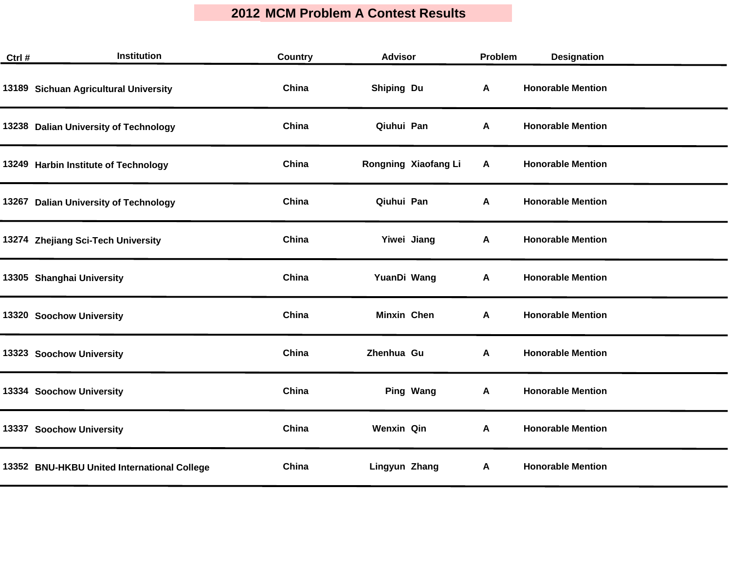# 2012 MCM Problem A Contest Results

| Ctrl # | Institution | Country | Advisor | Problem | Designation |
|---|---|---|---|---|---|
| 13189 | Sichuan Agricultural University | China | Shiping Du | A | Honorable Mention |
| 13238 | Dalian University of Technology | China | Qiuhui Pan | A | Honorable Mention |
| 13249 | Harbin Institute of Technology | China | Rongning Xiaofang Li | A | Honorable Mention |
| 13267 | Dalian University of Technology | China | Qiuhui Pan | A | Honorable Mention |
| 13274 | Zhejiang Sci-Tech University | China | Yiwei Jiang | A | Honorable Mention |
| 13305 | Shanghai University | China | YuanDi Wang | A | Honorable Mention |
| 13320 | Soochow University | China | Minxin Chen | A | Honorable Mention |
| 13323 | Soochow University | China | Zhenhua Gu | A | Honorable Mention |
| 13334 | Soochow University | China | Ping Wang | A | Honorable Mention |
| 13337 | Soochow University | China | Wenxin Qin | A | Honorable Mention |
| 13352 | BNU-HKBU United International College | China | Lingyun Zhang | A | Honorable Mention |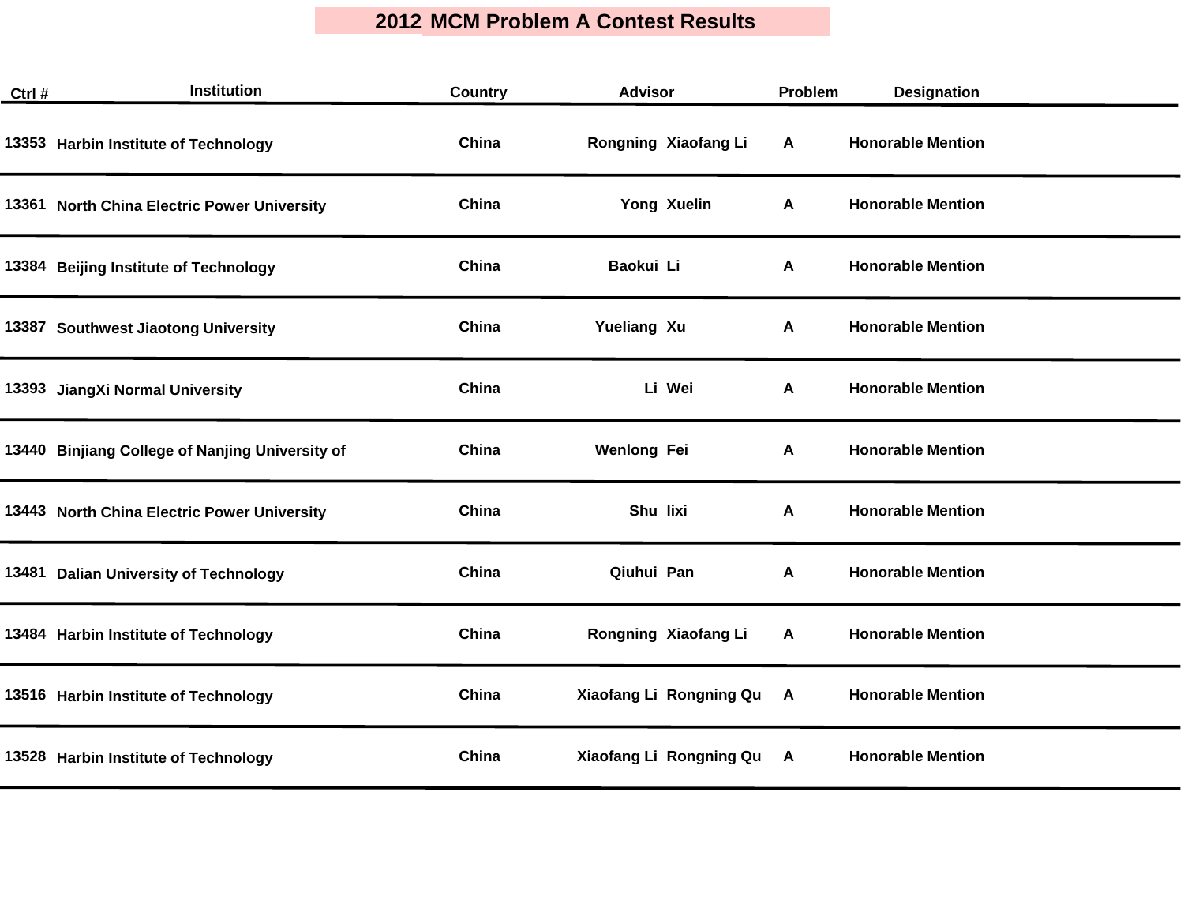# 2012 MCM Problem A Contest Results

| Ctrl # | Institution | Country | Advisor | Problem | Designation |
|---|---|---|---|---|---|
| 13353 | Harbin Institute of Technology | China | Rongning Xiaofang Li | A | Honorable Mention |
| 13361 | North China Electric Power University | China | Yong Xuelin | A | Honorable Mention |
| 13384 | Beijing Institute of Technology | China | Baokui Li | A | Honorable Mention |
| 13387 | Southwest Jiaotong University | China | Yueliang Xu | A | Honorable Mention |
| 13393 | JiangXi Normal University | China | Li Wei | A | Honorable Mention |
| 13440 | Binjiang College of Nanjing University of | China | Wenlong Fei | A | Honorable Mention |
| 13443 | North China Electric Power University | China | Shu lixi | A | Honorable Mention |
| 13481 | Dalian University of Technology | China | Qiuhui Pan | A | Honorable Mention |
| 13484 | Harbin Institute of Technology | China | Rongning Xiaofang Li | A | Honorable Mention |
| 13516 | Harbin Institute of Technology | China | Xiaofang Li Rongning Qu | A | Honorable Mention |
| 13528 | Harbin Institute of Technology | China | Xiaofang Li Rongning Qu | A | Honorable Mention |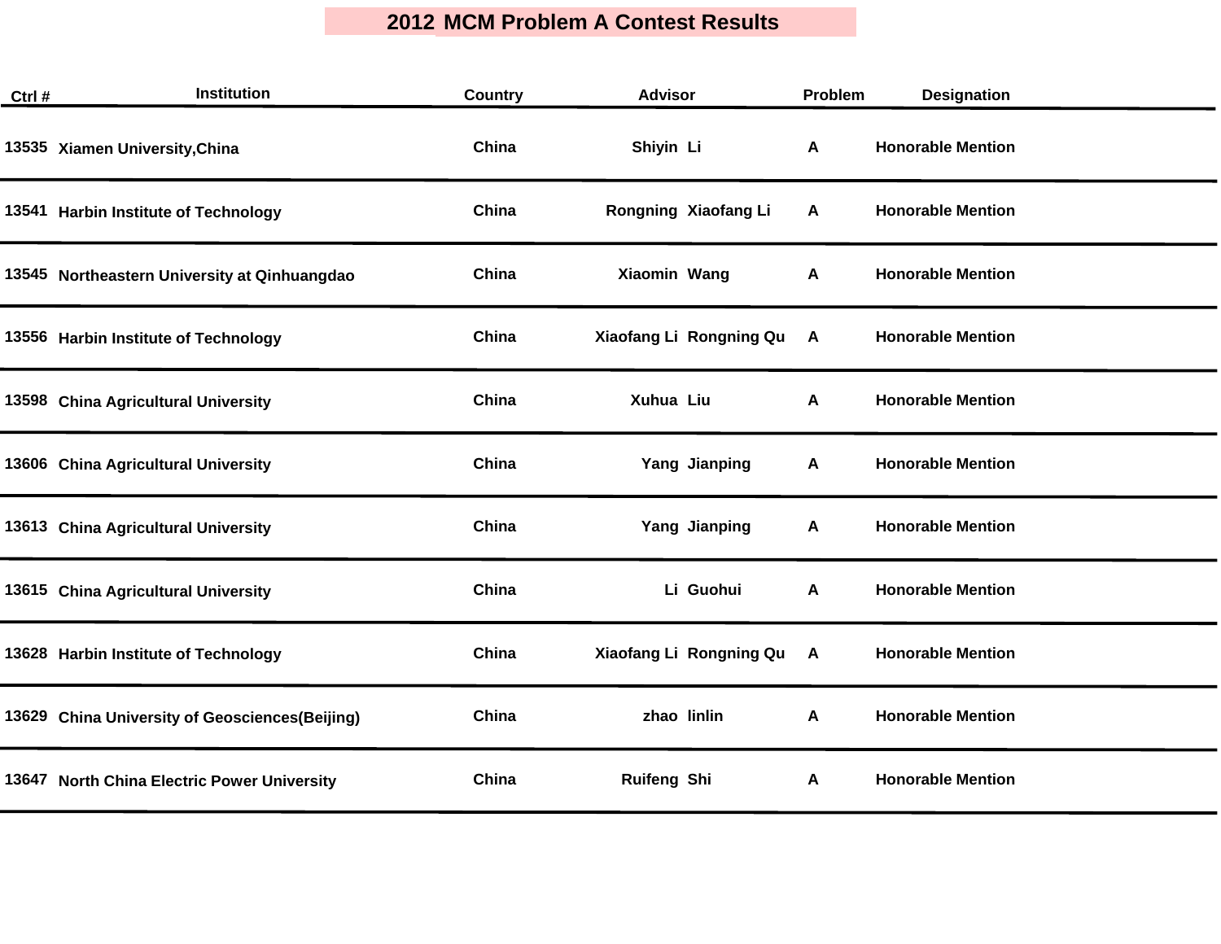# 2012 MCM Problem A Contest Results

| Ctrl # | Institution | Country | Advisor | Problem | Designation |
|---|---|---|---|---|---|
| 13535 | Xiamen University,China | China | Shiyin Li | A | Honorable Mention |
| 13541 | Harbin Institute of Technology | China | Rongning Xiaofang Li | A | Honorable Mention |
| 13545 | Northeastern University at Qinhuangdao | China | Xiaomin Wang | A | Honorable Mention |
| 13556 | Harbin Institute of Technology | China | Xiaofang Li Rongning Qu | A | Honorable Mention |
| 13598 | China Agricultural University | China | Xuhua Liu | A | Honorable Mention |
| 13606 | China Agricultural University | China | Yang Jianping | A | Honorable Mention |
| 13613 | China Agricultural University | China | Yang Jianping | A | Honorable Mention |
| 13615 | China Agricultural University | China | Li Guohui | A | Honorable Mention |
| 13628 | Harbin Institute of Technology | China | Xiaofang Li Rongning Qu | A | Honorable Mention |
| 13629 | China University of Geosciences(Beijing) | China | zhao linlin | A | Honorable Mention |
| 13647 | North China Electric Power University | China | Ruifeng Shi | A | Honorable Mention |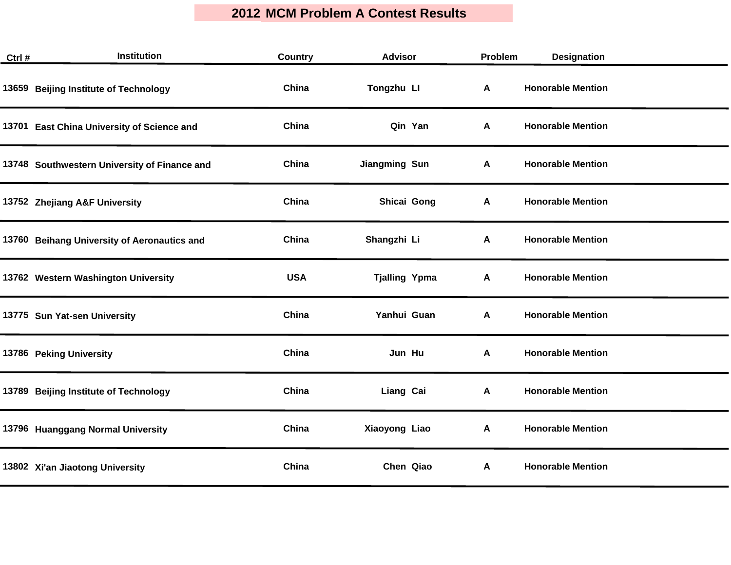# 2012 MCM Problem A Contest Results

| Ctrl # | Institution | Country | Advisor | Problem | Designation |
|---|---|---|---|---|---|
| 13659 | Beijing Institute of Technology | China | Tongzhu LI | A | Honorable Mention |
| 13701 | East China University of Science and | China | Qin Yan | A | Honorable Mention |
| 13748 | Southwestern University of Finance and | China | Jiangming Sun | A | Honorable Mention |
| 13752 | Zhejiang A&F University | China | Shicai Gong | A | Honorable Mention |
| 13760 | Beihang University of Aeronautics and | China | Shangzhi Li | A | Honorable Mention |
| 13762 | Western Washington University | USA | Tjalling Ypma | A | Honorable Mention |
| 13775 | Sun Yat-sen University | China | Yanhui Guan | A | Honorable Mention |
| 13786 | Peking University | China | Jun Hu | A | Honorable Mention |
| 13789 | Beijing Institute of Technology | China | Liang Cai | A | Honorable Mention |
| 13796 | Huanggang Normal University | China | Xiaoyong Liao | A | Honorable Mention |
| 13802 | Xi'an Jiaotong University | China | Chen Qiao | A | Honorable Mention |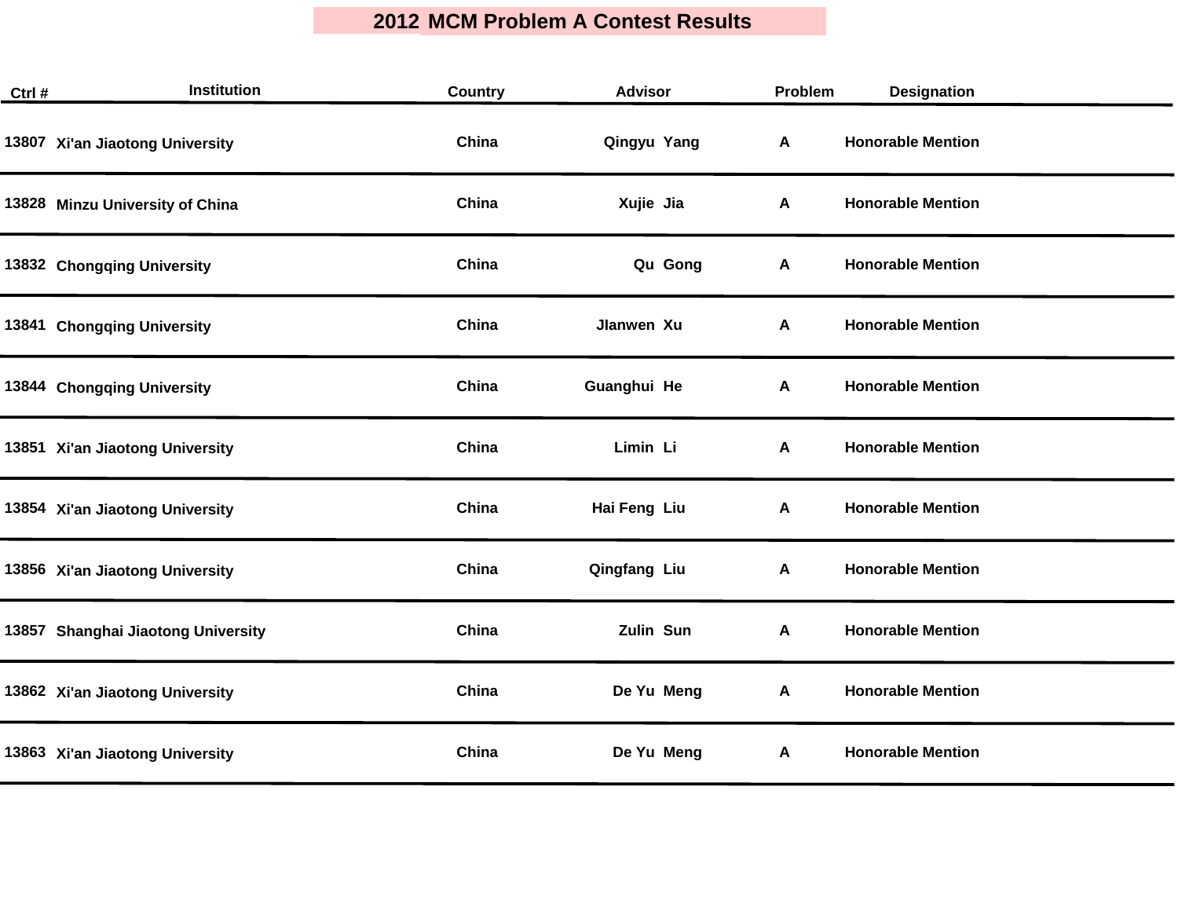# 2012 MCM Problem A Contest Results

| Ctrl # | Institution | Country | Advisor | Problem | Designation |
|---|---|---|---|---|---|
| 13807 | Xi'an Jiaotong University | China | Qingyu Yang | A | Honorable Mention |
| 13828 | Minzu University of China | China | Xujie Jia | A | Honorable Mention |
| 13832 | Chongqing University | China | Qu Gong | A | Honorable Mention |
| 13841 | Chongqing University | China | JIanwen Xu | A | Honorable Mention |
| 13844 | Chongqing University | China | Guanghui He | A | Honorable Mention |
| 13851 | Xi'an Jiaotong University | China | Limin Li | A | Honorable Mention |
| 13854 | Xi'an Jiaotong University | China | Hai Feng Liu | A | Honorable Mention |
| 13856 | Xi'an Jiaotong University | China | Qingfang Liu | A | Honorable Mention |
| 13857 | Shanghai Jiaotong University | China | Zulin Sun | A | Honorable Mention |
| 13862 | Xi'an Jiaotong University | China | De Yu Meng | A | Honorable Mention |
| 13863 | Xi'an Jiaotong University | China | De Yu Meng | A | Honorable Mention |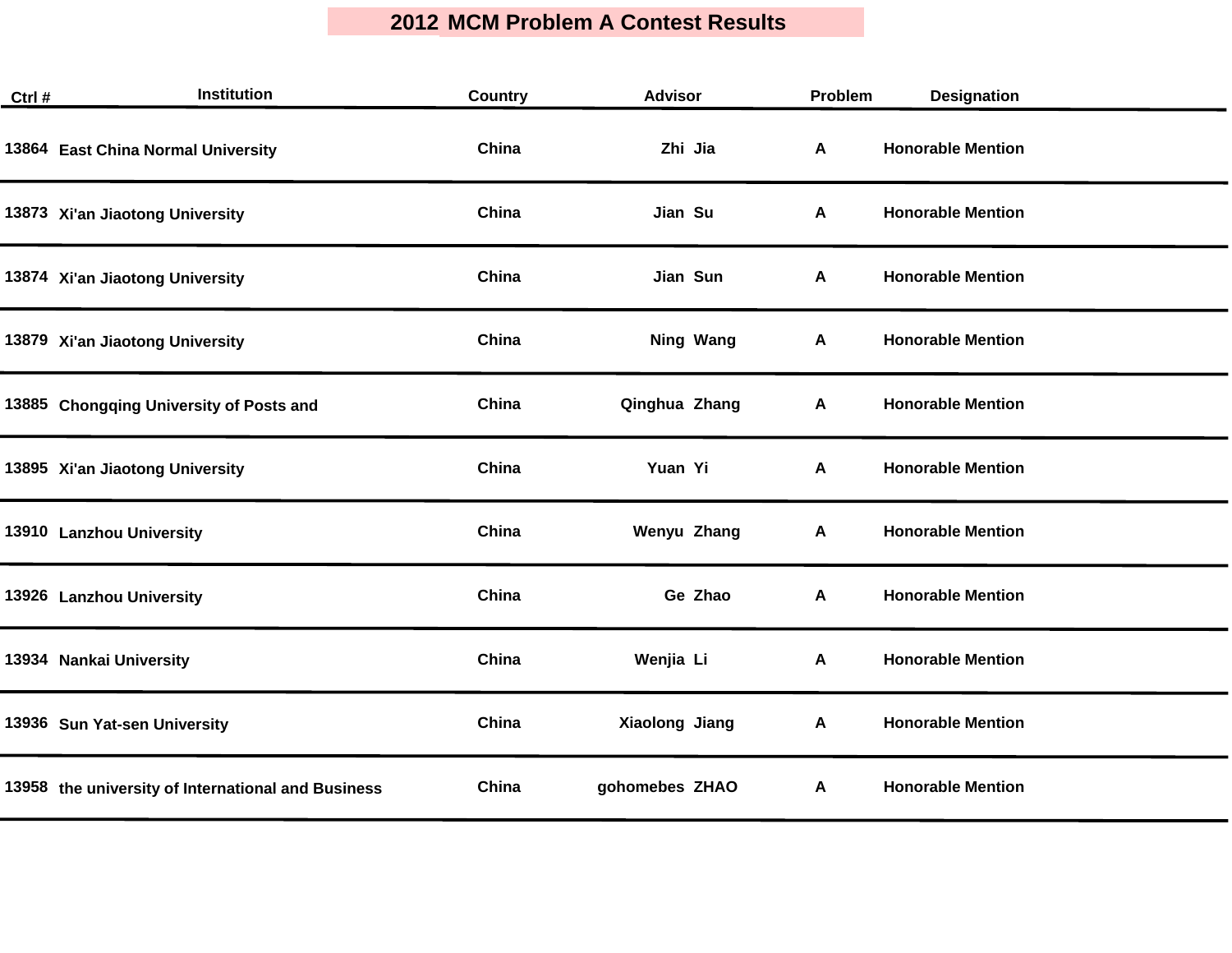# 2012 MCM Problem A Contest Results

| Ctrl # | Institution | Country | Advisor | Problem | Designation |
|---|---|---|---|---|---|
| 13864 | East China Normal University | China | Zhi Jia | A | Honorable Mention |
| 13873 | Xi'an Jiaotong University | China | Jian Su | A | Honorable Mention |
| 13874 | Xi'an Jiaotong University | China | Jian Sun | A | Honorable Mention |
| 13879 | Xi'an Jiaotong University | China | Ning Wang | A | Honorable Mention |
| 13885 | Chongqing University of Posts and | China | Qinghua Zhang | A | Honorable Mention |
| 13895 | Xi'an Jiaotong University | China | Yuan Yi | A | Honorable Mention |
| 13910 | Lanzhou University | China | Wenyu Zhang | A | Honorable Mention |
| 13926 | Lanzhou University | China | Ge Zhao | A | Honorable Mention |
| 13934 | Nankai University | China | Wenjia Li | A | Honorable Mention |
| 13936 | Sun Yat-sen University | China | Xiaolong Jiang | A | Honorable Mention |
| 13958 | the university of International and Business | China | gohomebes ZHAO | A | Honorable Mention |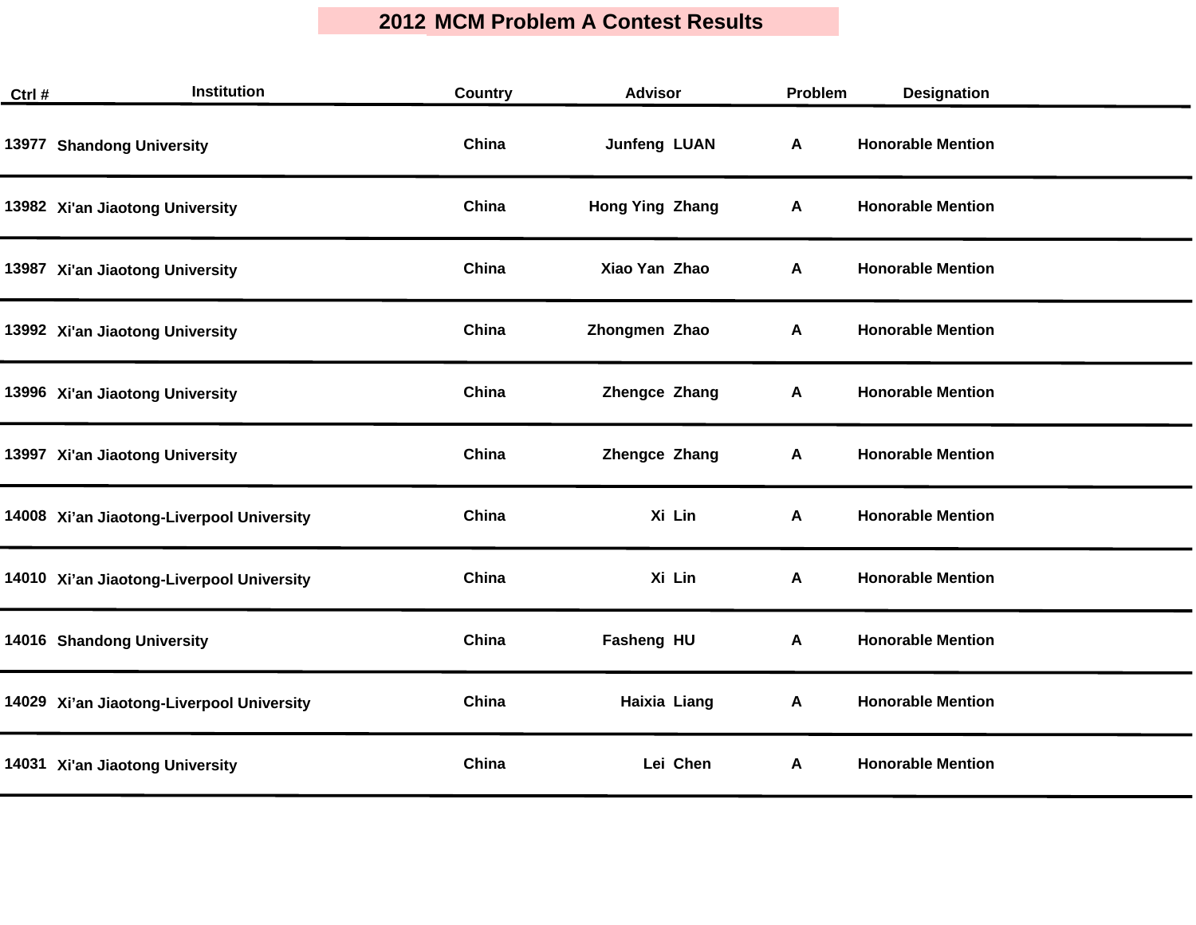# 2012 MCM Problem A Contest Results

| Ctrl # | Institution | Country | Advisor | Problem | Designation |
|---|---|---|---|---|---|
| 13977 | Shandong University | China | Junfeng LUAN | A | Honorable Mention |
| 13982 | Xi'an Jiaotong University | China | Hong Ying Zhang | A | Honorable Mention |
| 13987 | Xi'an Jiaotong University | China | Xiao Yan Zhao | A | Honorable Mention |
| 13992 | Xi'an Jiaotong University | China | Zhongmen Zhao | A | Honorable Mention |
| 13996 | Xi'an Jiaotong University | China | Zhengce Zhang | A | Honorable Mention |
| 13997 | Xi'an Jiaotong University | China | Zhengce Zhang | A | Honorable Mention |
| 14008 | Xi’an Jiaotong-Liverpool University | China | Xi Lin | A | Honorable Mention |
| 14010 | Xi’an Jiaotong-Liverpool University | China | Xi Lin | A | Honorable Mention |
| 14016 | Shandong University | China | Fasheng HU | A | Honorable Mention |
| 14029 | Xi’an Jiaotong-Liverpool University | China | Haixia Liang | A | Honorable Mention |
| 14031 | Xi'an Jiaotong University | China | Lei Chen | A | Honorable Mention |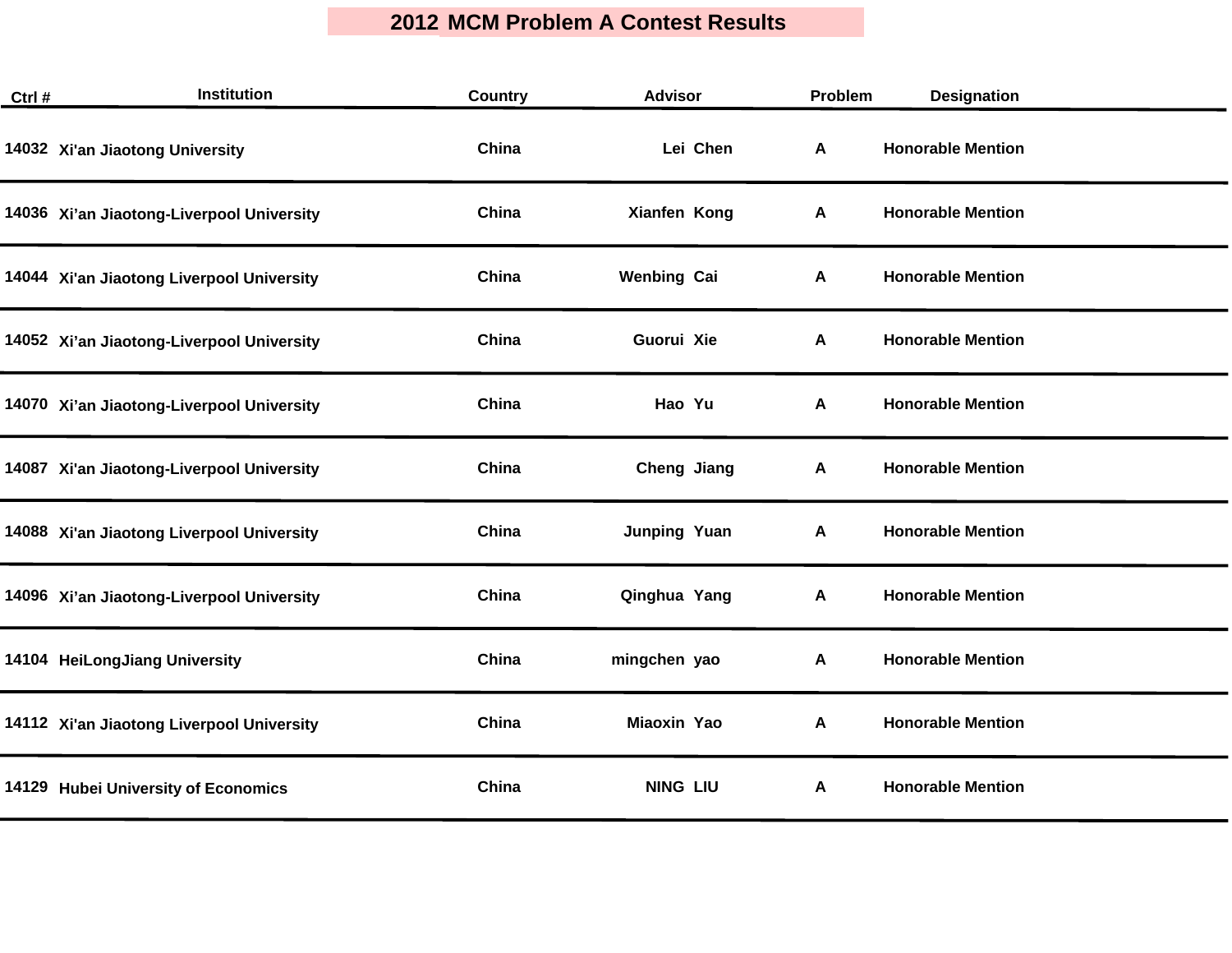# 2012 MCM Problem A Contest Results

| Ctrl # | Institution | Country | Advisor | Problem | Designation |
|---|---|---|---|---|---|
| 14032 | Xi'an Jiaotong University | China | Lei Chen | A | Honorable Mention |
| 14036 | Xi’an Jiaotong-Liverpool University | China | Xianfen Kong | A | Honorable Mention |
| 14044 | Xi'an Jiaotong Liverpool University | China | Wenbing Cai | A | Honorable Mention |
| 14052 | Xi’an Jiaotong-Liverpool University | China | Guorui Xie | A | Honorable Mention |
| 14070 | Xi’an Jiaotong-Liverpool University | China | Hao Yu | A | Honorable Mention |
| 14087 | Xi'an Jiaotong-Liverpool University | China | Cheng Jiang | A | Honorable Mention |
| 14088 | Xi'an Jiaotong Liverpool University | China | Junping Yuan | A | Honorable Mention |
| 14096 | Xi’an Jiaotong-Liverpool University | China | Qinghua Yang | A | Honorable Mention |
| 14104 | HeiLongJiang University | China | mingchen yao | A | Honorable Mention |
| 14112 | Xi'an Jiaotong Liverpool University | China | Miaoxin Yao | A | Honorable Mention |
| 14129 | Hubei University of Economics | China | NING LIU | A | Honorable Mention |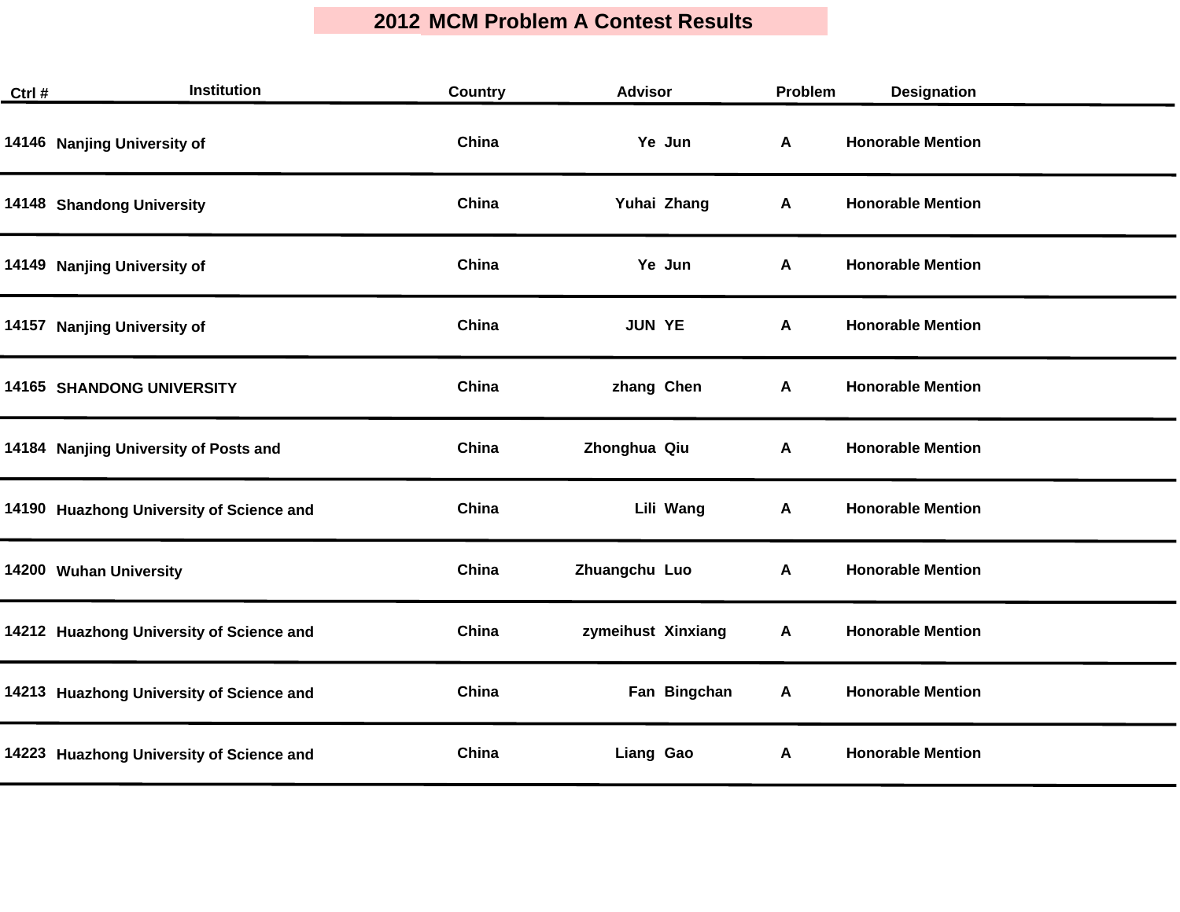# 2012 MCM Problem A Contest Results

| Ctrl # | Institution | Country | Advisor | Problem | Designation |
|---|---|---|---|---|---|
| 14146 | Nanjing University of | China | Ye Jun | A | Honorable Mention |
| 14148 | Shandong University | China | Yuhai Zhang | A | Honorable Mention |
| 14149 | Nanjing University of | China | Ye Jun | A | Honorable Mention |
| 14157 | Nanjing University of | China | JUN YE | A | Honorable Mention |
| 14165 | SHANDONG UNIVERSITY | China | zhang Chen | A | Honorable Mention |
| 14184 | Nanjing University of Posts and | China | Zhonghua Qiu | A | Honorable Mention |
| 14190 | Huazhong University of Science and | China | Lili Wang | A | Honorable Mention |
| 14200 | Wuhan University | China | Zhuangchu Luo | A | Honorable Mention |
| 14212 | Huazhong University of Science and | China | zymeihust Xinxiang | A | Honorable Mention |
| 14213 | Huazhong University of Science and | China | Fan Bingchan | A | Honorable Mention |
| 14223 | Huazhong University of Science and | China | Liang Gao | A | Honorable Mention |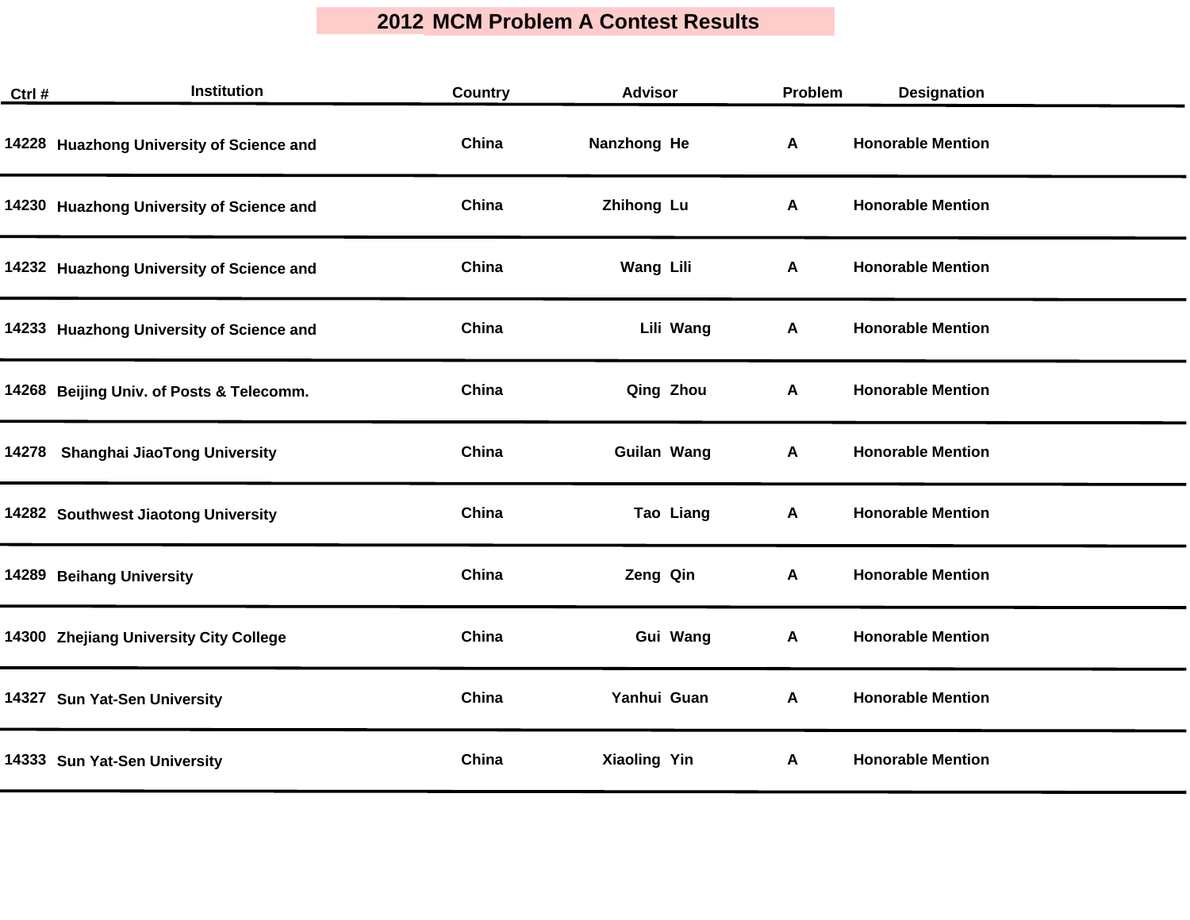# 2012 MCM Problem A Contest Results

| Ctrl # | Institution | Country | Advisor | Problem | Designation |
|---|---|---|---|---|---|
| 14228 | Huazhong University of Science and | China | Nanzhong He | A | Honorable Mention |
| 14230 | Huazhong University of Science and | China | Zhihong Lu | A | Honorable Mention |
| 14232 | Huazhong University of Science and | China | Wang Lili | A | Honorable Mention |
| 14233 | Huazhong University of Science and | China | Lili Wang | A | Honorable Mention |
| 14268 | Beijing Univ. of Posts & Telecomm. | China | Qing Zhou | A | Honorable Mention |
| 14278 | Shanghai JiaoTong University | China | Guilan Wang | A | Honorable Mention |
| 14282 | Southwest Jiaotong University | China | Tao Liang | A | Honorable Mention |
| 14289 | Beihang University | China | Zeng Qin | A | Honorable Mention |
| 14300 | Zhejiang University City College | China | Gui Wang | A | Honorable Mention |
| 14327 | Sun Yat-Sen University | China | Yanhui Guan | A | Honorable Mention |
| 14333 | Sun Yat-Sen University | China | Xiaoling Yin | A | Honorable Mention |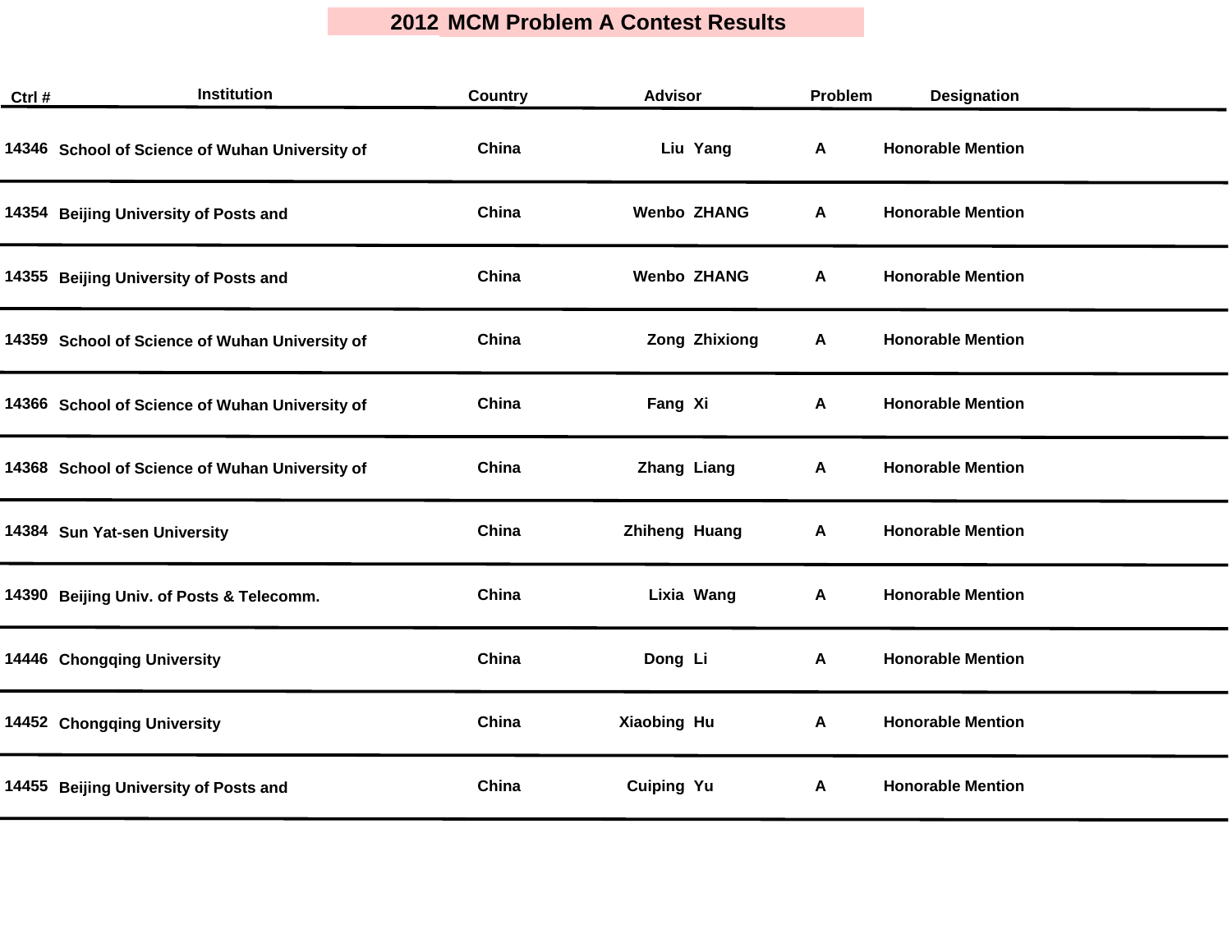# 2012 MCM Problem A Contest Results

| Ctrl # | Institution | Country | Advisor | Problem | Designation |
|---|---|---|---|---|---|
| 14346 | School of Science of Wuhan University of | China | Liu Yang | A | Honorable Mention |
| 14354 | Beijing University of Posts and | China | Wenbo ZHANG | A | Honorable Mention |
| 14355 | Beijing University of Posts and | China | Wenbo ZHANG | A | Honorable Mention |
| 14359 | School of Science of Wuhan University of | China | Zong Zhixiong | A | Honorable Mention |
| 14366 | School of Science of Wuhan University of | China | Fang Xi | A | Honorable Mention |
| 14368 | School of Science of Wuhan University of | China | Zhang Liang | A | Honorable Mention |
| 14384 | Sun Yat-sen University | China | Zhiheng Huang | A | Honorable Mention |
| 14390 | Beijing Univ. of Posts & Telecomm. | China | Lixia Wang | A | Honorable Mention |
| 14446 | Chongqing University | China | Dong Li | A | Honorable Mention |
| 14452 | Chongqing University | China | Xiaobing Hu | A | Honorable Mention |
| 14455 | Beijing University of Posts and | China | Cuiping Yu | A | Honorable Mention |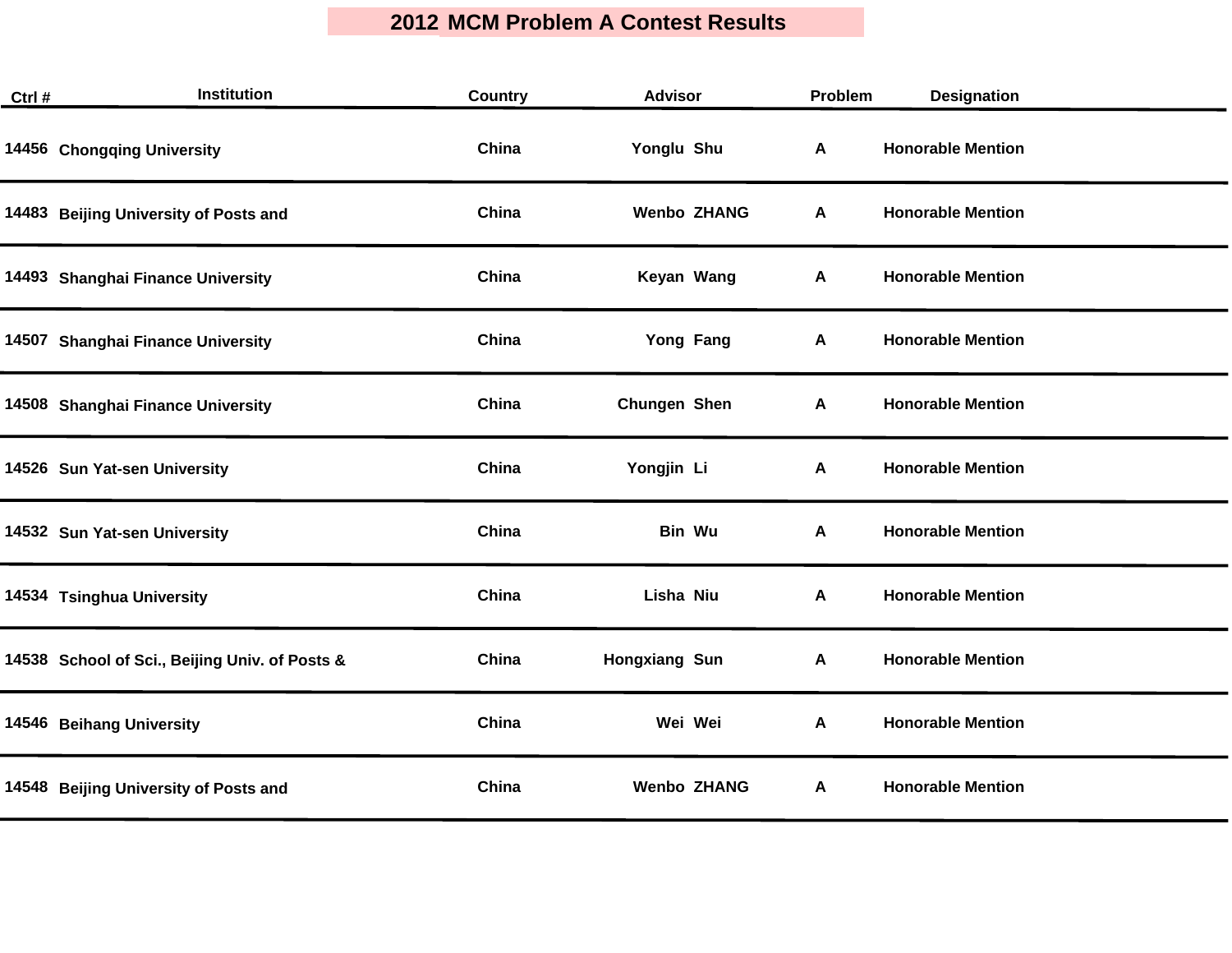# 2012 MCM Problem A Contest Results

| Ctrl # | Institution | Country | Advisor | Problem | Designation |
|---|---|---|---|---|---|
| 14456 | Chongqing University | China | Yonglu Shu | A | Honorable Mention |
| 14483 | Beijing University of Posts and | China | Wenbo ZHANG | A | Honorable Mention |
| 14493 | Shanghai Finance University | China | Keyan Wang | A | Honorable Mention |
| 14507 | Shanghai Finance University | China | Yong Fang | A | Honorable Mention |
| 14508 | Shanghai Finance University | China | Chungen Shen | A | Honorable Mention |
| 14526 | Sun Yat-sen University | China | Yongjin Li | A | Honorable Mention |
| 14532 | Sun Yat-sen University | China | Bin Wu | A | Honorable Mention |
| 14534 | Tsinghua University | China | Lisha Niu | A | Honorable Mention |
| 14538 | School of Sci., Beijing Univ. of Posts & | China | Hongxiang Sun | A | Honorable Mention |
| 14546 | Beihang University | China | Wei Wei | A | Honorable Mention |
| 14548 | Beijing University of Posts and | China | Wenbo ZHANG | A | Honorable Mention |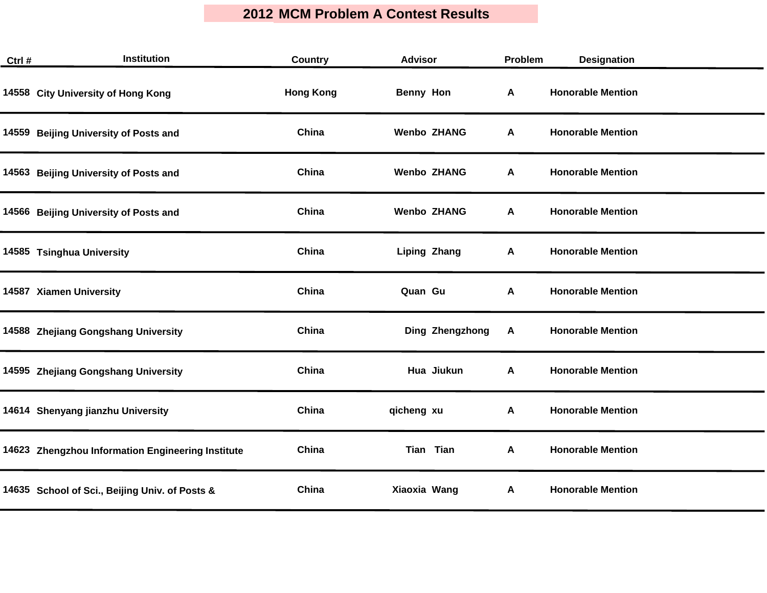# 2012 MCM Problem A Contest Results

| Ctrl # | Institution | Country | Advisor | Problem | Designation |
|---|---|---|---|---|---|
| 14558 | City University of Hong Kong | Hong Kong | Benny Hon | A | Honorable Mention |
| 14559 | Beijing University of Posts and | China | Wenbo ZHANG | A | Honorable Mention |
| 14563 | Beijing University of Posts and | China | Wenbo ZHANG | A | Honorable Mention |
| 14566 | Beijing University of Posts and | China | Wenbo ZHANG | A | Honorable Mention |
| 14585 | Tsinghua University | China | Liping Zhang | A | Honorable Mention |
| 14587 | Xiamen University | China | Quan Gu | A | Honorable Mention |
| 14588 | Zhejiang Gongshang University | China | Ding Zhengzhong | A | Honorable Mention |
| 14595 | Zhejiang Gongshang University | China | Hua Jiukun | A | Honorable Mention |
| 14614 | Shenyang jianzhu University | China | qicheng xu | A | Honorable Mention |
| 14623 | Zhengzhou Information Engineering Institute | China | Tian Tian | A | Honorable Mention |
| 14635 | School of Sci., Beijing Univ. of Posts & | China | Xiaoxia Wang | A | Honorable Mention |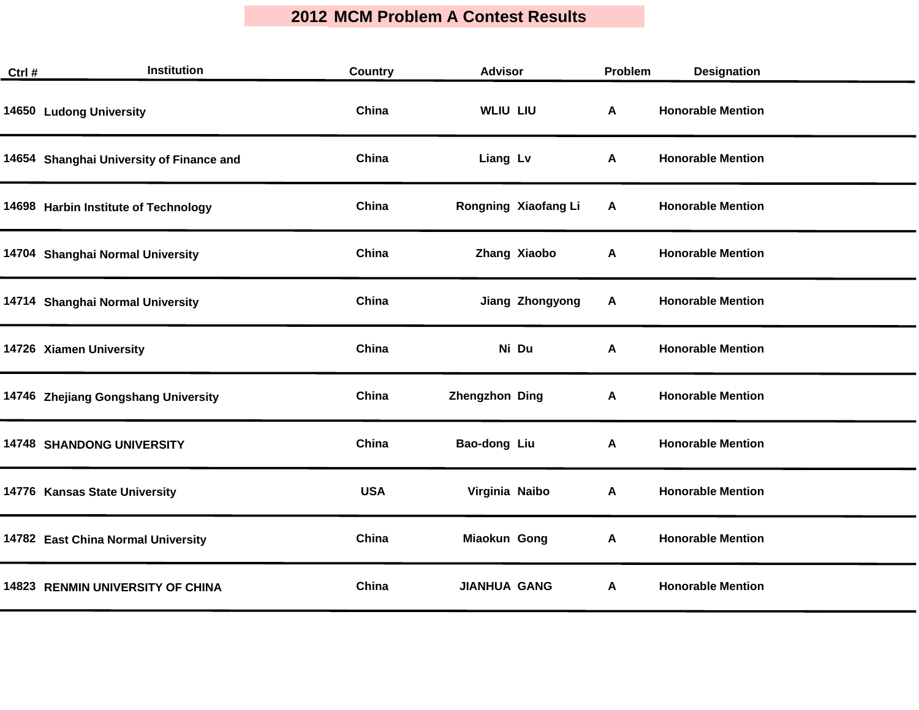# 2012 MCM Problem A Contest Results

| Ctrl # | Institution | Country | Advisor | | Problem | Designation |
|---|---|---|---|---|---|---|
| 14650 | Ludong University | China | WLIU | LIU | A | Honorable Mention |
| 14654 | Shanghai University of Finance and | China | Liang | Lv | A | Honorable Mention |
| 14698 | Harbin Institute of Technology | China | Rongning | Xiaofang Li | A | Honorable Mention |
| 14704 | Shanghai Normal University | China | Zhang | Xiaobo | A | Honorable Mention |
| 14714 | Shanghai Normal University | China | Jiang | Zhongyong | A | Honorable Mention |
| 14726 | Xiamen University | China | Ni | Du | A | Honorable Mention |
| 14746 | Zhejiang Gongshang University | China | Zhengzhon | Ding | A | Honorable Mention |
| 14748 | SHANDONG UNIVERSITY | China | Bao-dong | Liu | A | Honorable Mention |
| 14776 | Kansas State University | USA | Virginia | Naibo | A | Honorable Mention |
| 14782 | East China Normal University | China | Miaokun | Gong | A | Honorable Mention |
| 14823 | RENMIN UNIVERSITY OF CHINA | China | JIANHUA | GANG | A | Honorable Mention |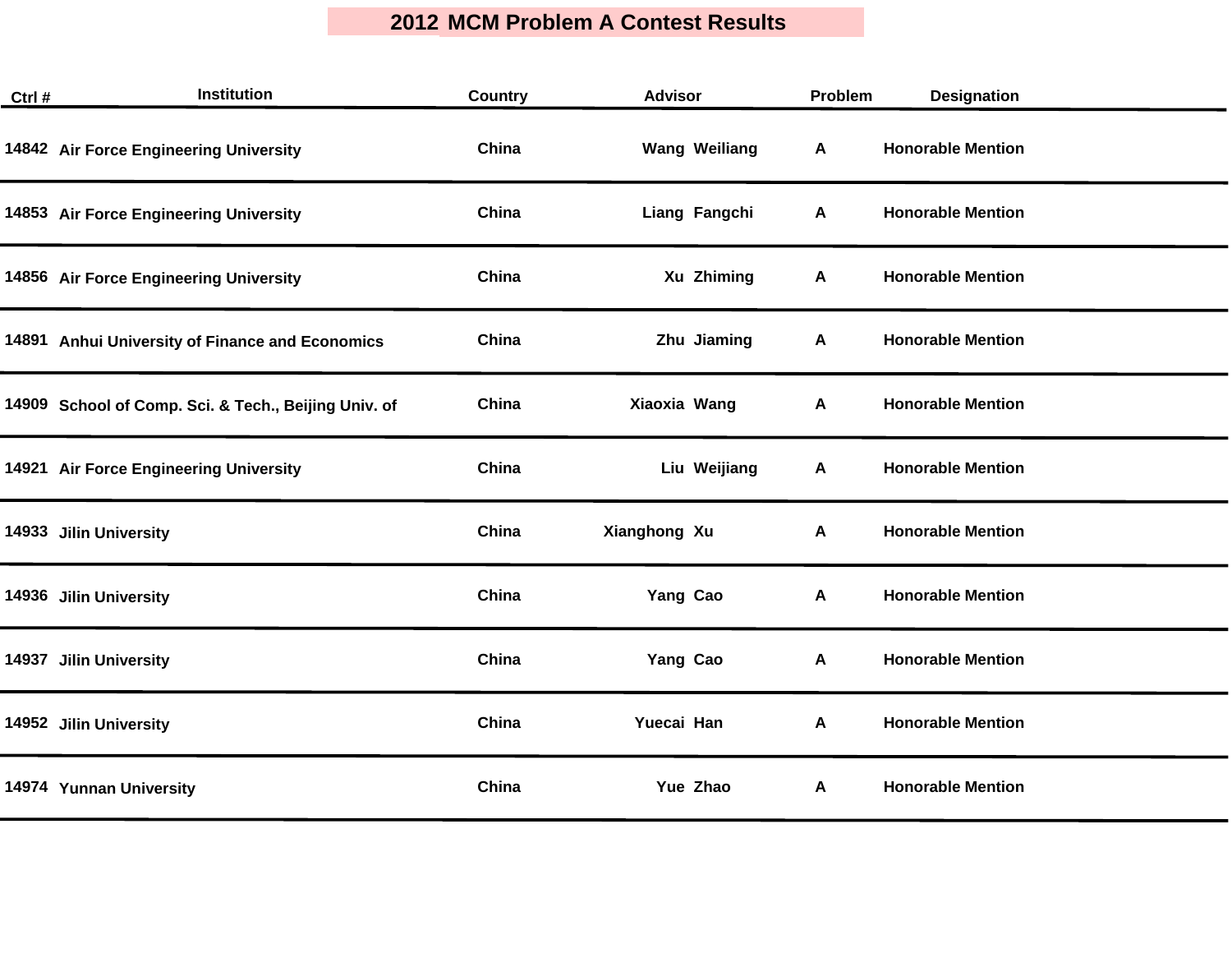# 2012 MCM Problem A Contest Results

| Ctrl # | Institution | Country | Advisor | Problem | Designation |
|---|---|---|---|---|---|
| 14842 | Air Force Engineering University | China | Wang Weiliang | A | Honorable Mention |
| 14853 | Air Force Engineering University | China | Liang Fangchi | A | Honorable Mention |
| 14856 | Air Force Engineering University | China | Xu Zhiming | A | Honorable Mention |
| 14891 | Anhui University of Finance and Economics | China | Zhu Jiaming | A | Honorable Mention |
| 14909 | School of Comp. Sci. & Tech., Beijing Univ. of | China | Xiaoxia Wang | A | Honorable Mention |
| 14921 | Air Force Engineering University | China | Liu Weijiang | A | Honorable Mention |
| 14933 | Jilin University | China | Xianghong Xu | A | Honorable Mention |
| 14936 | Jilin University | China | Yang Cao | A | Honorable Mention |
| 14937 | Jilin University | China | Yang Cao | A | Honorable Mention |
| 14952 | Jilin University | China | Yuecai Han | A | Honorable Mention |
| 14974 | Yunnan University | China | Yue Zhao | A | Honorable Mention |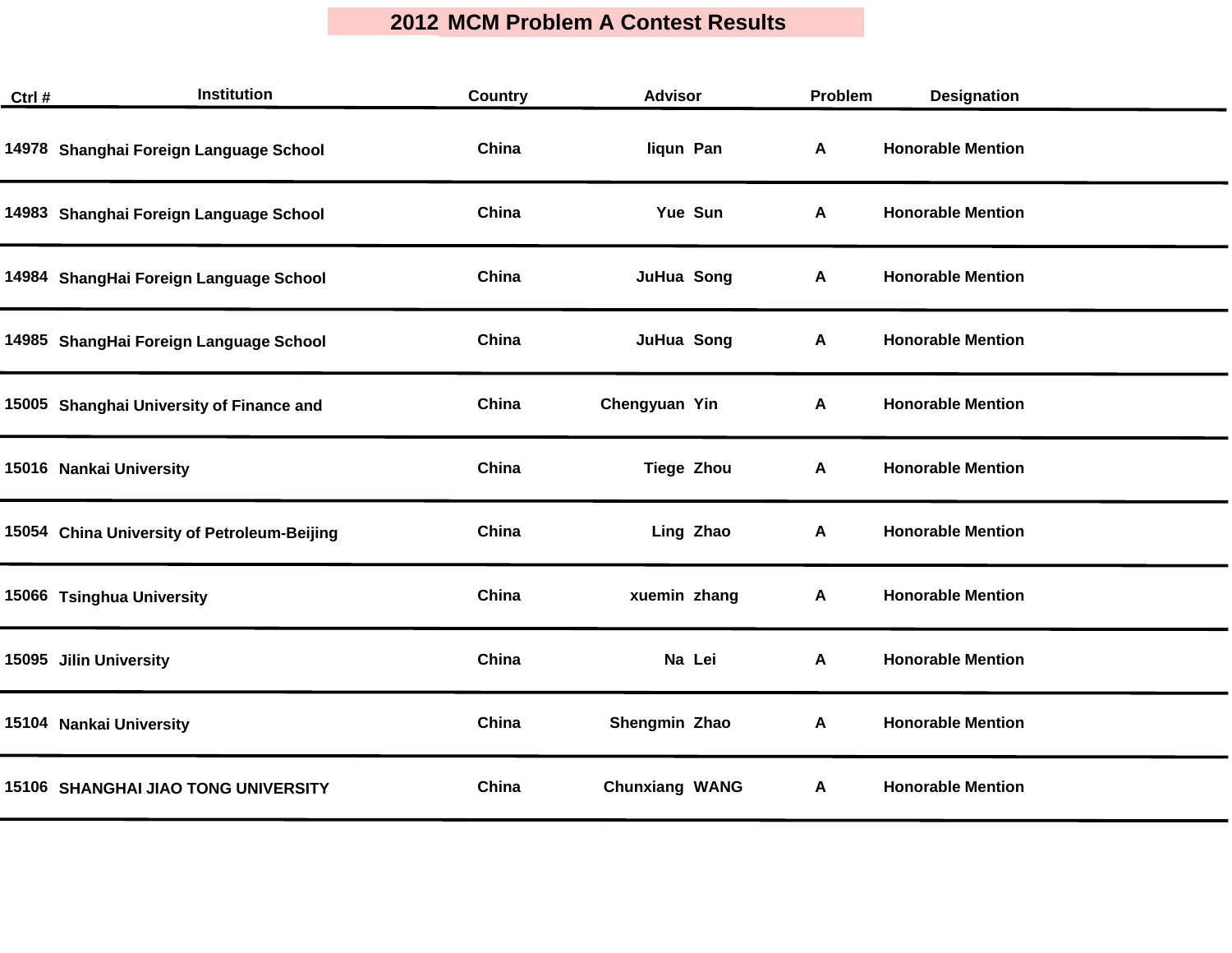# 2012 MCM Problem A Contest Results

| Ctrl # | Institution | Country | Advisor | Problem | Designation |
|---|---|---|---|---|---|
| 14978 | Shanghai Foreign Language School | China | liqun Pan | A | Honorable Mention |
| 14983 | Shanghai Foreign Language School | China | Yue Sun | A | Honorable Mention |
| 14984 | ShangHai Foreign Language School | China | JuHua Song | A | Honorable Mention |
| 14985 | ShangHai Foreign Language School | China | JuHua Song | A | Honorable Mention |
| 15005 | Shanghai University of Finance and | China | Chengyuan Yin | A | Honorable Mention |
| 15016 | Nankai University | China | Tiege Zhou | A | Honorable Mention |
| 15054 | China University of Petroleum-Beijing | China | Ling Zhao | A | Honorable Mention |
| 15066 | Tsinghua University | China | xuemin zhang | A | Honorable Mention |
| 15095 | Jilin University | China | Na Lei | A | Honorable Mention |
| 15104 | Nankai University | China | Shengmin Zhao | A | Honorable Mention |
| 15106 | SHANGHAI JIAO TONG UNIVERSITY | China | Chunxiang WANG | A | Honorable Mention |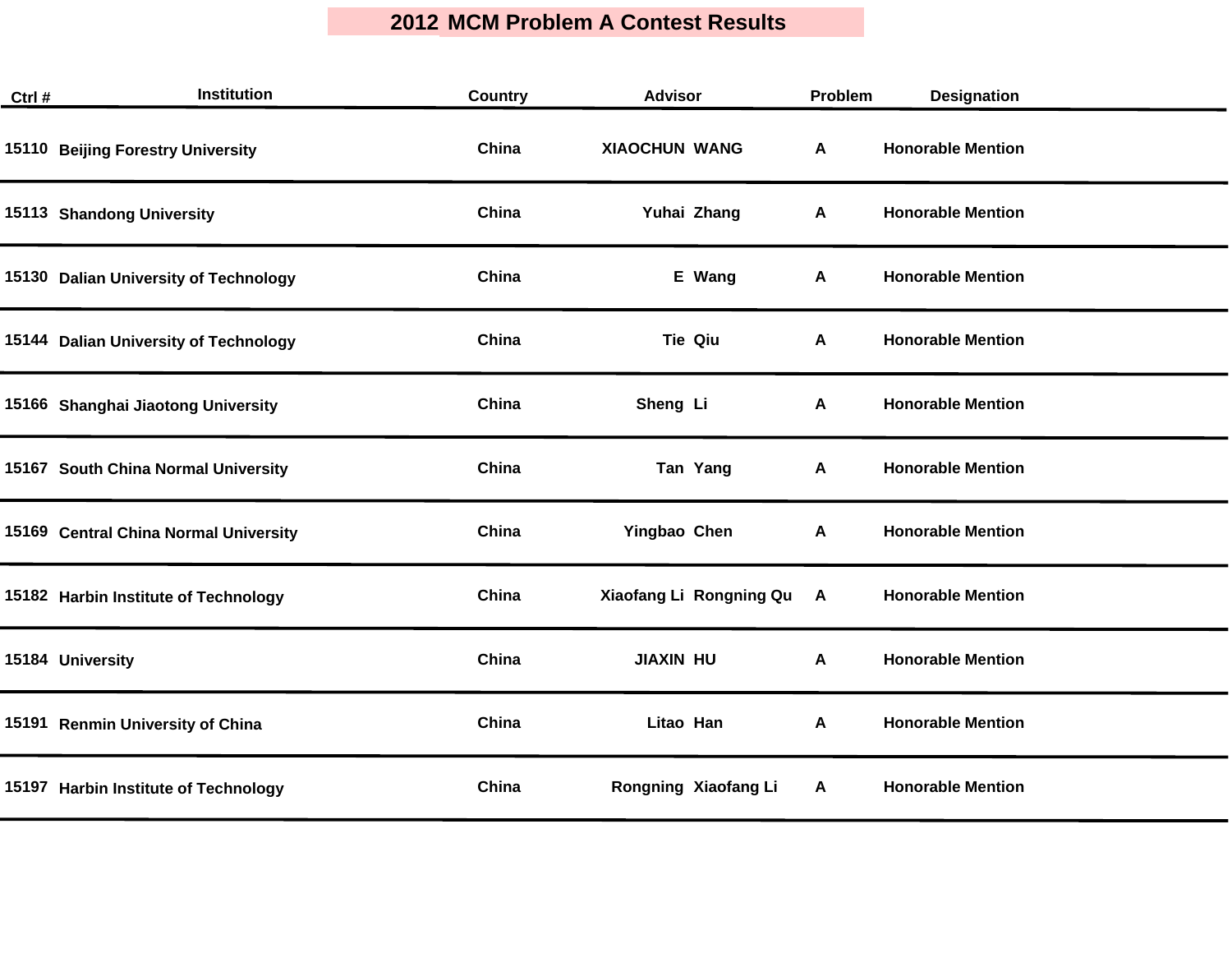# 2012 MCM Problem A Contest Results

| Ctrl # | Institution | Country | Advisor | Problem | Designation |
|---|---|---|---|---|---|
| 15110 | Beijing Forestry University | China | XIAOCHUN WANG | A | Honorable Mention |
| 15113 | Shandong University | China | Yuhai Zhang | A | Honorable Mention |
| 15130 | Dalian University of Technology | China | E Wang | A | Honorable Mention |
| 15144 | Dalian University of Technology | China | Tie Qiu | A | Honorable Mention |
| 15166 | Shanghai Jiaotong University | China | Sheng Li | A | Honorable Mention |
| 15167 | South China Normal University | China | Tan Yang | A | Honorable Mention |
| 15169 | Central China Normal University | China | Yingbao Chen | A | Honorable Mention |
| 15182 | Harbin Institute of Technology | China | Xiaofang Li Rongning Qu | A | Honorable Mention |
| 15184 | University | China | JIAXIN HU | A | Honorable Mention |
| 15191 | Renmin University of China | China | Litao Han | A | Honorable Mention |
| 15197 | Harbin Institute of Technology | China | Rongning Xiaofang Li | A | Honorable Mention |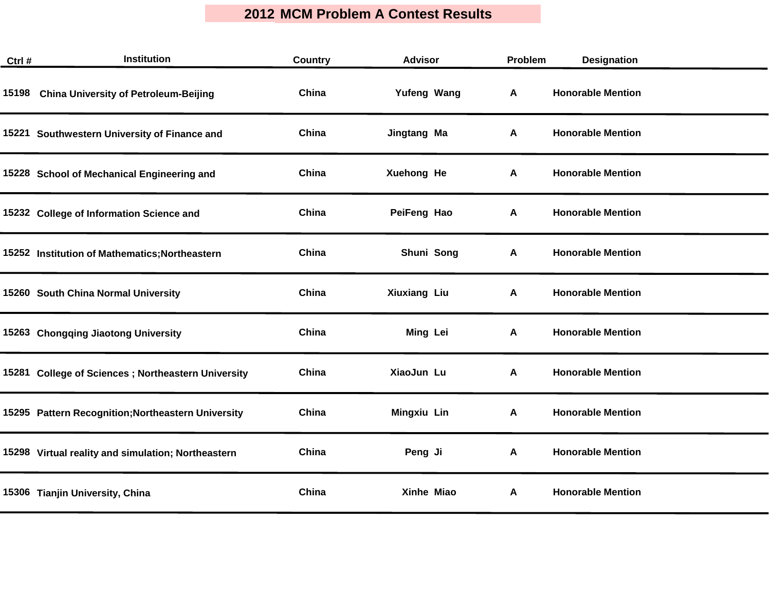# 2012 MCM Problem A Contest Results

| Ctrl # | Institution | Country | Advisor | Problem | Designation |
|---|---|---|---|---|---|
| 15198 | China University of Petroleum-Beijing | China | Yufeng Wang | A | Honorable Mention |
| 15221 | Southwestern University of Finance and | China | Jingtang Ma | A | Honorable Mention |
| 15228 | School of Mechanical Engineering and | China | Xuehong He | A | Honorable Mention |
| 15232 | College of Information Science and | China | PeiFeng Hao | A | Honorable Mention |
| 15252 | Institution of Mathematics;Northeastern | China | Shuni Song | A | Honorable Mention |
| 15260 | South China Normal University | China | Xiuxiang Liu | A | Honorable Mention |
| 15263 | Chongqing Jiaotong University | China | Ming Lei | A | Honorable Mention |
| 15281 | College of Sciences ; Northeastern University | China | XiaoJun Lu | A | Honorable Mention |
| 15295 | Pattern Recognition;Northeastern University | China | Mingxiu Lin | A | Honorable Mention |
| 15298 | Virtual reality and simulation; Northeastern | China | Peng Ji | A | Honorable Mention |
| 15306 | Tianjin University, China | China | Xinhe Miao | A | Honorable Mention |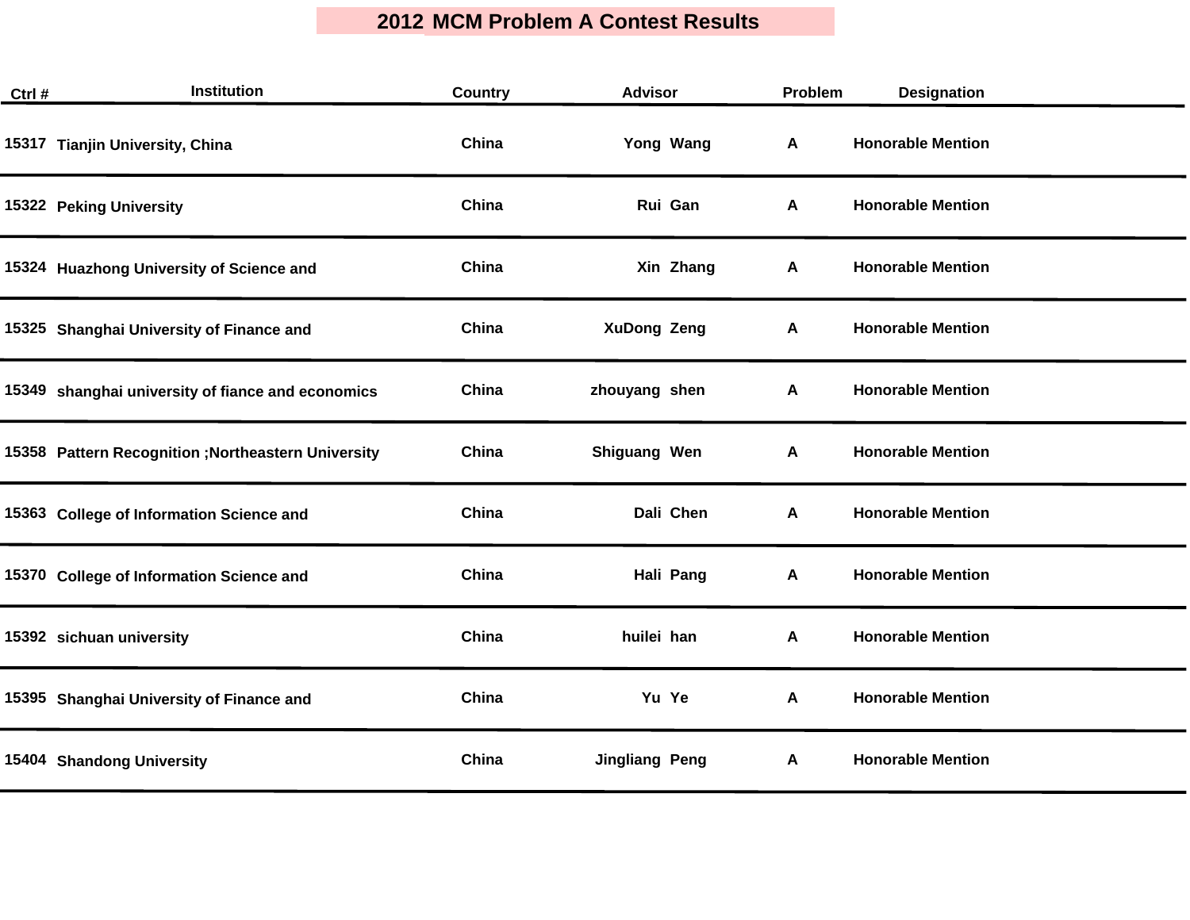# 2012 MCM Problem A Contest Results

| Ctrl # | Institution | Country | Advisor | Problem | Designation |
|---|---|---|---|---|---|
| 15317 | Tianjin University, China | China | Yong Wang | A | Honorable Mention |
| 15322 | Peking University | China | Rui Gan | A | Honorable Mention |
| 15324 | Huazhong University of Science and | China | Xin Zhang | A | Honorable Mention |
| 15325 | Shanghai University of Finance and | China | XuDong Zeng | A | Honorable Mention |
| 15349 | shanghai university of fiance and economics | China | zhouyang shen | A | Honorable Mention |
| 15358 | Pattern Recognition ;Northeastern University | China | Shiguang Wen | A | Honorable Mention |
| 15363 | College of Information Science and | China | Dali Chen | A | Honorable Mention |
| 15370 | College of Information Science and | China | Hali Pang | A | Honorable Mention |
| 15392 | sichuan university | China | huilei han | A | Honorable Mention |
| 15395 | Shanghai University of Finance and | China | Yu Ye | A | Honorable Mention |
| 15404 | Shandong University | China | Jingliang Peng | A | Honorable Mention |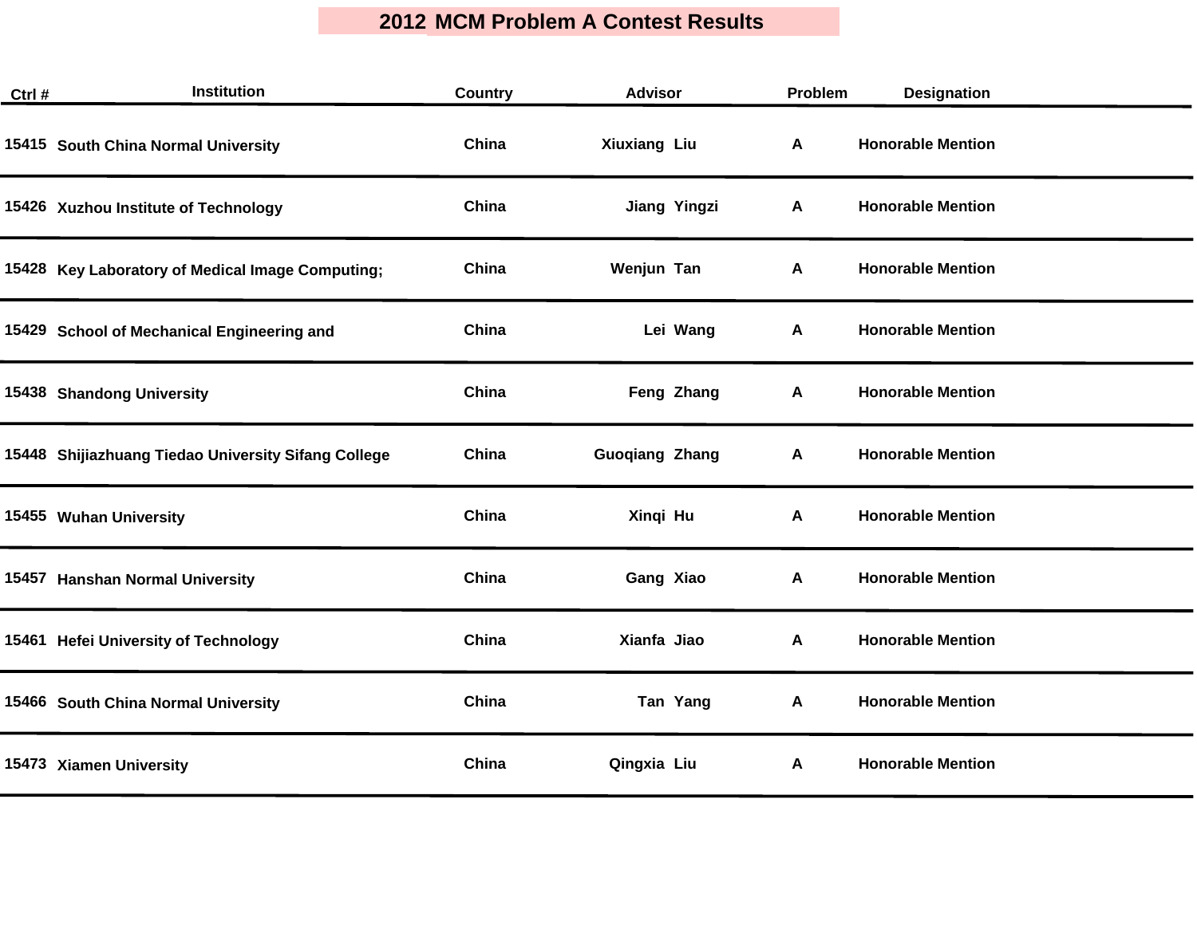# 2012 MCM Problem A Contest Results

| Ctrl # | Institution | Country | Advisor | Problem | Designation |
|---|---|---|---|---|---|
| 15415 | South China Normal University | China | Xiuxiang Liu | A | Honorable Mention |
| 15426 | Xuzhou Institute of Technology | China | Jiang Yingzi | A | Honorable Mention |
| 15428 | Key Laboratory of Medical Image Computing; | China | Wenjun Tan | A | Honorable Mention |
| 15429 | School of Mechanical Engineering and | China | Lei Wang | A | Honorable Mention |
| 15438 | Shandong University | China | Feng Zhang | A | Honorable Mention |
| 15448 | Shijiazhuang Tiedao University Sifang College | China | Guoqiang Zhang | A | Honorable Mention |
| 15455 | Wuhan University | China | Xinqi Hu | A | Honorable Mention |
| 15457 | Hanshan Normal University | China | Gang Xiao | A | Honorable Mention |
| 15461 | Hefei University of Technology | China | Xianfa Jiao | A | Honorable Mention |
| 15466 | South China Normal University | China | Tan Yang | A | Honorable Mention |
| 15473 | Xiamen University | China | Qingxia Liu | A | Honorable Mention |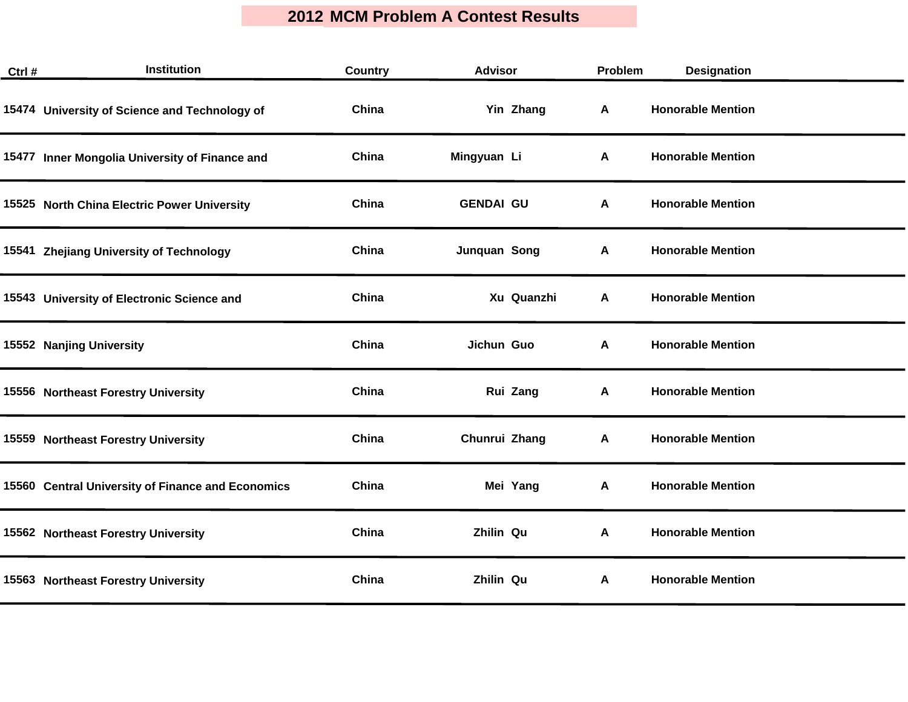# 2012 MCM Problem A Contest Results

| Ctrl # | Institution | Country | Advisor | Problem | Designation |
|---|---|---|---|---|---|
| 15474 | University of Science and Technology of | China | Yin Zhang | A | Honorable Mention |
| 15477 | Inner Mongolia University of Finance and | China | Mingyuan Li | A | Honorable Mention |
| 15525 | North China Electric Power University | China | GENDAI GU | A | Honorable Mention |
| 15541 | Zhejiang University of Technology | China | Junquan Song | A | Honorable Mention |
| 15543 | University of Electronic Science and | China | Xu Quanzhi | A | Honorable Mention |
| 15552 | Nanjing University | China | Jichun Guo | A | Honorable Mention |
| 15556 | Northeast Forestry University | China | Rui Zang | A | Honorable Mention |
| 15559 | Northeast Forestry University | China | Chunrui Zhang | A | Honorable Mention |
| 15560 | Central University of Finance and Economics | China | Mei Yang | A | Honorable Mention |
| 15562 | Northeast Forestry University | China | Zhilin Qu | A | Honorable Mention |
| 15563 | Northeast Forestry University | China | Zhilin Qu | A | Honorable Mention |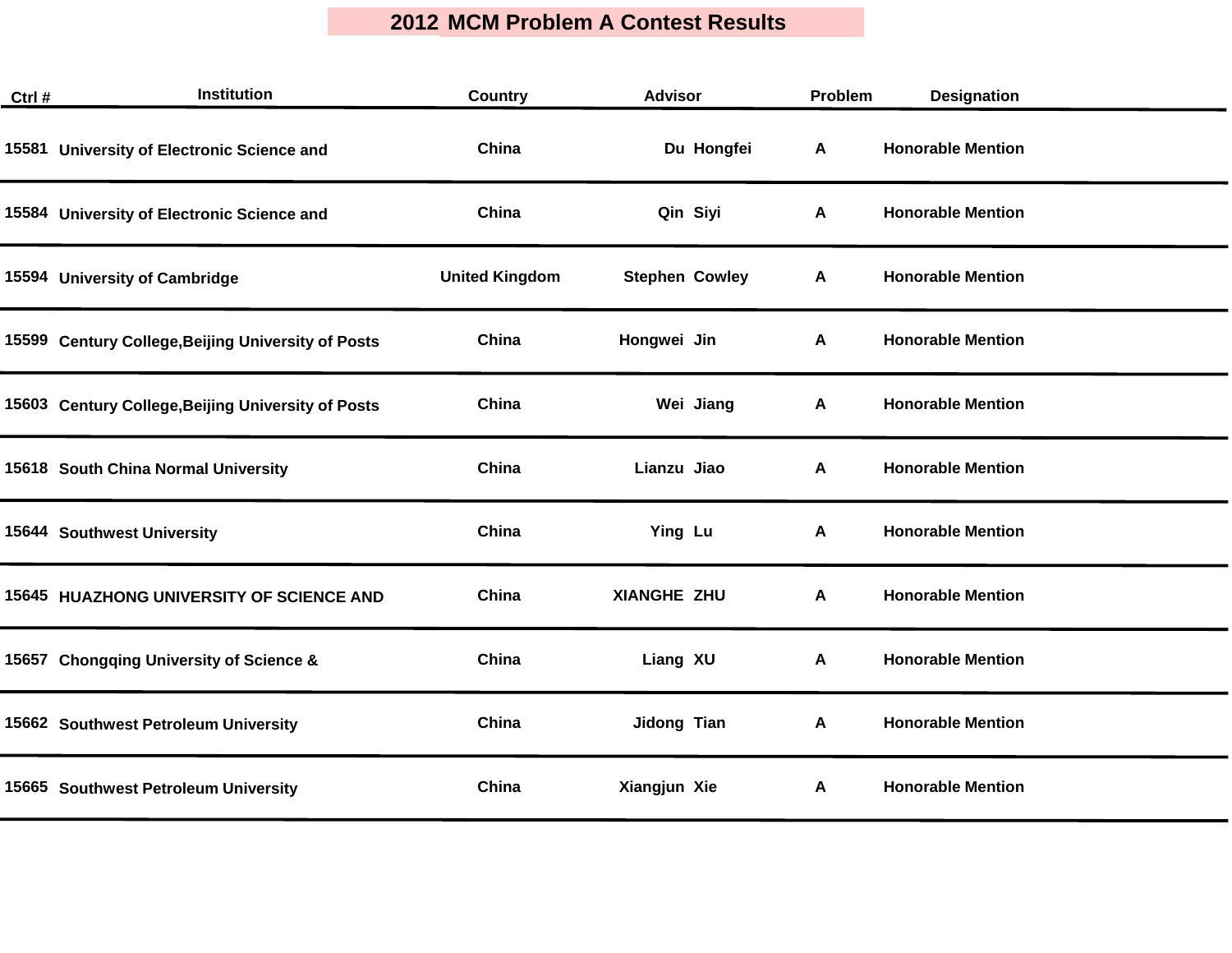# 2012 MCM Problem A Contest Results

| Ctrl # | Institution | Country | Advisor | Problem | Designation |
|---|---|---|---|---|---|
| 15581 | University of Electronic Science and | China | Du Hongfei | A | Honorable Mention |
| 15584 | University of Electronic Science and | China | Qin Siyi | A | Honorable Mention |
| 15594 | University of Cambridge | United Kingdom | Stephen Cowley | A | Honorable Mention |
| 15599 | Century College,Beijing University of Posts | China | Hongwei Jin | A | Honorable Mention |
| 15603 | Century College,Beijing University of Posts | China | Wei Jiang | A | Honorable Mention |
| 15618 | South China Normal University | China | Lianzu Jiao | A | Honorable Mention |
| 15644 | Southwest University | China | Ying Lu | A | Honorable Mention |
| 15645 | HUAZHONG UNIVERSITY OF SCIENCE AND | China | XIANGHE ZHU | A | Honorable Mention |
| 15657 | Chongqing University of Science & | China | Liang XU | A | Honorable Mention |
| 15662 | Southwest Petroleum University | China | Jidong Tian | A | Honorable Mention |
| 15665 | Southwest Petroleum University | China | Xiangjun Xie | A | Honorable Mention |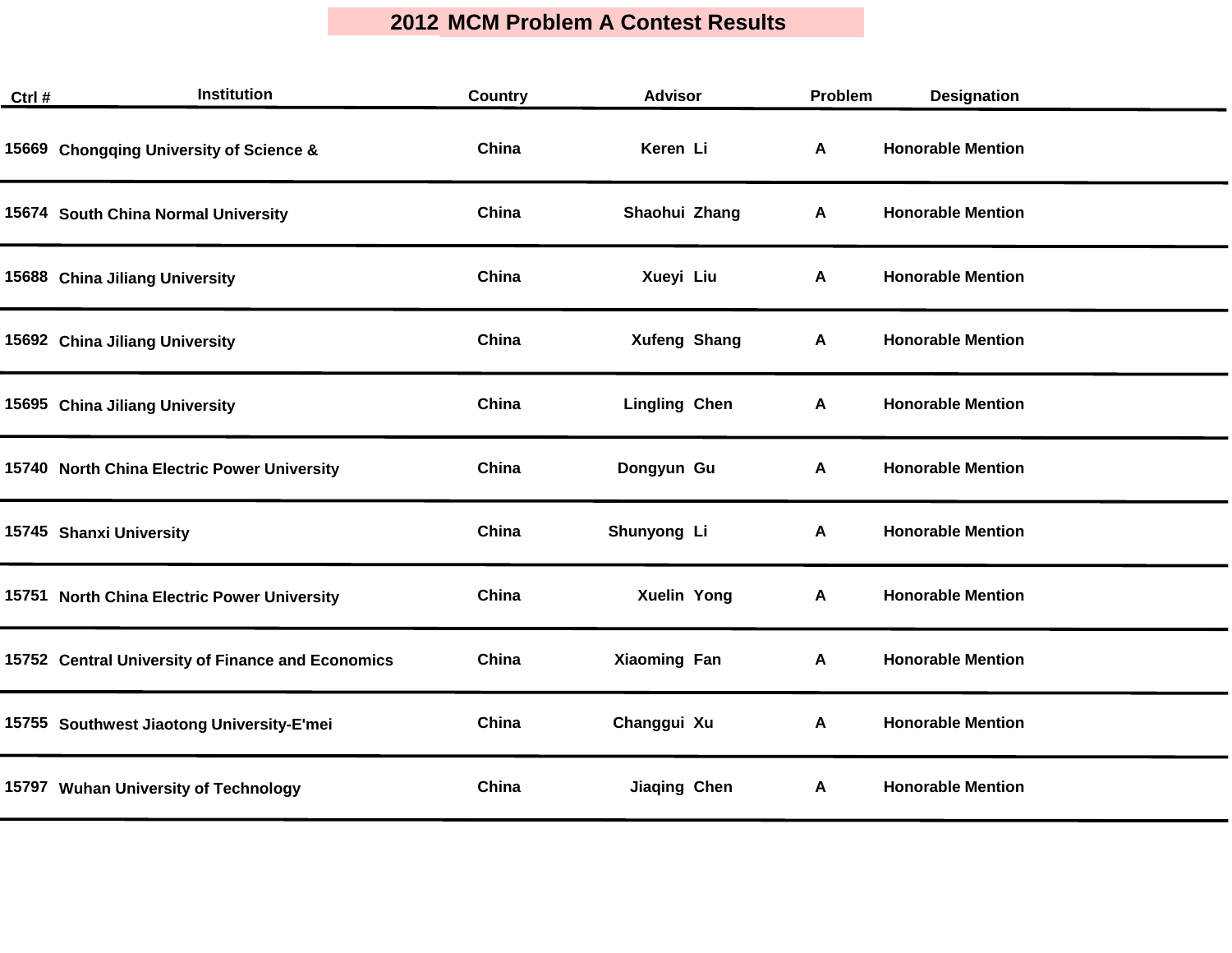# 2012 MCM Problem A Contest Results

| Ctrl # | Institution | Country | Advisor | Problem | Designation |
|---|---|---|---|---|---|
| 15669 | Chongqing University of Science & | China | Keren Li | A | Honorable Mention |
| 15674 | South China Normal University | China | Shaohui Zhang | A | Honorable Mention |
| 15688 | China Jiliang University | China | Xueyi Liu | A | Honorable Mention |
| 15692 | China Jiliang University | China | Xufeng Shang | A | Honorable Mention |
| 15695 | China Jiliang University | China | Lingling Chen | A | Honorable Mention |
| 15740 | North China Electric Power University | China | Dongyun Gu | A | Honorable Mention |
| 15745 | Shanxi University | China | Shunyong Li | A | Honorable Mention |
| 15751 | North China Electric Power University | China | Xuelin Yong | A | Honorable Mention |
| 15752 | Central University of Finance and Economics | China | Xiaoming Fan | A | Honorable Mention |
| 15755 | Southwest Jiaotong University-E'mei | China | Changgui Xu | A | Honorable Mention |
| 15797 | Wuhan University of Technology | China | Jiaqing Chen | A | Honorable Mention |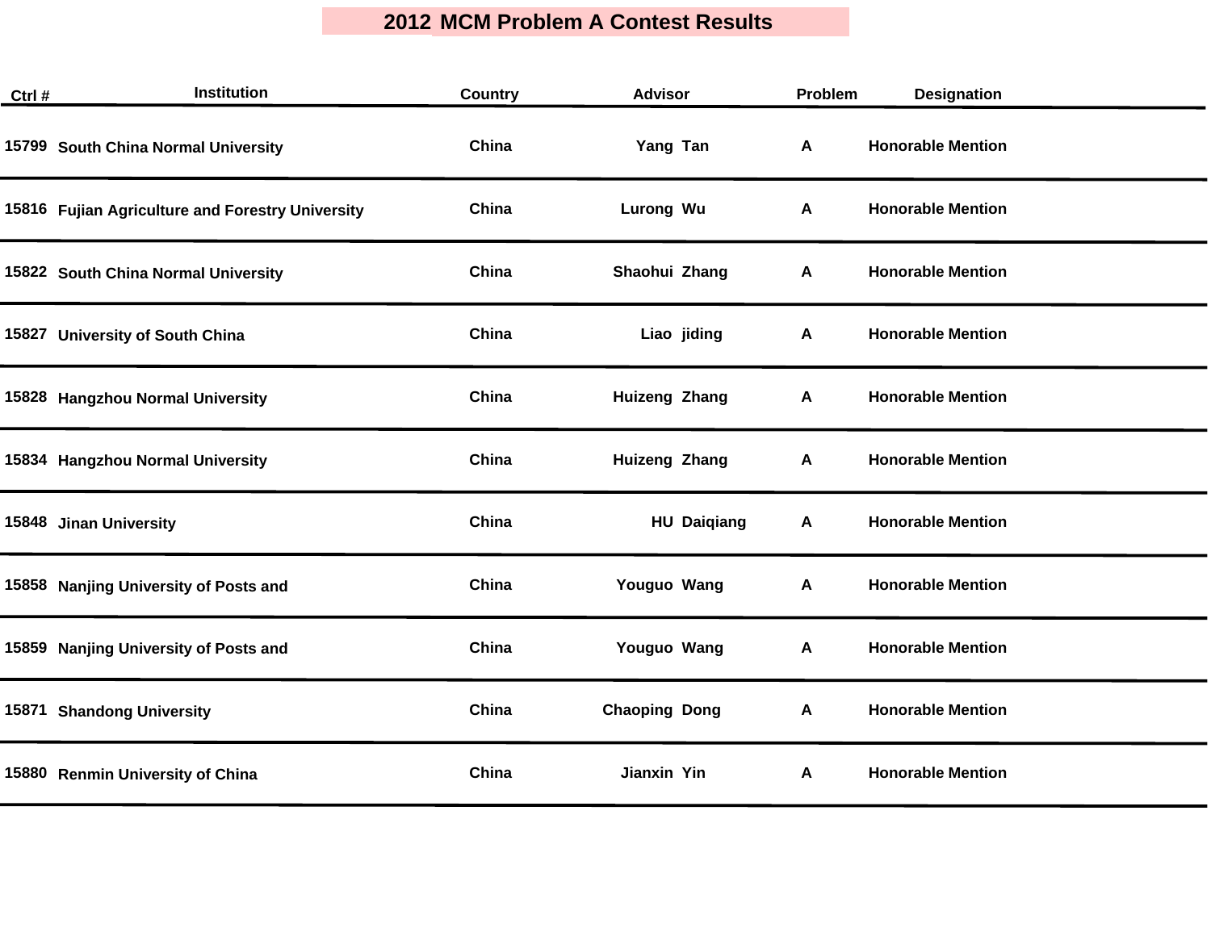# 2012 MCM Problem A Contest Results

| Ctrl # | Institution | Country | Advisor | Problem | Designation |
|---|---|---|---|---|---|
| 15799 | South China Normal University | China | Yang Tan | A | Honorable Mention |
| 15816 | Fujian Agriculture and Forestry University | China | Lurong Wu | A | Honorable Mention |
| 15822 | South China Normal University | China | Shaohui Zhang | A | Honorable Mention |
| 15827 | University of South China | China | Liao jiding | A | Honorable Mention |
| 15828 | Hangzhou Normal University | China | Huizeng Zhang | A | Honorable Mention |
| 15834 | Hangzhou Normal University | China | Huizeng Zhang | A | Honorable Mention |
| 15848 | Jinan University | China | HU Daiqiang | A | Honorable Mention |
| 15858 | Nanjing University of Posts and | China | Youguo Wang | A | Honorable Mention |
| 15859 | Nanjing University of Posts and | China | Youguo Wang | A | Honorable Mention |
| 15871 | Shandong University | China | Chaoping Dong | A | Honorable Mention |
| 15880 | Renmin University of China | China | Jianxin Yin | A | Honorable Mention |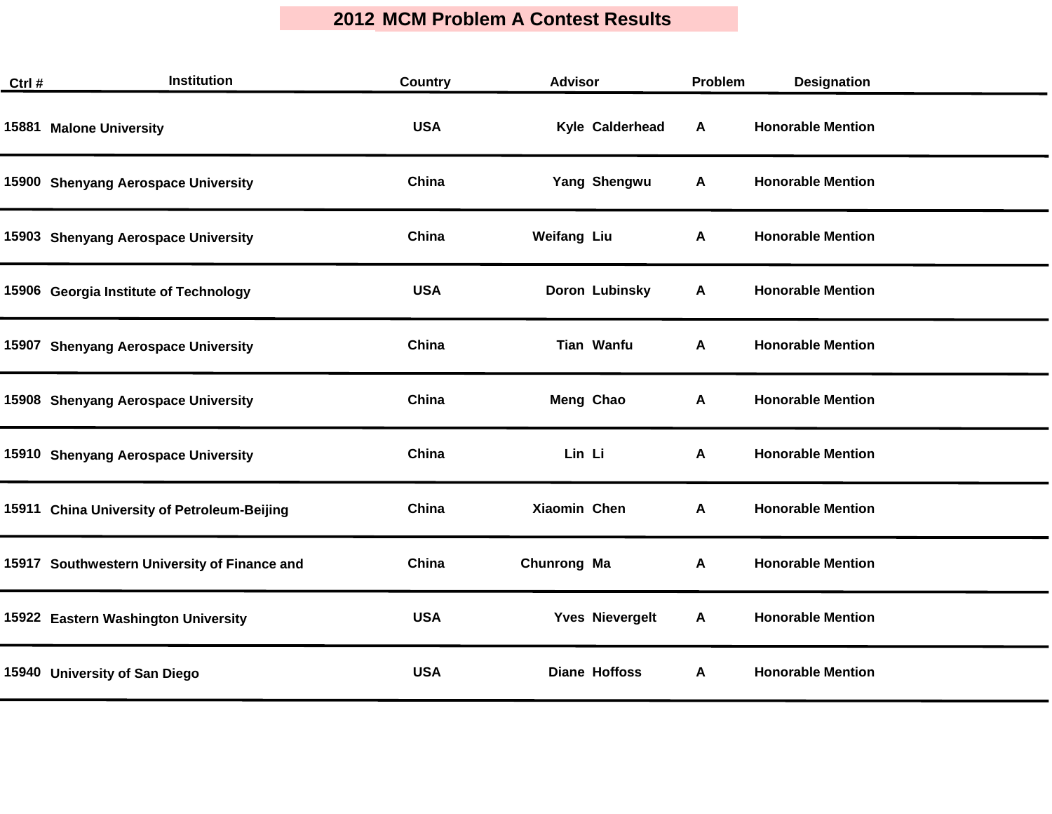# 2012 MCM Problem A Contest Results

| Ctrl # | Institution | Country | Advisor | Problem | Designation |
|---|---|---|---|---|---|
| 15881 | Malone University | USA | Kyle Calderhead | A | Honorable Mention |
| 15900 | Shenyang Aerospace University | China | Yang Shengwu | A | Honorable Mention |
| 15903 | Shenyang Aerospace University | China | Weifang Liu | A | Honorable Mention |
| 15906 | Georgia Institute of Technology | USA | Doron Lubinsky | A | Honorable Mention |
| 15907 | Shenyang Aerospace University | China | Tian Wanfu | A | Honorable Mention |
| 15908 | Shenyang Aerospace University | China | Meng Chao | A | Honorable Mention |
| 15910 | Shenyang Aerospace University | China | Lin Li | A | Honorable Mention |
| 15911 | China University of Petroleum-Beijing | China | Xiaomin Chen | A | Honorable Mention |
| 15917 | Southwestern University of Finance and | China | Chunrong Ma | A | Honorable Mention |
| 15922 | Eastern Washington University | USA | Yves Nievergelt | A | Honorable Mention |
| 15940 | University of San Diego | USA | Diane Hoffoss | A | Honorable Mention |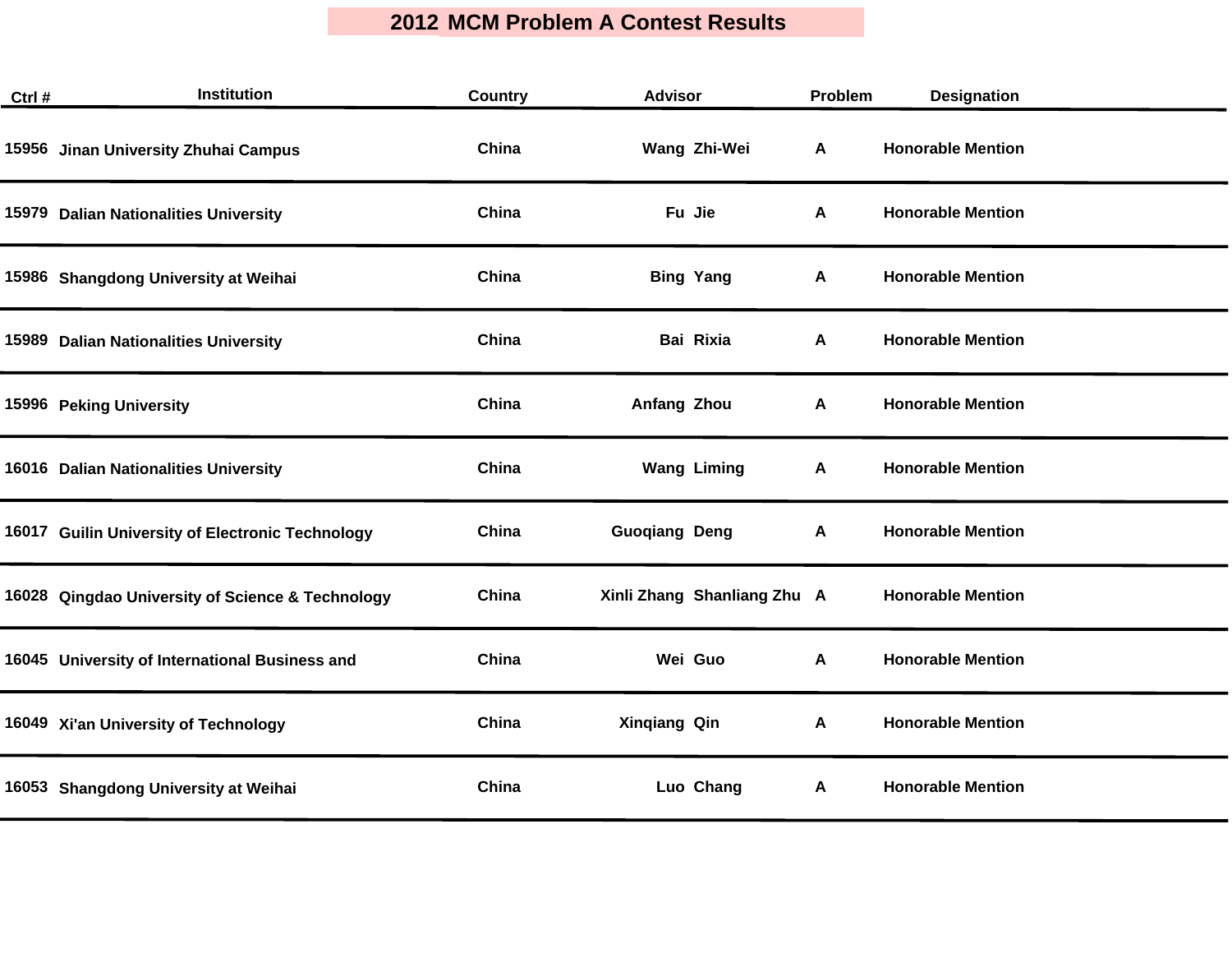# 2012 MCM Problem A Contest Results

| Ctrl # | Institution | Country | Advisor | Problem | Designation |
|---|---|---|---|---|---|
| 15956 | Jinan University Zhuhai Campus | China | Wang Zhi-Wei | A | Honorable Mention |
| 15979 | Dalian Nationalities University | China | Fu Jie | A | Honorable Mention |
| 15986 | Shangdong University at Weihai | China | Bing Yang | A | Honorable Mention |
| 15989 | Dalian Nationalities University | China | Bai Rixia | A | Honorable Mention |
| 15996 | Peking University | China | Anfang Zhou | A | Honorable Mention |
| 16016 | Dalian Nationalities University | China | Wang Liming | A | Honorable Mention |
| 16017 | Guilin University of Electronic Technology | China | Guoqiang Deng | A | Honorable Mention |
| 16028 | Qingdao University of Science & Technology | China | Xinli Zhang Shanliang Zhu | A | Honorable Mention |
| 16045 | University of International Business and | China | Wei Guo | A | Honorable Mention |
| 16049 | Xi'an University of Technology | China | Xinqiang Qin | A | Honorable Mention |
| 16053 | Shangdong University at Weihai | China | Luo Chang | A | Honorable Mention |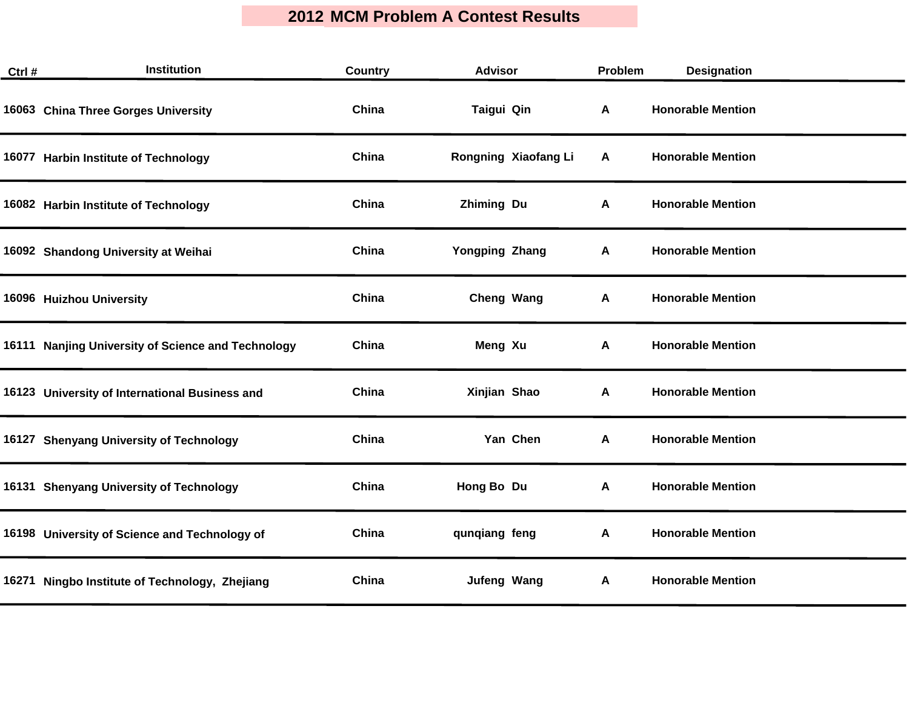# 2012 MCM Problem A Contest Results

| Ctrl # | Institution | Country | Advisor | Problem | Designation |
|---|---|---|---|---|---|
| 16063 | China Three Gorges University | China | Taigui Qin | A | Honorable Mention |
| 16077 | Harbin Institute of Technology | China | Rongning Xiaofang Li | A | Honorable Mention |
| 16082 | Harbin Institute of Technology | China | Zhiming Du | A | Honorable Mention |
| 16092 | Shandong University at Weihai | China | Yongping Zhang | A | Honorable Mention |
| 16096 | Huizhou University | China | Cheng Wang | A | Honorable Mention |
| 16111 | Nanjing University of Science and Technology | China | Meng Xu | A | Honorable Mention |
| 16123 | University of International Business and | China | Xinjian Shao | A | Honorable Mention |
| 16127 | Shenyang University of Technology | China | Yan Chen | A | Honorable Mention |
| 16131 | Shenyang University of Technology | China | Hong Bo Du | A | Honorable Mention |
| 16198 | University of Science and Technology of | China | qunqiang feng | A | Honorable Mention |
| 16271 | Ningbo Institute of Technology, Zhejiang | China | Jufeng Wang | A | Honorable Mention |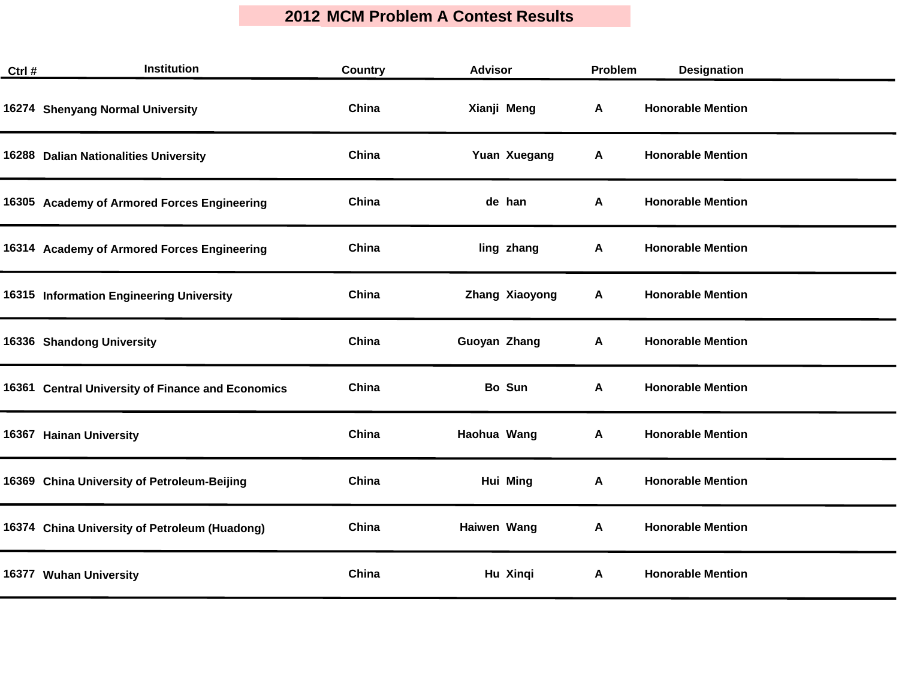# 2012 MCM Problem A Contest Results

| Ctrl # | Institution | Country | Advisor | Problem | Designation |
|---|---|---|---|---|---|
| 16274 | Shenyang Normal University | China | Xianji Meng | A | Honorable Mention |
| 16288 | Dalian Nationalities University | China | Yuan Xuegang | A | Honorable Mention |
| 16305 | Academy of Armored Forces Engineering | China | de han | A | Honorable Mention |
| 16314 | Academy of Armored Forces Engineering | China | ling zhang | A | Honorable Mention |
| 16315 | Information Engineering University | China | Zhang Xiaoyong | A | Honorable Mention |
| 16336 | Shandong University | China | Guoyan Zhang | A | Honorable Mention |
| 16361 | Central University of Finance and Economics | China | Bo Sun | A | Honorable Mention |
| 16367 | Hainan University | China | Haohua Wang | A | Honorable Mention |
| 16369 | China University of Petroleum-Beijing | China | Hui Ming | A | Honorable Mention |
| 16374 | China University of Petroleum (Huadong) | China | Haiwen Wang | A | Honorable Mention |
| 16377 | Wuhan University | China | Hu Xinqi | A | Honorable Mention |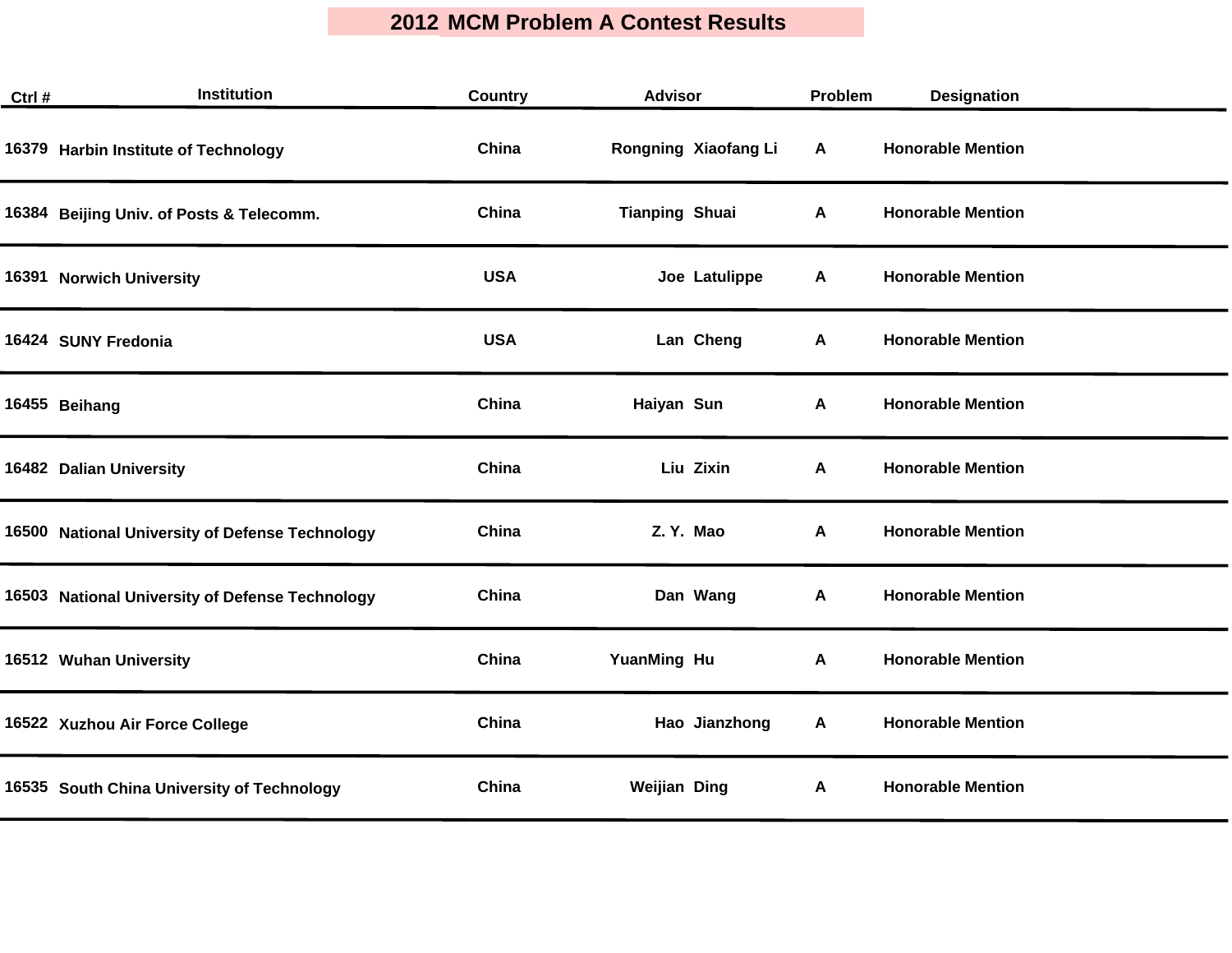# 2012 MCM Problem A Contest Results

| Ctrl # | Institution | Country | Advisor | Problem | Designation |
|---|---|---|---|---|---|
| 16379 | Harbin Institute of Technology | China | Rongning Xiaofang Li | A | Honorable Mention |
| 16384 | Beijing Univ. of Posts & Telecomm. | China | Tianping Shuai | A | Honorable Mention |
| 16391 | Norwich University | USA | Joe Latulippe | A | Honorable Mention |
| 16424 | SUNY Fredonia | USA | Lan Cheng | A | Honorable Mention |
| 16455 | Beihang | China | Haiyan Sun | A | Honorable Mention |
| 16482 | Dalian University | China | Liu Zixin | A | Honorable Mention |
| 16500 | National University of Defense Technology | China | Z. Y. Mao | A | Honorable Mention |
| 16503 | National University of Defense Technology | China | Dan Wang | A | Honorable Mention |
| 16512 | Wuhan University | China | YuanMing Hu | A | Honorable Mention |
| 16522 | Xuzhou Air Force College | China | Hao Jianzhong | A | Honorable Mention |
| 16535 | South China University of Technology | China | Weijian Ding | A | Honorable Mention |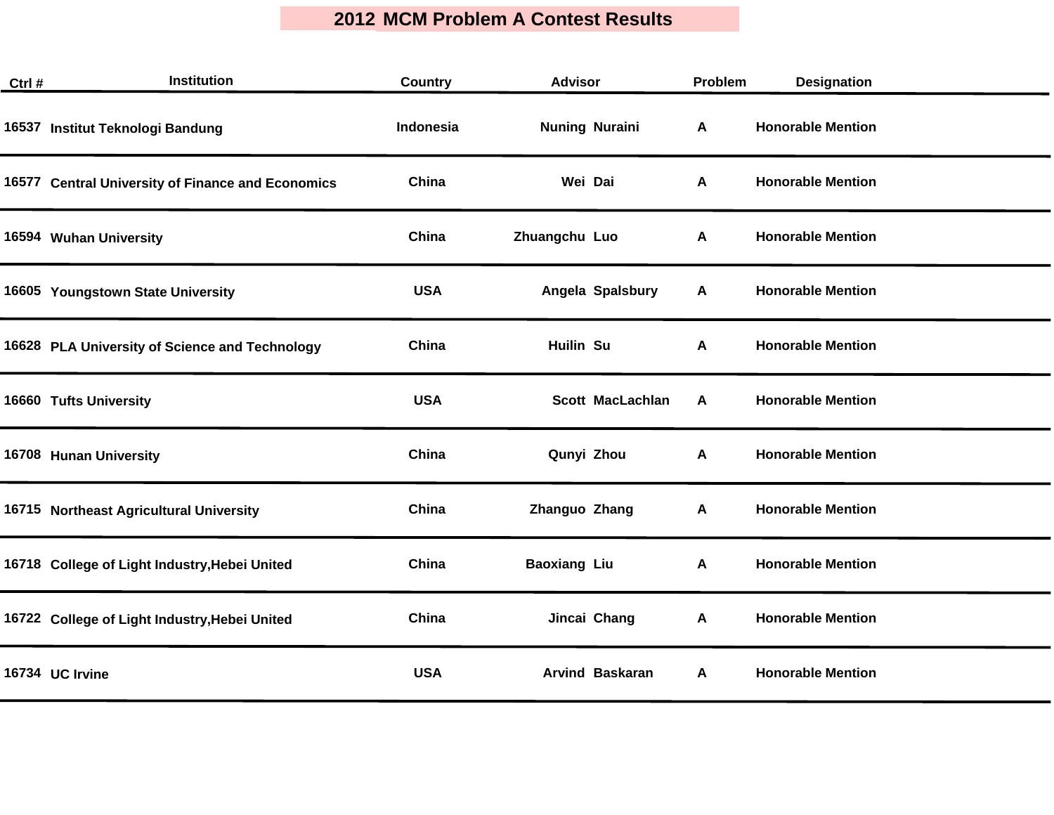# 2012 MCM Problem A Contest Results

| Ctrl # | Institution | Country | Advisor | Problem | Designation |
|---|---|---|---|---|---|
| 16537 | Institut Teknologi Bandung | Indonesia | Nuning Nuraini | A | Honorable Mention |
| 16577 | Central University of Finance and Economics | China | Wei Dai | A | Honorable Mention |
| 16594 | Wuhan University | China | Zhuangchu Luo | A | Honorable Mention |
| 16605 | Youngstown State University | USA | Angela Spalsbury | A | Honorable Mention |
| 16628 | PLA University of Science and Technology | China | Huilin Su | A | Honorable Mention |
| 16660 | Tufts University | USA | Scott MacLachlan | A | Honorable Mention |
| 16708 | Hunan University | China | Qunyi Zhou | A | Honorable Mention |
| 16715 | Northeast Agricultural University | China | Zhanguo Zhang | A | Honorable Mention |
| 16718 | College of Light Industry,Hebei United | China | Baoxiang Liu | A | Honorable Mention |
| 16722 | College of Light Industry,Hebei United | China | Jincai Chang | A | Honorable Mention |
| 16734 | UC Irvine | USA | Arvind Baskaran | A | Honorable Mention |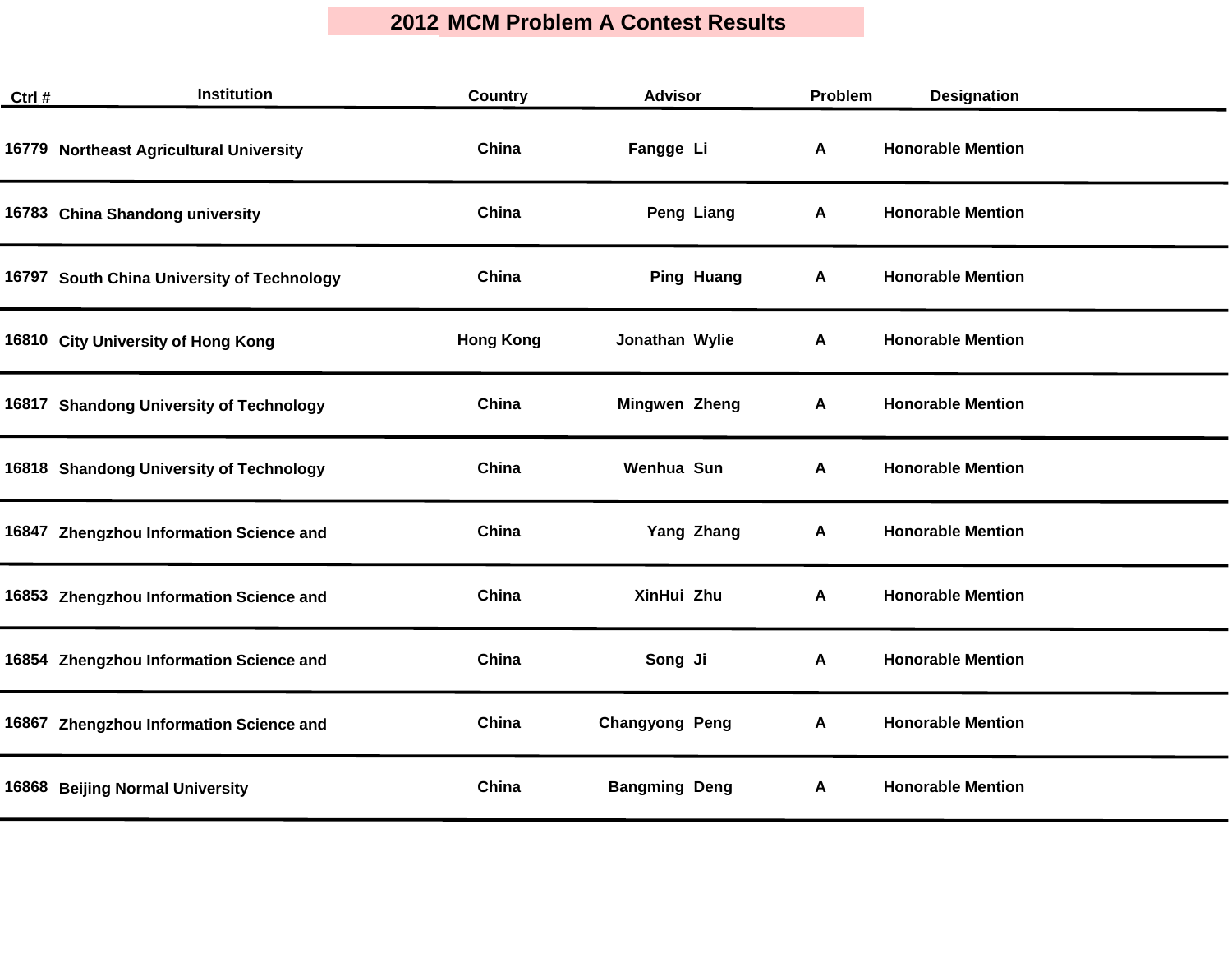# 2012 MCM Problem A Contest Results

| Ctrl # | Institution | Country | Advisor | Problem | Designation |
|---|---|---|---|---|---|
| 16779 | Northeast Agricultural University | China | Fangge Li | A | Honorable Mention |
| 16783 | China Shandong university | China | Peng Liang | A | Honorable Mention |
| 16797 | South China University of Technology | China | Ping Huang | A | Honorable Mention |
| 16810 | City University of Hong Kong | Hong Kong | Jonathan Wylie | A | Honorable Mention |
| 16817 | Shandong University of Technology | China | Mingwen Zheng | A | Honorable Mention |
| 16818 | Shandong University of Technology | China | Wenhua Sun | A | Honorable Mention |
| 16847 | Zhengzhou Information Science and | China | Yang Zhang | A | Honorable Mention |
| 16853 | Zhengzhou Information Science and | China | XinHui Zhu | A | Honorable Mention |
| 16854 | Zhengzhou Information Science and | China | Song Ji | A | Honorable Mention |
| 16867 | Zhengzhou Information Science and | China | Changyong Peng | A | Honorable Mention |
| 16868 | Beijing Normal University | China | Bangming Deng | A | Honorable Mention |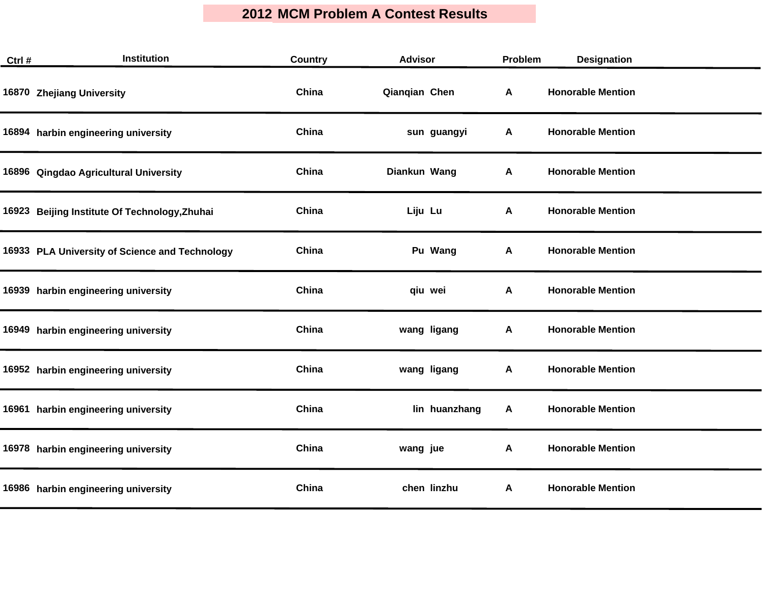# 2012 MCM Problem A Contest Results

| Ctrl # | Institution | Country | Advisor | Problem | Designation |
|---|---|---|---|---|---|
| 16870 | Zhejiang University | China | Qianqian Chen | A | Honorable Mention |
| 16894 | harbin engineering university | China | sun guangyi | A | Honorable Mention |
| 16896 | Qingdao Agricultural University | China | Diankun Wang | A | Honorable Mention |
| 16923 | Beijing Institute Of Technology,Zhuhai | China | Liju Lu | A | Honorable Mention |
| 16933 | PLA University of Science and Technology | China | Pu Wang | A | Honorable Mention |
| 16939 | harbin engineering university | China | qiu wei | A | Honorable Mention |
| 16949 | harbin engineering university | China | wang ligang | A | Honorable Mention |
| 16952 | harbin engineering university | China | wang ligang | A | Honorable Mention |
| 16961 | harbin engineering university | China | lin huanzhang | A | Honorable Mention |
| 16978 | harbin engineering university | China | wang jue | A | Honorable Mention |
| 16986 | harbin engineering university | China | chen linzhu | A | Honorable Mention |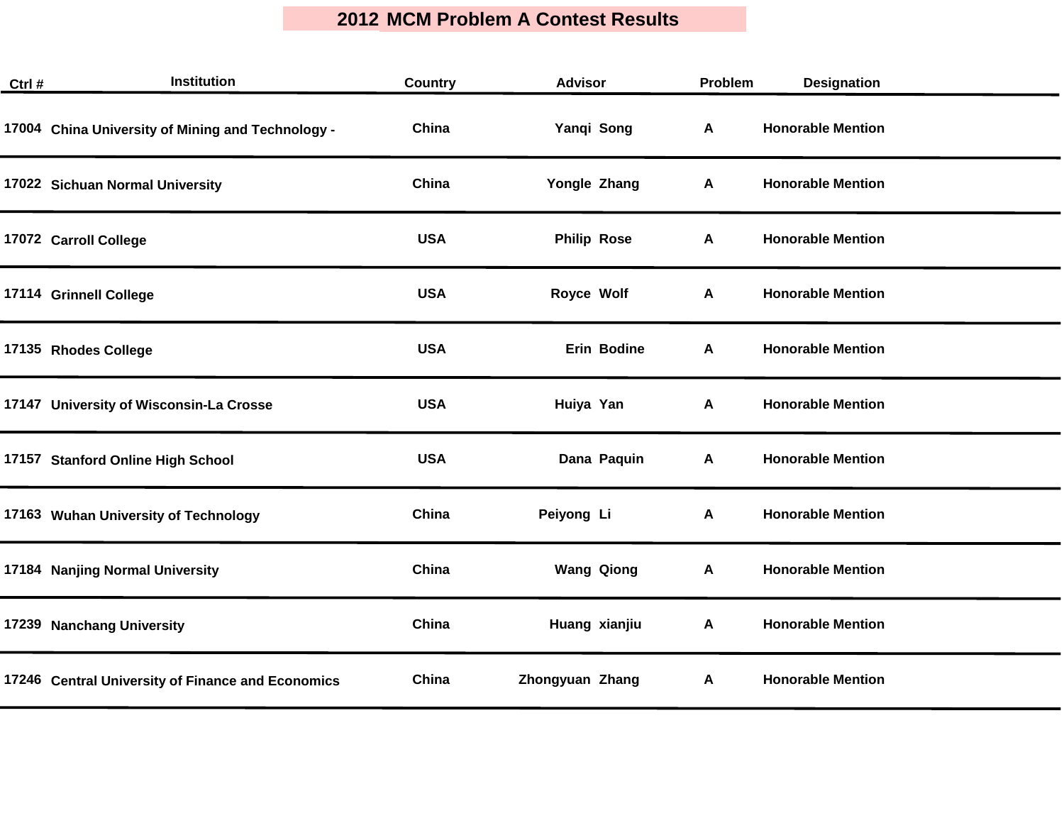# 2012 MCM Problem A Contest Results

| Ctrl # | Institution | Country | Advisor | Problem | Designation |
|---|---|---|---|---|---|
| 17004 | China University of Mining and Technology - | China | Yanqi Song | A | Honorable Mention |
| 17022 | Sichuan Normal University | China | Yongle Zhang | A | Honorable Mention |
| 17072 | Carroll College | USA | Philip Rose | A | Honorable Mention |
| 17114 | Grinnell College | USA | Royce Wolf | A | Honorable Mention |
| 17135 | Rhodes College | USA | Erin Bodine | A | Honorable Mention |
| 17147 | University of Wisconsin-La Crosse | USA | Huiya Yan | A | Honorable Mention |
| 17157 | Stanford Online High School | USA | Dana Paquin | A | Honorable Mention |
| 17163 | Wuhan University of Technology | China | Peiyong Li | A | Honorable Mention |
| 17184 | Nanjing Normal University | China | Wang Qiong | A | Honorable Mention |
| 17239 | Nanchang University | China | Huang xianjiu | A | Honorable Mention |
| 17246 | Central University of Finance and Economics | China | Zhongyuan Zhang | A | Honorable Mention |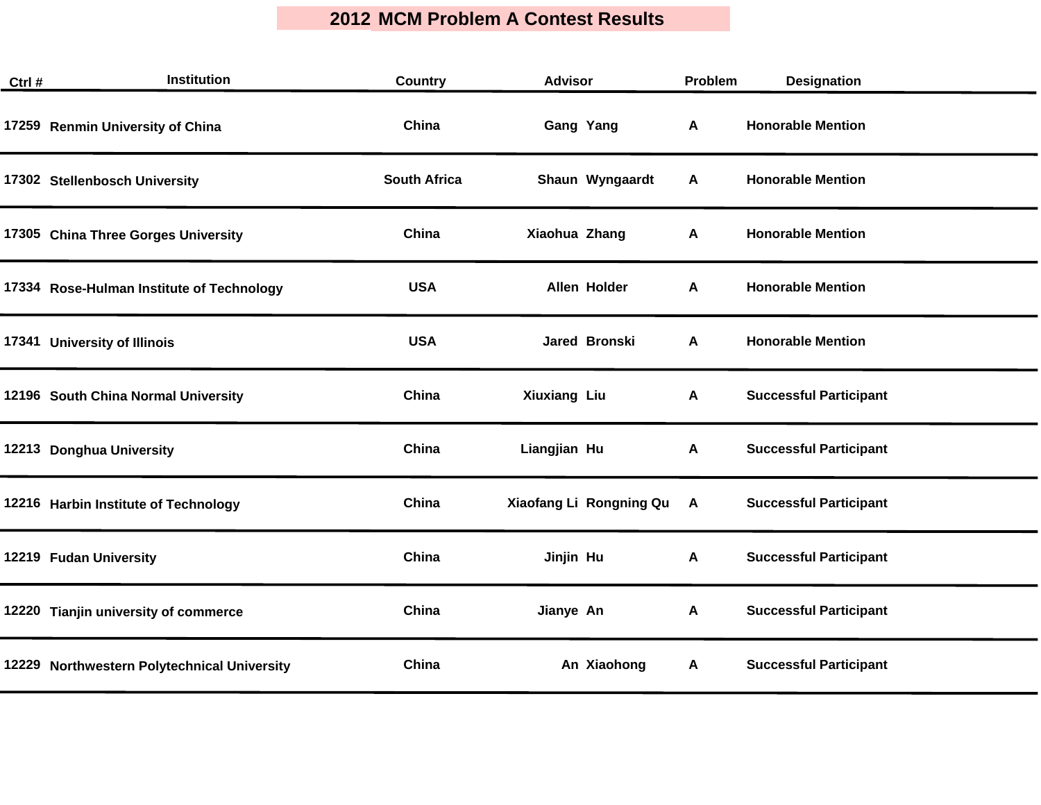# 2012 MCM Problem A Contest Results

| Ctrl # | Institution | Country | Advisor | Problem | Designation |
|---|---|---|---|---|---|
| 17259 | Renmin University of China | China | Gang Yang | A | Honorable Mention |
| 17302 | Stellenbosch University | South Africa | Shaun Wyngaardt | A | Honorable Mention |
| 17305 | China Three Gorges University | China | Xiaohua Zhang | A | Honorable Mention |
| 17334 | Rose-Hulman Institute of Technology | USA | Allen Holder | A | Honorable Mention |
| 17341 | University of Illinois | USA | Jared Bronski | A | Honorable Mention |
| 12196 | South China Normal University | China | Xiuxiang Liu | A | Successful Participant |
| 12213 | Donghua University | China | Liangjian Hu | A | Successful Participant |
| 12216 | Harbin Institute of Technology | China | Xiaofang Li Rongning Qu | A | Successful Participant |
| 12219 | Fudan University | China | Jinjin Hu | A | Successful Participant |
| 12220 | Tianjin university of commerce | China | Jianye An | A | Successful Participant |
| 12229 | Northwestern Polytechnical University | China | An Xiaohong | A | Successful Participant |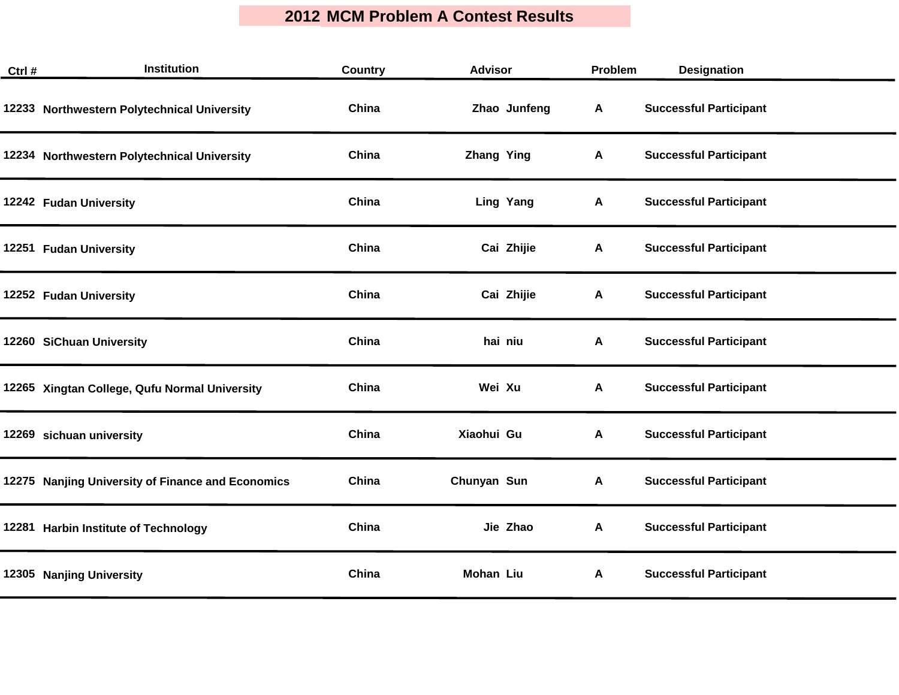# 2012 MCM Problem A Contest Results

| Ctrl # | Institution | Country | Advisor | Problem | Designation |
|---|---|---|---|---|---|
| 12233 | Northwestern Polytechnical University | China | Zhao Junfeng | A | Successful Participant |
| 12234 | Northwestern Polytechnical University | China | Zhang Ying | A | Successful Participant |
| 12242 | Fudan University | China | Ling Yang | A | Successful Participant |
| 12251 | Fudan University | China | Cai Zhijie | A | Successful Participant |
| 12252 | Fudan University | China | Cai Zhijie | A | Successful Participant |
| 12260 | SiChuan University | China | hai niu | A | Successful Participant |
| 12265 | Xingtan College, Qufu Normal University | China | Wei Xu | A | Successful Participant |
| 12269 | sichuan university | China | Xiaohui Gu | A | Successful Participant |
| 12275 | Nanjing University of Finance and Economics | China | Chunyan Sun | A | Successful Participant |
| 12281 | Harbin Institute of Technology | China | Jie Zhao | A | Successful Participant |
| 12305 | Nanjing University | China | Mohan Liu | A | Successful Participant |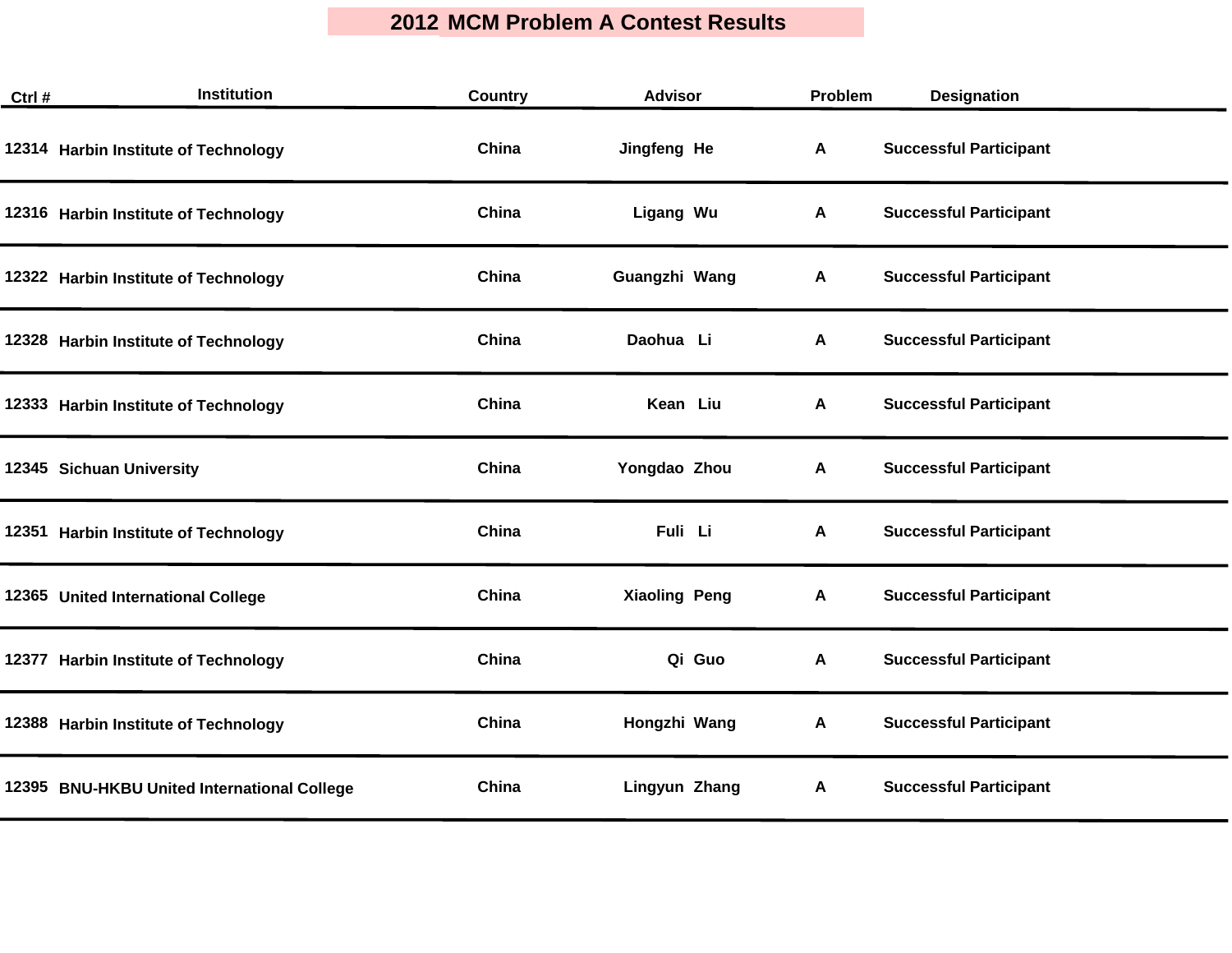# 2012 MCM Problem A Contest Results

| Ctrl # | Institution | Country | Advisor | Problem | Designation |
|---|---|---|---|---|---|
| 12314 | Harbin Institute of Technology | China | Jingfeng He | A | Successful Participant |
| 12316 | Harbin Institute of Technology | China | Ligang Wu | A | Successful Participant |
| 12322 | Harbin Institute of Technology | China | Guangzhi Wang | A | Successful Participant |
| 12328 | Harbin Institute of Technology | China | Daohua Li | A | Successful Participant |
| 12333 | Harbin Institute of Technology | China | Kean Liu | A | Successful Participant |
| 12345 | Sichuan University | China | Yongdao Zhou | A | Successful Participant |
| 12351 | Harbin Institute of Technology | China | Fuli Li | A | Successful Participant |
| 12365 | United International College | China | Xiaoling Peng | A | Successful Participant |
| 12377 | Harbin Institute of Technology | China | Qi Guo | A | Successful Participant |
| 12388 | Harbin Institute of Technology | China | Hongzhi Wang | A | Successful Participant |
| 12395 | BNU-HKBU United International College | China | Lingyun Zhang | A | Successful Participant |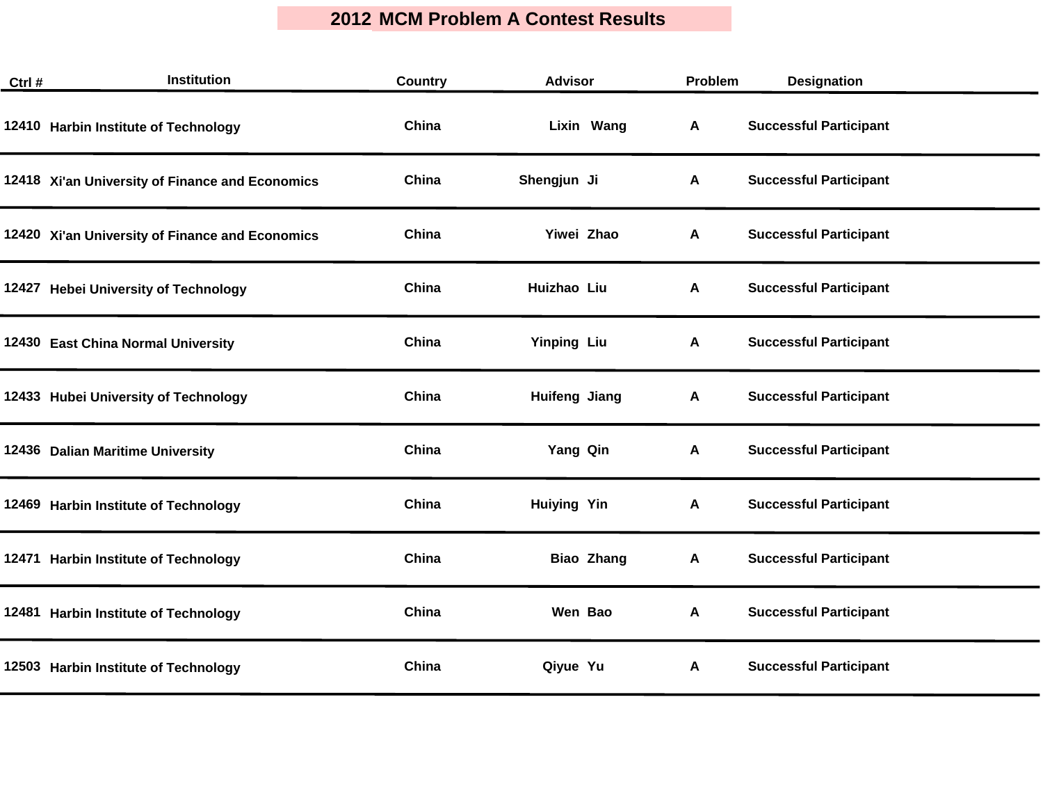# 2012 MCM Problem A Contest Results

| Ctrl # | Institution | Country | Advisor | Problem | Designation |
|---|---|---|---|---|---|
| 12410 | Harbin Institute of Technology | China | Lixin Wang | A | Successful Participant |
| 12418 | Xi'an University of Finance and Economics | China | Shengjun Ji | A | Successful Participant |
| 12420 | Xi'an University of Finance and Economics | China | Yiwei Zhao | A | Successful Participant |
| 12427 | Hebei University of Technology | China | Huizhao Liu | A | Successful Participant |
| 12430 | East China Normal University | China | Yinping Liu | A | Successful Participant |
| 12433 | Hubei University of Technology | China | Huifeng Jiang | A | Successful Participant |
| 12436 | Dalian Maritime University | China | Yang Qin | A | Successful Participant |
| 12469 | Harbin Institute of Technology | China | Huiying Yin | A | Successful Participant |
| 12471 | Harbin Institute of Technology | China | Biao Zhang | A | Successful Participant |
| 12481 | Harbin Institute of Technology | China | Wen Bao | A | Successful Participant |
| 12503 | Harbin Institute of Technology | China | Qiyue Yu | A | Successful Participant |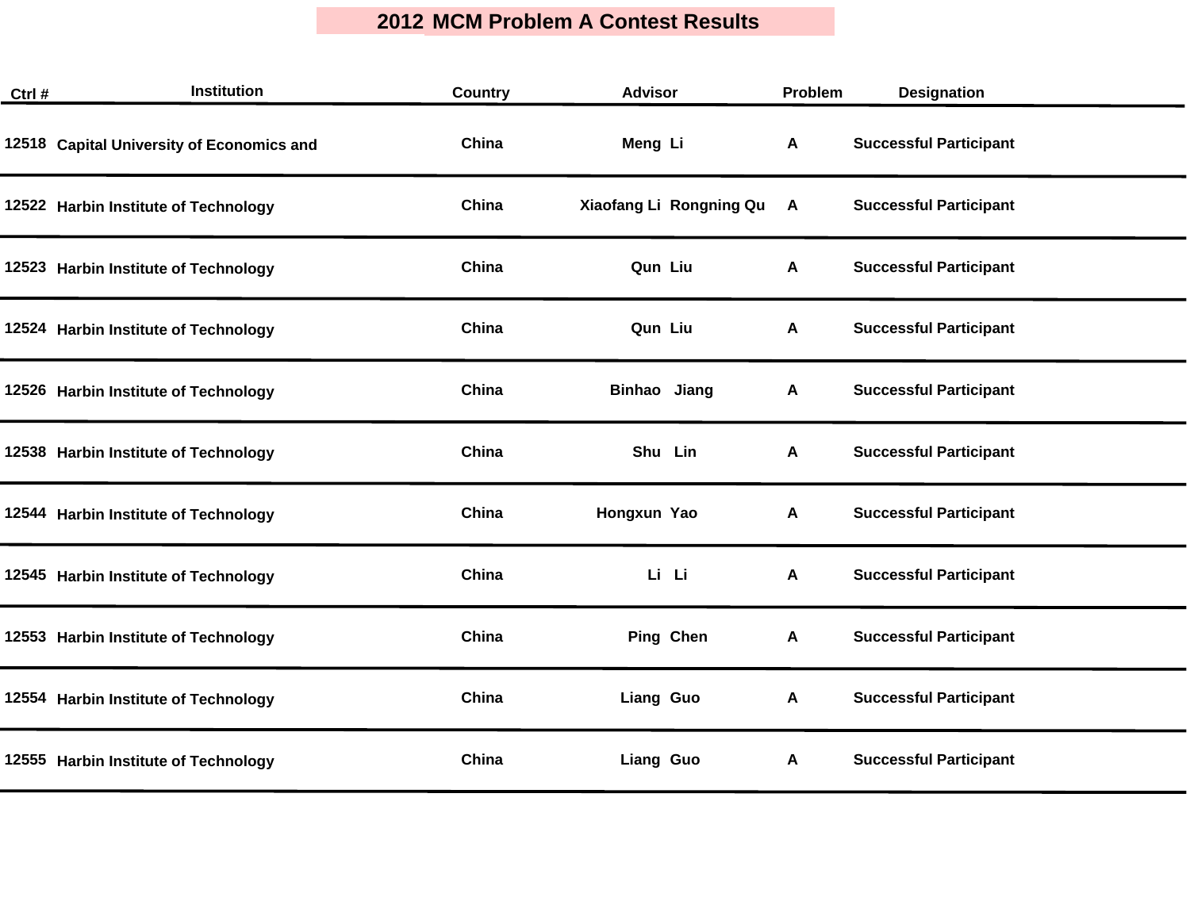# 2012 MCM Problem A Contest Results

| Ctrl # | Institution | Country | Advisor | Problem | Designation |
|---|---|---|---|---|---|
| 12518 | Capital University of Economics and | China | Meng Li | A | Successful Participant |
| 12522 | Harbin Institute of Technology | China | Xiaofang Li Rongning Qu | A | Successful Participant |
| 12523 | Harbin Institute of Technology | China | Qun Liu | A | Successful Participant |
| 12524 | Harbin Institute of Technology | China | Qun Liu | A | Successful Participant |
| 12526 | Harbin Institute of Technology | China | Binhao Jiang | A | Successful Participant |
| 12538 | Harbin Institute of Technology | China | Shu Lin | A | Successful Participant |
| 12544 | Harbin Institute of Technology | China | Hongxun Yao | A | Successful Participant |
| 12545 | Harbin Institute of Technology | China | Li Li | A | Successful Participant |
| 12553 | Harbin Institute of Technology | China | Ping Chen | A | Successful Participant |
| 12554 | Harbin Institute of Technology | China | Liang Guo | A | Successful Participant |
| 12555 | Harbin Institute of Technology | China | Liang Guo | A | Successful Participant |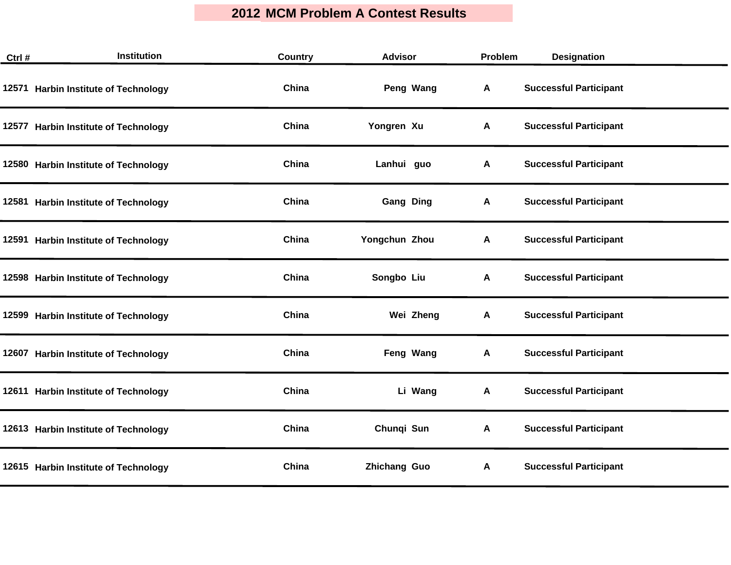# 2012 MCM Problem A Contest Results

| Ctrl # | Institution | Country | Advisor | Problem | Designation |
|---|---|---|---|---|---|
| 12571 | Harbin Institute of Technology | China | Peng Wang | A | Successful Participant |
| 12577 | Harbin Institute of Technology | China | Yongren Xu | A | Successful Participant |
| 12580 | Harbin Institute of Technology | China | Lanhui guo | A | Successful Participant |
| 12581 | Harbin Institute of Technology | China | Gang Ding | A | Successful Participant |
| 12591 | Harbin Institute of Technology | China | Yongchun Zhou | A | Successful Participant |
| 12598 | Harbin Institute of Technology | China | Songbo Liu | A | Successful Participant |
| 12599 | Harbin Institute of Technology | China | Wei Zheng | A | Successful Participant |
| 12607 | Harbin Institute of Technology | China | Feng Wang | A | Successful Participant |
| 12611 | Harbin Institute of Technology | China | Li Wang | A | Successful Participant |
| 12613 | Harbin Institute of Technology | China | Chunqi Sun | A | Successful Participant |
| 12615 | Harbin Institute of Technology | China | Zhichang Guo | A | Successful Participant |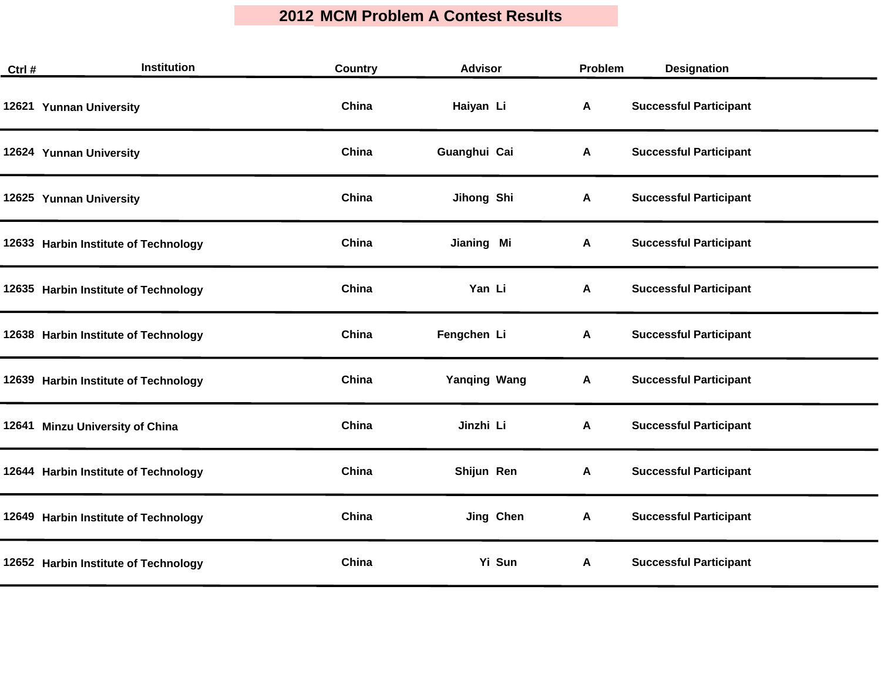# 2012 MCM Problem A Contest Results

| Ctrl # | Institution | Country | Advisor | Problem | Designation |
|---|---|---|---|---|---|
| 12621 | Yunnan University | China | Haiyan Li | A | Successful Participant |
| 12624 | Yunnan University | China | Guanghui Cai | A | Successful Participant |
| 12625 | Yunnan University | China | Jihong Shi | A | Successful Participant |
| 12633 | Harbin Institute of Technology | China | Jianing Mi | A | Successful Participant |
| 12635 | Harbin Institute of Technology | China | Yan Li | A | Successful Participant |
| 12638 | Harbin Institute of Technology | China | Fengchen Li | A | Successful Participant |
| 12639 | Harbin Institute of Technology | China | Yanqing Wang | A | Successful Participant |
| 12641 | Minzu University of China | China | Jinzhi Li | A | Successful Participant |
| 12644 | Harbin Institute of Technology | China | Shijun Ren | A | Successful Participant |
| 12649 | Harbin Institute of Technology | China | Jing Chen | A | Successful Participant |
| 12652 | Harbin Institute of Technology | China | Yi Sun | A | Successful Participant |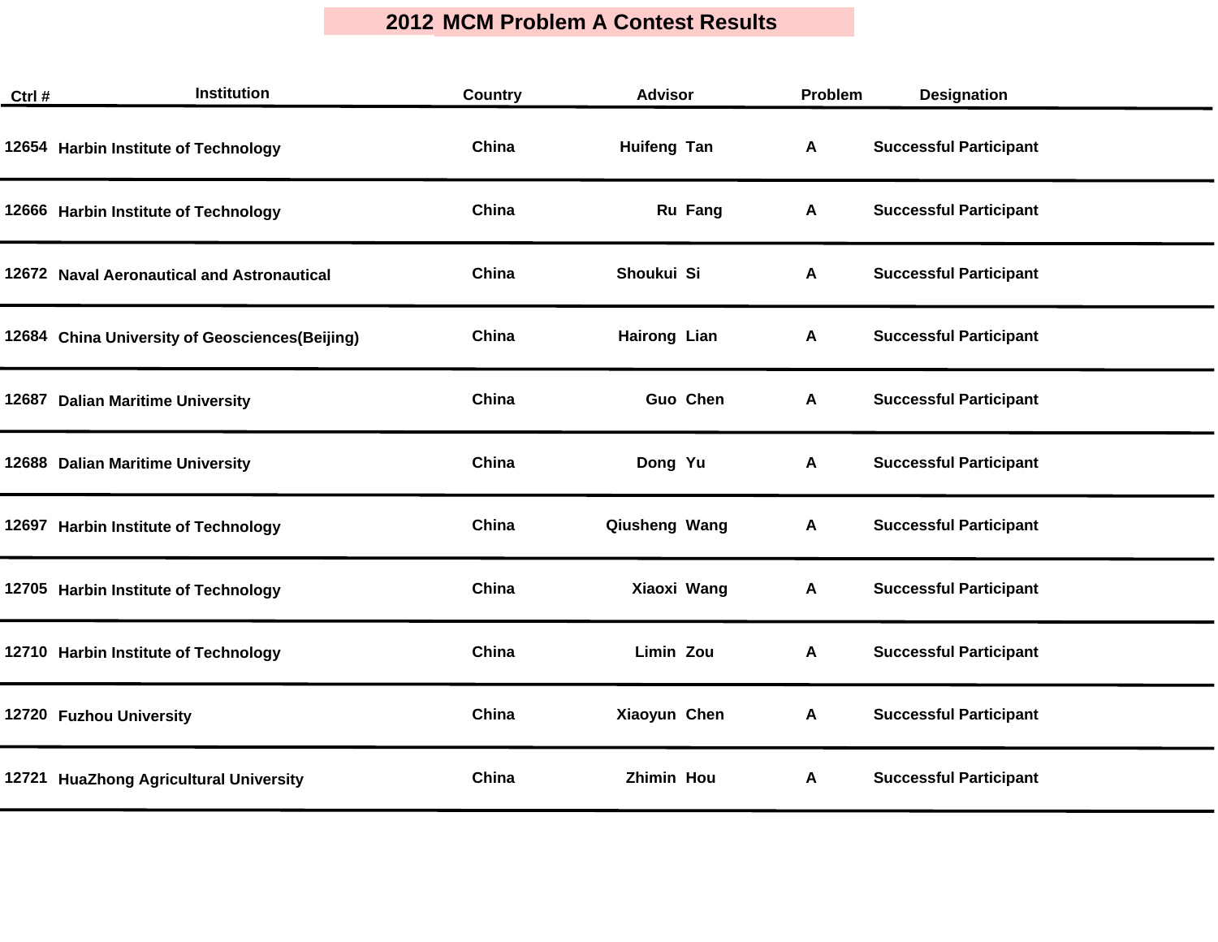# 2012 MCM Problem A Contest Results

| Ctrl # | Institution | Country | Advisor | Problem | Designation |
|---|---|---|---|---|---|
| 12654 | Harbin Institute of Technology | China | Huifeng Tan | A | Successful Participant |
| 12666 | Harbin Institute of Technology | China | Ru Fang | A | Successful Participant |
| 12672 | Naval Aeronautical and Astronautical | China | Shoukui Si | A | Successful Participant |
| 12684 | China University of Geosciences(Beijing) | China | Hairong Lian | A | Successful Participant |
| 12687 | Dalian Maritime University | China | Guo Chen | A | Successful Participant |
| 12688 | Dalian Maritime University | China | Dong Yu | A | Successful Participant |
| 12697 | Harbin Institute of Technology | China | Qiusheng Wang | A | Successful Participant |
| 12705 | Harbin Institute of Technology | China | Xiaoxi Wang | A | Successful Participant |
| 12710 | Harbin Institute of Technology | China | Limin Zou | A | Successful Participant |
| 12720 | Fuzhou University | China | Xiaoyun Chen | A | Successful Participant |
| 12721 | HuaZhong Agricultural University | China | Zhimin Hou | A | Successful Participant |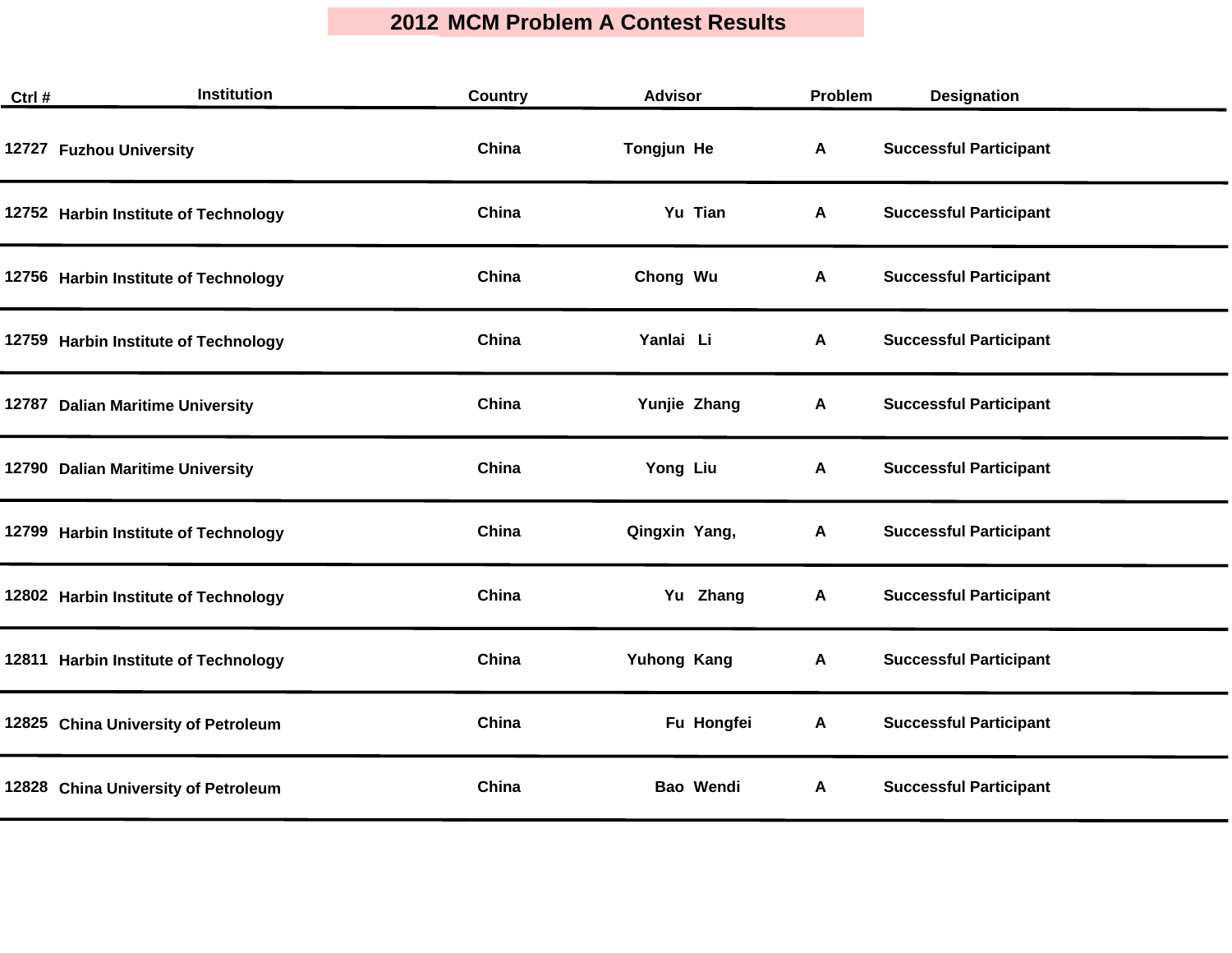# 2012 MCM Problem A Contest Results

| Ctrl # | Institution | Country | Advisor | Problem | Designation |
|---|---|---|---|---|---|
| 12727 | Fuzhou University | China | Tongjun He | A | Successful Participant |
| 12752 | Harbin Institute of Technology | China | Yu Tian | A | Successful Participant |
| 12756 | Harbin Institute of Technology | China | Chong Wu | A | Successful Participant |
| 12759 | Harbin Institute of Technology | China | Yanlai Li | A | Successful Participant |
| 12787 | Dalian Maritime University | China | Yunjie Zhang | A | Successful Participant |
| 12790 | Dalian Maritime University | China | Yong Liu | A | Successful Participant |
| 12799 | Harbin Institute of Technology | China | Qingxin Yang, | A | Successful Participant |
| 12802 | Harbin Institute of Technology | China | Yu Zhang | A | Successful Participant |
| 12811 | Harbin Institute of Technology | China | Yuhong Kang | A | Successful Participant |
| 12825 | China University of Petroleum | China | Fu Hongfei | A | Successful Participant |
| 12828 | China University of Petroleum | China | Bao Wendi | A | Successful Participant |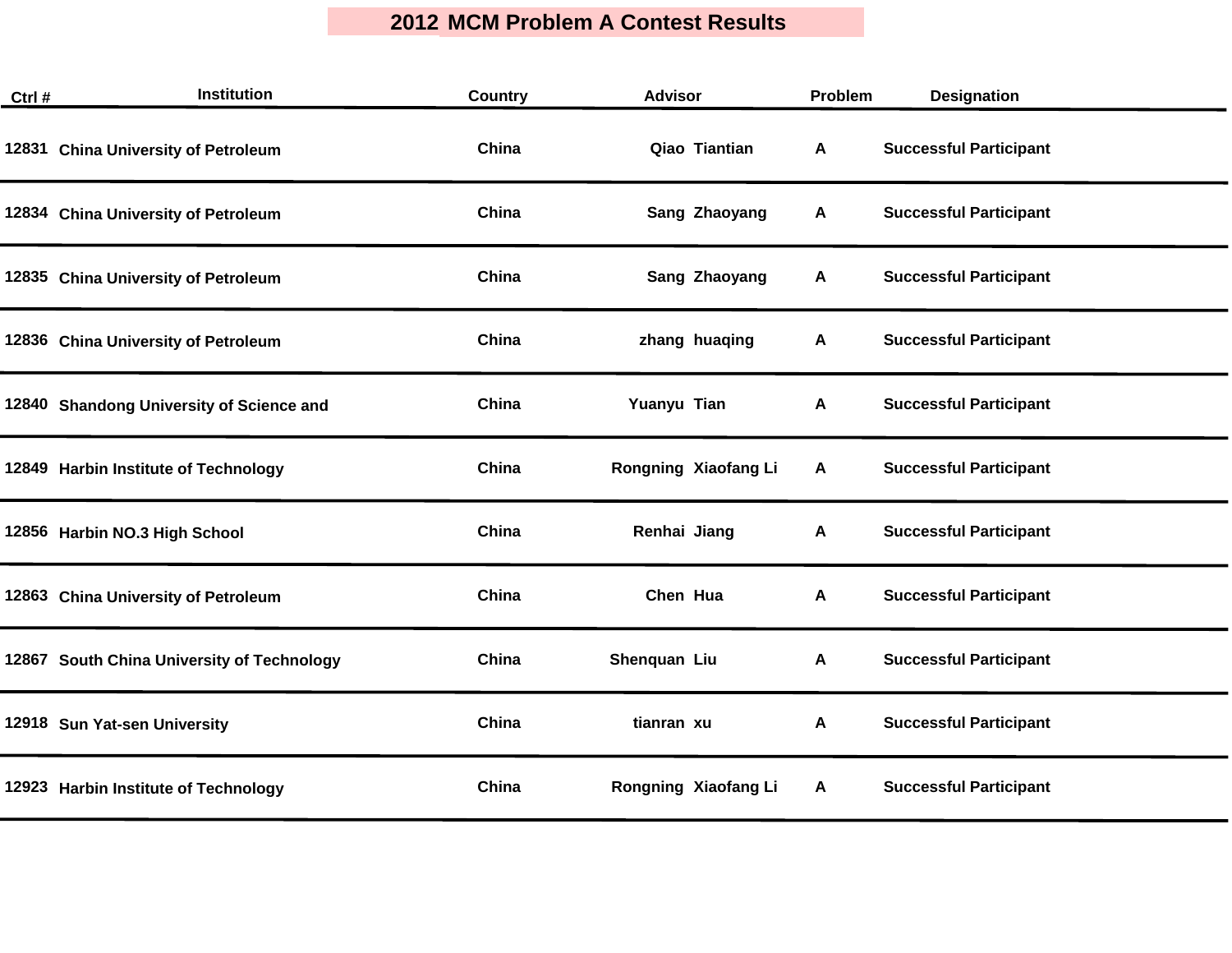# 2012 MCM Problem A Contest Results

| Ctrl # | Institution | Country | Advisor | Problem | Designation |
|---|---|---|---|---|---|
| 12831 | China University of Petroleum | China | Qiao Tiantian | A | Successful Participant |
| 12834 | China University of Petroleum | China | Sang Zhaoyang | A | Successful Participant |
| 12835 | China University of Petroleum | China | Sang Zhaoyang | A | Successful Participant |
| 12836 | China University of Petroleum | China | zhang huaqing | A | Successful Participant |
| 12840 | Shandong University of Science and | China | Yuanyu Tian | A | Successful Participant |
| 12849 | Harbin Institute of Technology | China | Rongning Xiaofang Li | A | Successful Participant |
| 12856 | Harbin NO.3 High School | China | Renhai Jiang | A | Successful Participant |
| 12863 | China University of Petroleum | China | Chen Hua | A | Successful Participant |
| 12867 | South China University of Technology | China | Shenquan Liu | A | Successful Participant |
| 12918 | Sun Yat-sen University | China | tianran xu | A | Successful Participant |
| 12923 | Harbin Institute of Technology | China | Rongning Xiaofang Li | A | Successful Participant |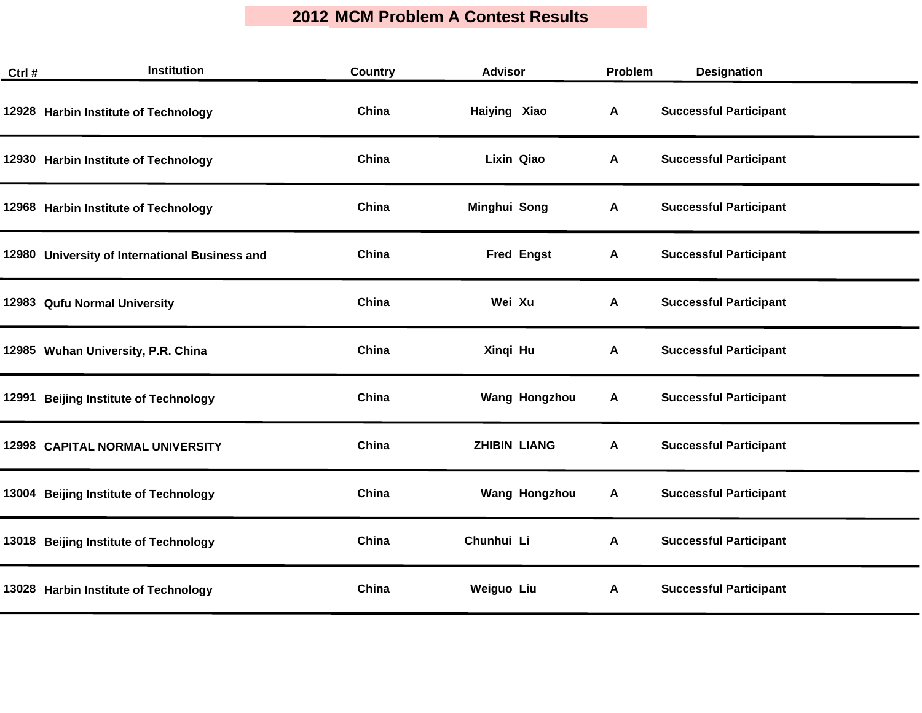# 2012 MCM Problem A Contest Results

| Ctrl # | Institution | Country | Advisor | Problem | Designation |
|---|---|---|---|---|---|
| 12928 | Harbin Institute of Technology | China | Haiying Xiao | A | Successful Participant |
| 12930 | Harbin Institute of Technology | China | Lixin Qiao | A | Successful Participant |
| 12968 | Harbin Institute of Technology | China | Minghui Song | A | Successful Participant |
| 12980 | University of International Business and | China | Fred Engst | A | Successful Participant |
| 12983 | Qufu Normal University | China | Wei Xu | A | Successful Participant |
| 12985 | Wuhan University, P.R. China | China | Xinqi Hu | A | Successful Participant |
| 12991 | Beijing Institute of Technology | China | Wang Hongzhou | A | Successful Participant |
| 12998 | CAPITAL NORMAL UNIVERSITY | China | ZHIBIN LIANG | A | Successful Participant |
| 13004 | Beijing Institute of Technology | China | Wang Hongzhou | A | Successful Participant |
| 13018 | Beijing Institute of Technology | China | Chunhui Li | A | Successful Participant |
| 13028 | Harbin Institute of Technology | China | Weiguo Liu | A | Successful Participant |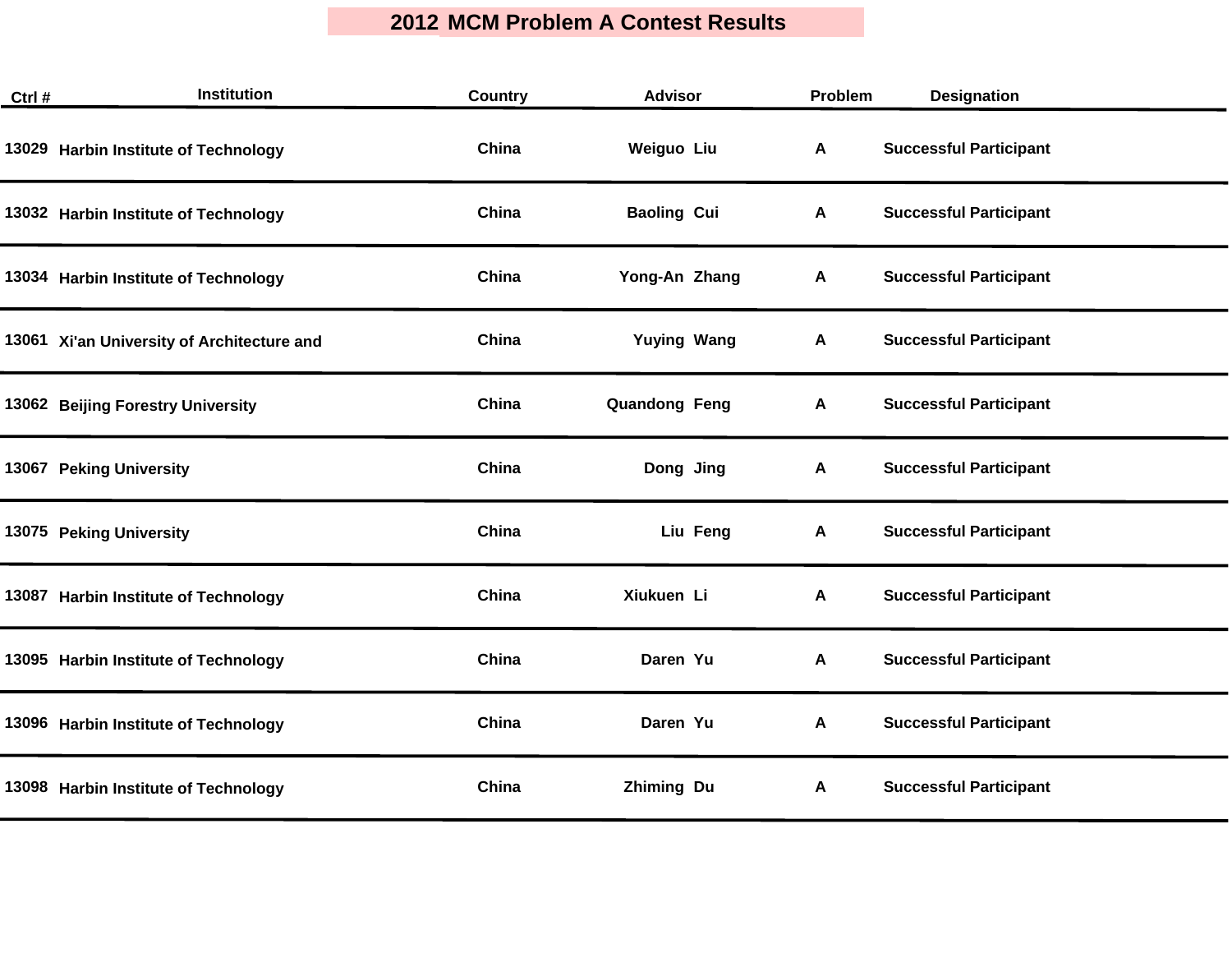# 2012 MCM Problem A Contest Results

| Ctrl # | Institution | Country | Advisor | Problem | Designation |
|---|---|---|---|---|---|
| 13029 | Harbin Institute of Technology | China | Weiguo Liu | A | Successful Participant |
| 13032 | Harbin Institute of Technology | China | Baoling Cui | A | Successful Participant |
| 13034 | Harbin Institute of Technology | China | Yong-An Zhang | A | Successful Participant |
| 13061 | Xi'an University of Architecture and | China | Yuying Wang | A | Successful Participant |
| 13062 | Beijing Forestry University | China | Quandong Feng | A | Successful Participant |
| 13067 | Peking University | China | Dong Jing | A | Successful Participant |
| 13075 | Peking University | China | Liu Feng | A | Successful Participant |
| 13087 | Harbin Institute of Technology | China | Xiukuen Li | A | Successful Participant |
| 13095 | Harbin Institute of Technology | China | Daren Yu | A | Successful Participant |
| 13096 | Harbin Institute of Technology | China | Daren Yu | A | Successful Participant |
| 13098 | Harbin Institute of Technology | China | Zhiming Du | A | Successful Participant |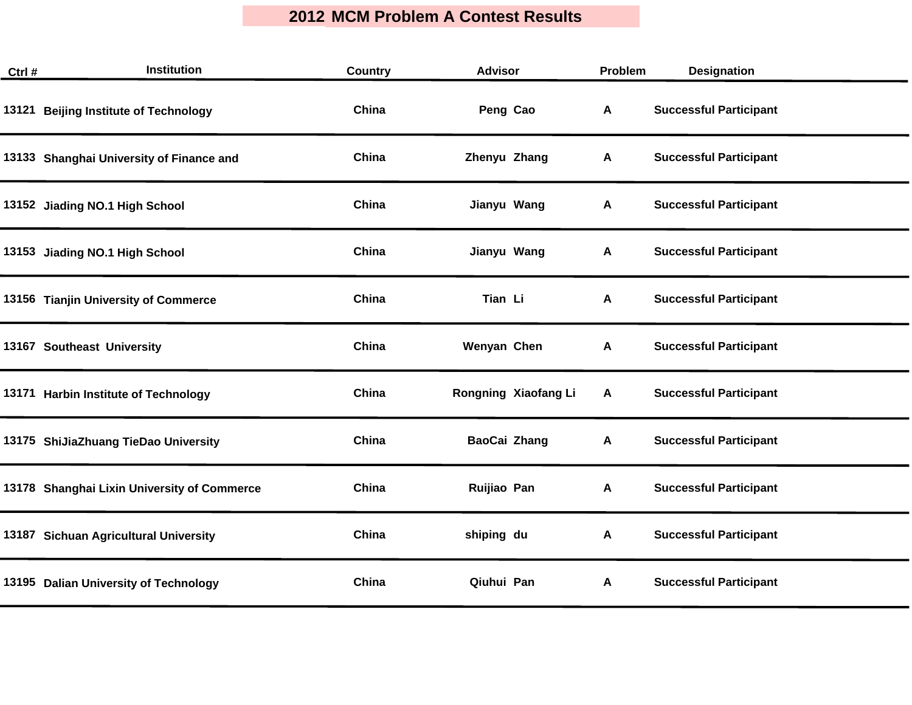# 2012 MCM Problem A Contest Results

| Ctrl # | Institution | Country | Advisor | Problem | Designation |
|---|---|---|---|---|---|
| 13121 | Beijing Institute of Technology | China | Peng Cao | A | Successful Participant |
| 13133 | Shanghai University of Finance and | China | Zhenyu Zhang | A | Successful Participant |
| 13152 | Jiading NO.1 High School | China | Jianyu Wang | A | Successful Participant |
| 13153 | Jiading NO.1 High School | China | Jianyu Wang | A | Successful Participant |
| 13156 | Tianjin University of Commerce | China | Tian Li | A | Successful Participant |
| 13167 | Southeast University | China | Wenyan Chen | A | Successful Participant |
| 13171 | Harbin Institute of Technology | China | Rongning Xiaofang Li | A | Successful Participant |
| 13175 | ShiJiaZhuang TieDao University | China | BaoCai Zhang | A | Successful Participant |
| 13178 | Shanghai Lixin University of Commerce | China | Ruijiao Pan | A | Successful Participant |
| 13187 | Sichuan Agricultural University | China | shiping du | A | Successful Participant |
| 13195 | Dalian University of Technology | China | Qiuhui Pan | A | Successful Participant |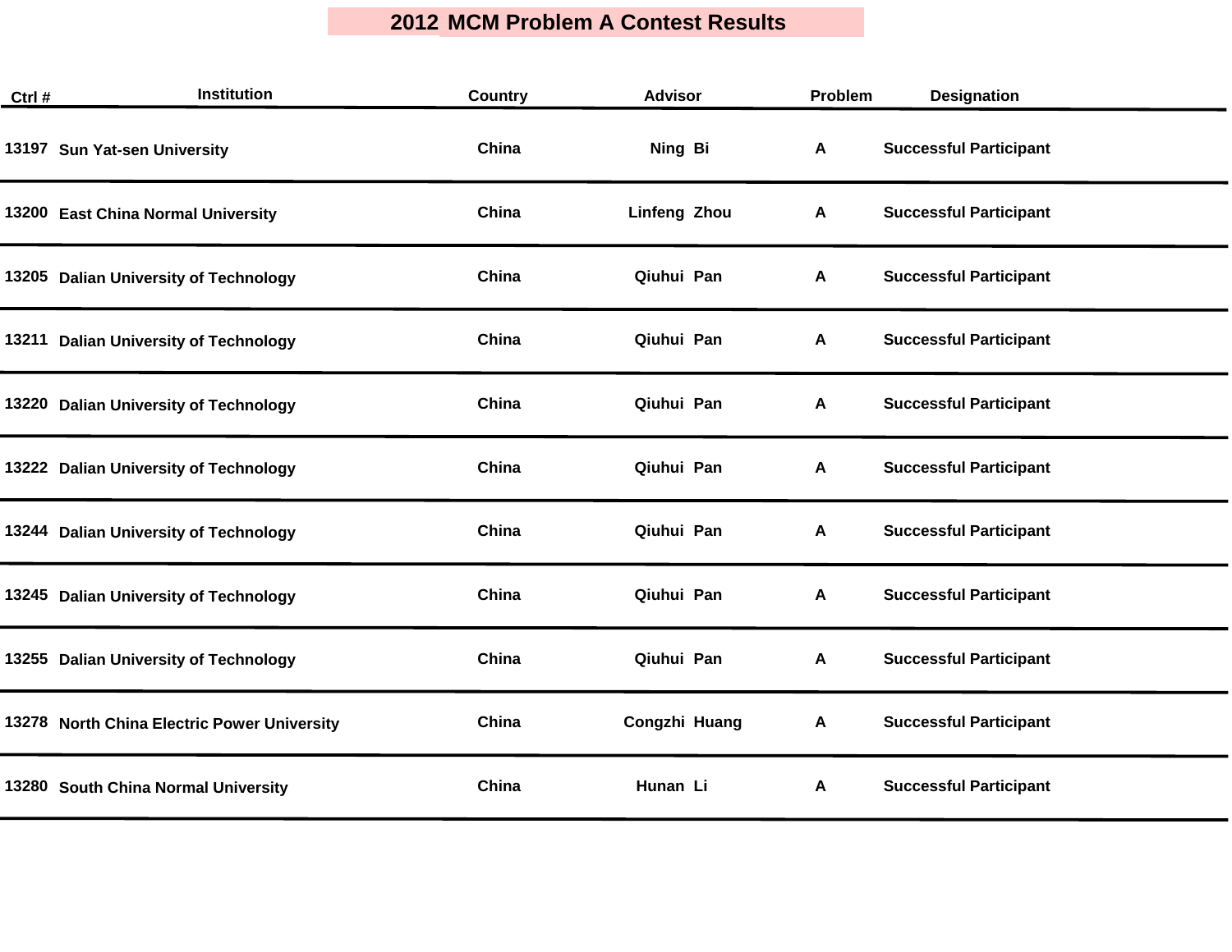# 2012 MCM Problem A Contest Results

| Ctrl # | Institution | Country | Advisor | Problem | Designation |
|---|---|---|---|---|---|
| 13197 | Sun Yat-sen University | China | Ning Bi | A | Successful Participant |
| 13200 | East China Normal University | China | Linfeng Zhou | A | Successful Participant |
| 13205 | Dalian University of Technology | China | Qiuhui Pan | A | Successful Participant |
| 13211 | Dalian University of Technology | China | Qiuhui Pan | A | Successful Participant |
| 13220 | Dalian University of Technology | China | Qiuhui Pan | A | Successful Participant |
| 13222 | Dalian University of Technology | China | Qiuhui Pan | A | Successful Participant |
| 13244 | Dalian University of Technology | China | Qiuhui Pan | A | Successful Participant |
| 13245 | Dalian University of Technology | China | Qiuhui Pan | A | Successful Participant |
| 13255 | Dalian University of Technology | China | Qiuhui Pan | A | Successful Participant |
| 13278 | North China Electric Power University | China | Congzhi Huang | A | Successful Participant |
| 13280 | South China Normal University | China | Hunan Li | A | Successful Participant |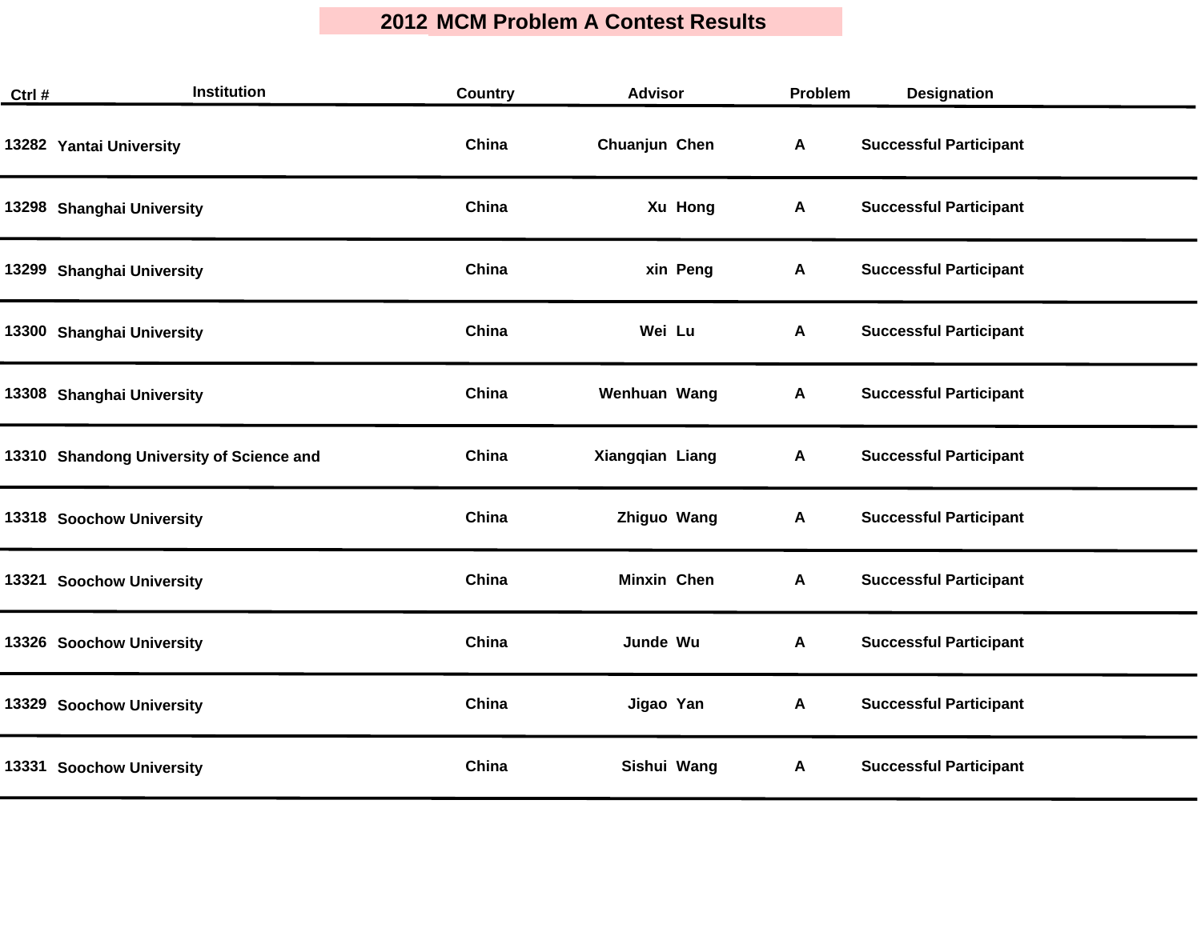# 2012 MCM Problem A Contest Results

| Ctrl # | Institution | Country | Advisor | Problem | Designation |
|---|---|---|---|---|---|
| 13282 | Yantai University | China | Chuanjun Chen | A | Successful Participant |
| 13298 | Shanghai University | China | Xu Hong | A | Successful Participant |
| 13299 | Shanghai University | China | xin Peng | A | Successful Participant |
| 13300 | Shanghai University | China | Wei Lu | A | Successful Participant |
| 13308 | Shanghai University | China | Wenhuan Wang | A | Successful Participant |
| 13310 | Shandong University of Science and | China | Xiangqian Liang | A | Successful Participant |
| 13318 | Soochow University | China | Zhiguo Wang | A | Successful Participant |
| 13321 | Soochow University | China | Minxin Chen | A | Successful Participant |
| 13326 | Soochow University | China | Junde Wu | A | Successful Participant |
| 13329 | Soochow University | China | Jigao Yan | A | Successful Participant |
| 13331 | Soochow University | China | Sishui Wang | A | Successful Participant |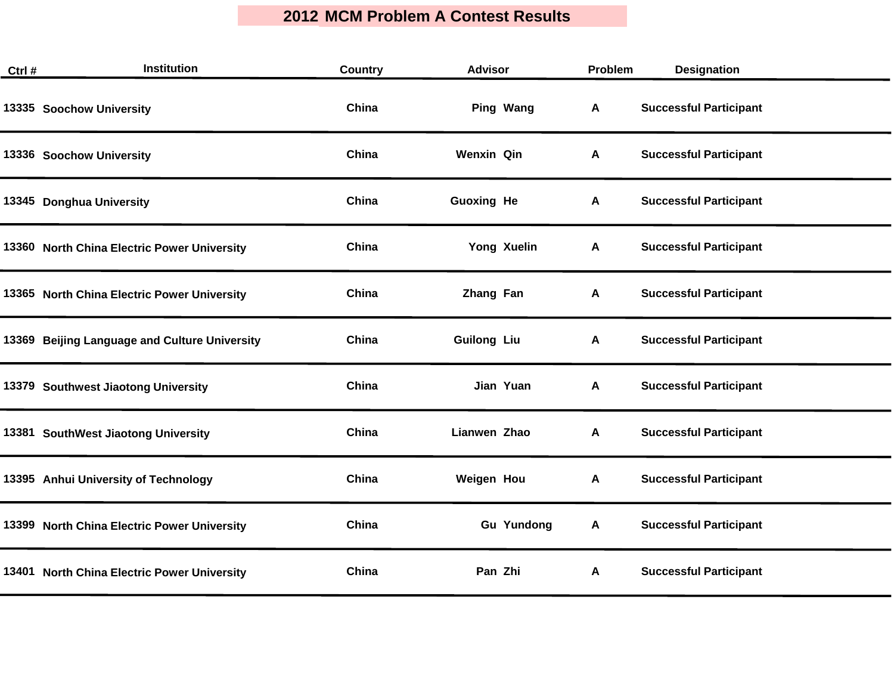# 2012 MCM Problem A Contest Results

| Ctrl # | Institution | Country | Advisor | Problem | Designation |
|---|---|---|---|---|---|
| 13335 | Soochow University | China | Ping Wang | A | Successful Participant |
| 13336 | Soochow University | China | Wenxin Qin | A | Successful Participant |
| 13345 | Donghua University | China | Guoxing He | A | Successful Participant |
| 13360 | North China Electric Power University | China | Yong Xuelin | A | Successful Participant |
| 13365 | North China Electric Power University | China | Zhang Fan | A | Successful Participant |
| 13369 | Beijing Language and Culture University | China | Guilong Liu | A | Successful Participant |
| 13379 | Southwest Jiaotong University | China | Jian Yuan | A | Successful Participant |
| 13381 | SouthWest Jiaotong University | China | Lianwen Zhao | A | Successful Participant |
| 13395 | Anhui University of Technology | China | Weigen Hou | A | Successful Participant |
| 13399 | North China Electric Power University | China | Gu Yundong | A | Successful Participant |
| 13401 | North China Electric Power University | China | Pan Zhi | A | Successful Participant |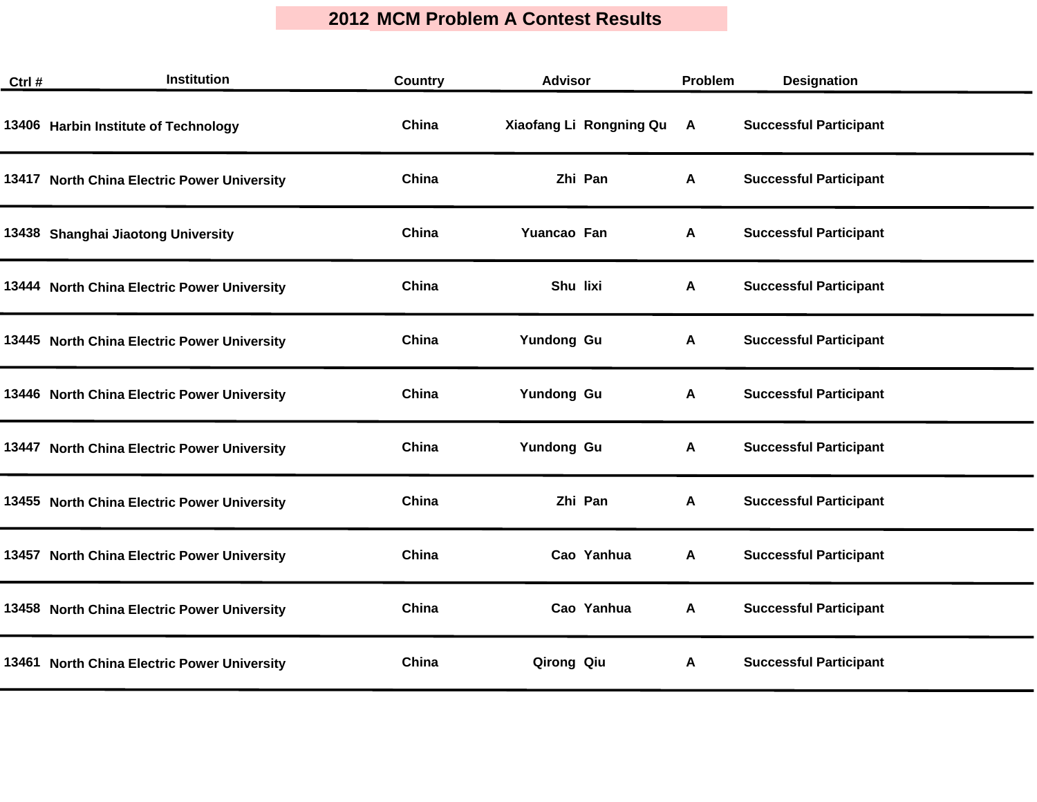# 2012 MCM Problem A Contest Results

| Ctrl # | Institution | Country | Advisor | Problem | Designation |
|---|---|---|---|---|---|
| 13406 | Harbin Institute of Technology | China | Xiaofang Li Rongning Qu | A | Successful Participant |
| 13417 | North China Electric Power University | China | Zhi Pan | A | Successful Participant |
| 13438 | Shanghai Jiaotong University | China | Yuancao Fan | A | Successful Participant |
| 13444 | North China Electric Power University | China | Shu lixi | A | Successful Participant |
| 13445 | North China Electric Power University | China | Yundong Gu | A | Successful Participant |
| 13446 | North China Electric Power University | China | Yundong Gu | A | Successful Participant |
| 13447 | North China Electric Power University | China | Yundong Gu | A | Successful Participant |
| 13455 | North China Electric Power University | China | Zhi Pan | A | Successful Participant |
| 13457 | North China Electric Power University | China | Cao Yanhua | A | Successful Participant |
| 13458 | North China Electric Power University | China | Cao Yanhua | A | Successful Participant |
| 13461 | North China Electric Power University | China | Qirong Qiu | A | Successful Participant |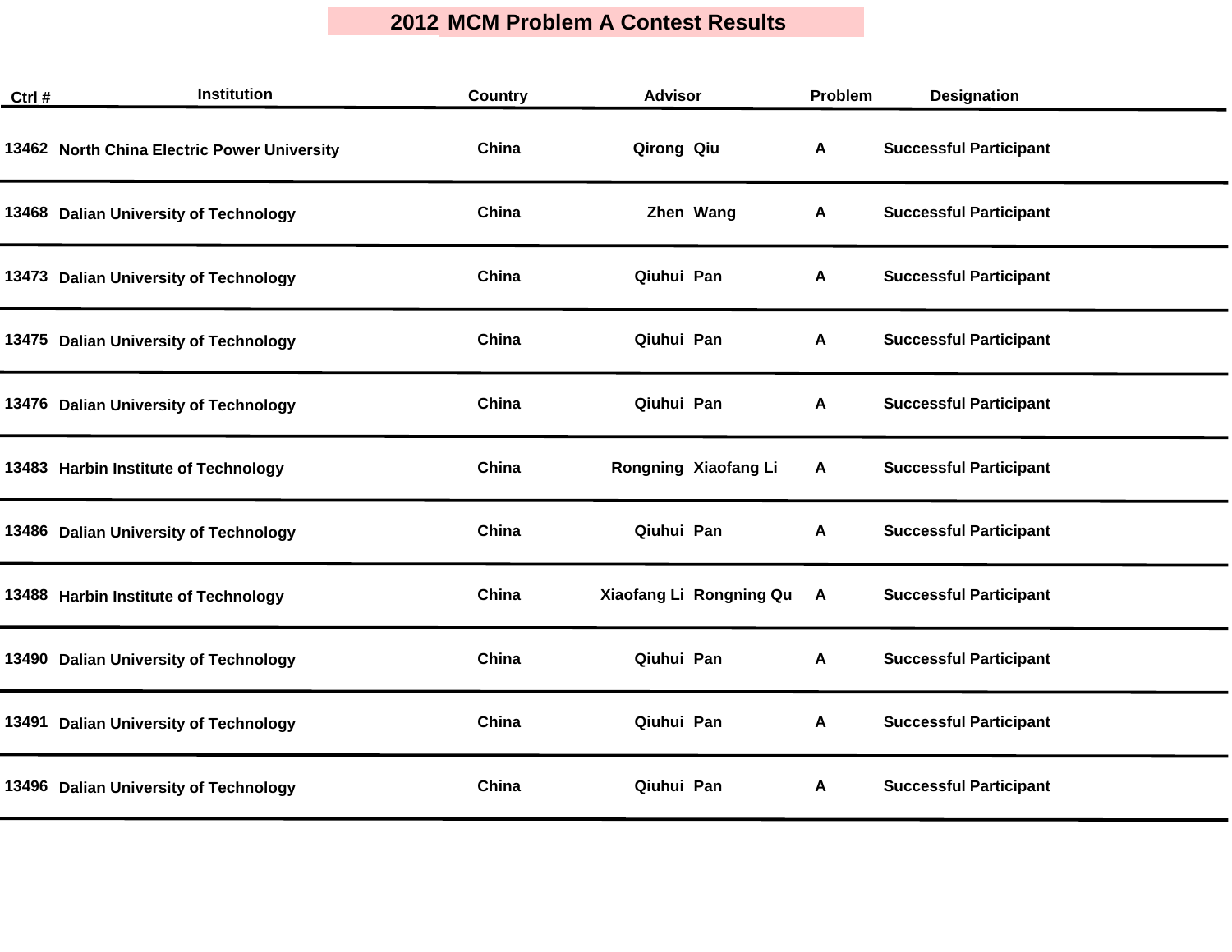# 2012 MCM Problem A Contest Results

| Ctrl # | Institution | Country | Advisor | Problem | Designation |
|---|---|---|---|---|---|
| 13462 | North China Electric Power University | China | Qirong Qiu | A | Successful Participant |
| 13468 | Dalian University of Technology | China | Zhen Wang | A | Successful Participant |
| 13473 | Dalian University of Technology | China | Qiuhui Pan | A | Successful Participant |
| 13475 | Dalian University of Technology | China | Qiuhui Pan | A | Successful Participant |
| 13476 | Dalian University of Technology | China | Qiuhui Pan | A | Successful Participant |
| 13483 | Harbin Institute of Technology | China | Rongning Xiaofang Li | A | Successful Participant |
| 13486 | Dalian University of Technology | China | Qiuhui Pan | A | Successful Participant |
| 13488 | Harbin Institute of Technology | China | Xiaofang Li Rongning Qu | A | Successful Participant |
| 13490 | Dalian University of Technology | China | Qiuhui Pan | A | Successful Participant |
| 13491 | Dalian University of Technology | China | Qiuhui Pan | A | Successful Participant |
| 13496 | Dalian University of Technology | China | Qiuhui Pan | A | Successful Participant |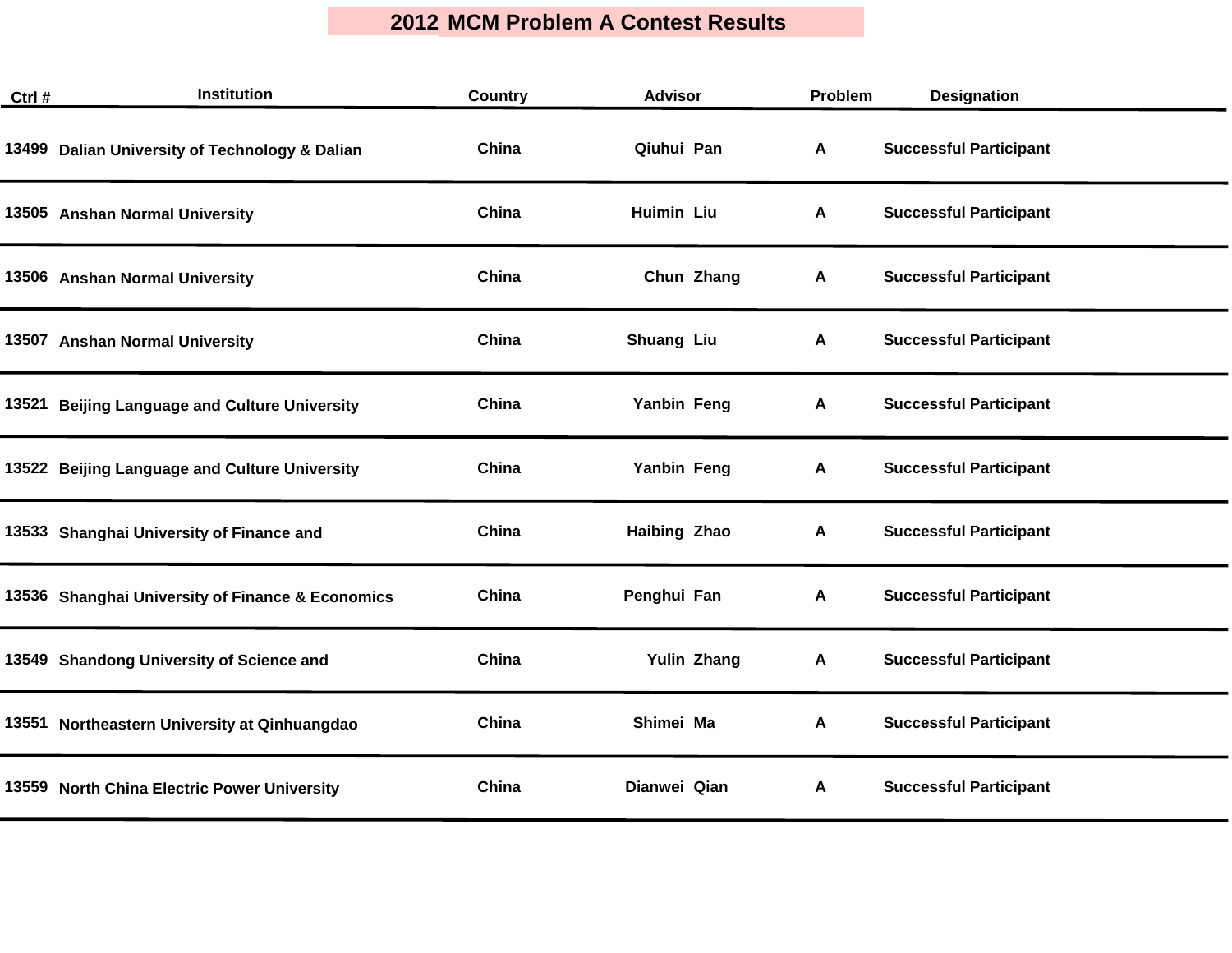# 2012 MCM Problem A Contest Results

| Ctrl # | Institution | Country | Advisor | Problem | Designation |
|---|---|---|---|---|---|
| 13499 | Dalian University of Technology & Dalian | China | Qiuhui Pan | A | Successful Participant |
| 13505 | Anshan Normal University | China | Huimin Liu | A | Successful Participant |
| 13506 | Anshan Normal University | China | Chun Zhang | A | Successful Participant |
| 13507 | Anshan Normal University | China | Shuang Liu | A | Successful Participant |
| 13521 | Beijing Language and Culture University | China | Yanbin Feng | A | Successful Participant |
| 13522 | Beijing Language and Culture University | China | Yanbin Feng | A | Successful Participant |
| 13533 | Shanghai University of Finance and | China | Haibing Zhao | A | Successful Participant |
| 13536 | Shanghai University of Finance & Economics | China | Penghui Fan | A | Successful Participant |
| 13549 | Shandong University of Science and | China | Yulin Zhang | A | Successful Participant |
| 13551 | Northeastern University at Qinhuangdao | China | Shimei Ma | A | Successful Participant |
| 13559 | North China Electric Power University | China | Dianwei Qian | A | Successful Participant |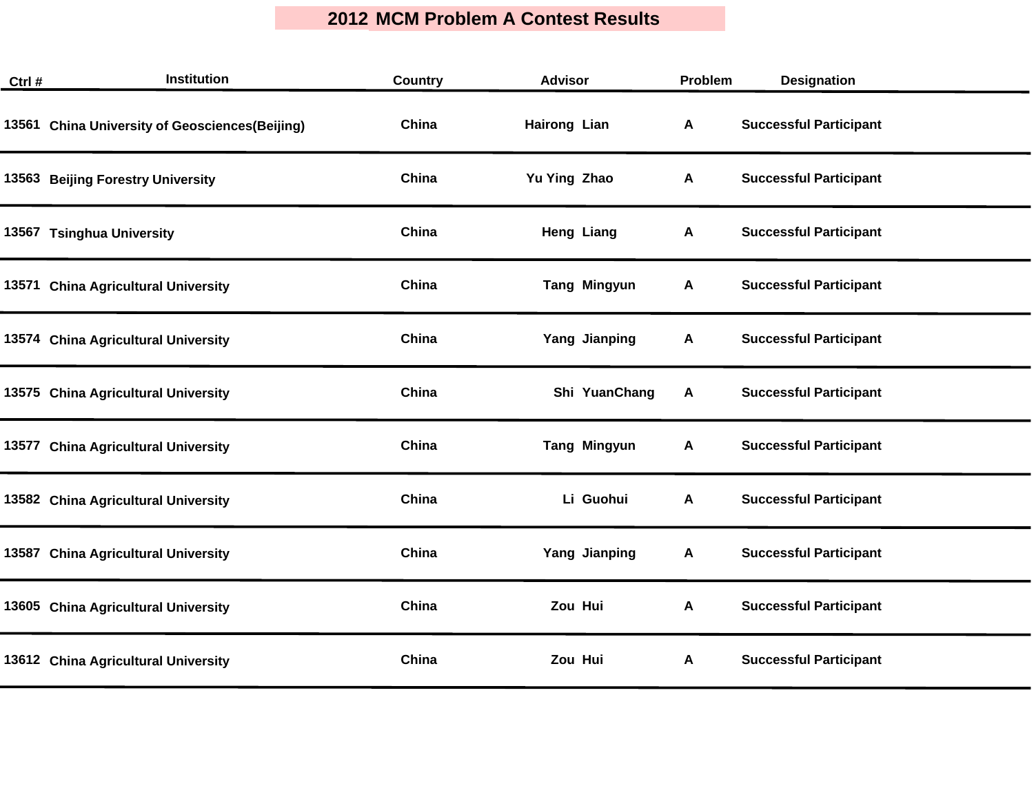# 2012 MCM Problem A Contest Results

| Ctrl # | Institution | Country | Advisor | Problem | Designation |
|---|---|---|---|---|---|
| 13561 | China University of Geosciences(Beijing) | China | Hairong Lian | A | Successful Participant |
| 13563 | Beijing Forestry University | China | Yu Ying Zhao | A | Successful Participant |
| 13567 | Tsinghua University | China | Heng Liang | A | Successful Participant |
| 13571 | China Agricultural University | China | Tang Mingyun | A | Successful Participant |
| 13574 | China Agricultural University | China | Yang Jianping | A | Successful Participant |
| 13575 | China Agricultural University | China | Shi YuanChang | A | Successful Participant |
| 13577 | China Agricultural University | China | Tang Mingyun | A | Successful Participant |
| 13582 | China Agricultural University | China | Li Guohui | A | Successful Participant |
| 13587 | China Agricultural University | China | Yang Jianping | A | Successful Participant |
| 13605 | China Agricultural University | China | Zou Hui | A | Successful Participant |
| 13612 | China Agricultural University | China | Zou Hui | A | Successful Participant |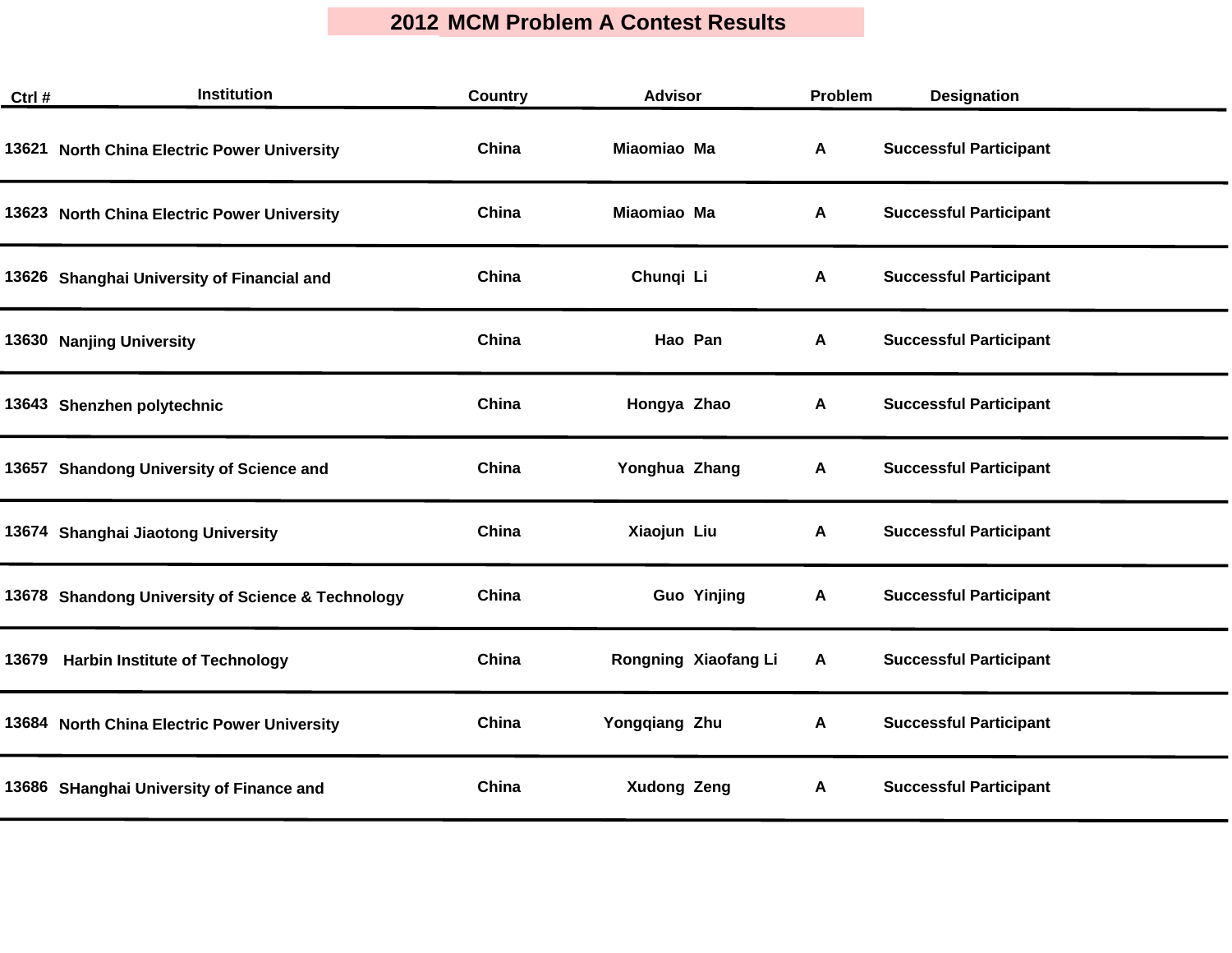# 2012 MCM Problem A Contest Results

| Ctrl # | Institution | Country | Advisor | Problem | Designation |
|---|---|---|---|---|---|
| 13621 | North China Electric Power University | China | Miaomiao Ma | A | Successful Participant |
| 13623 | North China Electric Power University | China | Miaomiao Ma | A | Successful Participant |
| 13626 | Shanghai University of Financial and | China | Chunqi Li | A | Successful Participant |
| 13630 | Nanjing University | China | Hao Pan | A | Successful Participant |
| 13643 | Shenzhen polytechnic | China | Hongya Zhao | A | Successful Participant |
| 13657 | Shandong University of Science and | China | Yonghua Zhang | A | Successful Participant |
| 13674 | Shanghai Jiaotong University | China | Xiaojun Liu | A | Successful Participant |
| 13678 | Shandong University of Science & Technology | China | Guo Yinjing | A | Successful Participant |
| 13679 | Harbin Institute of Technology | China | Rongning Xiaofang Li | A | Successful Participant |
| 13684 | North China Electric Power University | China | Yongqiang Zhu | A | Successful Participant |
| 13686 | SHanghai University of Finance and | China | Xudong Zeng | A | Successful Participant |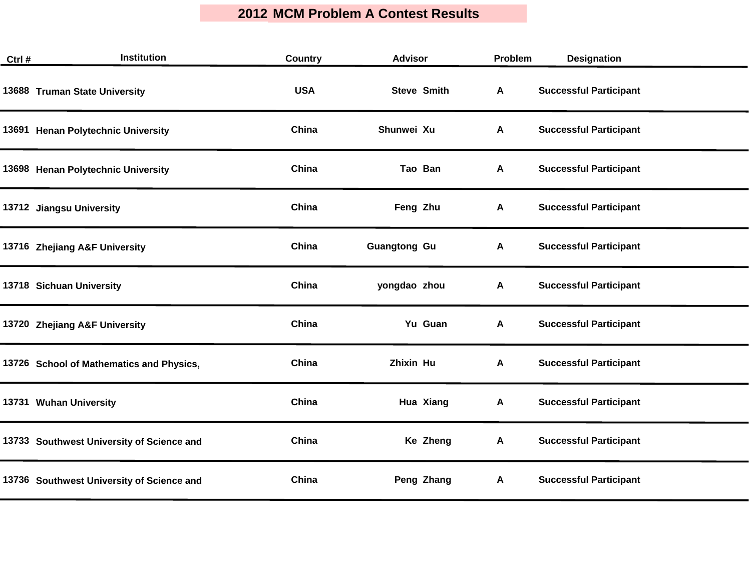# 2012 MCM Problem A Contest Results

| Ctrl # | Institution | Country | Advisor | Problem | Designation |
|---|---|---|---|---|---|
| 13688 | Truman State University | USA | Steve Smith | A | Successful Participant |
| 13691 | Henan Polytechnic University | China | Shunwei Xu | A | Successful Participant |
| 13698 | Henan Polytechnic University | China | Tao Ban | A | Successful Participant |
| 13712 | Jiangsu University | China | Feng Zhu | A | Successful Participant |
| 13716 | Zhejiang A&F University | China | Guangtong Gu | A | Successful Participant |
| 13718 | Sichuan University | China | yongdao zhou | A | Successful Participant |
| 13720 | Zhejiang A&F University | China | Yu Guan | A | Successful Participant |
| 13726 | School of Mathematics and Physics, | China | Zhixin Hu | A | Successful Participant |
| 13731 | Wuhan University | China | Hua Xiang | A | Successful Participant |
| 13733 | Southwest University of Science and | China | Ke Zheng | A | Successful Participant |
| 13736 | Southwest University of Science and | China | Peng Zhang | A | Successful Participant |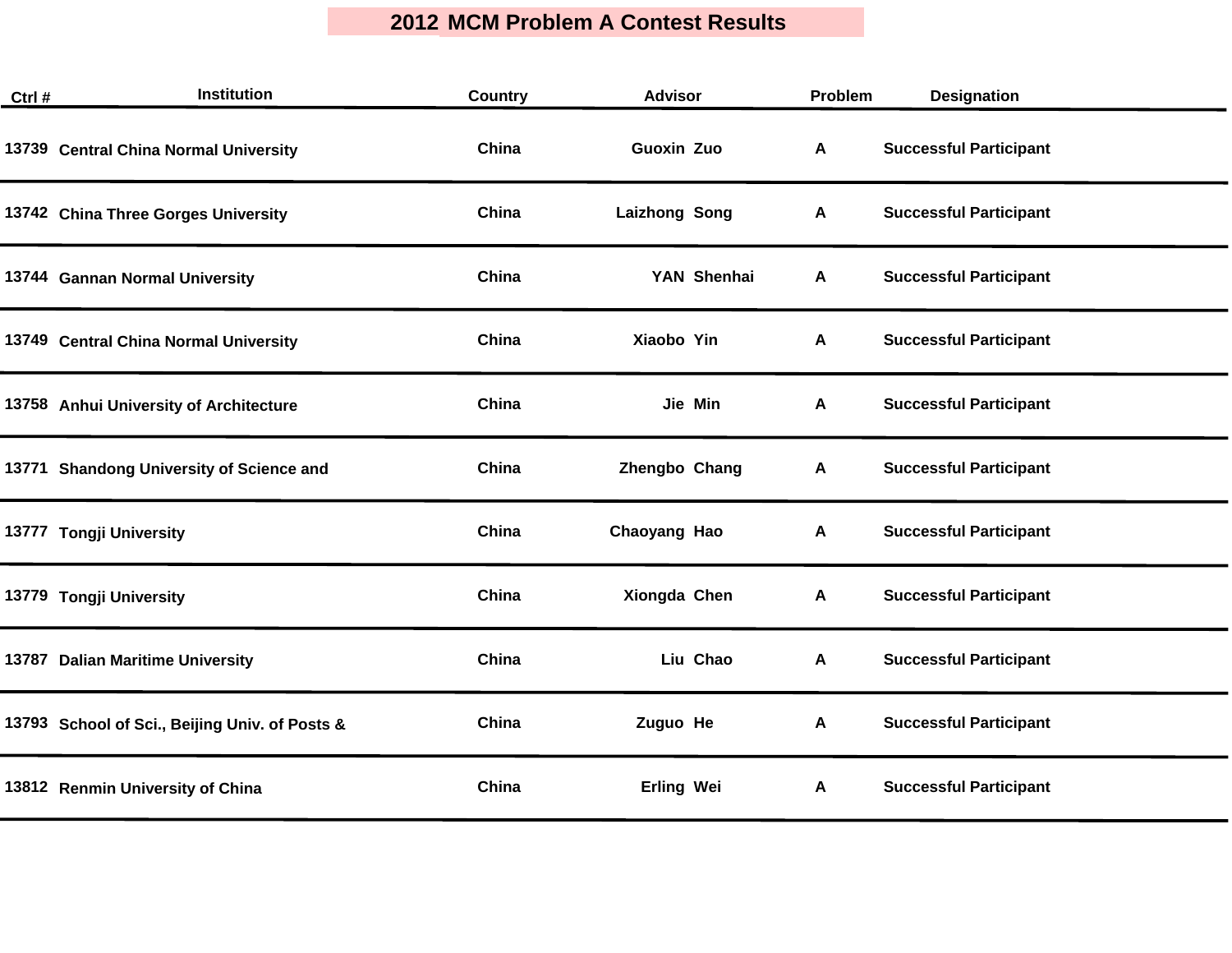# 2012 MCM Problem A Contest Results

| Ctrl # | Institution | Country | Advisor | Problem | Designation |
|---|---|---|---|---|---|
| 13739 | Central China Normal University | China | Guoxin Zuo | A | Successful Participant |
| 13742 | China Three Gorges University | China | Laizhong Song | A | Successful Participant |
| 13744 | Gannan Normal University | China | YAN Shenhai | A | Successful Participant |
| 13749 | Central China Normal University | China | Xiaobo Yin | A | Successful Participant |
| 13758 | Anhui University of Architecture | China | Jie Min | A | Successful Participant |
| 13771 | Shandong University of Science and | China | Zhengbo Chang | A | Successful Participant |
| 13777 | Tongji University | China | Chaoyang Hao | A | Successful Participant |
| 13779 | Tongji University | China | Xiongda Chen | A | Successful Participant |
| 13787 | Dalian Maritime University | China | Liu Chao | A | Successful Participant |
| 13793 | School of Sci., Beijing Univ. of Posts & | China | Zuguo He | A | Successful Participant |
| 13812 | Renmin University of China | China | Erling Wei | A | Successful Participant |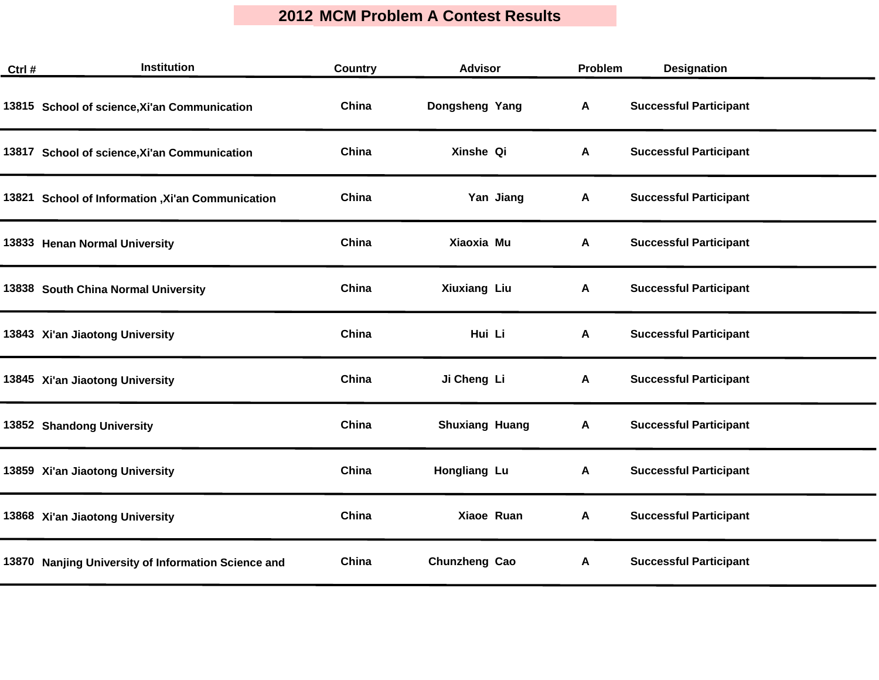# 2012 MCM Problem A Contest Results

| Ctrl # | Institution | Country | Advisor | Problem | Designation |
|---|---|---|---|---|---|
| 13815 | School of science,Xi'an Communication | China | Dongsheng Yang | A | Successful Participant |
| 13817 | School of science,Xi'an Communication | China | Xinshe Qi | A | Successful Participant |
| 13821 | School of Information ,Xi'an Communication | China | Yan Jiang | A | Successful Participant |
| 13833 | Henan Normal University | China | Xiaoxia Mu | A | Successful Participant |
| 13838 | South China Normal University | China | Xiuxiang Liu | A | Successful Participant |
| 13843 | Xi'an Jiaotong University | China | Hui Li | A | Successful Participant |
| 13845 | Xi'an Jiaotong University | China | Ji Cheng Li | A | Successful Participant |
| 13852 | Shandong University | China | Shuxiang Huang | A | Successful Participant |
| 13859 | Xi'an Jiaotong University | China | Hongliang Lu | A | Successful Participant |
| 13868 | Xi'an Jiaotong University | China | Xiaoe Ruan | A | Successful Participant |
| 13870 | Nanjing University of Information Science and | China | Chunzheng Cao | A | Successful Participant |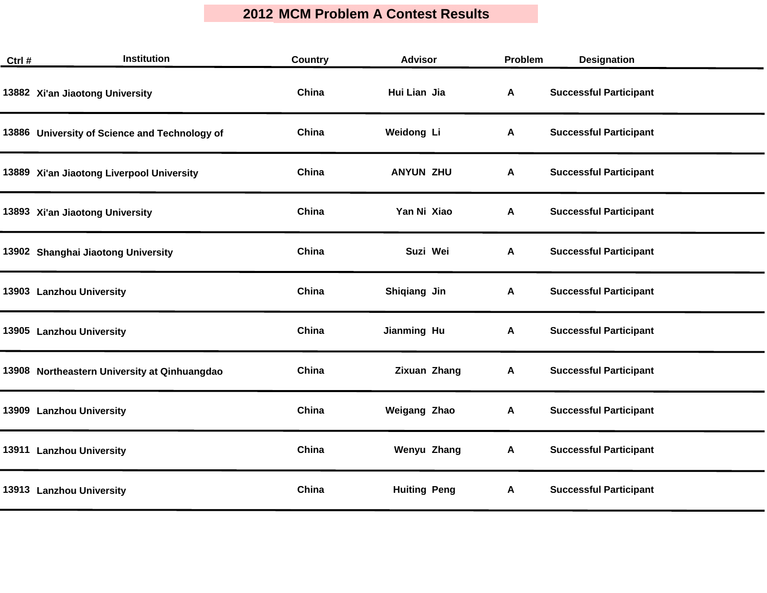# 2012 MCM Problem A Contest Results

| Ctrl # | Institution | Country | Advisor | Problem | Designation |
|---|---|---|---|---|---|
| 13882 | Xi'an Jiaotong University | China | Hui Lian Jia | A | Successful Participant |
| 13886 | University of Science and Technology of | China | Weidong Li | A | Successful Participant |
| 13889 | Xi'an Jiaotong Liverpool University | China | ANYUN ZHU | A | Successful Participant |
| 13893 | Xi'an Jiaotong University | China | Yan Ni Xiao | A | Successful Participant |
| 13902 | Shanghai Jiaotong University | China | Suzi Wei | A | Successful Participant |
| 13903 | Lanzhou University | China | Shiqiang Jin | A | Successful Participant |
| 13905 | Lanzhou University | China | Jianming Hu | A | Successful Participant |
| 13908 | Northeastern University at Qinhuangdao | China | Zixuan Zhang | A | Successful Participant |
| 13909 | Lanzhou University | China | Weigang Zhao | A | Successful Participant |
| 13911 | Lanzhou University | China | Wenyu Zhang | A | Successful Participant |
| 13913 | Lanzhou University | China | Huiting Peng | A | Successful Participant |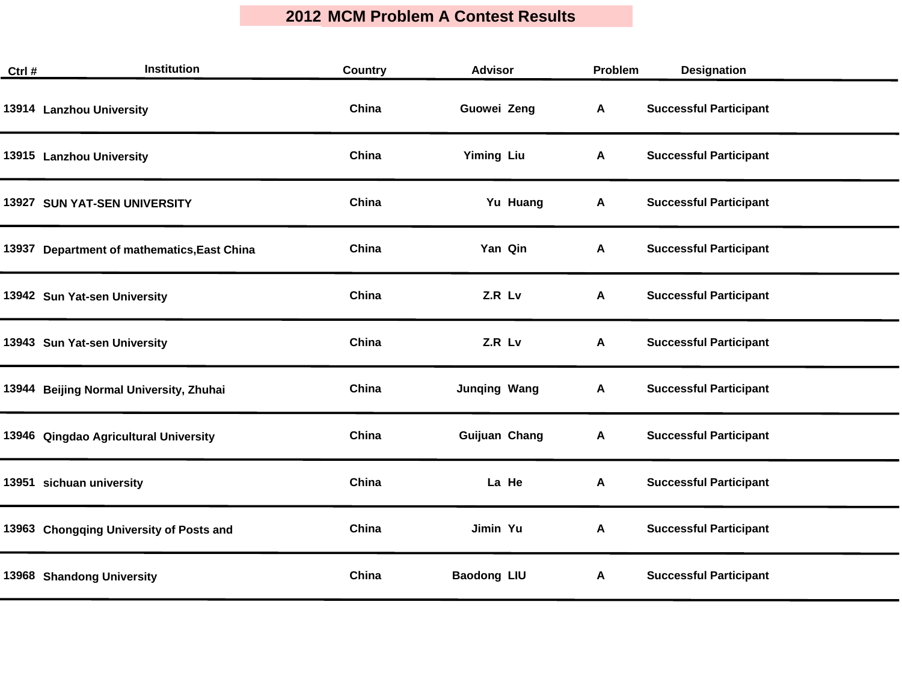# 2012 MCM Problem A Contest Results

| Ctrl # | Institution | Country | Advisor | Problem | Designation |
|---|---|---|---|---|---|
| 13914 | Lanzhou University | China | Guowei Zeng | A | Successful Participant |
| 13915 | Lanzhou University | China | Yiming Liu | A | Successful Participant |
| 13927 | SUN YAT-SEN UNIVERSITY | China | Yu Huang | A | Successful Participant |
| 13937 | Department of mathematics,East China | China | Yan Qin | A | Successful Participant |
| 13942 | Sun Yat-sen University | China | Z.R Lv | A | Successful Participant |
| 13943 | Sun Yat-sen University | China | Z.R Lv | A | Successful Participant |
| 13944 | Beijing Normal University, Zhuhai | China | Junqing Wang | A | Successful Participant |
| 13946 | Qingdao Agricultural University | China | Guijuan Chang | A | Successful Participant |
| 13951 | sichuan university | China | La He | A | Successful Participant |
| 13963 | Chongqing University of Posts and | China | Jimin Yu | A | Successful Participant |
| 13968 | Shandong University | China | Baodong LIU | A | Successful Participant |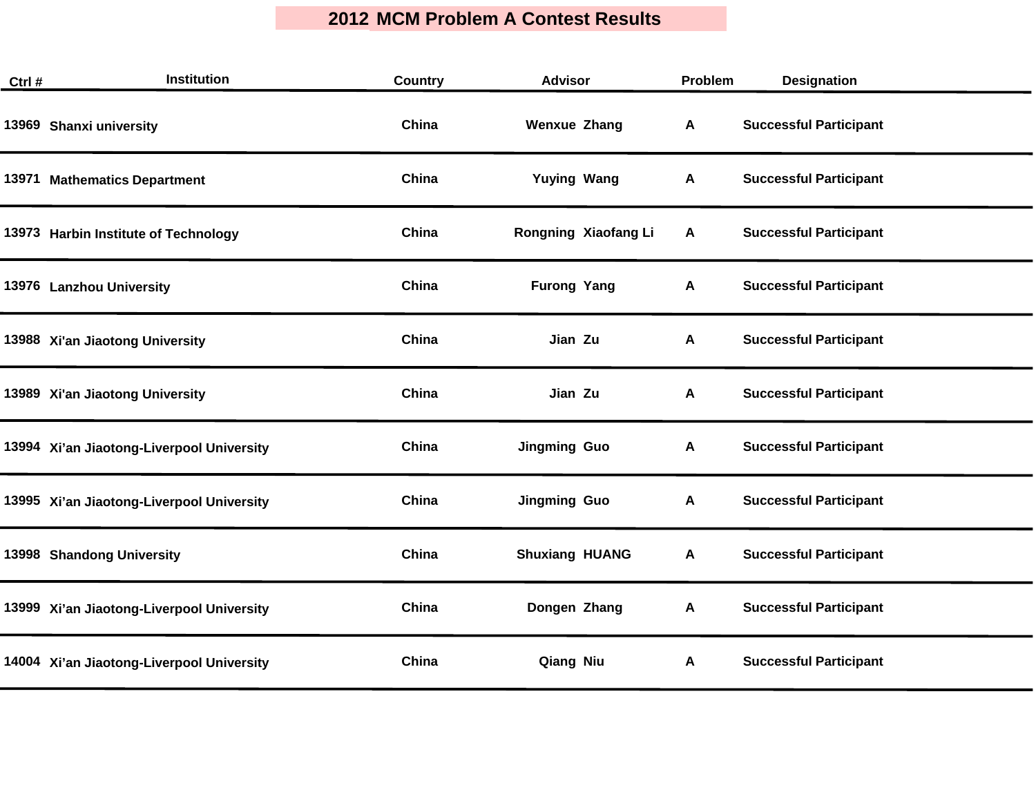# 2012 MCM Problem A Contest Results

| Ctrl # | Institution | Country | Advisor | Problem | Designation |
|---|---|---|---|---|---|
| 13969 | Shanxi university | China | Wenxue Zhang | A | Successful Participant |
| 13971 | Mathematics Department | China | Yuying Wang | A | Successful Participant |
| 13973 | Harbin Institute of Technology | China | Rongning Xiaofang Li | A | Successful Participant |
| 13976 | Lanzhou University | China | Furong Yang | A | Successful Participant |
| 13988 | Xi'an Jiaotong University | China | Jian Zu | A | Successful Participant |
| 13989 | Xi'an Jiaotong University | China | Jian Zu | A | Successful Participant |
| 13994 | Xi’an Jiaotong-Liverpool University | China | Jingming Guo | A | Successful Participant |
| 13995 | Xi’an Jiaotong-Liverpool University | China | Jingming Guo | A | Successful Participant |
| 13998 | Shandong University | China | Shuxiang HUANG | A | Successful Participant |
| 13999 | Xi’an Jiaotong-Liverpool University | China | Dongen Zhang | A | Successful Participant |
| 14004 | Xi’an Jiaotong-Liverpool University | China | Qiang Niu | A | Successful Participant |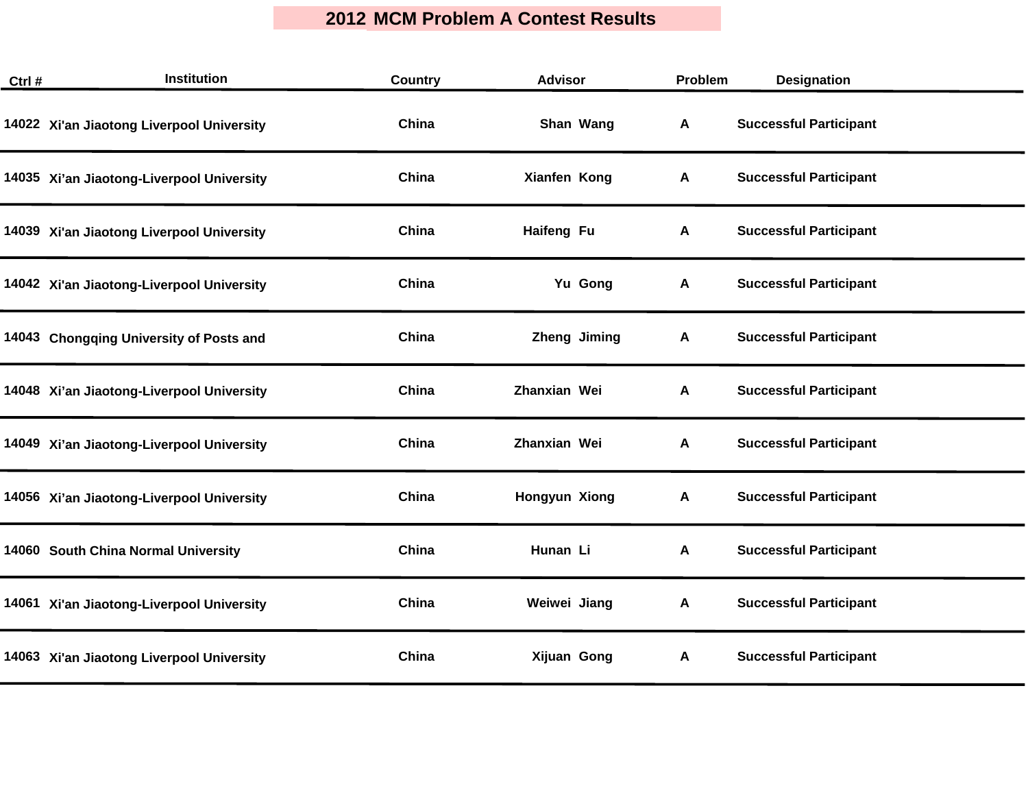# 2012 MCM Problem A Contest Results

| Ctrl # | Institution | Country | Advisor | Problem | Designation |
|---|---|---|---|---|---|
| 14022 | Xi'an Jiaotong Liverpool University | China | Shan Wang | A | Successful Participant |
| 14035 | Xi’an Jiaotong-Liverpool University | China | Xianfen Kong | A | Successful Participant |
| 14039 | Xi'an Jiaotong Liverpool University | China | Haifeng Fu | A | Successful Participant |
| 14042 | Xi'an Jiaotong-Liverpool University | China | Yu Gong | A | Successful Participant |
| 14043 | Chongqing University of Posts and | China | Zheng Jiming | A | Successful Participant |
| 14048 | Xi’an Jiaotong-Liverpool University | China | Zhanxian Wei | A | Successful Participant |
| 14049 | Xi’an Jiaotong-Liverpool University | China | Zhanxian Wei | A | Successful Participant |
| 14056 | Xi’an Jiaotong-Liverpool University | China | Hongyun Xiong | A | Successful Participant |
| 14060 | South China Normal University | China | Hunan Li | A | Successful Participant |
| 14061 | Xi'an Jiaotong-Liverpool University | China | Weiwei Jiang | A | Successful Participant |
| 14063 | Xi'an Jiaotong Liverpool University | China | Xijuan Gong | A | Successful Participant |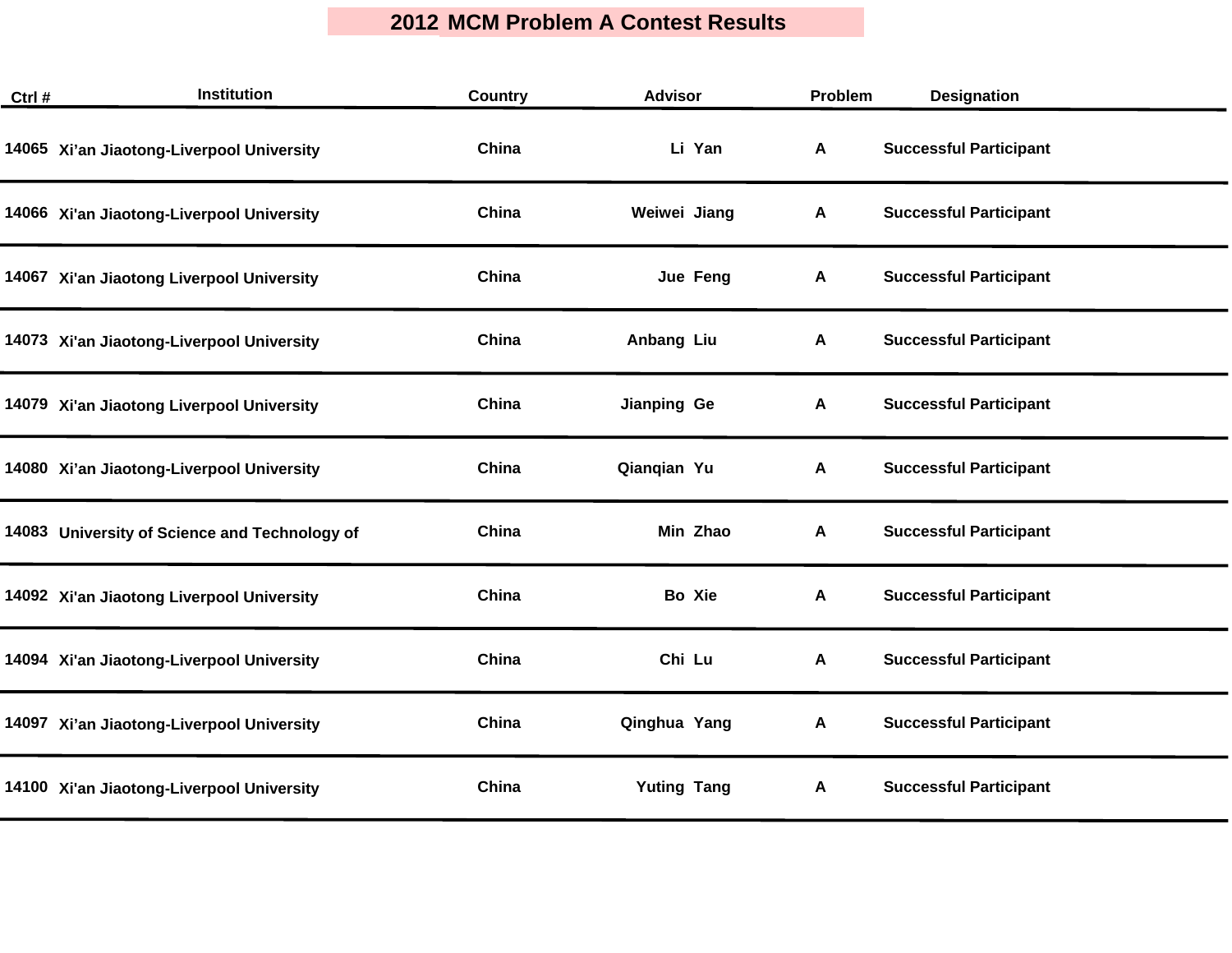# 2012 MCM Problem A Contest Results

| Ctrl # | Institution | Country | Advisor | Problem | Designation |
|---|---|---|---|---|---|
| 14065 | Xi’an Jiaotong-Liverpool University | China | Li Yan | A | Successful Participant |
| 14066 | Xi'an Jiaotong-Liverpool University | China | Weiwei Jiang | A | Successful Participant |
| 14067 | Xi'an Jiaotong Liverpool University | China | Jue Feng | A | Successful Participant |
| 14073 | Xi'an Jiaotong-Liverpool University | China | Anbang Liu | A | Successful Participant |
| 14079 | Xi'an Jiaotong Liverpool University | China | Jianping Ge | A | Successful Participant |
| 14080 | Xi’an Jiaotong-Liverpool University | China | Qianqian Yu | A | Successful Participant |
| 14083 | University of Science and Technology of | China | Min Zhao | A | Successful Participant |
| 14092 | Xi'an Jiaotong Liverpool University | China | Bo Xie | A | Successful Participant |
| 14094 | Xi'an Jiaotong-Liverpool University | China | Chi Lu | A | Successful Participant |
| 14097 | Xi’an Jiaotong-Liverpool University | China | Qinghua Yang | A | Successful Participant |
| 14100 | Xi'an Jiaotong-Liverpool University | China | Yuting Tang | A | Successful Participant |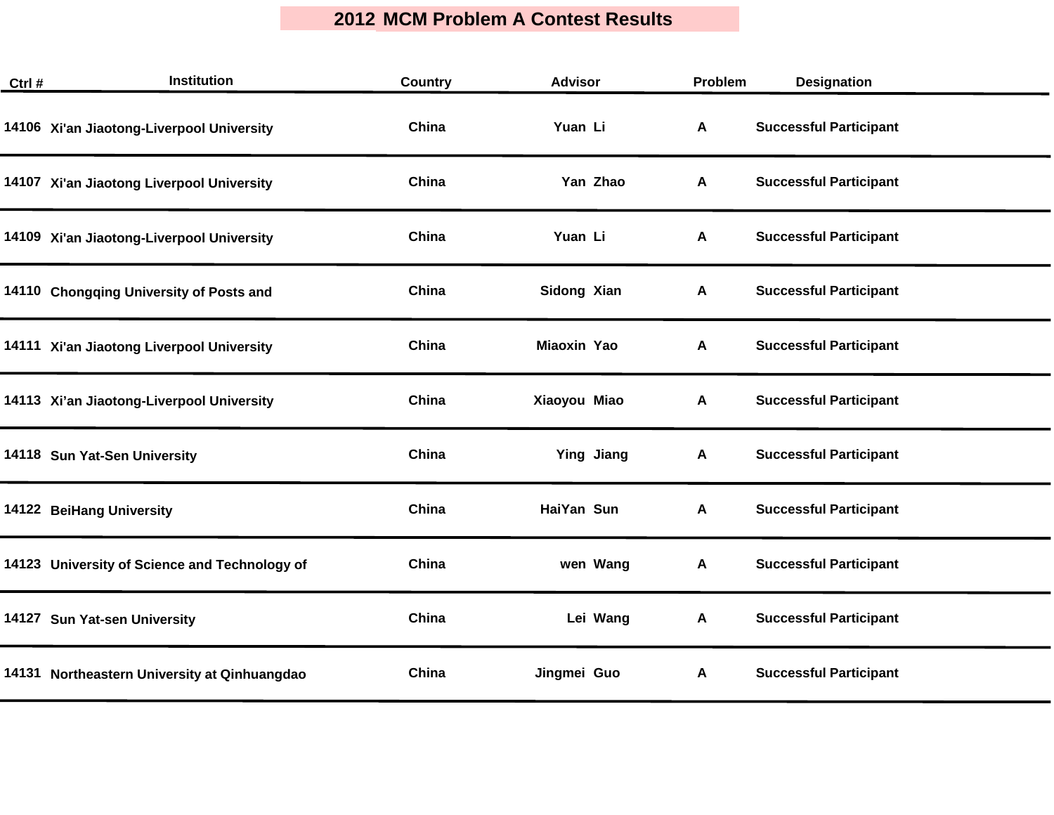# 2012 MCM Problem A Contest Results

| Ctrl # | Institution | Country | Advisor | Problem | Designation |
|---|---|---|---|---|---|
| 14106 | Xi'an Jiaotong-Liverpool University | China | Yuan Li | A | Successful Participant |
| 14107 | Xi'an Jiaotong Liverpool University | China | Yan Zhao | A | Successful Participant |
| 14109 | Xi'an Jiaotong-Liverpool University | China | Yuan Li | A | Successful Participant |
| 14110 | Chongqing University of Posts and | China | Sidong Xian | A | Successful Participant |
| 14111 | Xi'an Jiaotong Liverpool University | China | Miaoxin Yao | A | Successful Participant |
| 14113 | Xi’an Jiaotong-Liverpool University | China | Xiaoyou Miao | A | Successful Participant |
| 14118 | Sun Yat-Sen University | China | Ying Jiang | A | Successful Participant |
| 14122 | BeiHang University | China | HaiYan Sun | A | Successful Participant |
| 14123 | University of Science and Technology of | China | wen Wang | A | Successful Participant |
| 14127 | Sun Yat-sen University | China | Lei Wang | A | Successful Participant |
| 14131 | Northeastern University at Qinhuangdao | China | Jingmei Guo | A | Successful Participant |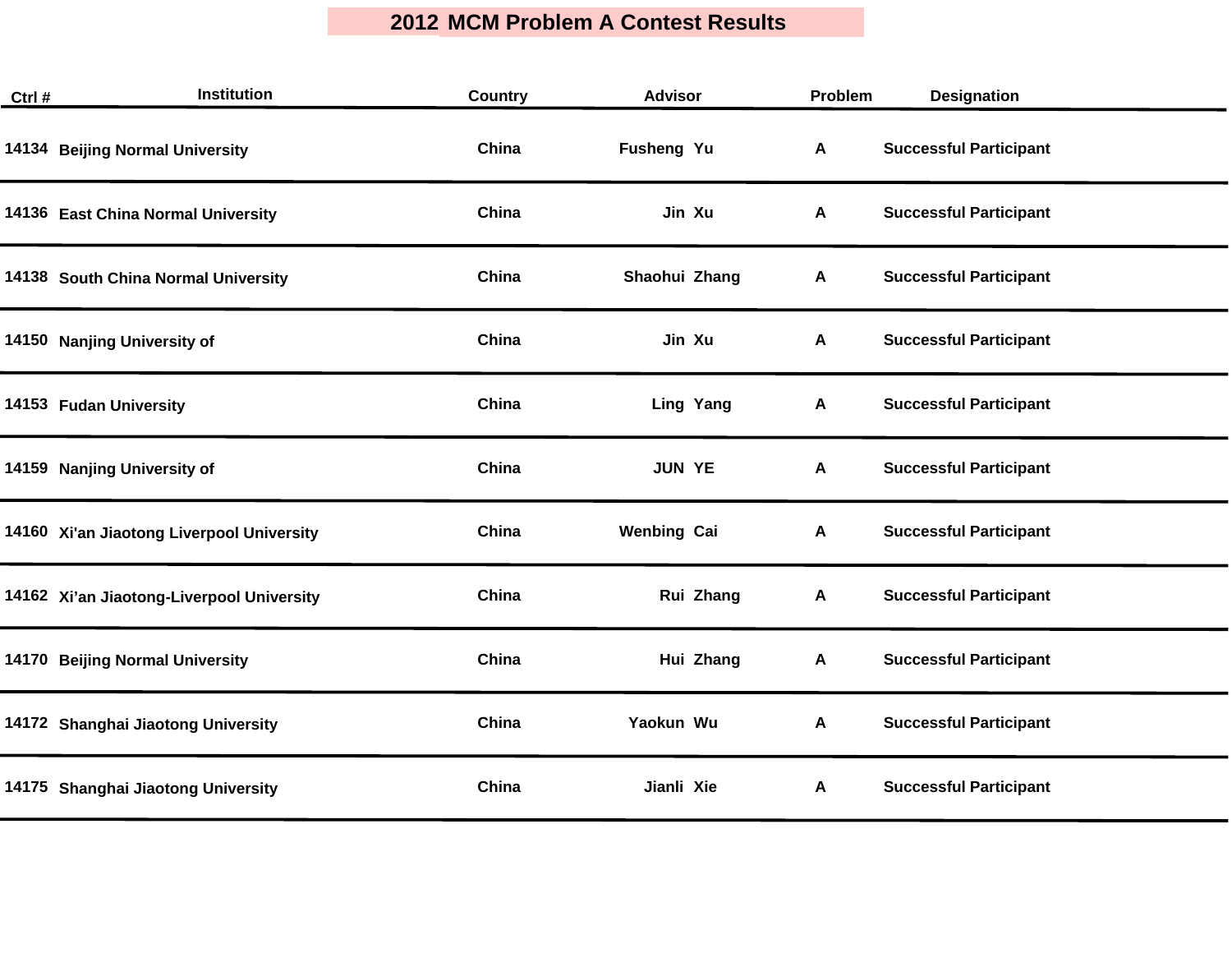# 2012 MCM Problem A Contest Results

| Ctrl # | Institution | Country | Advisor | Problem | Designation |
|---|---|---|---|---|---|
| 14134 | Beijing Normal University | China | Fusheng Yu | A | Successful Participant |
| 14136 | East China Normal University | China | Jin Xu | A | Successful Participant |
| 14138 | South China Normal University | China | Shaohui Zhang | A | Successful Participant |
| 14150 | Nanjing University of | China | Jin Xu | A | Successful Participant |
| 14153 | Fudan University | China | Ling Yang | A | Successful Participant |
| 14159 | Nanjing University of | China | JUN YE | A | Successful Participant |
| 14160 | Xi'an Jiaotong Liverpool University | China | Wenbing Cai | A | Successful Participant |
| 14162 | Xi’an Jiaotong-Liverpool University | China | Rui Zhang | A | Successful Participant |
| 14170 | Beijing Normal University | China | Hui Zhang | A | Successful Participant |
| 14172 | Shanghai Jiaotong University | China | Yaokun Wu | A | Successful Participant |
| 14175 | Shanghai Jiaotong University | China | Jianli Xie | A | Successful Participant |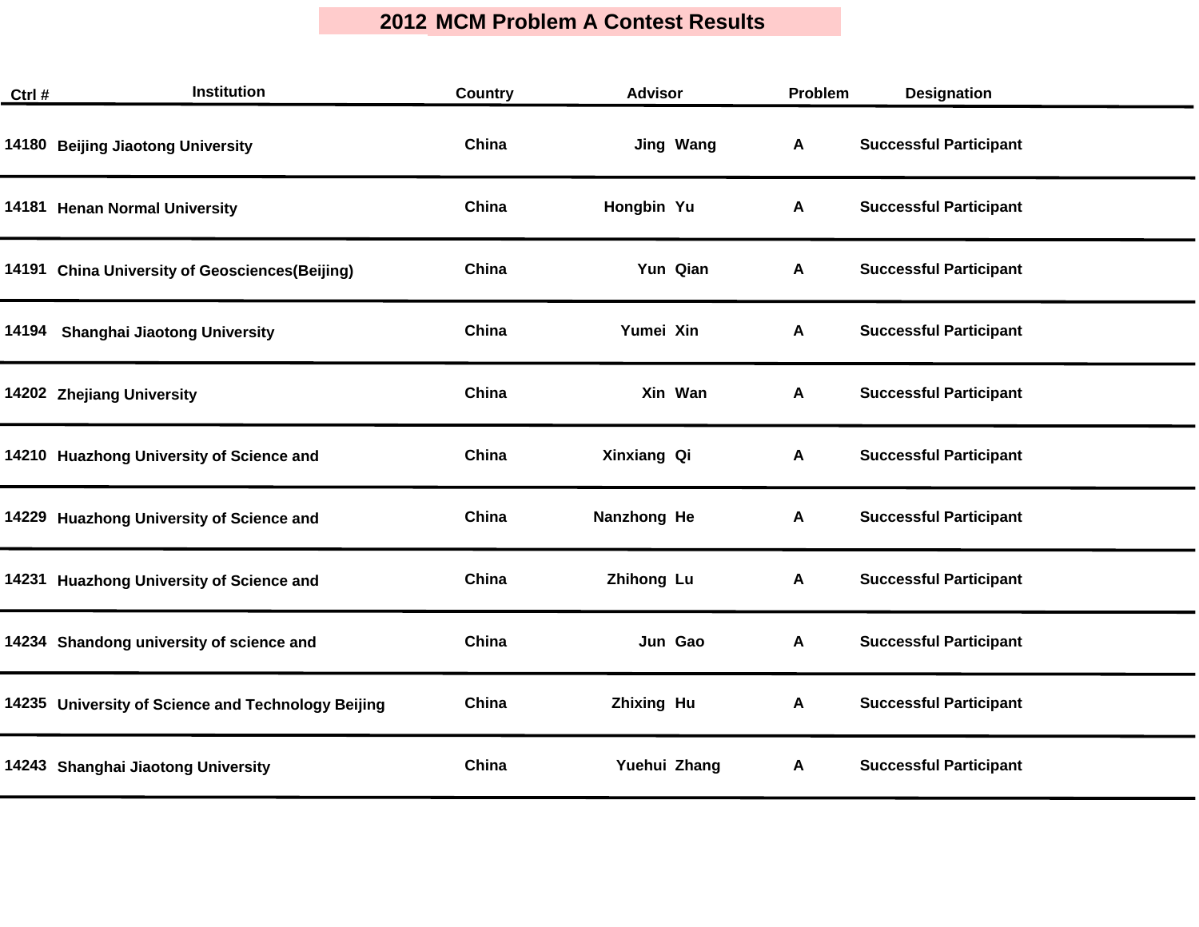# 2012 MCM Problem A Contest Results

| Ctrl # | Institution | Country | Advisor | Problem | Designation |
|---|---|---|---|---|---|
| 14180 | Beijing Jiaotong University | China | Jing Wang | A | Successful Participant |
| 14181 | Henan Normal University | China | Hongbin Yu | A | Successful Participant |
| 14191 | China University of Geosciences(Beijing) | China | Yun Qian | A | Successful Participant |
| 14194 | Shanghai Jiaotong University | China | Yumei Xin | A | Successful Participant |
| 14202 | Zhejiang University | China | Xin Wan | A | Successful Participant |
| 14210 | Huazhong University of Science and | China | Xinxiang Qi | A | Successful Participant |
| 14229 | Huazhong University of Science and | China | Nanzhong He | A | Successful Participant |
| 14231 | Huazhong University of Science and | China | Zhihong Lu | A | Successful Participant |
| 14234 | Shandong university of science and | China | Jun Gao | A | Successful Participant |
| 14235 | University of Science and Technology Beijing | China | Zhixing Hu | A | Successful Participant |
| 14243 | Shanghai Jiaotong University | China | Yuehui Zhang | A | Successful Participant |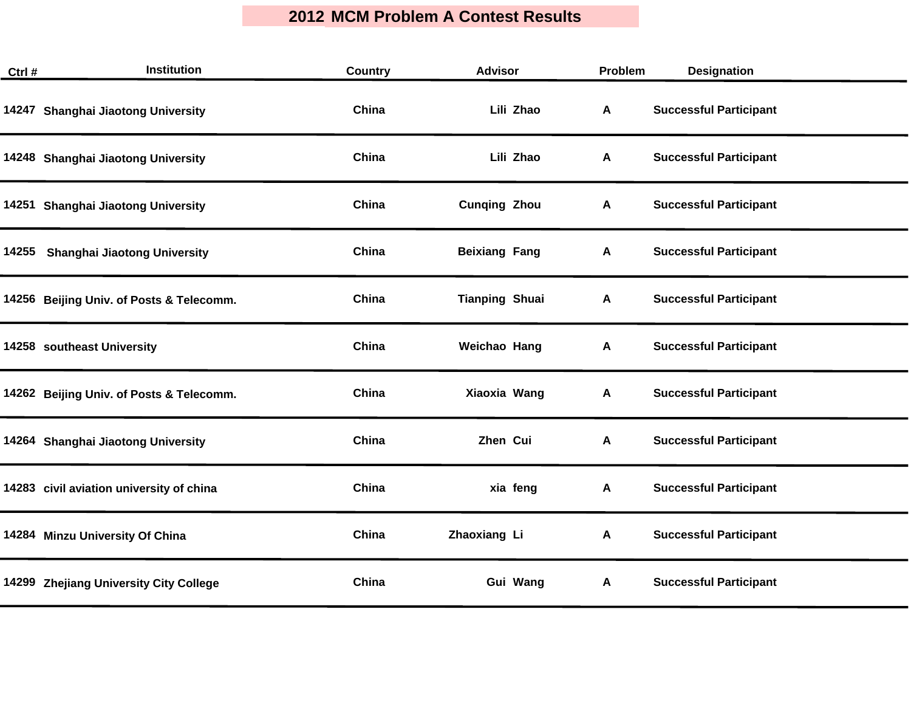# 2012 MCM Problem A Contest Results

| Ctrl # | Institution | Country | Advisor | Problem | Designation |
|---|---|---|---|---|---|
| 14247 | Shanghai Jiaotong University | China | Lili Zhao | A | Successful Participant |
| 14248 | Shanghai Jiaotong University | China | Lili Zhao | A | Successful Participant |
| 14251 | Shanghai Jiaotong University | China | Cunqing Zhou | A | Successful Participant |
| 14255 | Shanghai Jiaotong University | China | Beixiang Fang | A | Successful Participant |
| 14256 | Beijing Univ. of Posts & Telecomm. | China | Tianping Shuai | A | Successful Participant |
| 14258 | southeast University | China | Weichao Hang | A | Successful Participant |
| 14262 | Beijing Univ. of Posts & Telecomm. | China | Xiaoxia Wang | A | Successful Participant |
| 14264 | Shanghai Jiaotong University | China | Zhen Cui | A | Successful Participant |
| 14283 | civil aviation university of china | China | xia feng | A | Successful Participant |
| 14284 | Minzu University Of China | China | Zhaoxiang Li | A | Successful Participant |
| 14299 | Zhejiang University City College | China | Gui Wang | A | Successful Participant |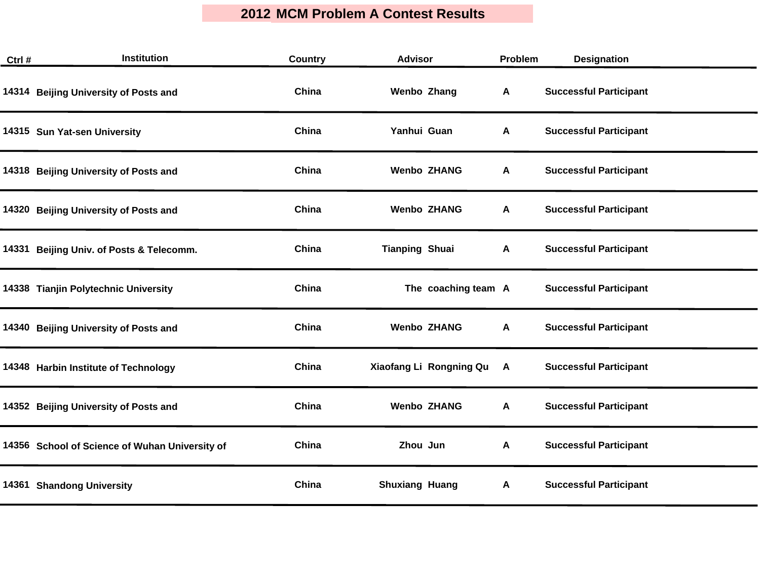# 2012 MCM Problem A Contest Results

| Ctrl # | Institution | Country | Advisor | Problem | Designation |
|---|---|---|---|---|---|
| 14314 | Beijing University of Posts and | China | Wenbo Zhang | A | Successful Participant |
| 14315 | Sun Yat-sen University | China | Yanhui Guan | A | Successful Participant |
| 14318 | Beijing University of Posts and | China | Wenbo ZHANG | A | Successful Participant |
| 14320 | Beijing University of Posts and | China | Wenbo ZHANG | A | Successful Participant |
| 14331 | Beijing Univ. of Posts & Telecomm. | China | Tianping Shuai | A | Successful Participant |
| 14338 | Tianjin Polytechnic University | China | The coaching team | A | Successful Participant |
| 14340 | Beijing University of Posts and | China | Wenbo ZHANG | A | Successful Participant |
| 14348 | Harbin Institute of Technology | China | Xiaofang Li Rongning Qu | A | Successful Participant |
| 14352 | Beijing University of Posts and | China | Wenbo ZHANG | A | Successful Participant |
| 14356 | School of Science of Wuhan University of | China | Zhou Jun | A | Successful Participant |
| 14361 | Shandong University | China | Shuxiang Huang | A | Successful Participant |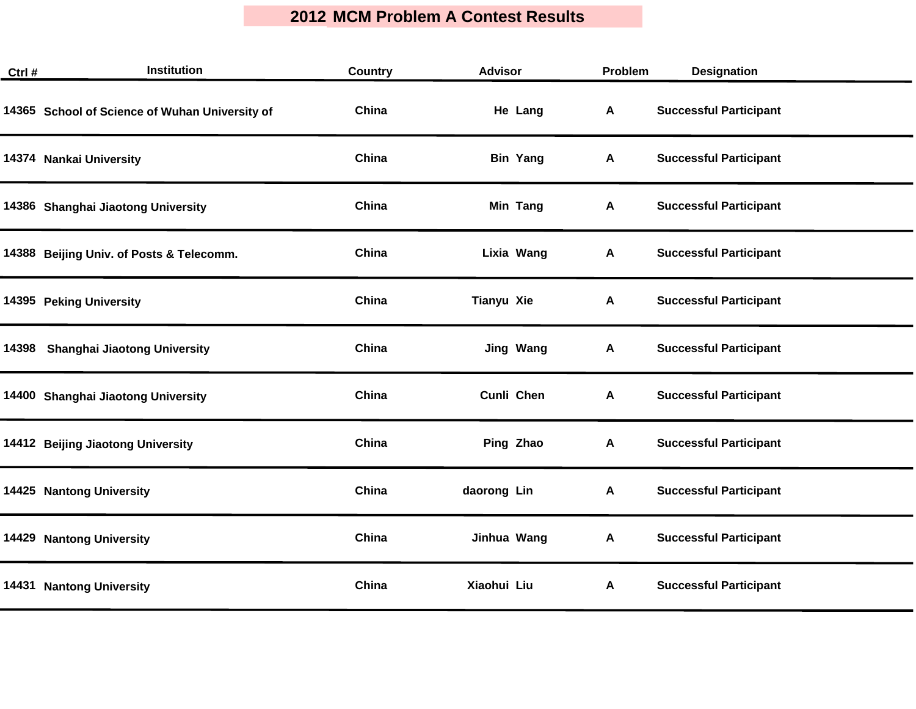# 2012 MCM Problem A Contest Results

| Ctrl # | Institution | Country | Advisor | Problem | Designation |
|---|---|---|---|---|---|
| 14365 | School of Science of Wuhan University of | China | He Lang | A | Successful Participant |
| 14374 | Nankai University | China | Bin Yang | A | Successful Participant |
| 14386 | Shanghai Jiaotong University | China | Min Tang | A | Successful Participant |
| 14388 | Beijing Univ. of Posts & Telecomm. | China | Lixia Wang | A | Successful Participant |
| 14395 | Peking University | China | Tianyu Xie | A | Successful Participant |
| 14398 | Shanghai Jiaotong University | China | Jing Wang | A | Successful Participant |
| 14400 | Shanghai Jiaotong University | China | Cunli Chen | A | Successful Participant |
| 14412 | Beijing Jiaotong University | China | Ping Zhao | A | Successful Participant |
| 14425 | Nantong University | China | daorong Lin | A | Successful Participant |
| 14429 | Nantong University | China | Jinhua Wang | A | Successful Participant |
| 14431 | Nantong University | China | Xiaohui Liu | A | Successful Participant |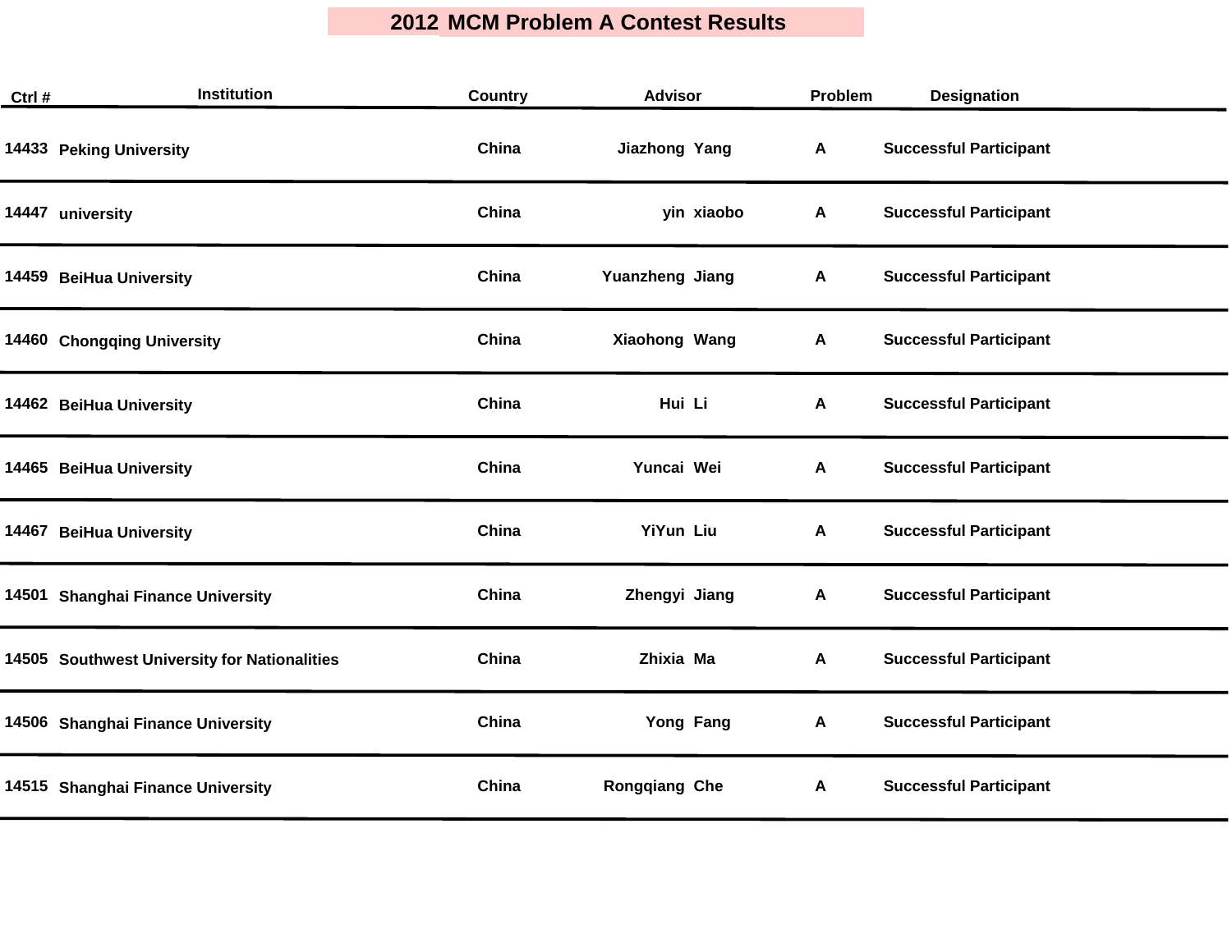# 2012 MCM Problem A Contest Results

| Ctrl # | Institution | Country | Advisor | Problem | Designation |
|---|---|---|---|---|---|
| 14433 | Peking University | China | Jiazhong Yang | A | Successful Participant |
| 14447 | university | China | yin xiaobo | A | Successful Participant |
| 14459 | BeiHua University | China | Yuanzheng Jiang | A | Successful Participant |
| 14460 | Chongqing University | China | Xiaohong Wang | A | Successful Participant |
| 14462 | BeiHua University | China | Hui Li | A | Successful Participant |
| 14465 | BeiHua University | China | Yuncai Wei | A | Successful Participant |
| 14467 | BeiHua University | China | YiYun Liu | A | Successful Participant |
| 14501 | Shanghai Finance University | China | Zhengyi Jiang | A | Successful Participant |
| 14505 | Southwest University for Nationalities | China | Zhixia Ma | A | Successful Participant |
| 14506 | Shanghai Finance University | China | Yong Fang | A | Successful Participant |
| 14515 | Shanghai Finance University | China | Rongqiang Che | A | Successful Participant |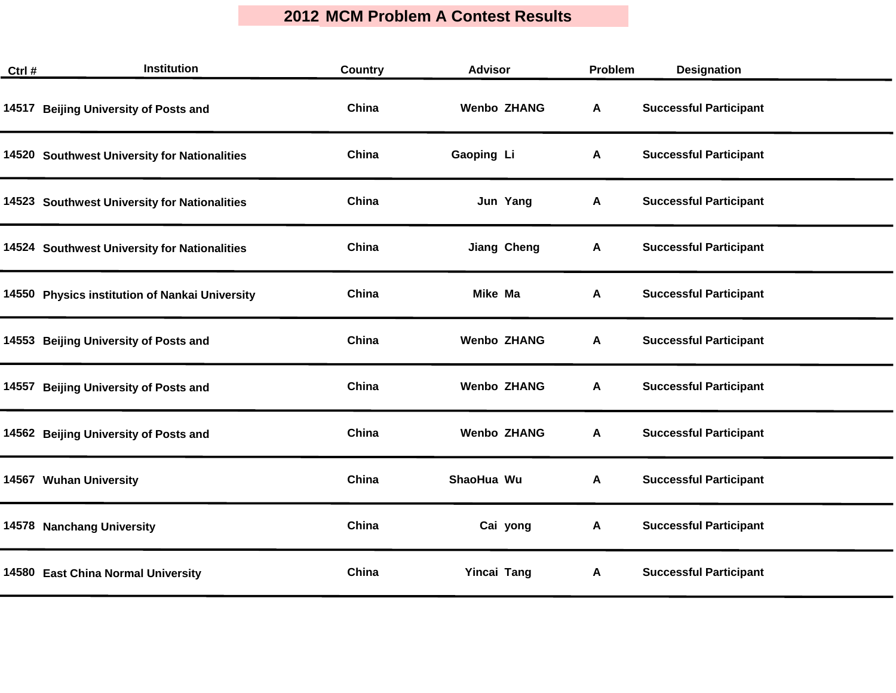# 2012 MCM Problem A Contest Results

| Ctrl # | Institution | Country | Advisor | Problem | Designation |
|---|---|---|---|---|---|
| 14517 | Beijing University of Posts and | China | Wenbo ZHANG | A | Successful Participant |
| 14520 | Southwest University for Nationalities | China | Gaoping Li | A | Successful Participant |
| 14523 | Southwest University for Nationalities | China | Jun Yang | A | Successful Participant |
| 14524 | Southwest University for Nationalities | China | Jiang Cheng | A | Successful Participant |
| 14550 | Physics institution of Nankai University | China | Mike Ma | A | Successful Participant |
| 14553 | Beijing University of Posts and | China | Wenbo ZHANG | A | Successful Participant |
| 14557 | Beijing University of Posts and | China | Wenbo ZHANG | A | Successful Participant |
| 14562 | Beijing University of Posts and | China | Wenbo ZHANG | A | Successful Participant |
| 14567 | Wuhan University | China | ShaoHua Wu | A | Successful Participant |
| 14578 | Nanchang University | China | Cai yong | A | Successful Participant |
| 14580 | East China Normal University | China | Yincai Tang | A | Successful Participant |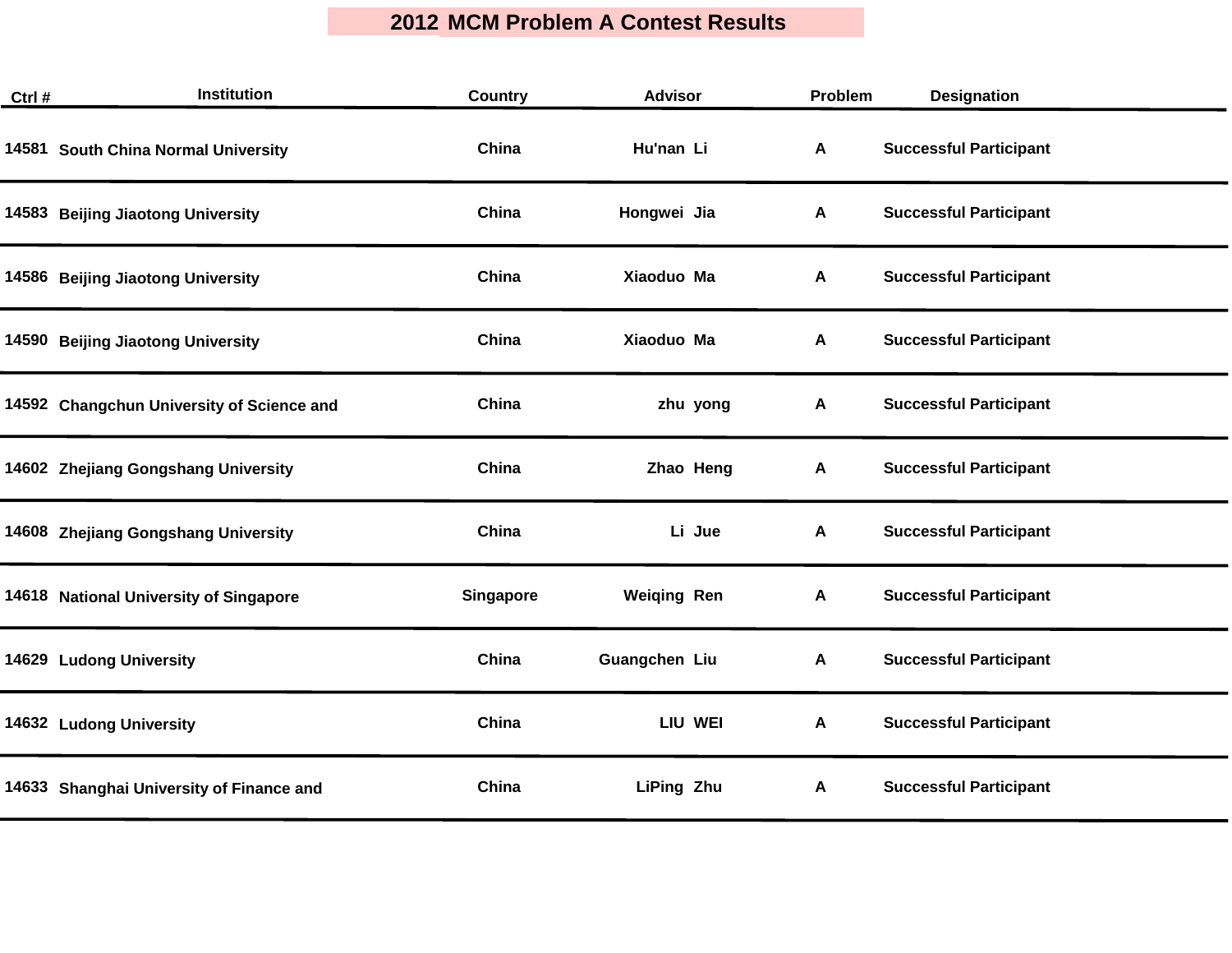# 2012 MCM Problem A Contest Results

| Ctrl # | Institution | Country | Advisor | Problem | Designation |
|---|---|---|---|---|---|
| 14581 | South China Normal University | China | Hu'nan Li | A | Successful Participant |
| 14583 | Beijing Jiaotong University | China | Hongwei Jia | A | Successful Participant |
| 14586 | Beijing Jiaotong University | China | Xiaoduo Ma | A | Successful Participant |
| 14590 | Beijing Jiaotong University | China | Xiaoduo Ma | A | Successful Participant |
| 14592 | Changchun University of Science and | China | zhu yong | A | Successful Participant |
| 14602 | Zhejiang Gongshang University | China | Zhao Heng | A | Successful Participant |
| 14608 | Zhejiang Gongshang University | China | Li Jue | A | Successful Participant |
| 14618 | National University of Singapore | Singapore | Weiqing Ren | A | Successful Participant |
| 14629 | Ludong University | China | Guangchen Liu | A | Successful Participant |
| 14632 | Ludong University | China | LIU WEI | A | Successful Participant |
| 14633 | Shanghai University of Finance and | China | LiPing Zhu | A | Successful Participant |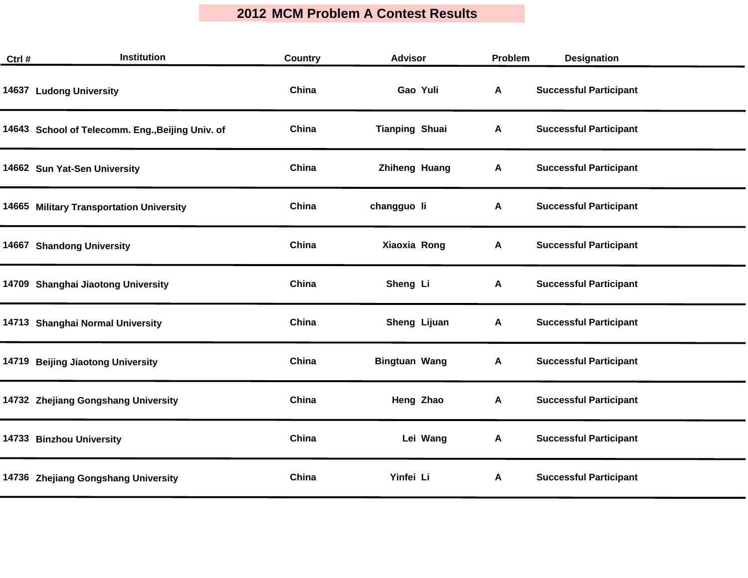# 2012 MCM Problem A Contest Results

| Ctrl # | Institution | Country | Advisor | Problem | Designation |
|---|---|---|---|---|---|
| 14637 | Ludong University | China | Gao Yuli | A | Successful Participant |
| 14643 | School of Telecomm. Eng.,Beijing Univ. of | China | Tianping Shuai | A | Successful Participant |
| 14662 | Sun Yat-Sen University | China | Zhiheng Huang | A | Successful Participant |
| 14665 | Military Transportation University | China | changguo li | A | Successful Participant |
| 14667 | Shandong University | China | Xiaoxia Rong | A | Successful Participant |
| 14709 | Shanghai Jiaotong University | China | Sheng Li | A | Successful Participant |
| 14713 | Shanghai Normal University | China | Sheng Lijuan | A | Successful Participant |
| 14719 | Beijing Jiaotong University | China | Bingtuan Wang | A | Successful Participant |
| 14732 | Zhejiang Gongshang University | China | Heng Zhao | A | Successful Participant |
| 14733 | Binzhou University | China | Lei Wang | A | Successful Participant |
| 14736 | Zhejiang Gongshang University | China | Yinfei Li | A | Successful Participant |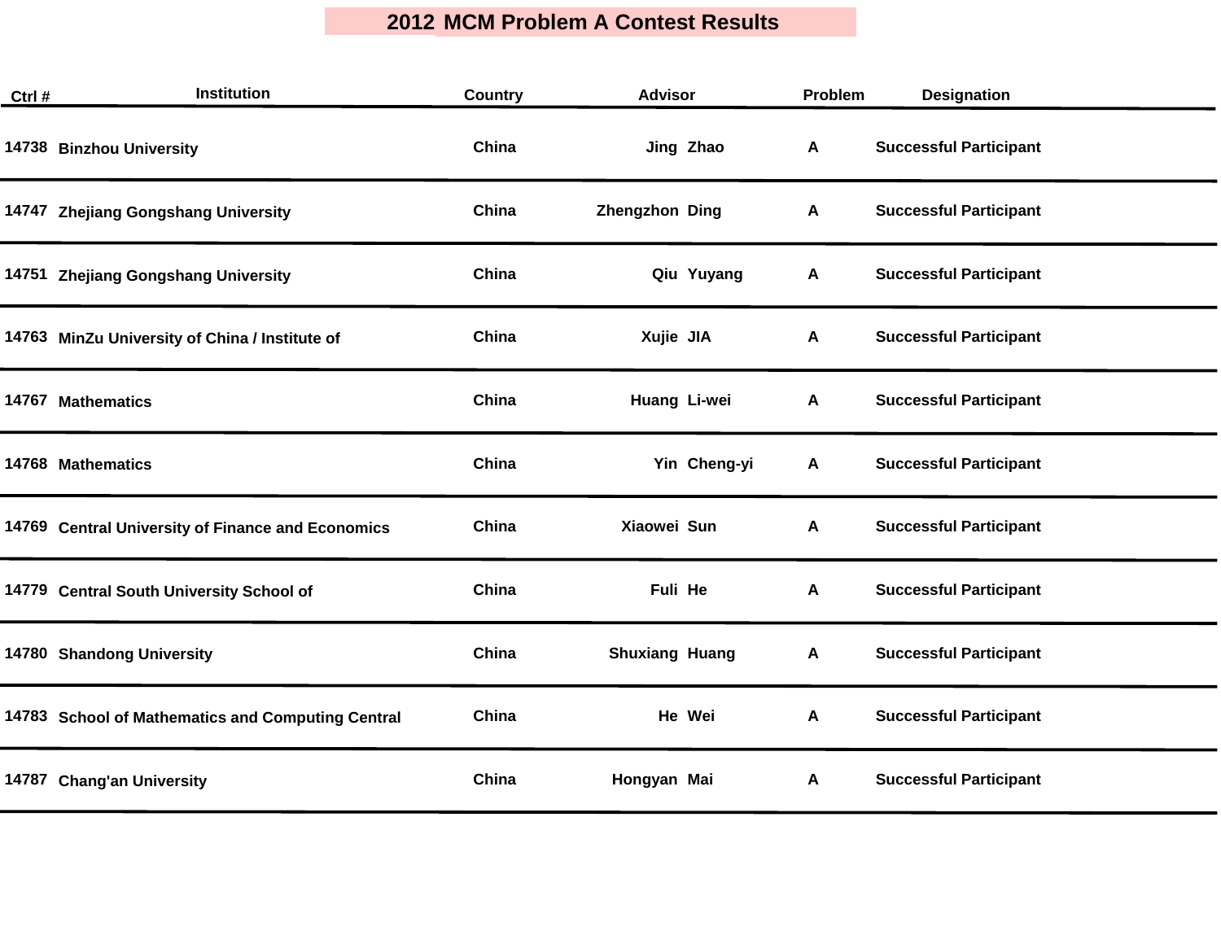# 2012 MCM Problem A Contest Results

| Ctrl # | Institution | Country | Advisor | | Problem | Designation |
|---|---|---|---|---|---|---|
| 14738 | Binzhou University | China | Jing | Zhao | A | Successful Participant |
| 14747 | Zhejiang Gongshang University | China | Zhengzhon | Ding | A | Successful Participant |
| 14751 | Zhejiang Gongshang University | China | Qiu | Yuyang | A | Successful Participant |
| 14763 | MinZu University of China / Institute of | China | Xujie | JIA | A | Successful Participant |
| 14767 | Mathematics | China | Huang | Li-wei | A | Successful Participant |
| 14768 | Mathematics | China | Yin | Cheng-yi | A | Successful Participant |
| 14769 | Central University of Finance and Economics | China | Xiaowei | Sun | A | Successful Participant |
| 14779 | Central South University School of | China | Fuli | He | A | Successful Participant |
| 14780 | Shandong University | China | Shuxiang | Huang | A | Successful Participant |
| 14783 | School of Mathematics and Computing Central | China | He | Wei | A | Successful Participant |
| 14787 | Chang'an University | China | Hongyan | Mai | A | Successful Participant |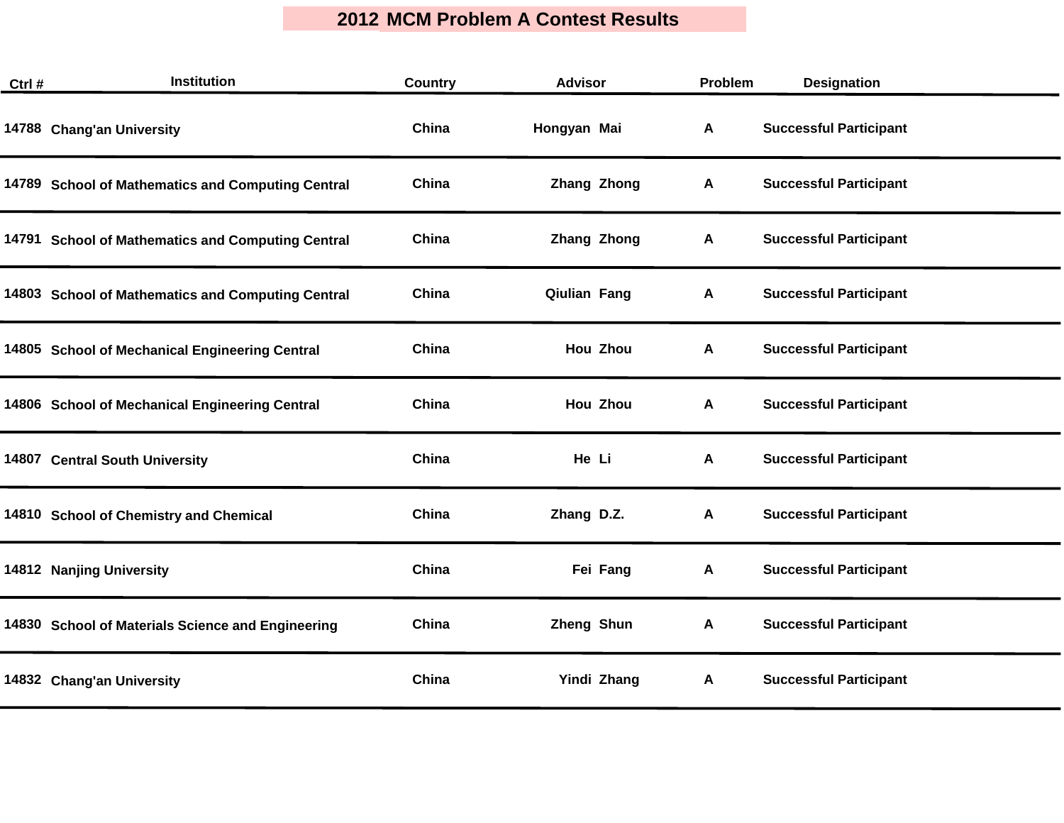# 2012 MCM Problem A Contest Results

| Ctrl # | Institution | Country | Advisor | Problem | Designation |
|---|---|---|---|---|---|
| 14788 | Chang'an University | China | Hongyan Mai | A | Successful Participant |
| 14789 | School of Mathematics and Computing Central | China | Zhang Zhong | A | Successful Participant |
| 14791 | School of Mathematics and Computing Central | China | Zhang Zhong | A | Successful Participant |
| 14803 | School of Mathematics and Computing Central | China | Qiulian Fang | A | Successful Participant |
| 14805 | School of Mechanical Engineering Central | China | Hou Zhou | A | Successful Participant |
| 14806 | School of Mechanical Engineering Central | China | Hou Zhou | A | Successful Participant |
| 14807 | Central South University | China | He Li | A | Successful Participant |
| 14810 | School of Chemistry and Chemical | China | Zhang D.Z. | A | Successful Participant |
| 14812 | Nanjing University | China | Fei Fang | A | Successful Participant |
| 14830 | School of Materials Science and Engineering | China | Zheng Shun | A | Successful Participant |
| 14832 | Chang'an University | China | Yindi Zhang | A | Successful Participant |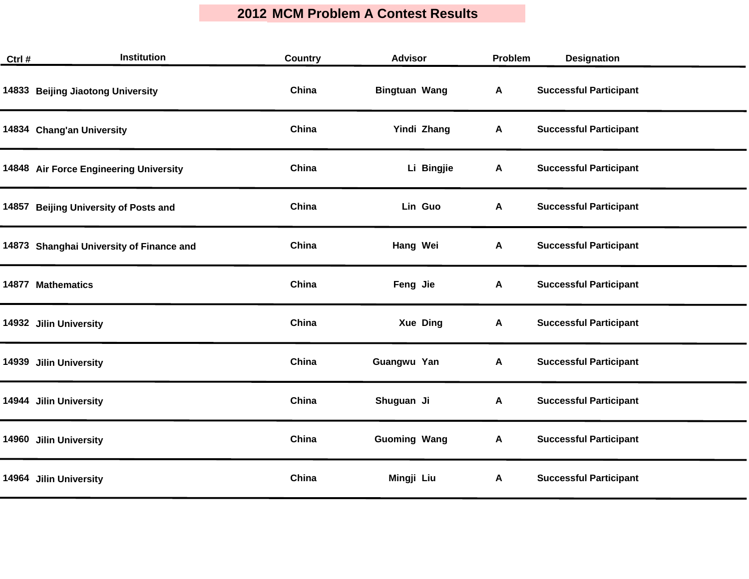# 2012 MCM Problem A Contest Results

| Ctrl # | Institution | Country | Advisor | Problem | Designation |
|---|---|---|---|---|---|
| 14833 | Beijing Jiaotong University | China | Bingtuan Wang | A | Successful Participant |
| 14834 | Chang'an University | China | Yindi Zhang | A | Successful Participant |
| 14848 | Air Force Engineering University | China | Li Bingjie | A | Successful Participant |
| 14857 | Beijing University of Posts and | China | Lin Guo | A | Successful Participant |
| 14873 | Shanghai University of Finance and | China | Hang Wei | A | Successful Participant |
| 14877 | Mathematics | China | Feng Jie | A | Successful Participant |
| 14932 | Jilin University | China | Xue Ding | A | Successful Participant |
| 14939 | Jilin University | China | Guangwu Yan | A | Successful Participant |
| 14944 | Jilin University | China | Shuguan Ji | A | Successful Participant |
| 14960 | Jilin University | China | Guoming Wang | A | Successful Participant |
| 14964 | Jilin University | China | Mingji Liu | A | Successful Participant |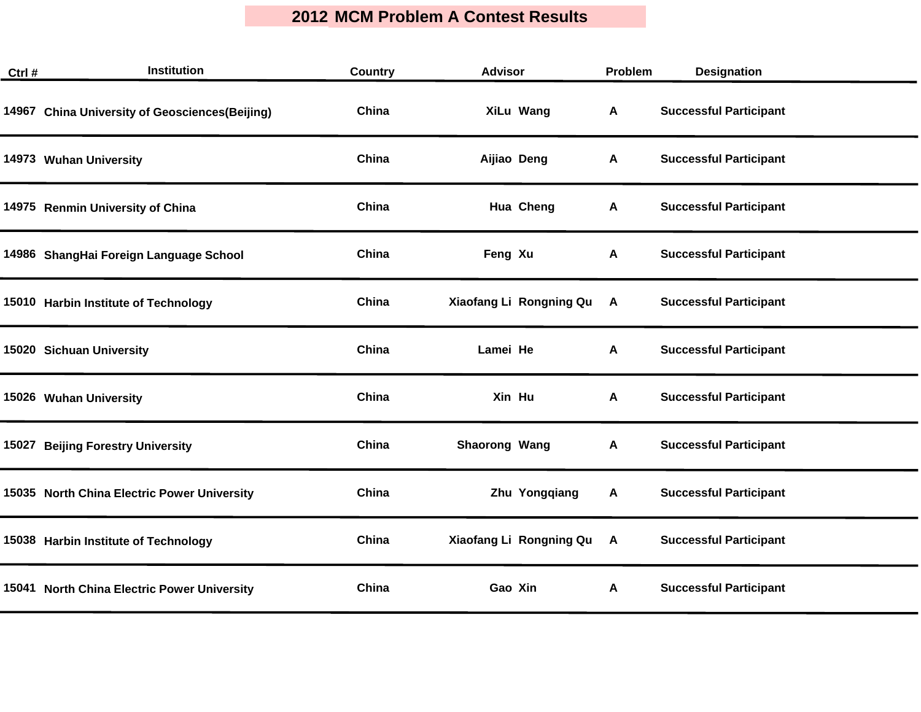# 2012 MCM Problem A Contest Results

| Ctrl # | Institution | Country | Advisor | Problem | Designation |
|---|---|---|---|---|---|
| 14967 | China University of Geosciences(Beijing) | China | XiLu Wang | A | Successful Participant |
| 14973 | Wuhan University | China | Aijiao Deng | A | Successful Participant |
| 14975 | Renmin University of China | China | Hua Cheng | A | Successful Participant |
| 14986 | ShangHai Foreign Language School | China | Feng Xu | A | Successful Participant |
| 15010 | Harbin Institute of Technology | China | Xiaofang Li Rongning Qu | A | Successful Participant |
| 15020 | Sichuan University | China | Lamei He | A | Successful Participant |
| 15026 | Wuhan University | China | Xin Hu | A | Successful Participant |
| 15027 | Beijing Forestry University | China | Shaorong Wang | A | Successful Participant |
| 15035 | North China Electric Power University | China | Zhu Yongqiang | A | Successful Participant |
| 15038 | Harbin Institute of Technology | China | Xiaofang Li Rongning Qu | A | Successful Participant |
| 15041 | North China Electric Power University | China | Gao Xin | A | Successful Participant |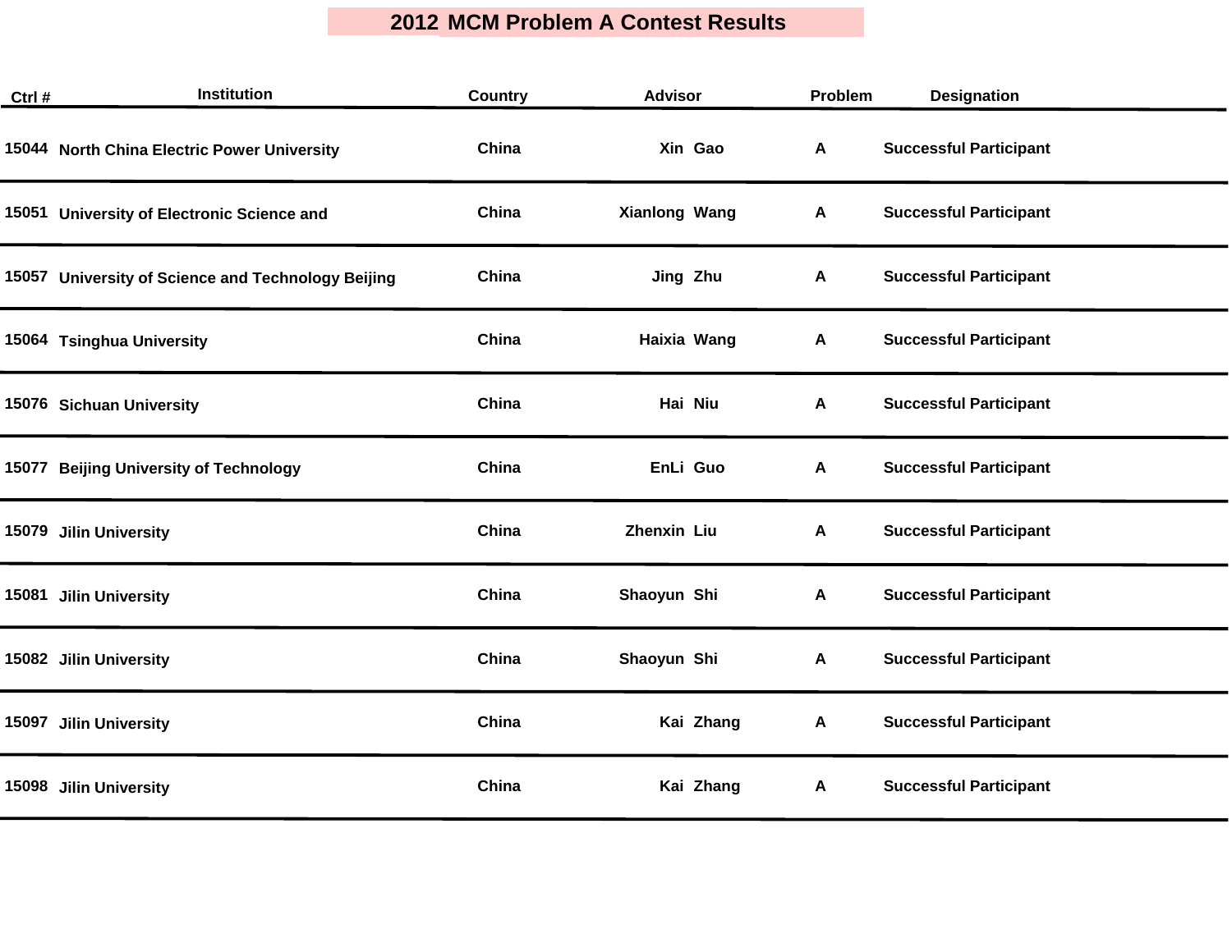# 2012 MCM Problem A Contest Results

| Ctrl # | Institution | Country | Advisor | Problem | Designation |
|---|---|---|---|---|---|
| 15044 | North China Electric Power University | China | Xin Gao | A | Successful Participant |
| 15051 | University of Electronic Science and | China | Xianlong Wang | A | Successful Participant |
| 15057 | University of Science and Technology Beijing | China | Jing Zhu | A | Successful Participant |
| 15064 | Tsinghua University | China | Haixia Wang | A | Successful Participant |
| 15076 | Sichuan University | China | Hai Niu | A | Successful Participant |
| 15077 | Beijing University of Technology | China | EnLi Guo | A | Successful Participant |
| 15079 | Jilin University | China | Zhenxin Liu | A | Successful Participant |
| 15081 | Jilin University | China | Shaoyun Shi | A | Successful Participant |
| 15082 | Jilin University | China | Shaoyun Shi | A | Successful Participant |
| 15097 | Jilin University | China | Kai Zhang | A | Successful Participant |
| 15098 | Jilin University | China | Kai Zhang | A | Successful Participant |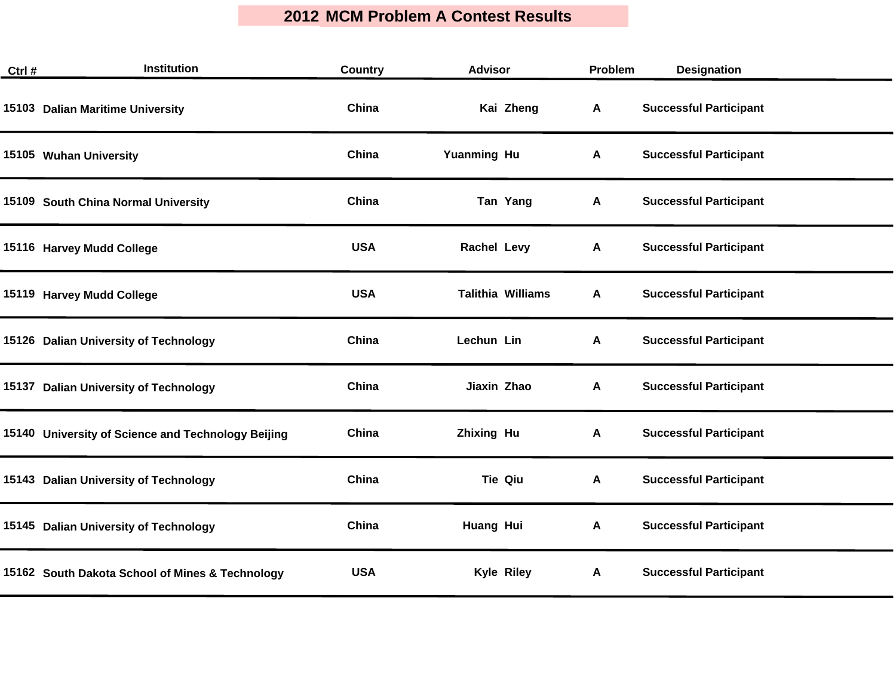# 2012 MCM Problem A Contest Results

| Ctrl # | Institution | Country | Advisor | Problem | Designation |
|---|---|---|---|---|---|
| 15103 | Dalian Maritime University | China | Kai Zheng | A | Successful Participant |
| 15105 | Wuhan University | China | Yuanming Hu | A | Successful Participant |
| 15109 | South China Normal University | China | Tan Yang | A | Successful Participant |
| 15116 | Harvey Mudd College | USA | Rachel Levy | A | Successful Participant |
| 15119 | Harvey Mudd College | USA | Talithia Williams | A | Successful Participant |
| 15126 | Dalian University of Technology | China | Lechun Lin | A | Successful Participant |
| 15137 | Dalian University of Technology | China | Jiaxin Zhao | A | Successful Participant |
| 15140 | University of Science and Technology Beijing | China | Zhixing Hu | A | Successful Participant |
| 15143 | Dalian University of Technology | China | Tie Qiu | A | Successful Participant |
| 15145 | Dalian University of Technology | China | Huang Hui | A | Successful Participant |
| 15162 | South Dakota School of Mines & Technology | USA | Kyle Riley | A | Successful Participant |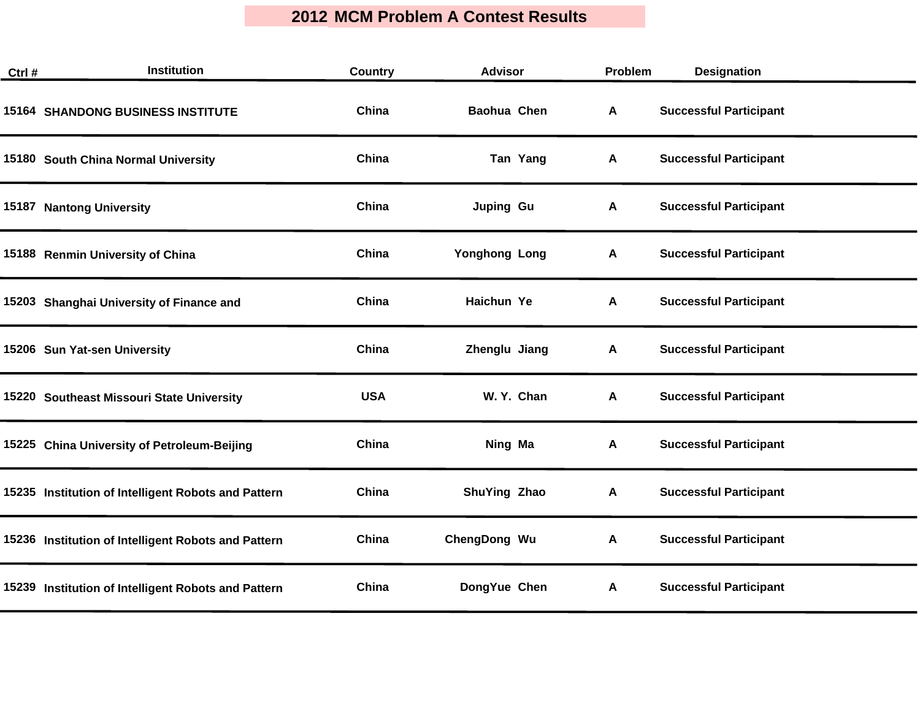# 2012 MCM Problem A Contest Results

| Ctrl # | Institution | Country | Advisor | Problem | Designation |
|---|---|---|---|---|---|
| 15164 | SHANDONG BUSINESS INSTITUTE | China | Baohua Chen | A | Successful Participant |
| 15180 | South China Normal University | China | Tan Yang | A | Successful Participant |
| 15187 | Nantong University | China | Juping Gu | A | Successful Participant |
| 15188 | Renmin University of China | China | Yonghong Long | A | Successful Participant |
| 15203 | Shanghai University of Finance and | China | Haichun Ye | A | Successful Participant |
| 15206 | Sun Yat-sen University | China | Zhenglu Jiang | A | Successful Participant |
| 15220 | Southeast Missouri State University | USA | W. Y. Chan | A | Successful Participant |
| 15225 | China University of Petroleum-Beijing | China | Ning Ma | A | Successful Participant |
| 15235 | Institution of Intelligent Robots and Pattern | China | ShuYing Zhao | A | Successful Participant |
| 15236 | Institution of Intelligent Robots and Pattern | China | ChengDong Wu | A | Successful Participant |
| 15239 | Institution of Intelligent Robots and Pattern | China | DongYue Chen | A | Successful Participant |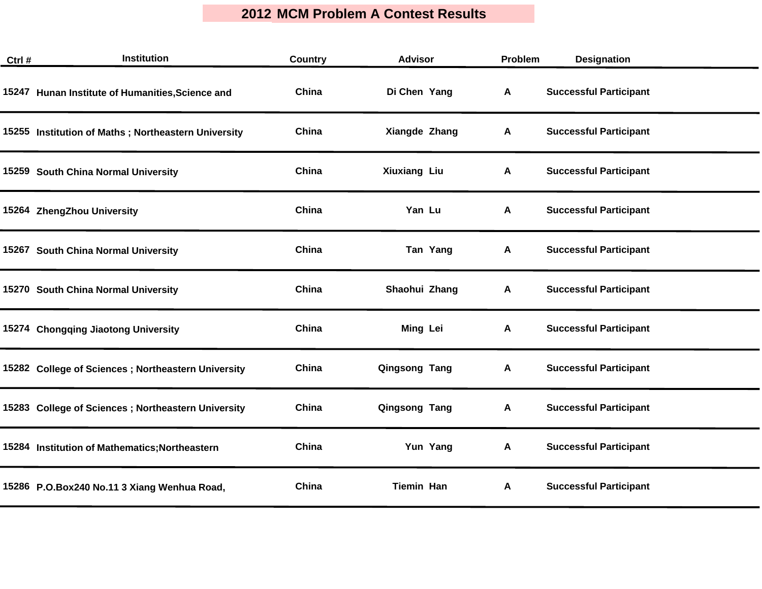# 2012 MCM Problem A Contest Results

| Ctrl # | Institution | Country | Advisor | Problem | Designation |
|---|---|---|---|---|---|
| 15247 | Hunan Institute of Humanities,Science and | China | Di Chen Yang | A | Successful Participant |
| 15255 | Institution of Maths ; Northeastern University | China | Xiangde Zhang | A | Successful Participant |
| 15259 | South China Normal University | China | Xiuxiang Liu | A | Successful Participant |
| 15264 | ZhengZhou University | China | Yan Lu | A | Successful Participant |
| 15267 | South China Normal University | China | Tan Yang | A | Successful Participant |
| 15270 | South China Normal University | China | Shaohui Zhang | A | Successful Participant |
| 15274 | Chongqing Jiaotong University | China | Ming Lei | A | Successful Participant |
| 15282 | College of Sciences ; Northeastern University | China | Qingsong Tang | A | Successful Participant |
| 15283 | College of Sciences ; Northeastern University | China | Qingsong Tang | A | Successful Participant |
| 15284 | Institution of Mathematics;Northeastern | China | Yun Yang | A | Successful Participant |
| 15286 | P.O.Box240 No.11 3 Xiang Wenhua Road, | China | Tiemin Han | A | Successful Participant |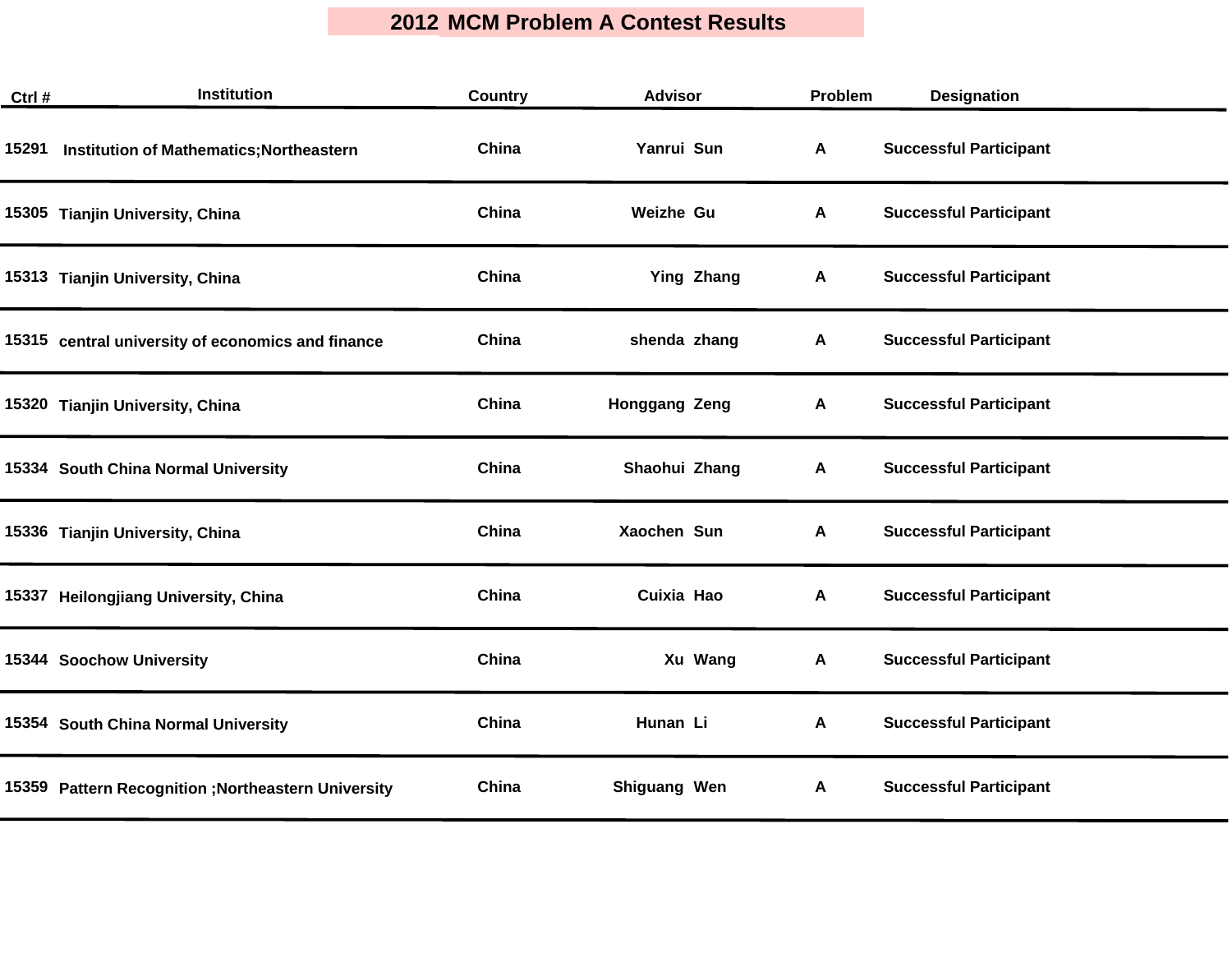# 2012 MCM Problem A Contest Results

| Ctrl # | Institution | Country | Advisor | Problem | Designation |
|---|---|---|---|---|---|
| 15291 | Institution of Mathematics;Northeastern | China | Yanrui Sun | A | Successful Participant |
| 15305 | Tianjin University, China | China | Weizhe Gu | A | Successful Participant |
| 15313 | Tianjin University, China | China | Ying Zhang | A | Successful Participant |
| 15315 | central university of economics and finance | China | shenda zhang | A | Successful Participant |
| 15320 | Tianjin University, China | China | Honggang Zeng | A | Successful Participant |
| 15334 | South China Normal University | China | Shaohui Zhang | A | Successful Participant |
| 15336 | Tianjin University, China | China | Xaochen Sun | A | Successful Participant |
| 15337 | Heilongjiang University, China | China | Cuixia Hao | A | Successful Participant |
| 15344 | Soochow University | China | Xu Wang | A | Successful Participant |
| 15354 | South China Normal University | China | Hunan Li | A | Successful Participant |
| 15359 | Pattern Recognition ;Northeastern University | China | Shiguang Wen | A | Successful Participant |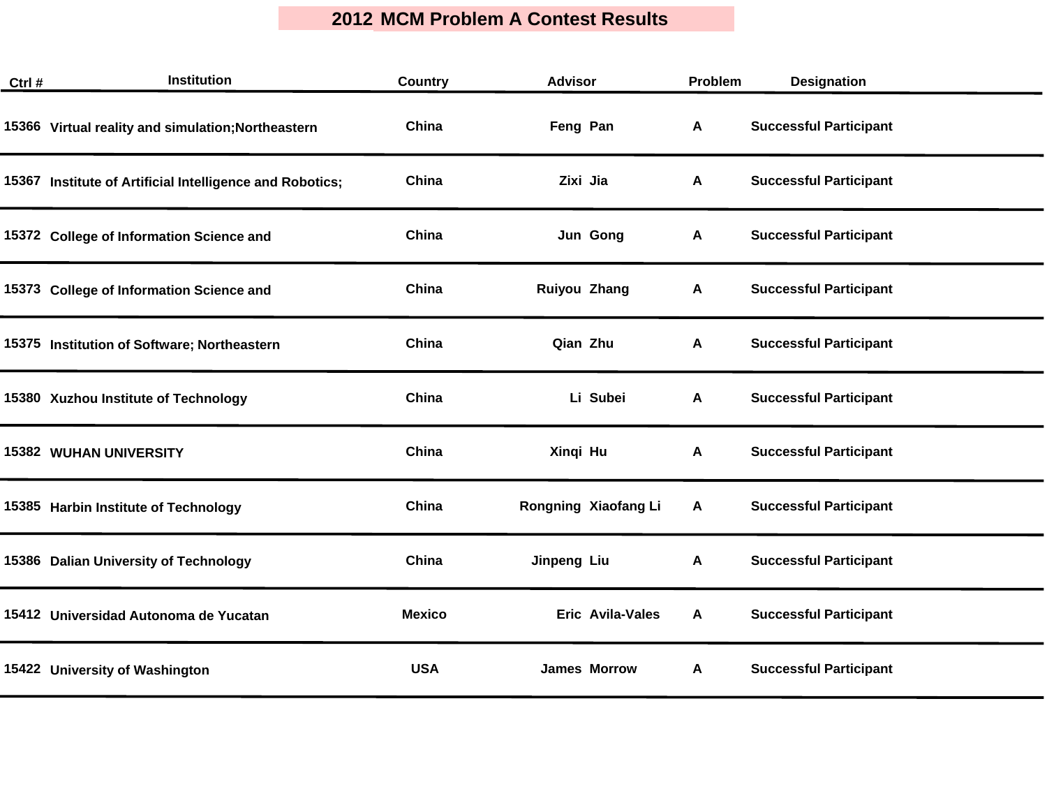# 2012 MCM Problem A Contest Results

| Ctrl # | Institution | Country | Advisor | Problem | Designation |
|---|---|---|---|---|---|
| 15366 | Virtual reality and simulation;Northeastern | China | Feng Pan | A | Successful Participant |
| 15367 | Institute of Artificial Intelligence and Robotics; | China | Zixi Jia | A | Successful Participant |
| 15372 | College of Information Science and | China | Jun Gong | A | Successful Participant |
| 15373 | College of Information Science and | China | Ruiyou Zhang | A | Successful Participant |
| 15375 | Institution of Software; Northeastern | China | Qian Zhu | A | Successful Participant |
| 15380 | Xuzhou Institute of Technology | China | Li Subei | A | Successful Participant |
| 15382 | WUHAN UNIVERSITY | China | Xinqi Hu | A | Successful Participant |
| 15385 | Harbin Institute of Technology | China | Rongning Xiaofang Li | A | Successful Participant |
| 15386 | Dalian University of Technology | China | Jinpeng Liu | A | Successful Participant |
| 15412 | Universidad Autonoma de Yucatan | Mexico | Eric Avila-Vales | A | Successful Participant |
| 15422 | University of Washington | USA | James Morrow | A | Successful Participant |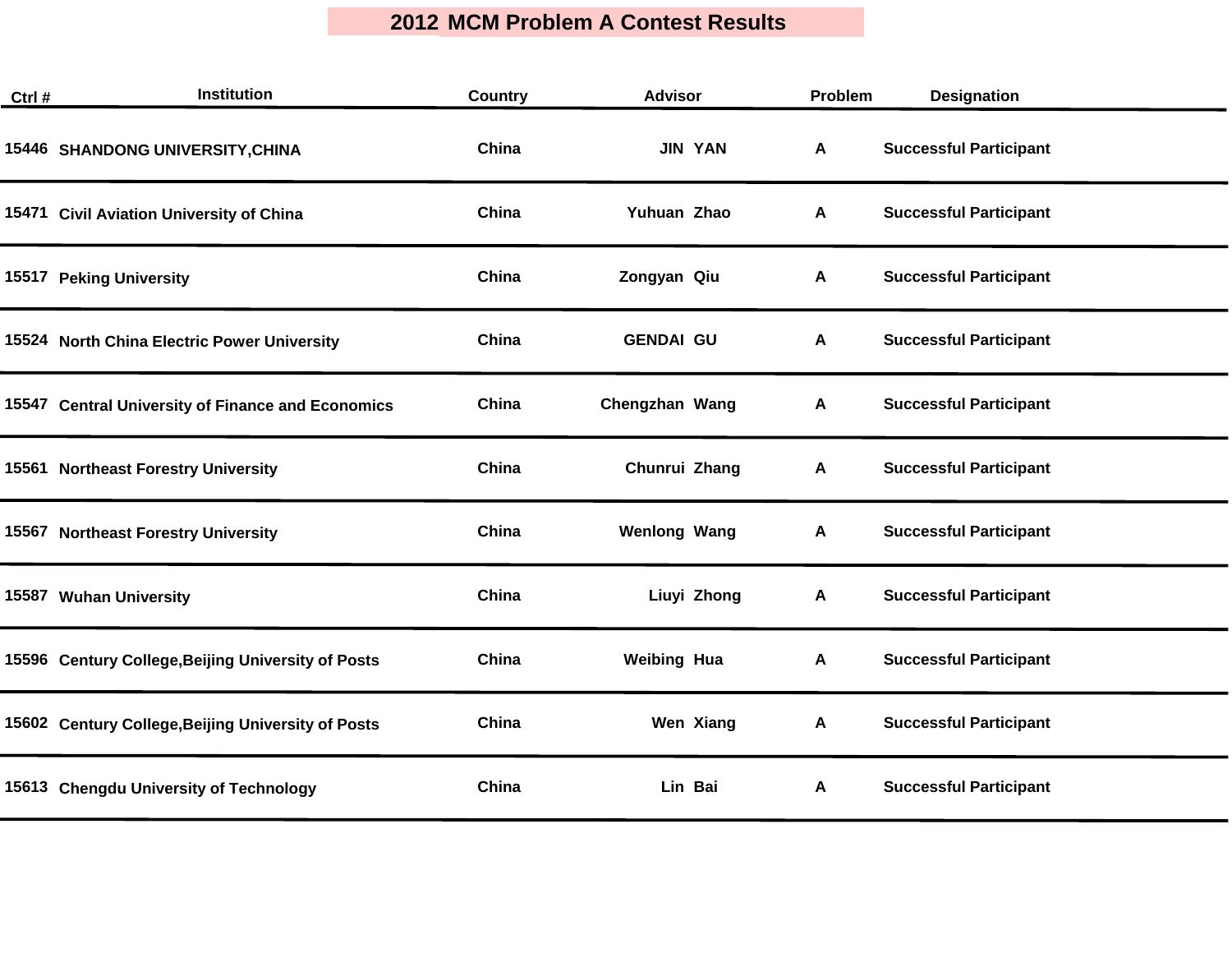# 2012 MCM Problem A Contest Results

| Ctrl # | Institution | Country | Advisor | Problem | Designation |
|---|---|---|---|---|---|
| 15446 | SHANDONG UNIVERSITY,CHINA | China | JIN YAN | A | Successful Participant |
| 15471 | Civil Aviation University of China | China | Yuhuan Zhao | A | Successful Participant |
| 15517 | Peking University | China | Zongyan Qiu | A | Successful Participant |
| 15524 | North China Electric Power University | China | GENDAI GU | A | Successful Participant |
| 15547 | Central University of Finance and Economics | China | Chengzhan Wang | A | Successful Participant |
| 15561 | Northeast Forestry University | China | Chunrui Zhang | A | Successful Participant |
| 15567 | Northeast Forestry University | China | Wenlong Wang | A | Successful Participant |
| 15587 | Wuhan University | China | Liuyi Zhong | A | Successful Participant |
| 15596 | Century College,Beijing University of Posts | China | Weibing Hua | A | Successful Participant |
| 15602 | Century College,Beijing University of Posts | China | Wen Xiang | A | Successful Participant |
| 15613 | Chengdu University of Technology | China | Lin Bai | A | Successful Participant |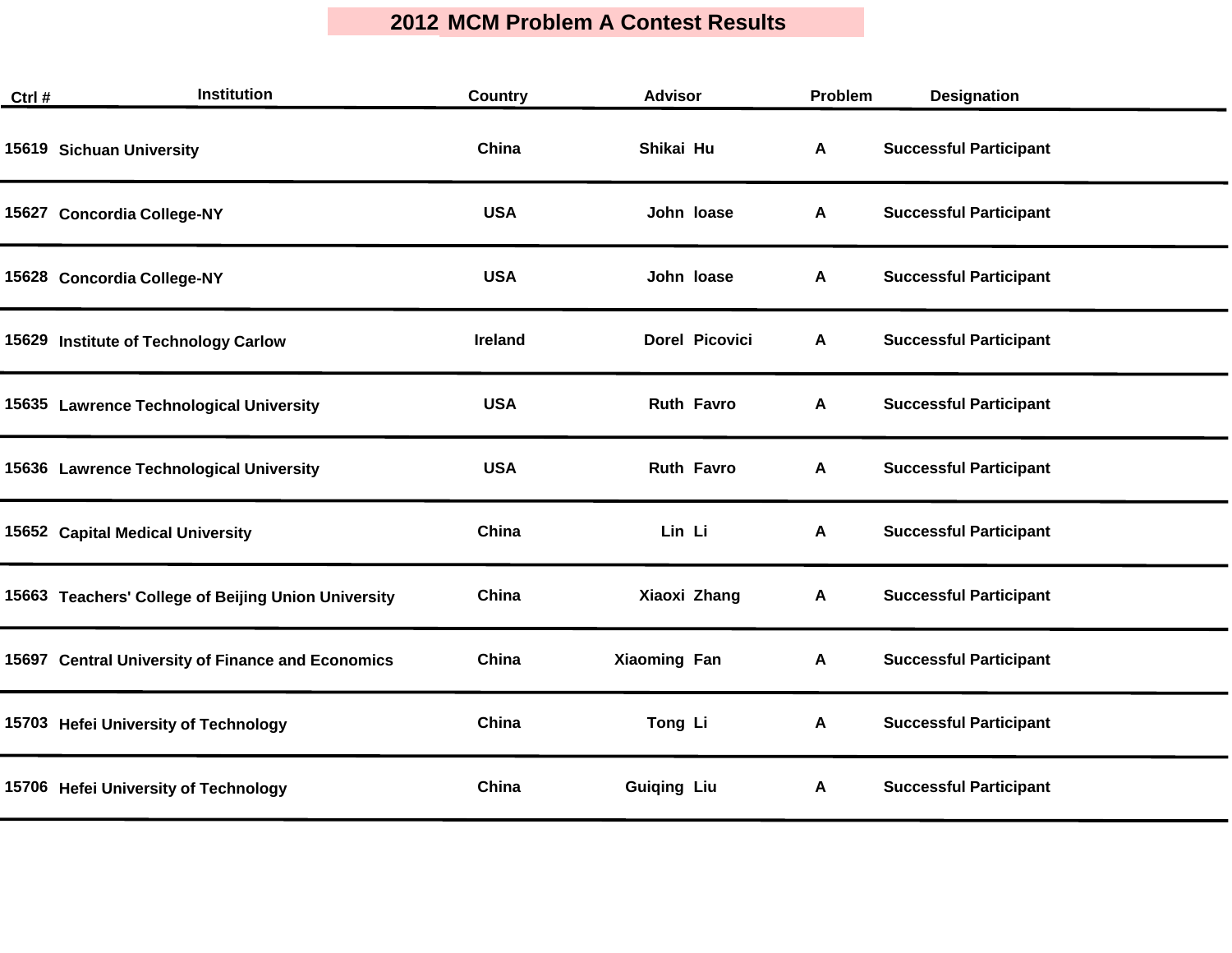# 2012 MCM Problem A Contest Results

| Ctrl # | Institution | Country | Advisor | Problem | Designation |
|---|---|---|---|---|---|
| 15619 | Sichuan University | China | Shikai Hu | A | Successful Participant |
| 15627 | Concordia College-NY | USA | John loase | A | Successful Participant |
| 15628 | Concordia College-NY | USA | John loase | A | Successful Participant |
| 15629 | Institute of Technology Carlow | Ireland | Dorel Picovici | A | Successful Participant |
| 15635 | Lawrence Technological University | USA | Ruth Favro | A | Successful Participant |
| 15636 | Lawrence Technological University | USA | Ruth Favro | A | Successful Participant |
| 15652 | Capital Medical University | China | Lin Li | A | Successful Participant |
| 15663 | Teachers' College of Beijing Union University | China | Xiaoxi Zhang | A | Successful Participant |
| 15697 | Central University of Finance and Economics | China | Xiaoming Fan | A | Successful Participant |
| 15703 | Hefei University of Technology | China | Tong Li | A | Successful Participant |
| 15706 | Hefei University of Technology | China | Guiqing Liu | A | Successful Participant |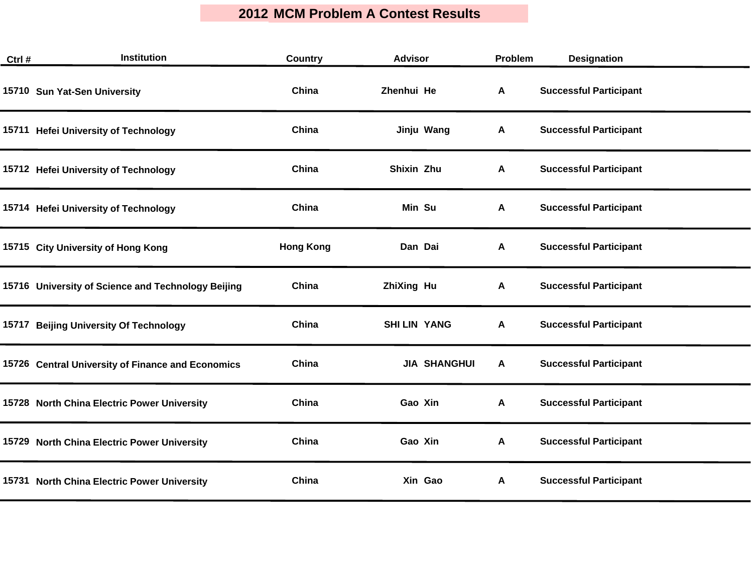# 2012 MCM Problem A Contest Results

| Ctrl # | Institution | Country | Advisor | Problem | Designation |
|---|---|---|---|---|---|
| 15710 | Sun Yat-Sen University | China | Zhenhui He | A | Successful Participant |
| 15711 | Hefei University of Technology | China | Jinju Wang | A | Successful Participant |
| 15712 | Hefei University of Technology | China | Shixin Zhu | A | Successful Participant |
| 15714 | Hefei University of Technology | China | Min Su | A | Successful Participant |
| 15715 | City University of Hong Kong | Hong Kong | Dan Dai | A | Successful Participant |
| 15716 | University of Science and Technology Beijing | China | ZhiXing Hu | A | Successful Participant |
| 15717 | Beijing University Of Technology | China | SHI LIN YANG | A | Successful Participant |
| 15726 | Central University of Finance and Economics | China | JIA SHANGHUI | A | Successful Participant |
| 15728 | North China Electric Power University | China | Gao Xin | A | Successful Participant |
| 15729 | North China Electric Power University | China | Gao Xin | A | Successful Participant |
| 15731 | North China Electric Power University | China | Xin Gao | A | Successful Participant |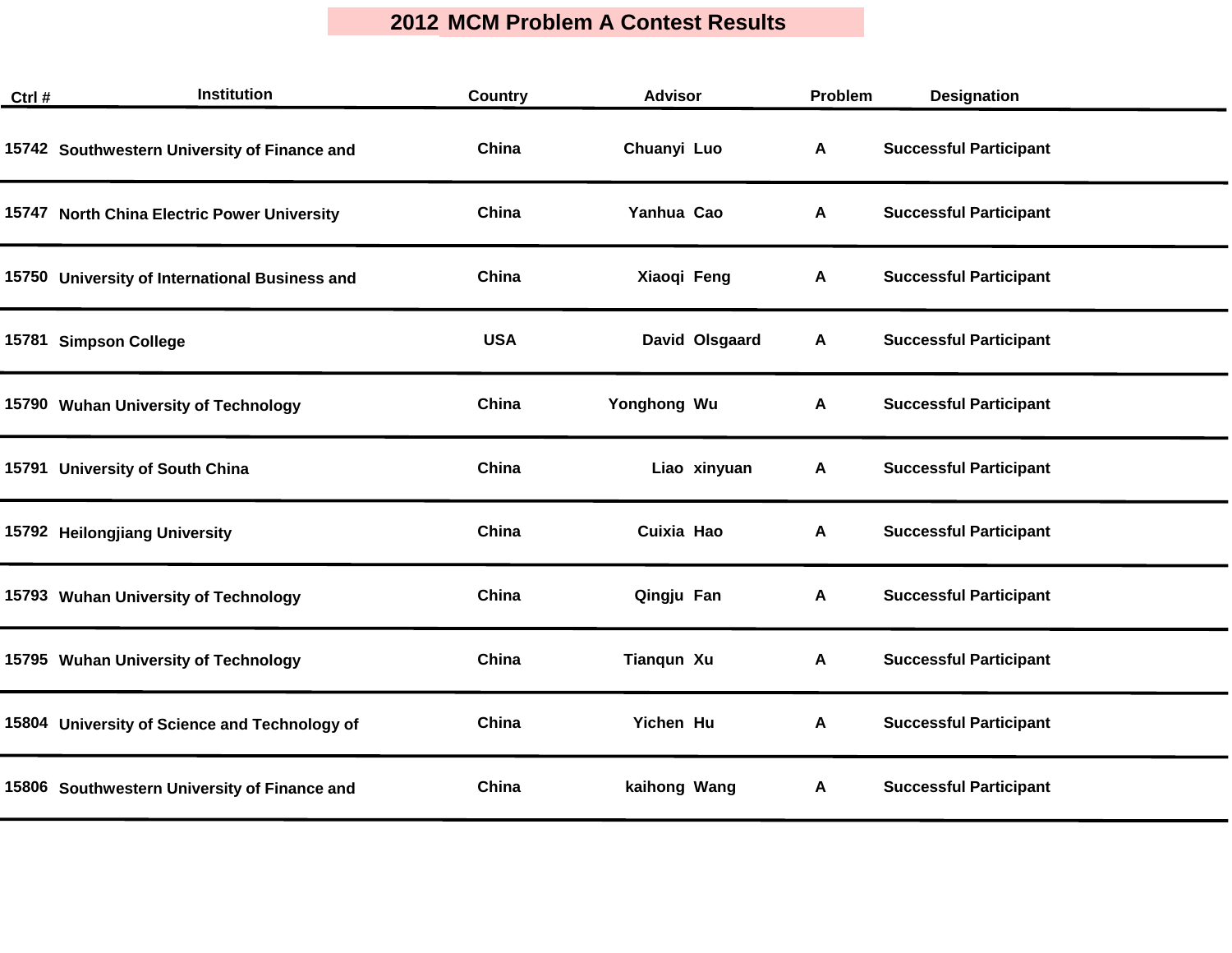# 2012 MCM Problem A Contest Results

| Ctrl # | Institution | Country | Advisor | Problem | Designation |
|---|---|---|---|---|---|
| 15742 | Southwestern University of Finance and | China | Chuanyi Luo | A | Successful Participant |
| 15747 | North China Electric Power University | China | Yanhua Cao | A | Successful Participant |
| 15750 | University of International Business and | China | Xiaoqi Feng | A | Successful Participant |
| 15781 | Simpson College | USA | David Olsgaard | A | Successful Participant |
| 15790 | Wuhan University of Technology | China | Yonghong Wu | A | Successful Participant |
| 15791 | University of South China | China | Liao xinyuan | A | Successful Participant |
| 15792 | Heilongjiang University | China | Cuixia Hao | A | Successful Participant |
| 15793 | Wuhan University of Technology | China | Qingju Fan | A | Successful Participant |
| 15795 | Wuhan University of Technology | China | Tianqun Xu | A | Successful Participant |
| 15804 | University of Science and Technology of | China | Yichen Hu | A | Successful Participant |
| 15806 | Southwestern University of Finance and | China | kaihong Wang | A | Successful Participant |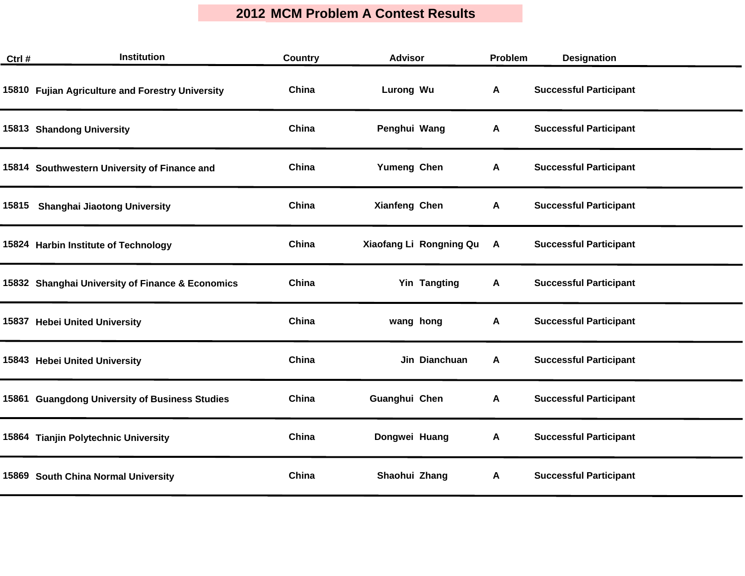# 2012 MCM Problem A Contest Results

| Ctrl # | Institution | Country | Advisor | Problem | Designation |
|---|---|---|---|---|---|
| 15810 | Fujian Agriculture and Forestry University | China | Lurong Wu | A | Successful Participant |
| 15813 | Shandong University | China | Penghui Wang | A | Successful Participant |
| 15814 | Southwestern University of Finance and | China | Yumeng Chen | A | Successful Participant |
| 15815 | Shanghai Jiaotong University | China | Xianfeng Chen | A | Successful Participant |
| 15824 | Harbin Institute of Technology | China | Xiaofang Li Rongning Qu | A | Successful Participant |
| 15832 | Shanghai University of Finance & Economics | China | Yin Tangting | A | Successful Participant |
| 15837 | Hebei United University | China | wang hong | A | Successful Participant |
| 15843 | Hebei United University | China | Jin Dianchuan | A | Successful Participant |
| 15861 | Guangdong University of Business Studies | China | Guanghui Chen | A | Successful Participant |
| 15864 | Tianjin Polytechnic University | China | Dongwei Huang | A | Successful Participant |
| 15869 | South China Normal University | China | Shaohui Zhang | A | Successful Participant |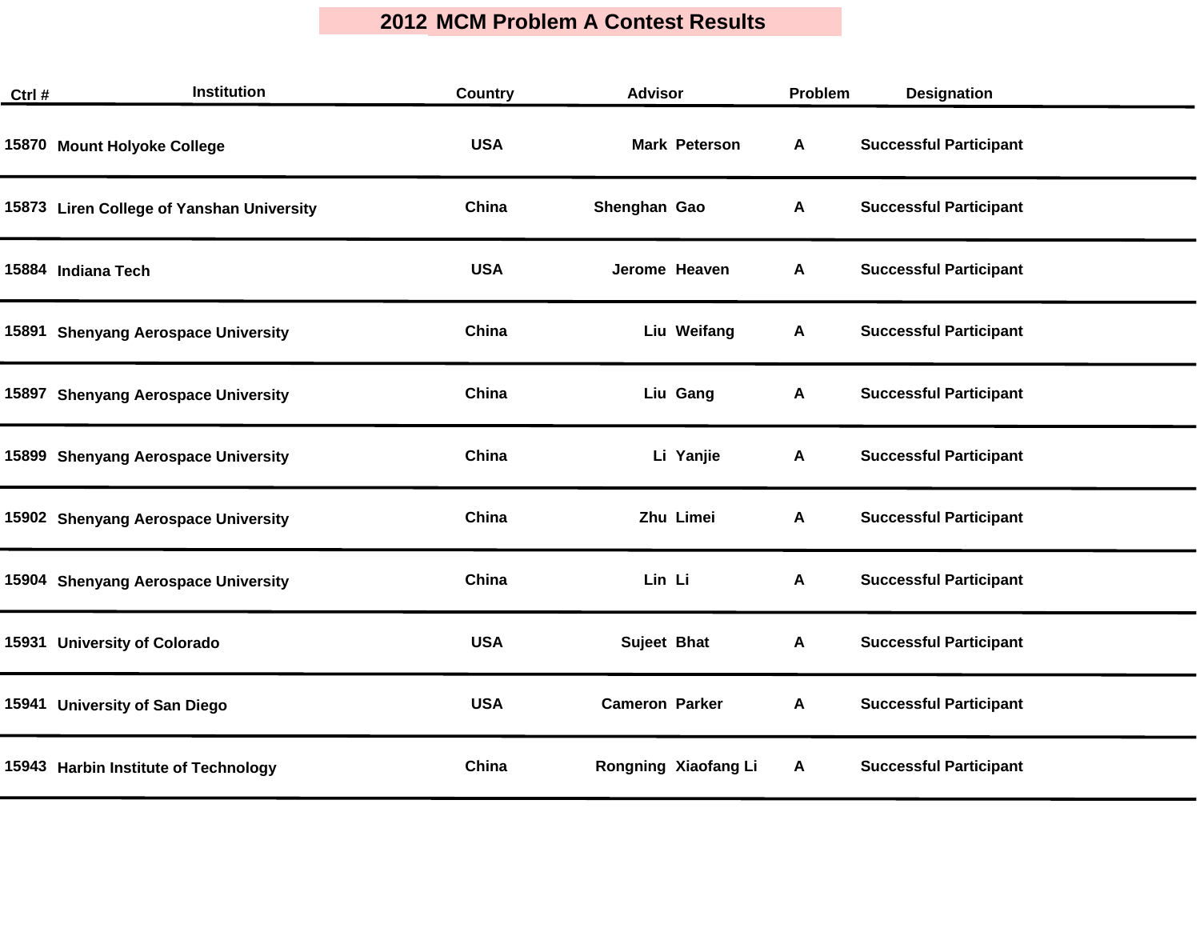# 2012 MCM Problem A Contest Results

| Ctrl # | Institution | Country | Advisor | Problem | Designation |
|---|---|---|---|---|---|
| 15870 | Mount Holyoke College | USA | Mark Peterson | A | Successful Participant |
| 15873 | Liren College of Yanshan University | China | Shenghan Gao | A | Successful Participant |
| 15884 | Indiana Tech | USA | Jerome Heaven | A | Successful Participant |
| 15891 | Shenyang Aerospace University | China | Liu Weifang | A | Successful Participant |
| 15897 | Shenyang Aerospace University | China | Liu Gang | A | Successful Participant |
| 15899 | Shenyang Aerospace University | China | Li Yanjie | A | Successful Participant |
| 15902 | Shenyang Aerospace University | China | Zhu Limei | A | Successful Participant |
| 15904 | Shenyang Aerospace University | China | Lin Li | A | Successful Participant |
| 15931 | University of Colorado | USA | Sujeet Bhat | A | Successful Participant |
| 15941 | University of San Diego | USA | Cameron Parker | A | Successful Participant |
| 15943 | Harbin Institute of Technology | China | Rongning Xiaofang Li | A | Successful Participant |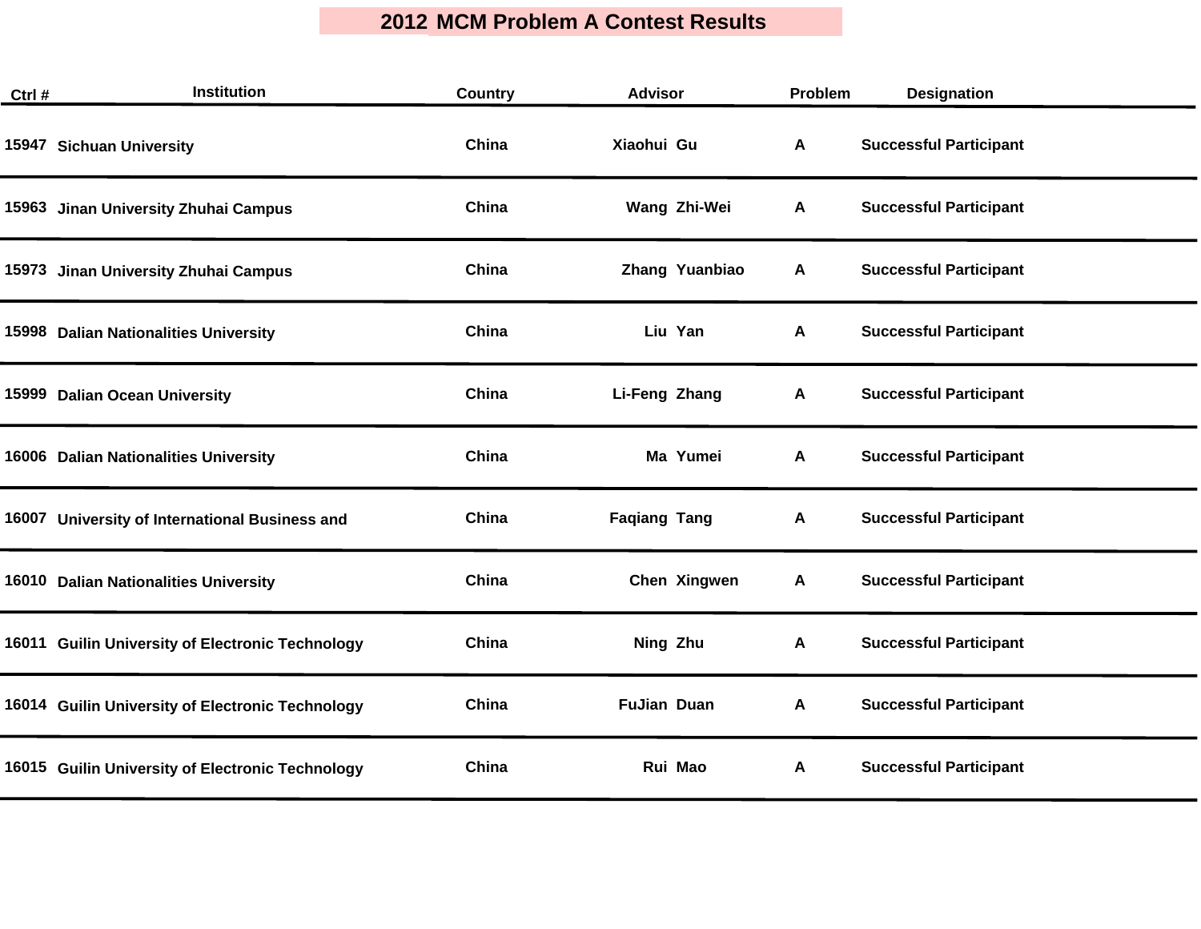# 2012 MCM Problem A Contest Results

| Ctrl # | Institution | Country | Advisor | Problem | Designation |
|---|---|---|---|---|---|
| 15947 | Sichuan University | China | Xiaohui Gu | A | Successful Participant |
| 15963 | Jinan University Zhuhai Campus | China | Wang Zhi-Wei | A | Successful Participant |
| 15973 | Jinan University Zhuhai Campus | China | Zhang Yuanbiao | A | Successful Participant |
| 15998 | Dalian Nationalities University | China | Liu Yan | A | Successful Participant |
| 15999 | Dalian Ocean University | China | Li-Feng Zhang | A | Successful Participant |
| 16006 | Dalian Nationalities University | China | Ma Yumei | A | Successful Participant |
| 16007 | University of International Business and | China | Faqiang Tang | A | Successful Participant |
| 16010 | Dalian Nationalities University | China | Chen Xingwen | A | Successful Participant |
| 16011 | Guilin University of Electronic Technology | China | Ning Zhu | A | Successful Participant |
| 16014 | Guilin University of Electronic Technology | China | FuJian Duan | A | Successful Participant |
| 16015 | Guilin University of Electronic Technology | China | Rui Mao | A | Successful Participant |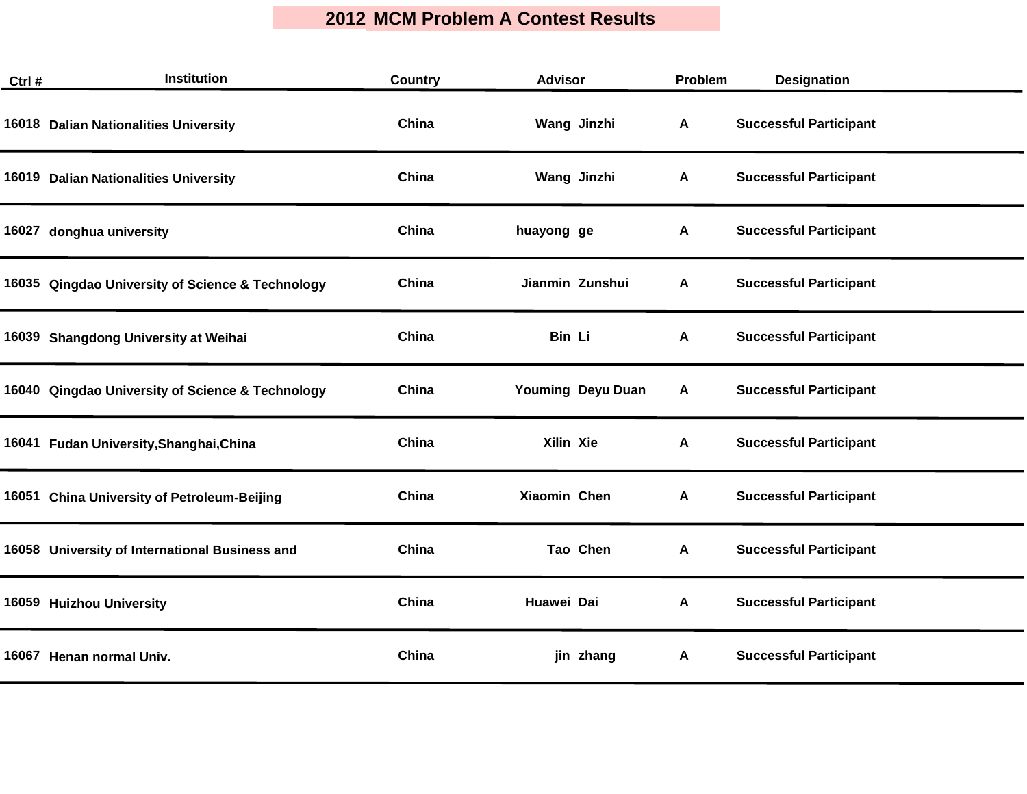# 2012 MCM Problem A Contest Results

| Ctrl # | Institution | Country | Advisor | Problem | Designation |
|---|---|---|---|---|---|
| 16018 | Dalian Nationalities University | China | Wang Jinzhi | A | Successful Participant |
| 16019 | Dalian Nationalities University | China | Wang Jinzhi | A | Successful Participant |
| 16027 | donghua university | China | huayong ge | A | Successful Participant |
| 16035 | Qingdao University of Science & Technology | China | Jianmin Zunshui | A | Successful Participant |
| 16039 | Shangdong University at Weihai | China | Bin Li | A | Successful Participant |
| 16040 | Qingdao University of Science & Technology | China | Youming Deyu Duan | A | Successful Participant |
| 16041 | Fudan University,Shanghai,China | China | Xilin Xie | A | Successful Participant |
| 16051 | China University of Petroleum-Beijing | China | Xiaomin Chen | A | Successful Participant |
| 16058 | University of International Business and | China | Tao Chen | A | Successful Participant |
| 16059 | Huizhou University | China | Huawei Dai | A | Successful Participant |
| 16067 | Henan normal Univ. | China | jin zhang | A | Successful Participant |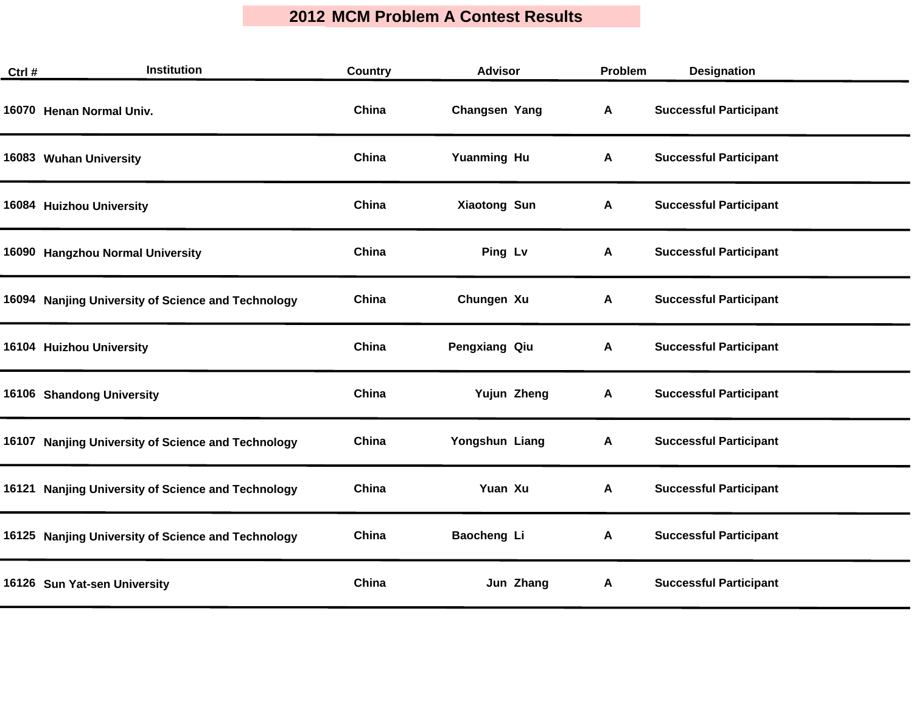# 2012 MCM Problem A Contest Results

| Ctrl # | Institution | Country | Advisor | Problem | Designation |
|---|---|---|---|---|---|
| 16070 | Henan Normal Univ. | China | Changsen Yang | A | Successful Participant |
| 16083 | Wuhan University | China | Yuanming Hu | A | Successful Participant |
| 16084 | Huizhou University | China | Xiaotong Sun | A | Successful Participant |
| 16090 | Hangzhou Normal University | China | Ping Lv | A | Successful Participant |
| 16094 | Nanjing University of Science and Technology | China | Chungen Xu | A | Successful Participant |
| 16104 | Huizhou University | China | Pengxiang Qiu | A | Successful Participant |
| 16106 | Shandong University | China | Yujun Zheng | A | Successful Participant |
| 16107 | Nanjing University of Science and Technology | China | Yongshun Liang | A | Successful Participant |
| 16121 | Nanjing University of Science and Technology | China | Yuan Xu | A | Successful Participant |
| 16125 | Nanjing University of Science and Technology | China | Baocheng Li | A | Successful Participant |
| 16126 | Sun Yat-sen University | China | Jun Zhang | A | Successful Participant |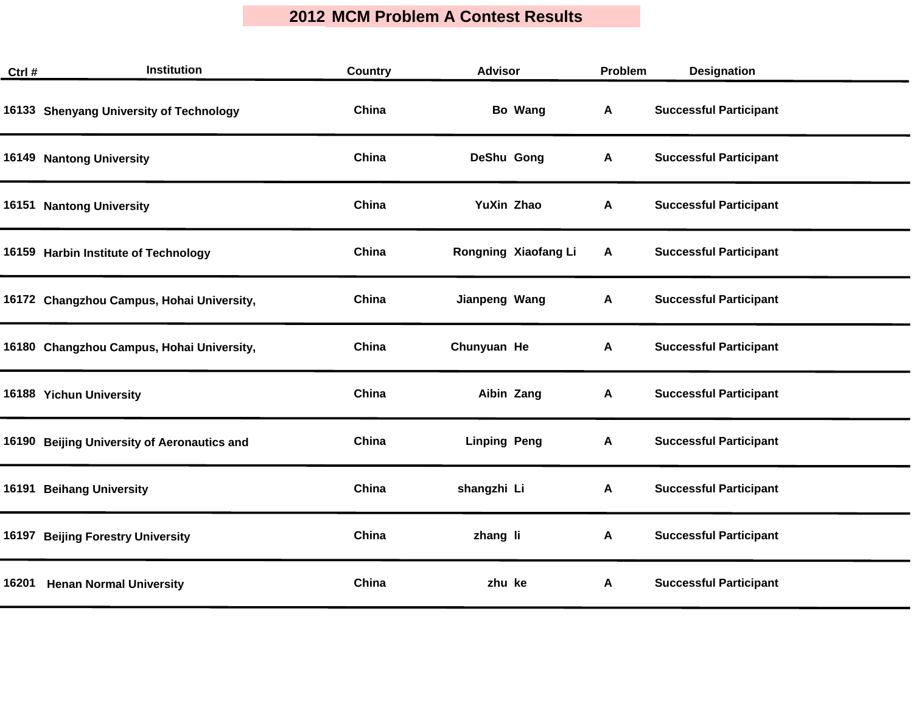# 2012 MCM Problem A Contest Results

| Ctrl # | Institution | Country | Advisor | Problem | Designation |
|---|---|---|---|---|---|
| 16133 | Shenyang University of Technology | China | Bo Wang | A | Successful Participant |
| 16149 | Nantong University | China | DeShu Gong | A | Successful Participant |
| 16151 | Nantong University | China | YuXin Zhao | A | Successful Participant |
| 16159 | Harbin Institute of Technology | China | Rongning Xiaofang Li | A | Successful Participant |
| 16172 | Changzhou Campus, Hohai University, | China | Jianpeng Wang | A | Successful Participant |
| 16180 | Changzhou Campus, Hohai University, | China | Chunyuan He | A | Successful Participant |
| 16188 | Yichun University | China | Aibin Zang | A | Successful Participant |
| 16190 | Beijing University of Aeronautics and | China | Linping Peng | A | Successful Participant |
| 16191 | Beihang University | China | shangzhi Li | A | Successful Participant |
| 16197 | Beijing Forestry University | China | zhang li | A | Successful Participant |
| 16201 | Henan Normal University | China | zhu ke | A | Successful Participant |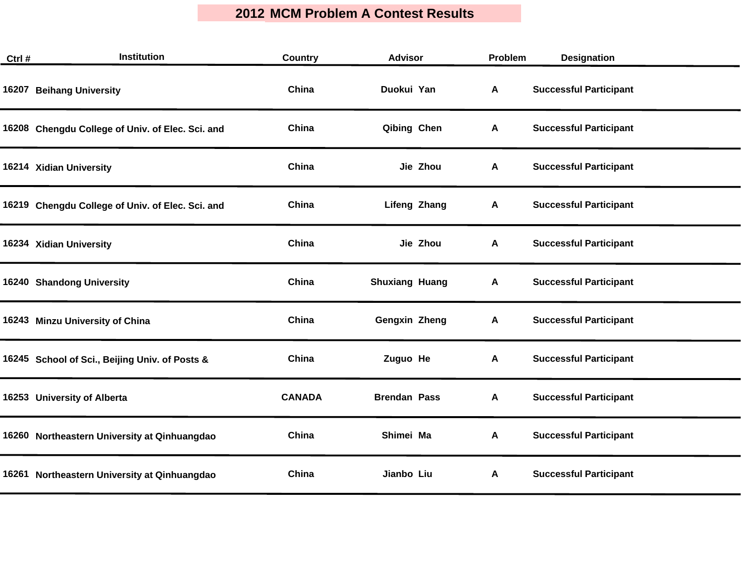# 2012 MCM Problem A Contest Results

| Ctrl # | Institution | Country | Advisor | Problem | Designation |
|---|---|---|---|---|---|
| 16207 | Beihang University | China | Duokui Yan | A | Successful Participant |
| 16208 | Chengdu College of Univ. of Elec. Sci. and | China | Qibing Chen | A | Successful Participant |
| 16214 | Xidian University | China | Jie Zhou | A | Successful Participant |
| 16219 | Chengdu College of Univ. of Elec. Sci. and | China | Lifeng Zhang | A | Successful Participant |
| 16234 | Xidian University | China | Jie Zhou | A | Successful Participant |
| 16240 | Shandong University | China | Shuxiang Huang | A | Successful Participant |
| 16243 | Minzu University of China | China | Gengxin Zheng | A | Successful Participant |
| 16245 | School of Sci., Beijing Univ. of Posts & | China | Zuguo He | A | Successful Participant |
| 16253 | University of Alberta | CANADA | Brendan Pass | A | Successful Participant |
| 16260 | Northeastern University at Qinhuangdao | China | Shimei Ma | A | Successful Participant |
| 16261 | Northeastern University at Qinhuangdao | China | Jianbo Liu | A | Successful Participant |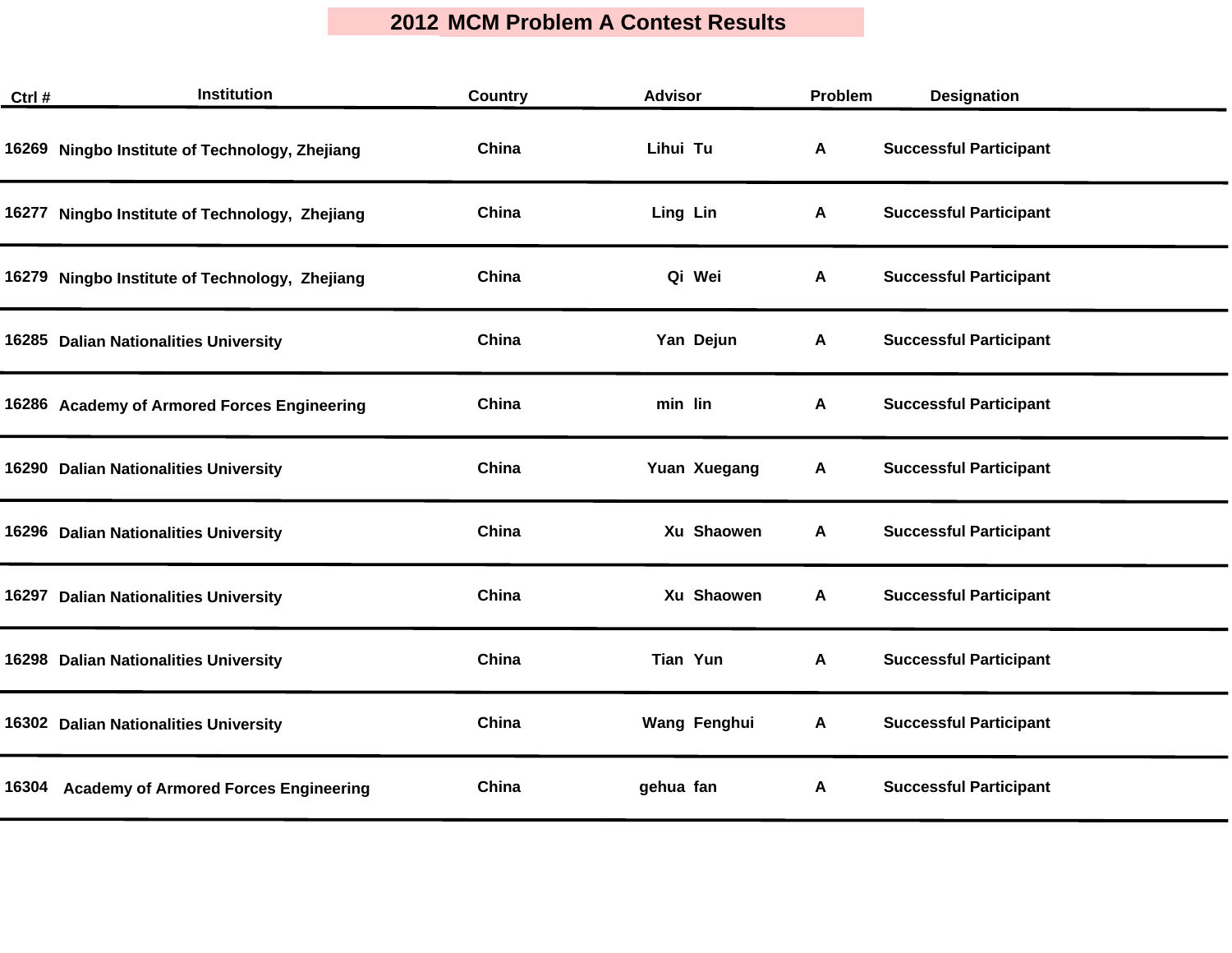# 2012 MCM Problem A Contest Results

| Ctrl # | Institution | Country | Advisor | Problem | Designation |
|---|---|---|---|---|---|
| 16269 | Ningbo Institute of Technology, Zhejiang | China | Lihui Tu | A | Successful Participant |
| 16277 | Ningbo Institute of Technology, Zhejiang | China | Ling Lin | A | Successful Participant |
| 16279 | Ningbo Institute of Technology, Zhejiang | China | Qi Wei | A | Successful Participant |
| 16285 | Dalian Nationalities University | China | Yan Dejun | A | Successful Participant |
| 16286 | Academy of Armored Forces Engineering | China | min lin | A | Successful Participant |
| 16290 | Dalian Nationalities University | China | Yuan Xuegang | A | Successful Participant |
| 16296 | Dalian Nationalities University | China | Xu Shaowen | A | Successful Participant |
| 16297 | Dalian Nationalities University | China | Xu Shaowen | A | Successful Participant |
| 16298 | Dalian Nationalities University | China | Tian Yun | A | Successful Participant |
| 16302 | Dalian Nationalities University | China | Wang Fenghui | A | Successful Participant |
| 16304 | Academy of Armored Forces Engineering | China | gehua fan | A | Successful Participant |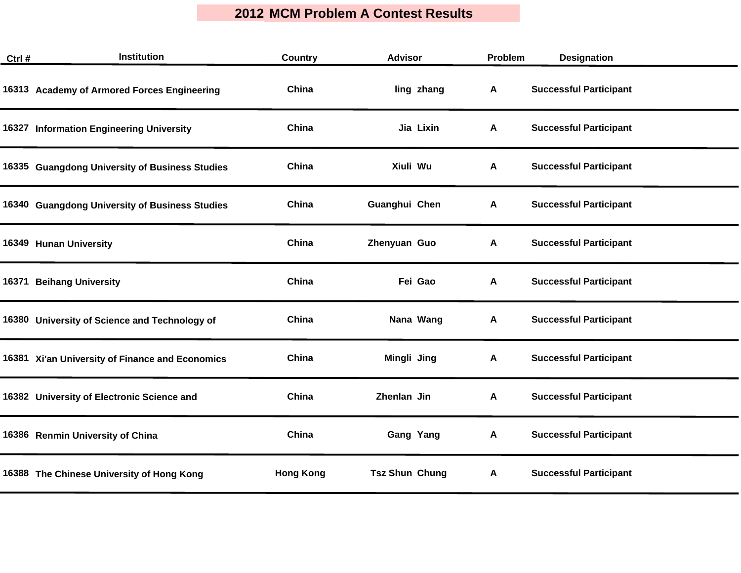# 2012 MCM Problem A Contest Results

| Ctrl # | Institution | Country | Advisor | Problem | Designation |
|---|---|---|---|---|---|
| 16313 | Academy of Armored Forces Engineering | China | ling zhang | A | Successful Participant |
| 16327 | Information Engineering University | China | Jia Lixin | A | Successful Participant |
| 16335 | Guangdong University of Business Studies | China | Xiuli Wu | A | Successful Participant |
| 16340 | Guangdong University of Business Studies | China | Guanghui Chen | A | Successful Participant |
| 16349 | Hunan University | China | Zhenyuan Guo | A | Successful Participant |
| 16371 | Beihang University | China | Fei Gao | A | Successful Participant |
| 16380 | University of Science and Technology of | China | Nana Wang | A | Successful Participant |
| 16381 | Xi'an University of Finance and Economics | China | Mingli Jing | A | Successful Participant |
| 16382 | University of Electronic Science and | China | Zhenlan Jin | A | Successful Participant |
| 16386 | Renmin University of China | China | Gang Yang | A | Successful Participant |
| 16388 | The Chinese University of Hong Kong | Hong Kong | Tsz Shun Chung | A | Successful Participant |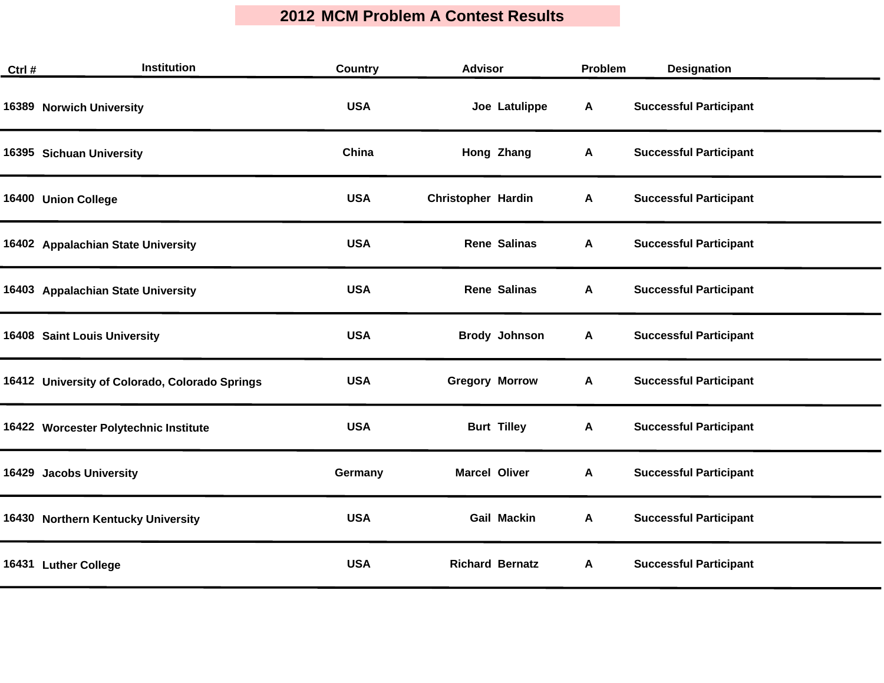# 2012 MCM Problem A Contest Results

| Ctrl # | Institution | Country | Advisor | Problem | Designation |
|---|---|---|---|---|---|
| 16389 | Norwich University | USA | Joe Latulippe | A | Successful Participant |
| 16395 | Sichuan University | China | Hong Zhang | A | Successful Participant |
| 16400 | Union College | USA | Christopher Hardin | A | Successful Participant |
| 16402 | Appalachian State University | USA | Rene Salinas | A | Successful Participant |
| 16403 | Appalachian State University | USA | Rene Salinas | A | Successful Participant |
| 16408 | Saint Louis University | USA | Brody Johnson | A | Successful Participant |
| 16412 | University of Colorado, Colorado Springs | USA | Gregory Morrow | A | Successful Participant |
| 16422 | Worcester Polytechnic Institute | USA | Burt Tilley | A | Successful Participant |
| 16429 | Jacobs University | Germany | Marcel Oliver | A | Successful Participant |
| 16430 | Northern Kentucky University | USA | Gail Mackin | A | Successful Participant |
| 16431 | Luther College | USA | Richard Bernatz | A | Successful Participant |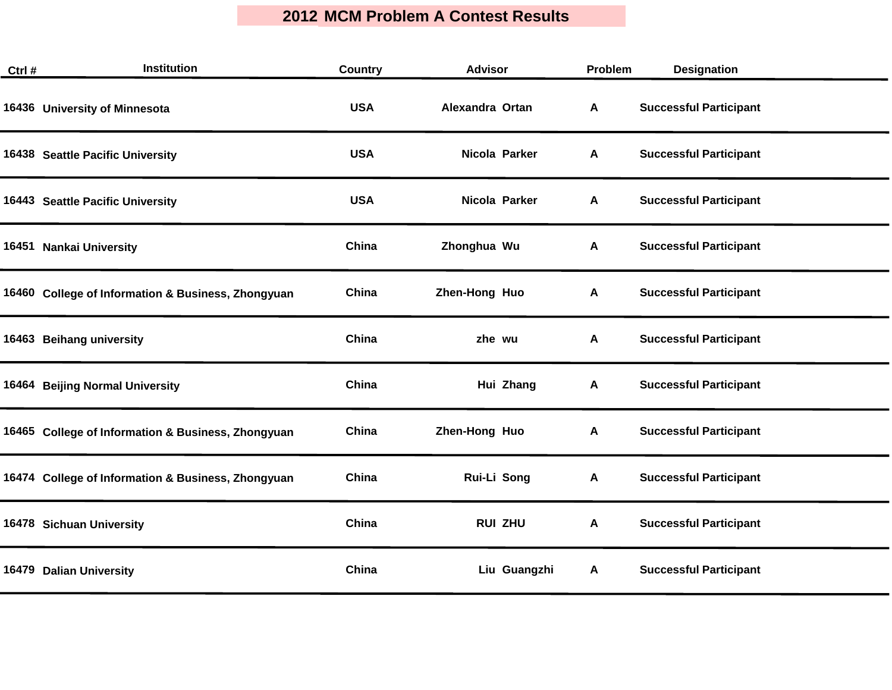# 2012 MCM Problem A Contest Results

| Ctrl # | Institution | Country | Advisor | Problem | Designation |
|---|---|---|---|---|---|
| 16436 | University of Minnesota | USA | Alexandra Ortan | A | Successful Participant |
| 16438 | Seattle Pacific University | USA | Nicola Parker | A | Successful Participant |
| 16443 | Seattle Pacific University | USA | Nicola Parker | A | Successful Participant |
| 16451 | Nankai University | China | Zhonghua Wu | A | Successful Participant |
| 16460 | College of Information & Business, Zhongyuan | China | Zhen-Hong Huo | A | Successful Participant |
| 16463 | Beihang university | China | zhe wu | A | Successful Participant |
| 16464 | Beijing Normal University | China | Hui Zhang | A | Successful Participant |
| 16465 | College of Information & Business, Zhongyuan | China | Zhen-Hong Huo | A | Successful Participant |
| 16474 | College of Information & Business, Zhongyuan | China | Rui-Li Song | A | Successful Participant |
| 16478 | Sichuan University | China | RUI ZHU | A | Successful Participant |
| 16479 | Dalian University | China | Liu Guangzhi | A | Successful Participant |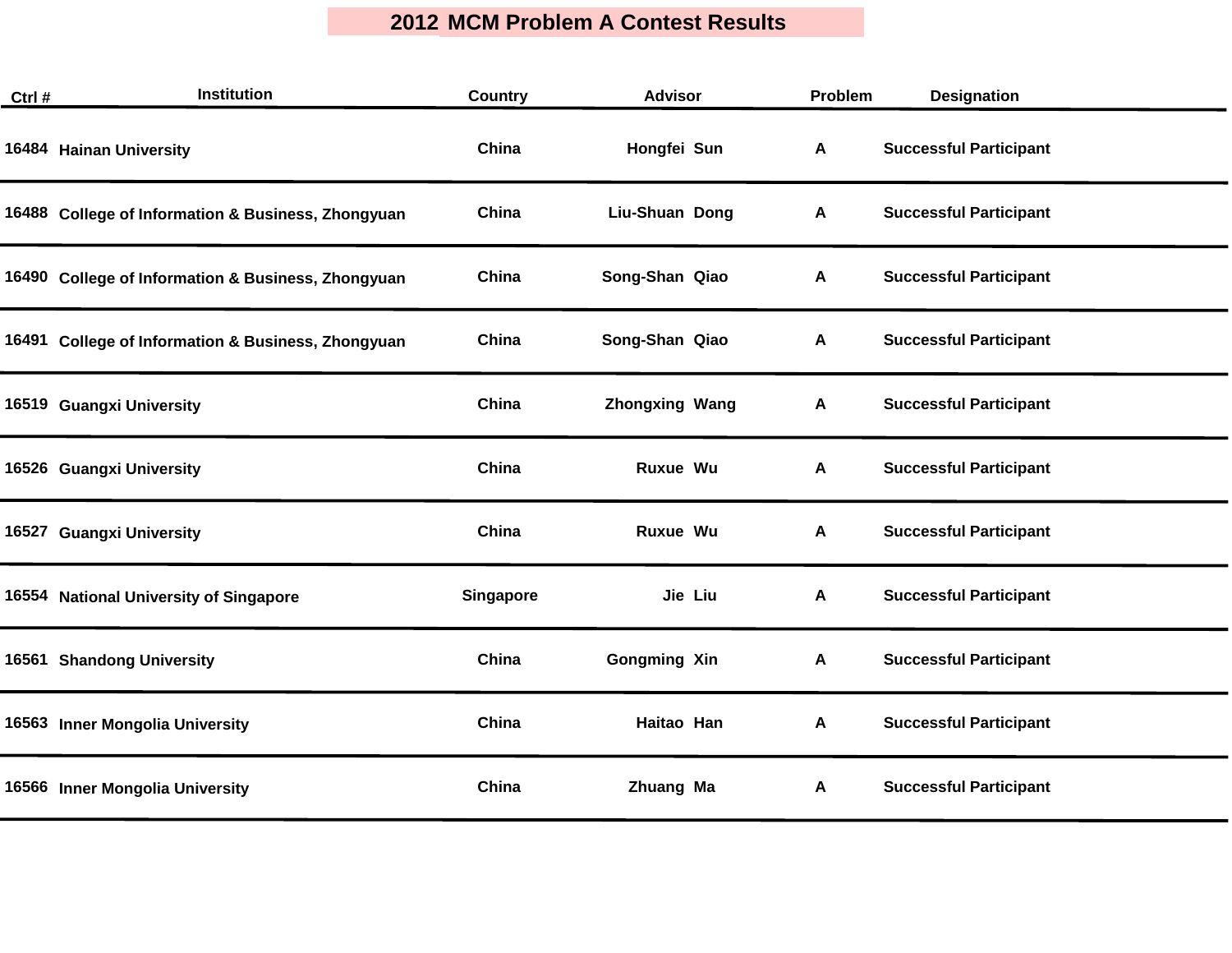# 2012 MCM Problem A Contest Results

| Ctrl # | Institution | Country | Advisor | Problem | Designation |
|---|---|---|---|---|---|
| 16484 | Hainan University | China | Hongfei Sun | A | Successful Participant |
| 16488 | College of Information & Business, Zhongyuan | China | Liu-Shuan Dong | A | Successful Participant |
| 16490 | College of Information & Business, Zhongyuan | China | Song-Shan Qiao | A | Successful Participant |
| 16491 | College of Information & Business, Zhongyuan | China | Song-Shan Qiao | A | Successful Participant |
| 16519 | Guangxi University | China | Zhongxing Wang | A | Successful Participant |
| 16526 | Guangxi University | China | Ruxue Wu | A | Successful Participant |
| 16527 | Guangxi University | China | Ruxue Wu | A | Successful Participant |
| 16554 | National University of Singapore | Singapore | Jie Liu | A | Successful Participant |
| 16561 | Shandong University | China | Gongming Xin | A | Successful Participant |
| 16563 | Inner Mongolia University | China | Haitao Han | A | Successful Participant |
| 16566 | Inner Mongolia University | China | Zhuang Ma | A | Successful Participant |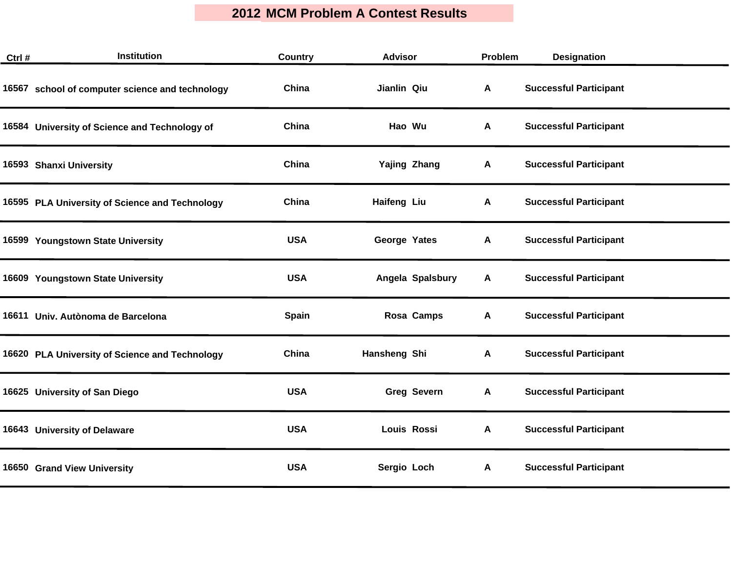# 2012 MCM Problem A Contest Results

| Ctrl # | Institution | Country | Advisor | Problem | Designation |
|---|---|---|---|---|---|
| 16567 | school of computer science and technology | China | Jianlin Qiu | A | Successful Participant |
| 16584 | University of Science and Technology of | China | Hao Wu | A | Successful Participant |
| 16593 | Shanxi University | China | Yajing Zhang | A | Successful Participant |
| 16595 | PLA University of Science and Technology | China | Haifeng Liu | A | Successful Participant |
| 16599 | Youngstown State University | USA | George Yates | A | Successful Participant |
| 16609 | Youngstown State University | USA | Angela Spalsbury | A | Successful Participant |
| 16611 | Univ. Autònoma de Barcelona | Spain | Rosa Camps | A | Successful Participant |
| 16620 | PLA University of Science and Technology | China | Hansheng Shi | A | Successful Participant |
| 16625 | University of San Diego | USA | Greg Severn | A | Successful Participant |
| 16643 | University of Delaware | USA | Louis Rossi | A | Successful Participant |
| 16650 | Grand View University | USA | Sergio Loch | A | Successful Participant |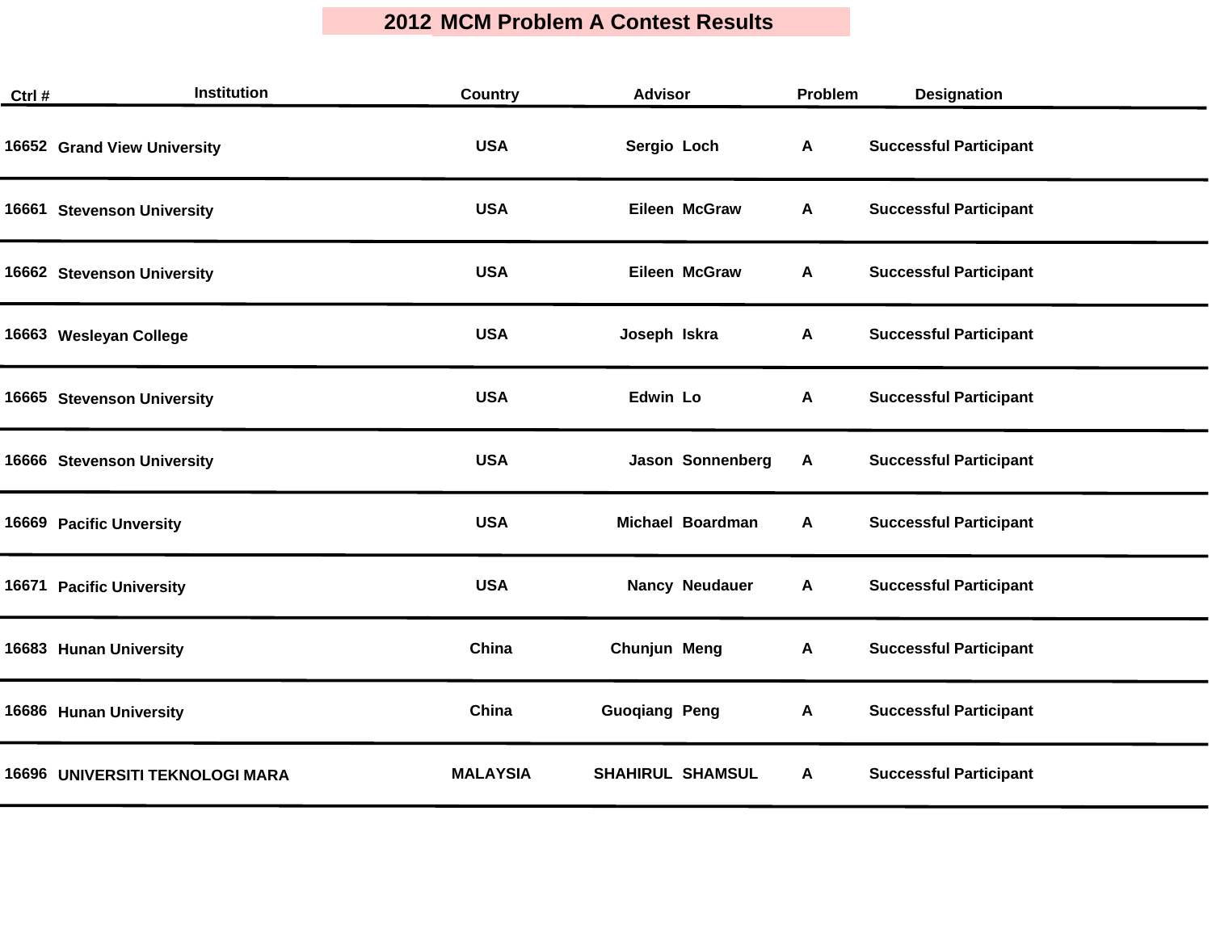# 2012 MCM Problem A Contest Results

| Ctrl # | Institution | Country | Advisor | Problem | Designation |
|---|---|---|---|---|---|
| 16652 | Grand View University | USA | Sergio Loch | A | Successful Participant |
| 16661 | Stevenson University | USA | Eileen McGraw | A | Successful Participant |
| 16662 | Stevenson University | USA | Eileen McGraw | A | Successful Participant |
| 16663 | Wesleyan College | USA | Joseph Iskra | A | Successful Participant |
| 16665 | Stevenson University | USA | Edwin Lo | A | Successful Participant |
| 16666 | Stevenson University | USA | Jason Sonnenberg | A | Successful Participant |
| 16669 | Pacific Unversity | USA | Michael Boardman | A | Successful Participant |
| 16671 | Pacific University | USA | Nancy Neudauer | A | Successful Participant |
| 16683 | Hunan University | China | Chunjun Meng | A | Successful Participant |
| 16686 | Hunan University | China | Guoqiang Peng | A | Successful Participant |
| 16696 | UNIVERSITI TEKNOLOGI MARA | MALAYSIA | SHAHIRUL SHAMSUL | A | Successful Participant |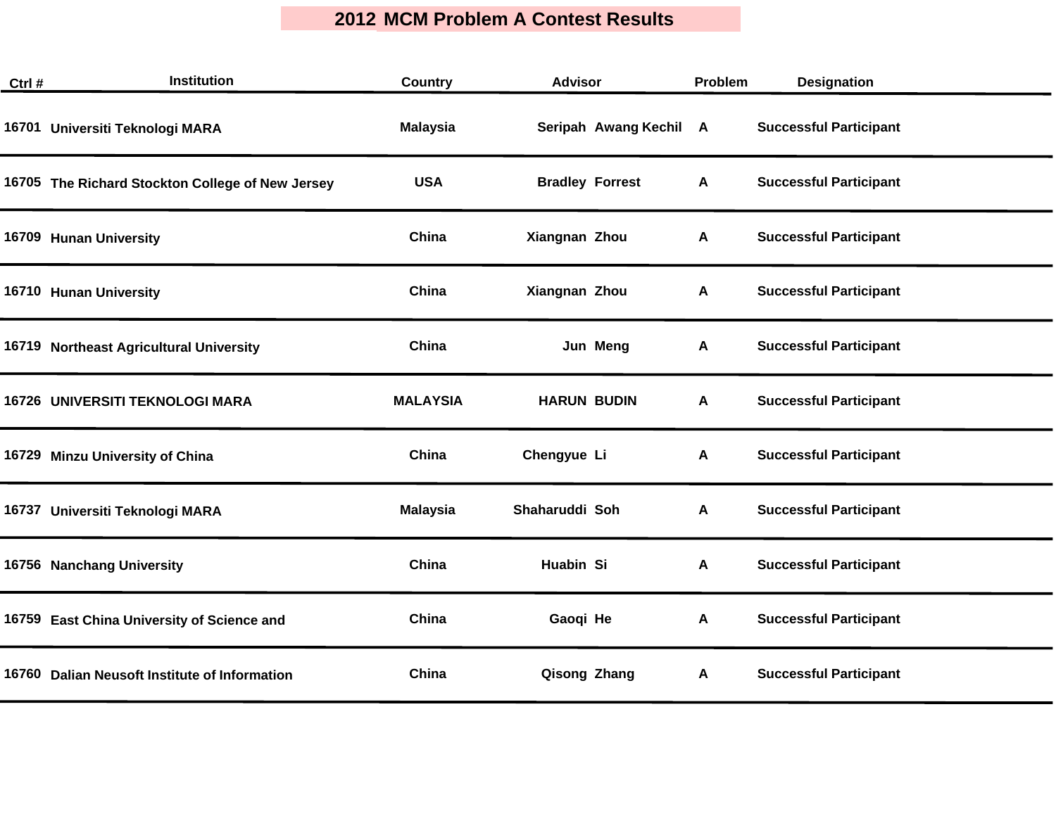# 2012 MCM Problem A Contest Results

| Ctrl # | Institution | Country | Advisor | | Problem | Designation |
|---|---|---|---|---|---|---|
| 16701 | Universiti Teknologi MARA | Malaysia | Seripah | Awang Kechil | A | Successful Participant |
| 16705 | The Richard Stockton College of New Jersey | USA | Bradley | Forrest | A | Successful Participant |
| 16709 | Hunan University | China | Xiangnan | Zhou | A | Successful Participant |
| 16710 | Hunan University | China | Xiangnan | Zhou | A | Successful Participant |
| 16719 | Northeast Agricultural University | China | Jun | Meng | A | Successful Participant |
| 16726 | UNIVERSITI TEKNOLOGI MARA | MALAYSIA | HARUN | BUDIN | A | Successful Participant |
| 16729 | Minzu University of China | China | Chengyue | Li | A | Successful Participant |
| 16737 | Universiti Teknologi MARA | Malaysia | Shaharuddi | Soh | A | Successful Participant |
| 16756 | Nanchang University | China | Huabin | Si | A | Successful Participant |
| 16759 | East China University of Science and | China | Gaoqi | He | A | Successful Participant |
| 16760 | Dalian Neusoft Institute of Information | China | Qisong | Zhang | A | Successful Participant |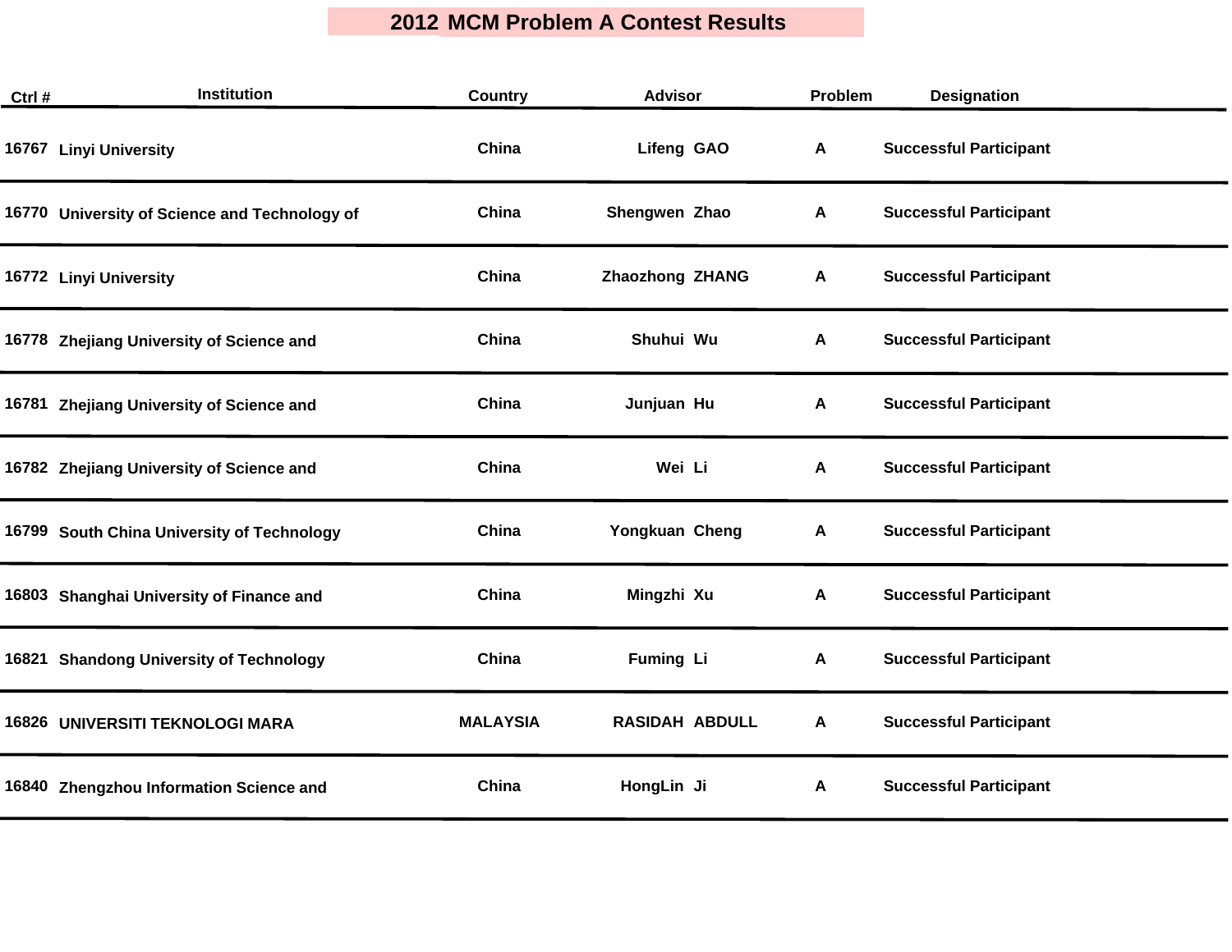# 2012 MCM Problem A Contest Results

| Ctrl # | Institution | Country | Advisor | Problem | Designation |
|---|---|---|---|---|---|
| 16767 | Linyi University | China | Lifeng GAO | A | Successful Participant |
| 16770 | University of Science and Technology of | China | Shengwen Zhao | A | Successful Participant |
| 16772 | Linyi University | China | Zhaozhong ZHANG | A | Successful Participant |
| 16778 | Zhejiang University of Science and | China | Shuhui Wu | A | Successful Participant |
| 16781 | Zhejiang University of Science and | China | Junjuan Hu | A | Successful Participant |
| 16782 | Zhejiang University of Science and | China | Wei Li | A | Successful Participant |
| 16799 | South China University of Technology | China | Yongkuan Cheng | A | Successful Participant |
| 16803 | Shanghai University of Finance and | China | Mingzhi Xu | A | Successful Participant |
| 16821 | Shandong University of Technology | China | Fuming Li | A | Successful Participant |
| 16826 | UNIVERSITI TEKNOLOGI MARA | MALAYSIA | RASIDAH ABDULL | A | Successful Participant |
| 16840 | Zhengzhou Information Science and | China | HongLin Ji | A | Successful Participant |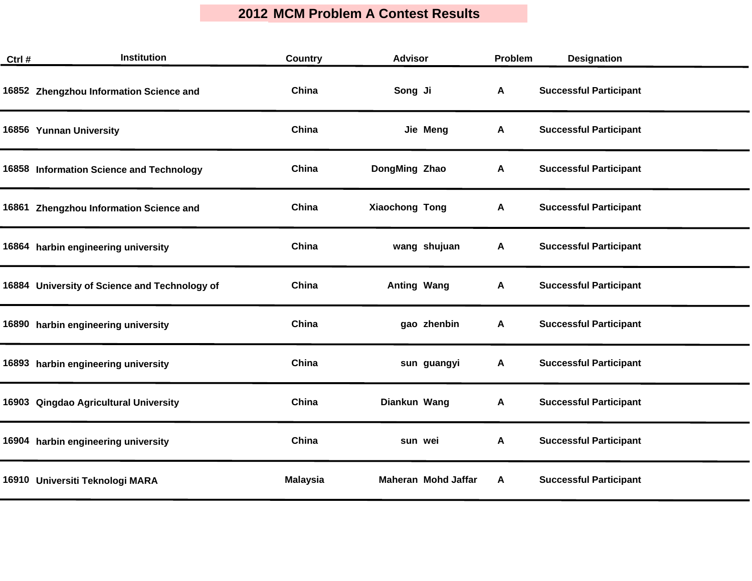# 2012 MCM Problem A Contest Results

| Ctrl # | Institution | Country | Advisor | Problem | Designation |
|---|---|---|---|---|---|
| 16852 | Zhengzhou Information Science and | China | Song Ji | A | Successful Participant |
| 16856 | Yunnan University | China | Jie Meng | A | Successful Participant |
| 16858 | Information Science and Technology | China | DongMing Zhao | A | Successful Participant |
| 16861 | Zhengzhou Information Science and | China | Xiaochong Tong | A | Successful Participant |
| 16864 | harbin engineering university | China | wang shujuan | A | Successful Participant |
| 16884 | University of Science and Technology of | China | Anting Wang | A | Successful Participant |
| 16890 | harbin engineering university | China | gao zhenbin | A | Successful Participant |
| 16893 | harbin engineering university | China | sun guangyi | A | Successful Participant |
| 16903 | Qingdao Agricultural University | China | Diankun Wang | A | Successful Participant |
| 16904 | harbin engineering university | China | sun wei | A | Successful Participant |
| 16910 | Universiti Teknologi MARA | Malaysia | Maheran Mohd Jaffar | A | Successful Participant |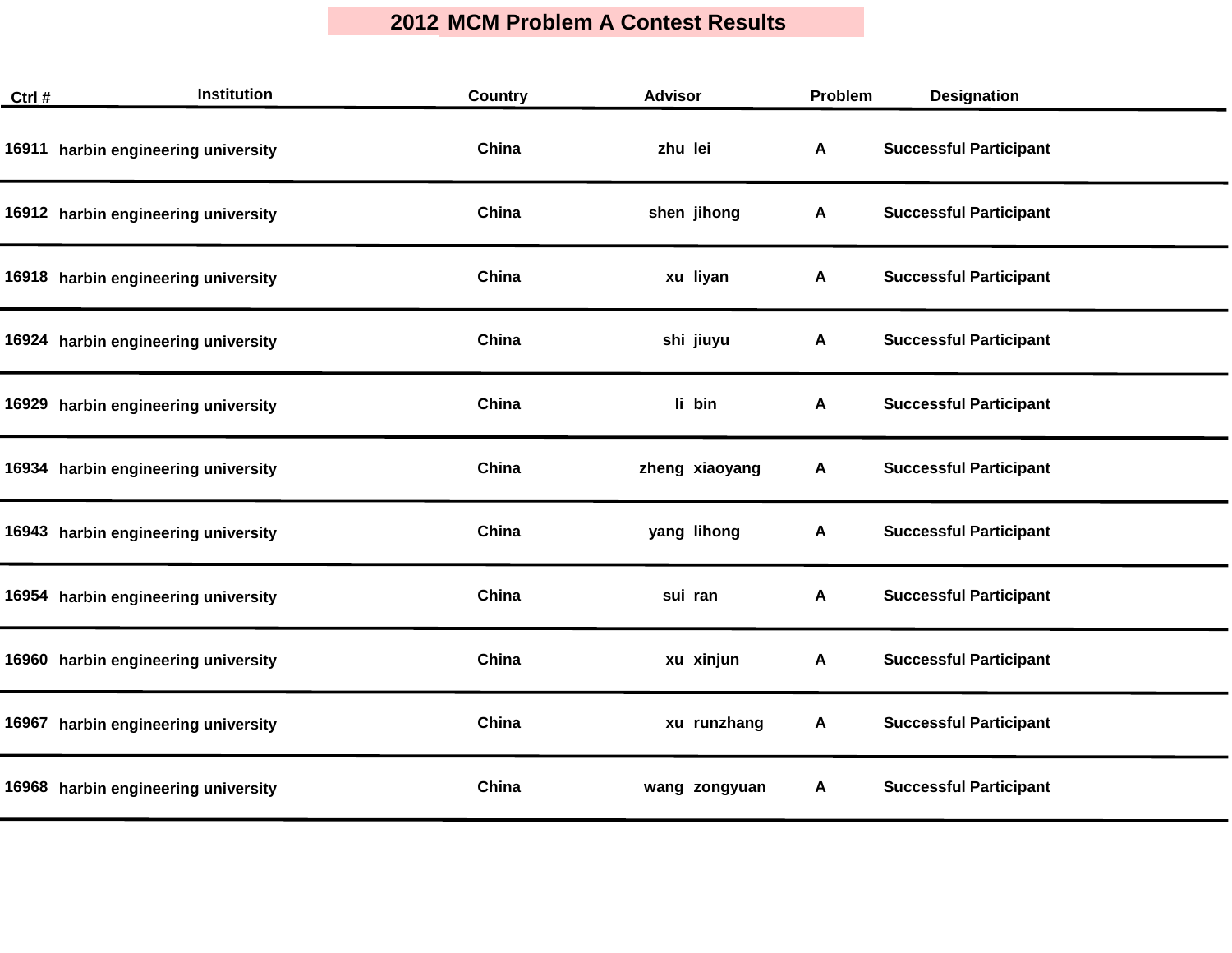# 2012 MCM Problem A Contest Results

| Ctrl # | Institution | Country | Advisor | Problem | Designation |
|---|---|---|---|---|---|
| 16911 | harbin engineering university | China | zhu lei | A | Successful Participant |
| 16912 | harbin engineering university | China | shen jihong | A | Successful Participant |
| 16918 | harbin engineering university | China | xu liyan | A | Successful Participant |
| 16924 | harbin engineering university | China | shi jiuyu | A | Successful Participant |
| 16929 | harbin engineering university | China | li bin | A | Successful Participant |
| 16934 | harbin engineering university | China | zheng xiaoyang | A | Successful Participant |
| 16943 | harbin engineering university | China | yang lihong | A | Successful Participant |
| 16954 | harbin engineering university | China | sui ran | A | Successful Participant |
| 16960 | harbin engineering university | China | xu xinjun | A | Successful Participant |
| 16967 | harbin engineering university | China | xu runzhang | A | Successful Participant |
| 16968 | harbin engineering university | China | wang zongyuan | A | Successful Participant |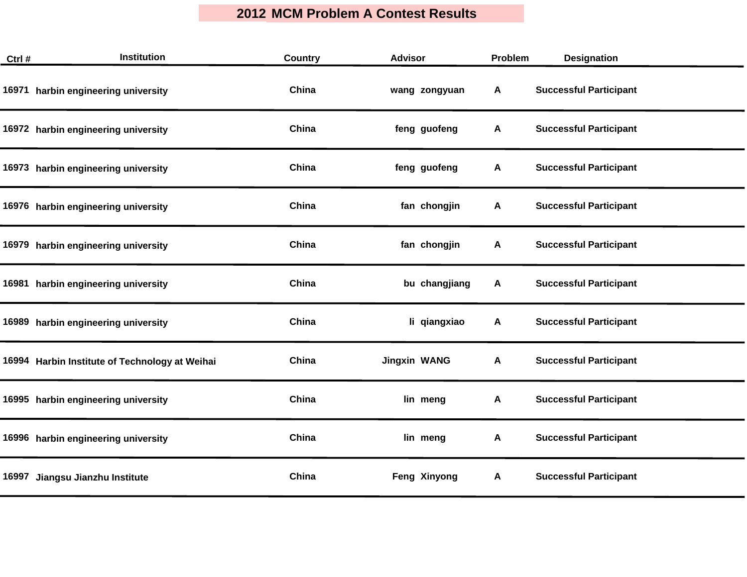# 2012 MCM Problem A Contest Results

| Ctrl # | Institution | Country | Advisor | Problem | Designation |
|---|---|---|---|---|---|
| 16971 | harbin engineering university | China | wang zongyuan | A | Successful Participant |
| 16972 | harbin engineering university | China | feng guofeng | A | Successful Participant |
| 16973 | harbin engineering university | China | feng guofeng | A | Successful Participant |
| 16976 | harbin engineering university | China | fan chongjin | A | Successful Participant |
| 16979 | harbin engineering university | China | fan chongjin | A | Successful Participant |
| 16981 | harbin engineering university | China | bu changjiang | A | Successful Participant |
| 16989 | harbin engineering university | China | li qiangxiao | A | Successful Participant |
| 16994 | Harbin Institute of Technology at Weihai | China | Jingxin WANG | A | Successful Participant |
| 16995 | harbin engineering university | China | lin meng | A | Successful Participant |
| 16996 | harbin engineering university | China | lin meng | A | Successful Participant |
| 16997 | Jiangsu Jianzhu Institute | China | Feng Xinyong | A | Successful Participant |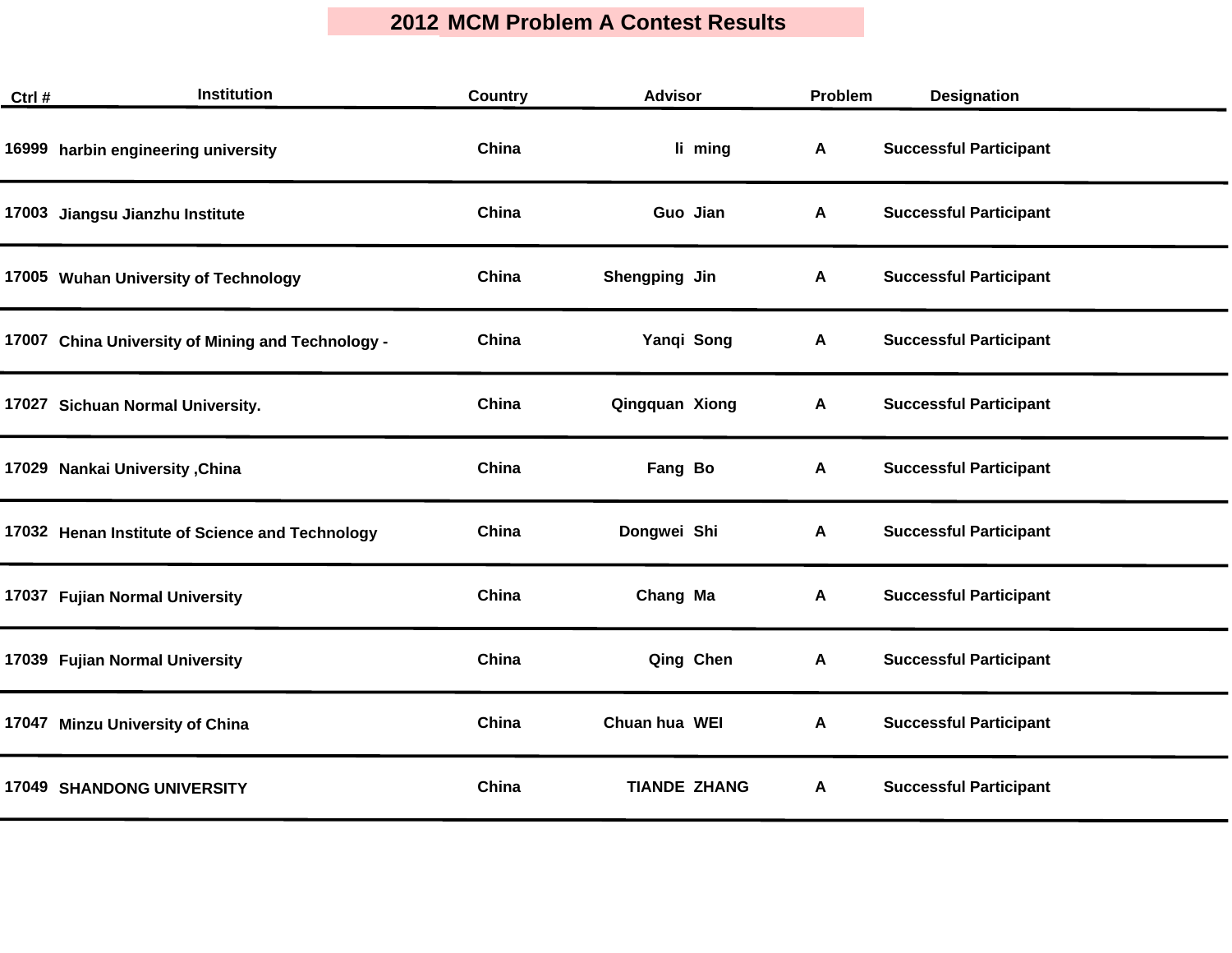# 2012 MCM Problem A Contest Results

| Ctrl # | Institution | Country | Advisor | Problem | Designation |
|---|---|---|---|---|---|
| 16999 | harbin engineering university | China | li ming | A | Successful Participant |
| 17003 | Jiangsu Jianzhu Institute | China | Guo Jian | A | Successful Participant |
| 17005 | Wuhan University of Technology | China | Shengping Jin | A | Successful Participant |
| 17007 | China University of Mining and Technology - | China | Yanqi Song | A | Successful Participant |
| 17027 | Sichuan Normal University. | China | Qingquan Xiong | A | Successful Participant |
| 17029 | Nankai University ,China | China | Fang Bo | A | Successful Participant |
| 17032 | Henan Institute of Science and Technology | China | Dongwei Shi | A | Successful Participant |
| 17037 | Fujian Normal University | China | Chang Ma | A | Successful Participant |
| 17039 | Fujian Normal University | China | Qing Chen | A | Successful Participant |
| 17047 | Minzu University of China | China | Chuan hua WEI | A | Successful Participant |
| 17049 | SHANDONG UNIVERSITY | China | TIANDE ZHANG | A | Successful Participant |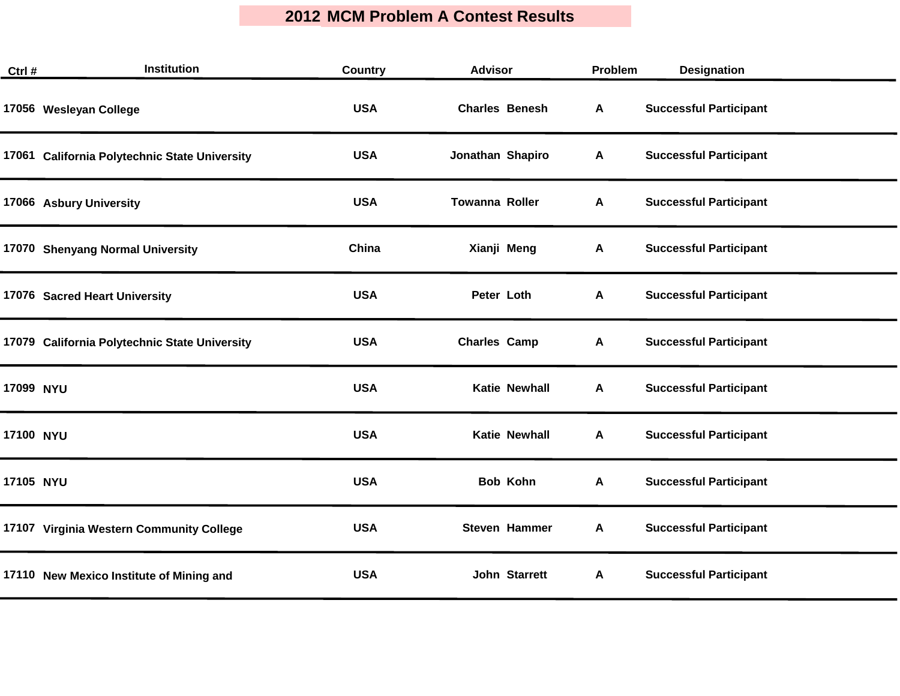# 2012 MCM Problem A Contest Results

| Ctrl # | Institution | Country | Advisor | Problem | Designation |
|---|---|---|---|---|---|
| 17056 | Wesleyan College | USA | Charles Benesh | A | Successful Participant |
| 17061 | California Polytechnic State University | USA | Jonathan Shapiro | A | Successful Participant |
| 17066 | Asbury University | USA | Towanna Roller | A | Successful Participant |
| 17070 | Shenyang Normal University | China | Xianji Meng | A | Successful Participant |
| 17076 | Sacred Heart University | USA | Peter Loth | A | Successful Participant |
| 17079 | California Polytechnic State University | USA | Charles Camp | A | Successful Participant |
| 17099 | NYU | USA | Katie Newhall | A | Successful Participant |
| 17100 | NYU | USA | Katie Newhall | A | Successful Participant |
| 17105 | NYU | USA | Bob Kohn | A | Successful Participant |
| 17107 | Virginia Western Community College | USA | Steven Hammer | A | Successful Participant |
| 17110 | New Mexico Institute of Mining and | USA | John Starrett | A | Successful Participant |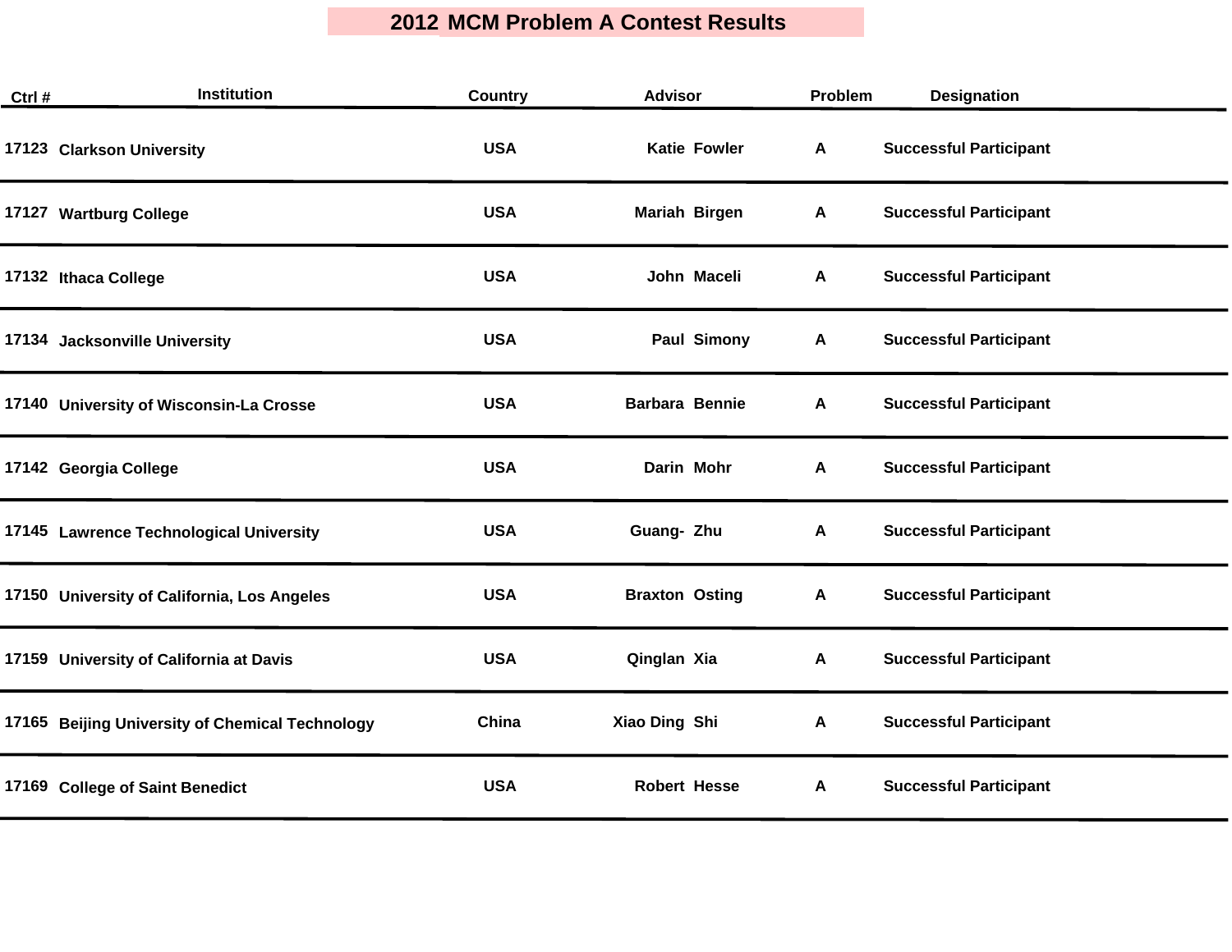# 2012 MCM Problem A Contest Results

| Ctrl # | Institution | Country | Advisor | Problem | Designation |
|---|---|---|---|---|---|
| 17123 | Clarkson University | USA | Katie Fowler | A | Successful Participant |
| 17127 | Wartburg College | USA | Mariah Birgen | A | Successful Participant |
| 17132 | Ithaca College | USA | John Maceli | A | Successful Participant |
| 17134 | Jacksonville University | USA | Paul Simony | A | Successful Participant |
| 17140 | University of Wisconsin-La Crosse | USA | Barbara Bennie | A | Successful Participant |
| 17142 | Georgia College | USA | Darin Mohr | A | Successful Participant |
| 17145 | Lawrence Technological University | USA | Guang- Zhu | A | Successful Participant |
| 17150 | University of California, Los Angeles | USA | Braxton Osting | A | Successful Participant |
| 17159 | University of California at Davis | USA | Qinglan Xia | A | Successful Participant |
| 17165 | Beijing University of Chemical Technology | China | Xiao Ding Shi | A | Successful Participant |
| 17169 | College of Saint Benedict | USA | Robert Hesse | A | Successful Participant |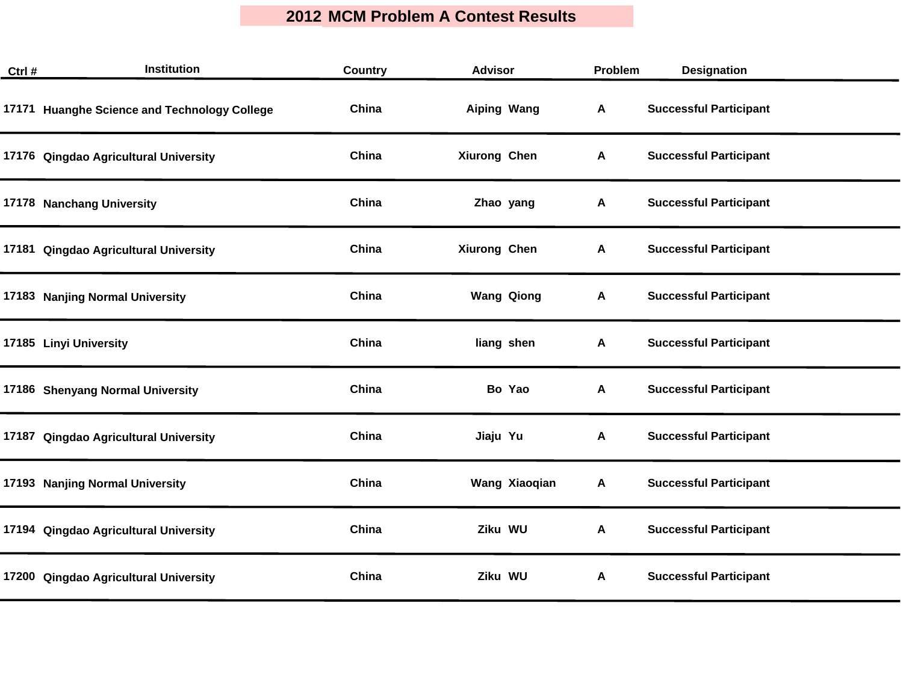# 2012 MCM Problem A Contest Results

| Ctrl # | Institution | Country | Advisor | Problem | Designation |
|---|---|---|---|---|---|
| 17171 | Huanghe Science and Technology College | China | Aiping Wang | A | Successful Participant |
| 17176 | Qingdao Agricultural University | China | Xiurong Chen | A | Successful Participant |
| 17178 | Nanchang University | China | Zhao yang | A | Successful Participant |
| 17181 | Qingdao Agricultural University | China | Xiurong Chen | A | Successful Participant |
| 17183 | Nanjing Normal University | China | Wang Qiong | A | Successful Participant |
| 17185 | Linyi University | China | liang shen | A | Successful Participant |
| 17186 | Shenyang Normal University | China | Bo Yao | A | Successful Participant |
| 17187 | Qingdao Agricultural University | China | Jiaju Yu | A | Successful Participant |
| 17193 | Nanjing Normal University | China | Wang Xiaoqian | A | Successful Participant |
| 17194 | Qingdao Agricultural University | China | Ziku WU | A | Successful Participant |
| 17200 | Qingdao Agricultural University | China | Ziku WU | A | Successful Participant |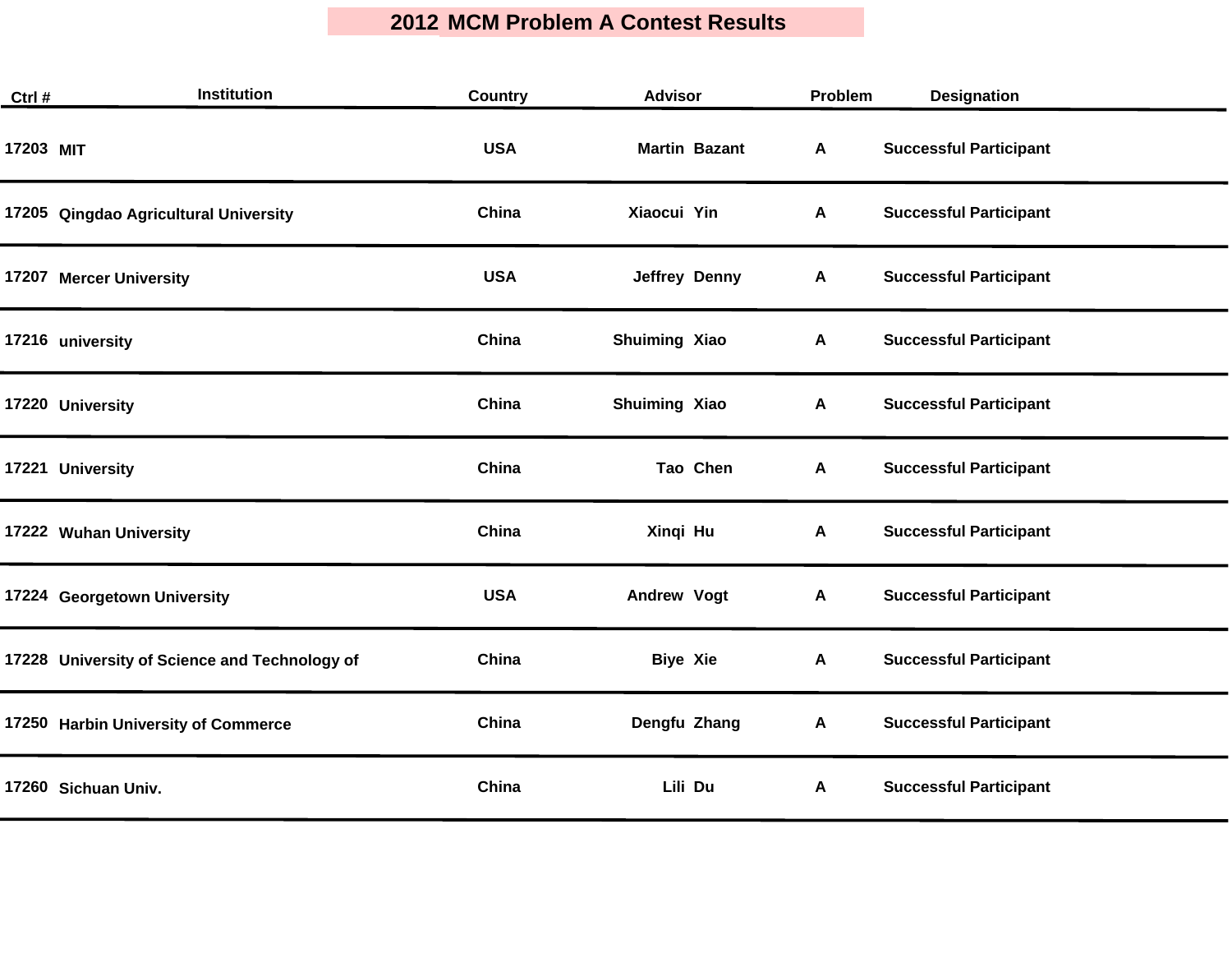# 2012 MCM Problem A Contest Results

| Ctrl # | Institution | Country | Advisor | Problem | Designation |
|---|---|---|---|---|---|
| 17203 | MIT | USA | Martin Bazant | A | Successful Participant |
| 17205 | Qingdao Agricultural University | China | Xiaocui Yin | A | Successful Participant |
| 17207 | Mercer University | USA | Jeffrey Denny | A | Successful Participant |
| 17216 | university | China | Shuiming Xiao | A | Successful Participant |
| 17220 | University | China | Shuiming Xiao | A | Successful Participant |
| 17221 | University | China | Tao Chen | A | Successful Participant |
| 17222 | Wuhan University | China | Xinqi Hu | A | Successful Participant |
| 17224 | Georgetown University | USA | Andrew Vogt | A | Successful Participant |
| 17228 | University of Science and Technology of | China | Biye Xie | A | Successful Participant |
| 17250 | Harbin University of Commerce | China | Dengfu Zhang | A | Successful Participant |
| 17260 | Sichuan Univ. | China | Lili Du | A | Successful Participant |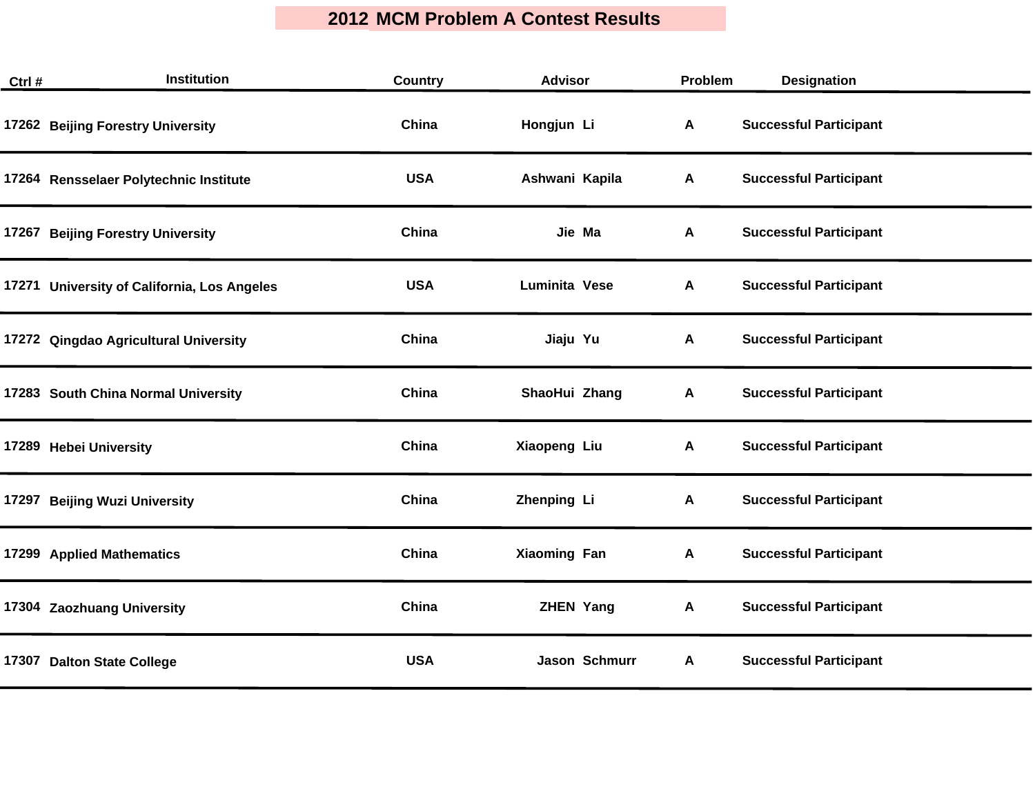# 2012 MCM Problem A Contest Results

| Ctrl # | Institution | Country | Advisor | Problem | Designation |
|---|---|---|---|---|---|
| 17262 | Beijing Forestry University | China | Hongjun Li | A | Successful Participant |
| 17264 | Rensselaer Polytechnic Institute | USA | Ashwani Kapila | A | Successful Participant |
| 17267 | Beijing Forestry University | China | Jie Ma | A | Successful Participant |
| 17271 | University of California, Los Angeles | USA | Luminita Vese | A | Successful Participant |
| 17272 | Qingdao Agricultural University | China | Jiaju Yu | A | Successful Participant |
| 17283 | South China Normal University | China | ShaoHui Zhang | A | Successful Participant |
| 17289 | Hebei University | China | Xiaopeng Liu | A | Successful Participant |
| 17297 | Beijing Wuzi University | China | Zhenping Li | A | Successful Participant |
| 17299 | Applied Mathematics | China | Xiaoming Fan | A | Successful Participant |
| 17304 | Zaozhuang University | China | ZHEN Yang | A | Successful Participant |
| 17307 | Dalton State College | USA | Jason Schmurr | A | Successful Participant |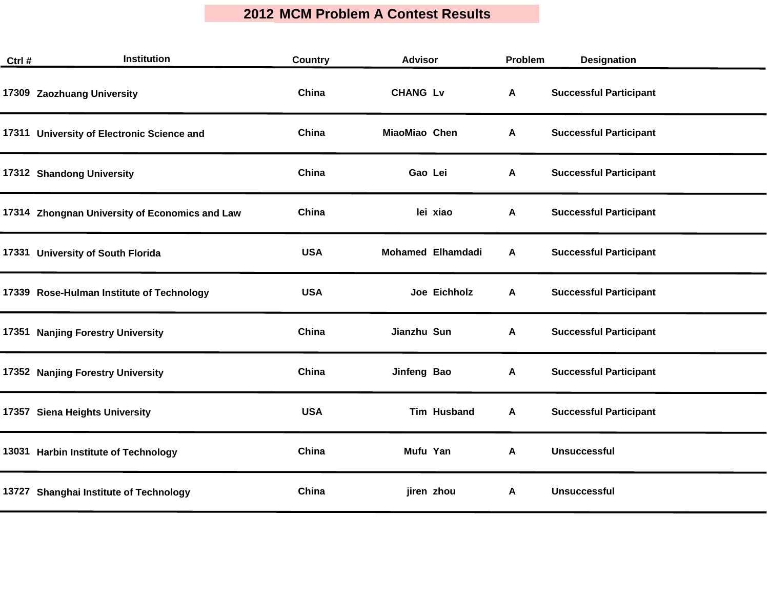# 2012 MCM Problem A Contest Results

| Ctrl # | Institution | Country | Advisor | Problem | Designation |
|---|---|---|---|---|---|
| 17309 | Zaozhuang University | China | CHANG Lv | A | Successful Participant |
| 17311 | University of Electronic Science and | China | MiaoMiao Chen | A | Successful Participant |
| 17312 | Shandong University | China | Gao Lei | A | Successful Participant |
| 17314 | Zhongnan University of Economics and Law | China | lei xiao | A | Successful Participant |
| 17331 | University of South Florida | USA | Mohamed Elhamdadi | A | Successful Participant |
| 17339 | Rose-Hulman Institute of Technology | USA | Joe Eichholz | A | Successful Participant |
| 17351 | Nanjing Forestry University | China | Jianzhu Sun | A | Successful Participant |
| 17352 | Nanjing Forestry University | China | Jinfeng Bao | A | Successful Participant |
| 17357 | Siena Heights University | USA | Tim Husband | A | Successful Participant |
| 13031 | Harbin Institute of Technology | China | Mufu Yan | A | Unsuccessful |
| 13727 | Shanghai Institute of Technology | China | jiren zhou | A | Unsuccessful |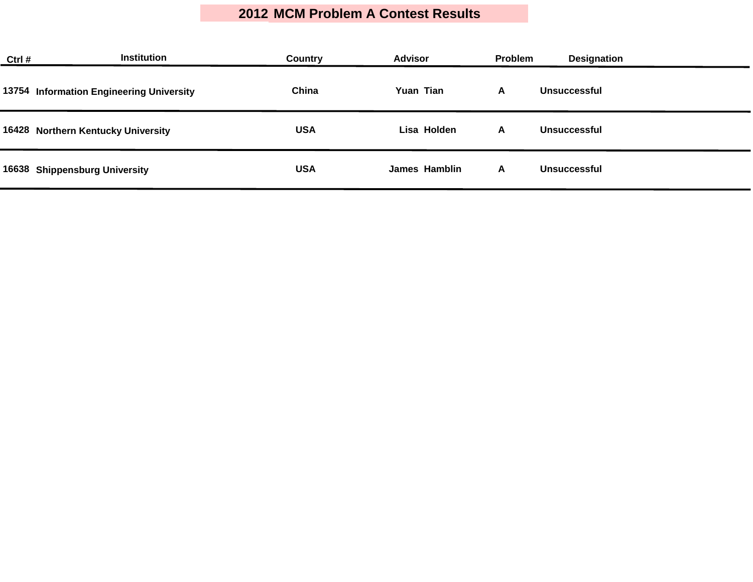# 2012 MCM Problem A Contest Results

| Ctrl # | Institution | Country | Advisor | Problem | Designation |
| --- | --- | --- | --- | --- | --- |
| 13754 | Information Engineering University | China | Yuan Tian | A | Unsuccessful |
| 16428 | Northern Kentucky University | USA | Lisa Holden | A | Unsuccessful |
| 16638 | Shippensburg University | USA | James Hamblin | A | Unsuccessful |